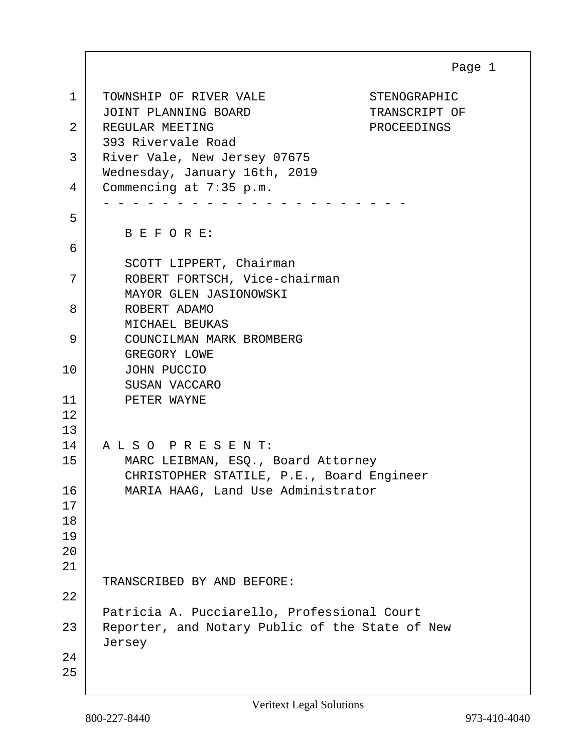TOWNSHIP OF RIVER VALE
JOINT PLANNING BOARD
REGULAR MEETING
393 Rivervale Road
River Vale, New Jersey 07675
Wednesday, January 16th, 2019
Commencing at 7:35 p.m.

STENOGRAPHIC
TRANSCRIPT OF
PROCEEDINGS

- - - - - - - - - - - - - - - - - - - - - -

B E F O R E:

SCOTT LIPPERT, Chairman
ROBERT FORTSCH, Vice-chairman
MAYOR GLEN JASIONOWSKI
ROBERT ADAMO
MICHAEL BEUKAS
COUNCILMAN MARK BROMBERG
GREGORY LOWE
JOHN PUCCIO
SUSAN VACCARO
PETER WAYNE

A L S O  P R E S E N T:

MARC LEIBMAN, ESQ., Board Attorney
CHRISTOPHER STATILE, P.E., Board Engineer
MARIA HAAG, Land Use Administrator

TRANSCRIBED BY AND BEFORE:

Patricia A. Pucciarello, Professional Court Reporter, and Notary Public of the State of New Jersey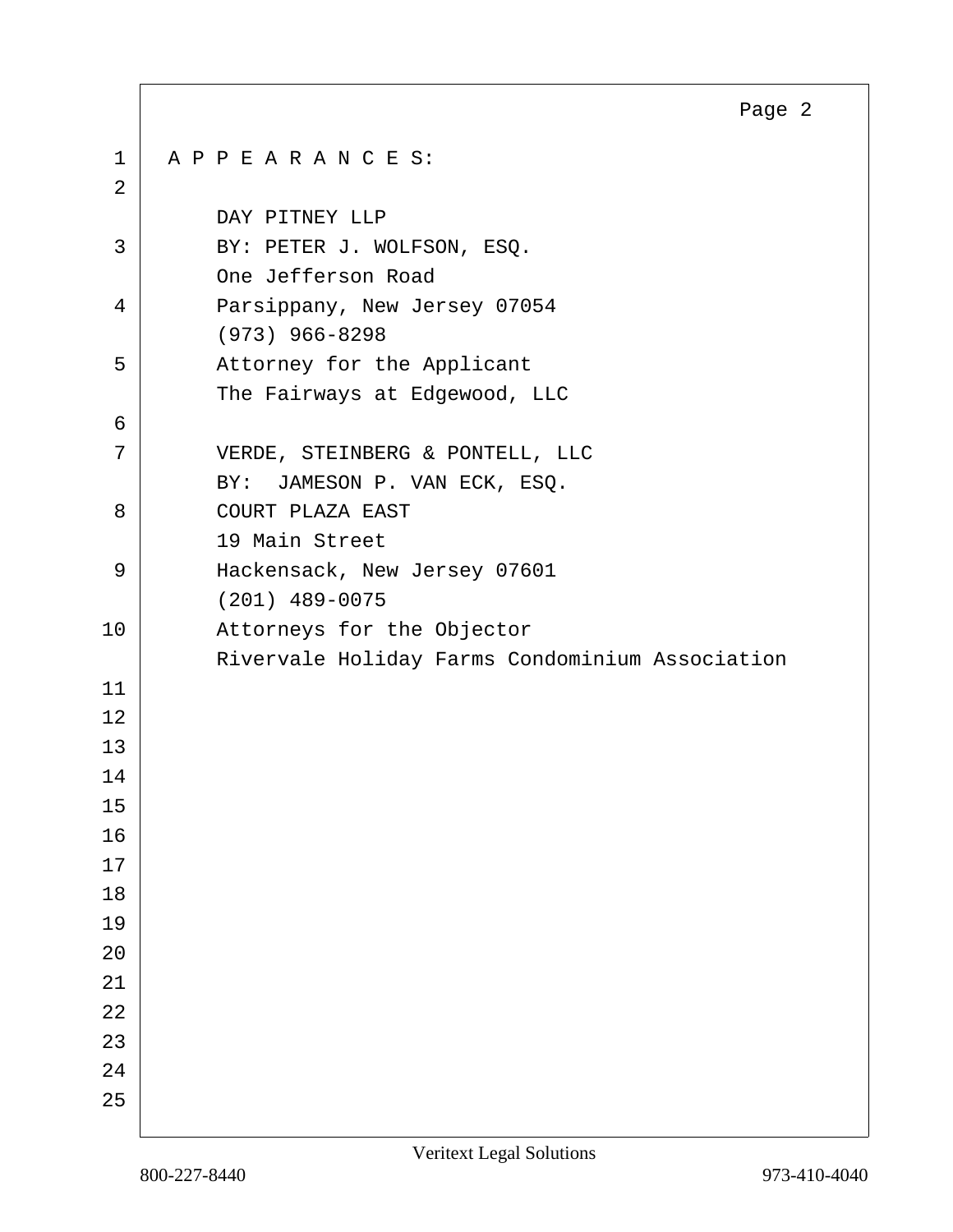A P P E A R A N C E S:

DAY PITNEY LLP
BY: PETER J. WOLFSON, ESQ.
One Jefferson Road
Parsippany, New Jersey 07054
(973) 966-8298
Attorney for the Applicant
The Fairways at Edgewood, LLC

VERDE, STEINBERG & PONTELL, LLC
BY: JAMESON P. VAN ECK, ESQ.
COURT PLAZA EAST
19 Main Street
Hackensack, New Jersey 07601
(201) 489-0075
Attorneys for the Objector
Rivervale Holiday Farms Condominium Association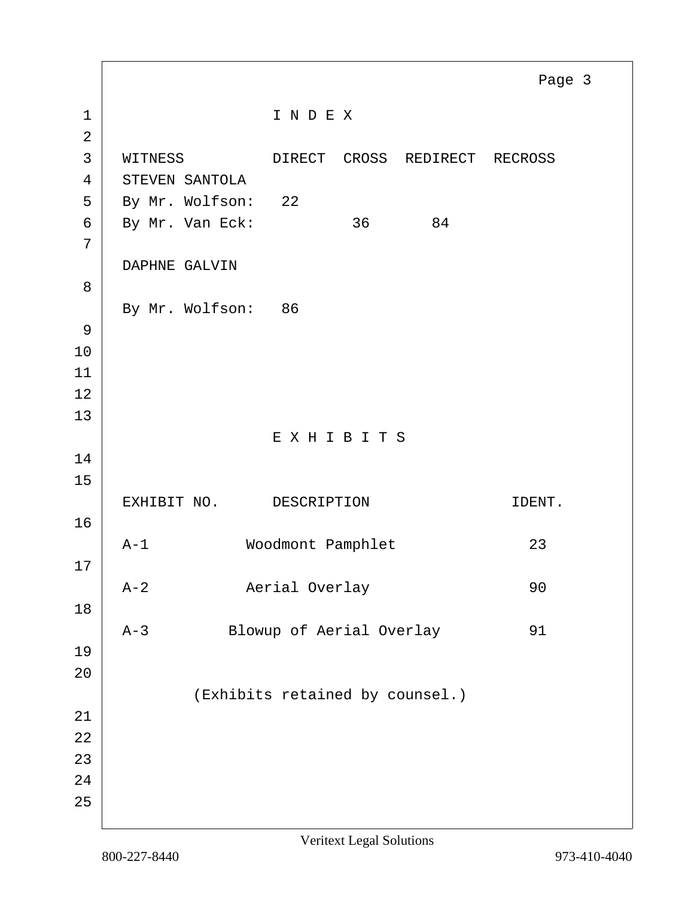# I N D E X

| WITNESS | DIRECT | CROSS | REDIRECT | RECROSS |
| --- | --- | --- | --- | --- |
| STEVEN SANTOLA | | | | |
| By Mr. Wolfson: | 22 | | | |
| By Mr. Van Eck: | | 36 | 84 | |
| DAPHNE GALVIN | | | | |
| By Mr. Wolfson: | 86 | | | |

# E X H I B I T S

| EXHIBIT NO. | DESCRIPTION | IDENT. |
| --- | --- | --- |
| A-1 | Woodmont Pamphlet | 23 |
| A-2 | Aerial Overlay | 90 |
| A-3 | Blowup of Aerial Overlay | 91 |

(Exhibits retained by counsel.)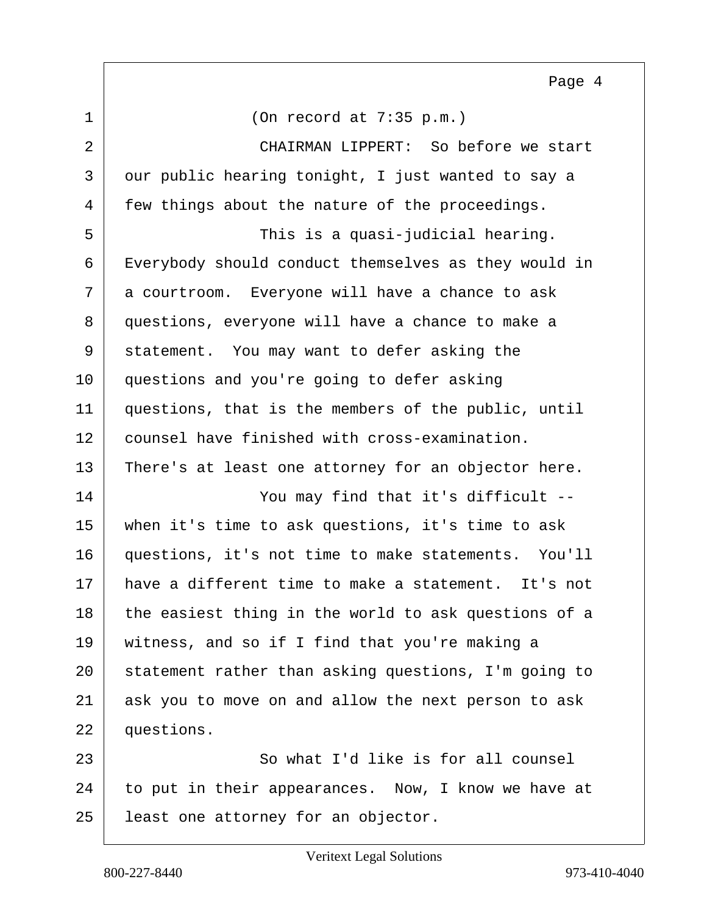(On record at 7:35 p.m.)

CHAIRMAN LIPPERT: So before we start our public hearing tonight, I just wanted to say a few things about the nature of the proceedings.

This is a quasi-judicial hearing. Everybody should conduct themselves as they would in a courtroom. Everyone will have a chance to ask questions, everyone will have a chance to make a statement. You may want to defer asking the questions and you're going to defer asking questions, that is the members of the public, until counsel have finished with cross-examination. There's at least one attorney for an objector here.

You may find that it's difficult -- when it's time to ask questions, it's time to ask questions, it's not time to make statements. You'll have a different time to make a statement. It's not the easiest thing in the world to ask questions of a witness, and so if I find that you're making a statement rather than asking questions, I'm going to ask you to move on and allow the next person to ask questions.

So what I'd like is for all counsel to put in their appearances. Now, I know we have at least one attorney for an objector.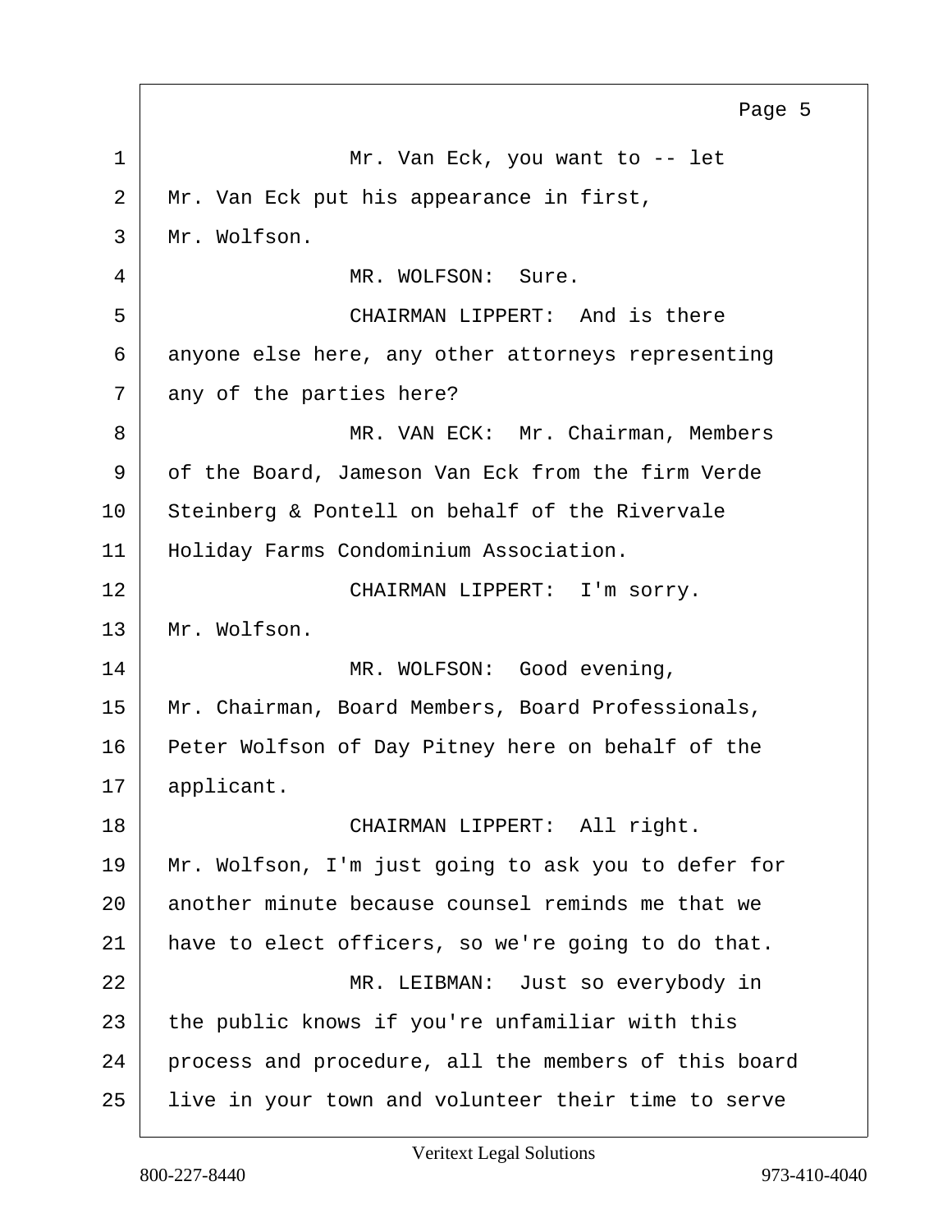1 Mr. Van Eck, you want to -- let
2 Mr. Van Eck put his appearance in first,
3 Mr. Wolfson.
4 MR. WOLFSON: Sure.
5 CHAIRMAN LIPPERT: And is there
6 anyone else here, any other attorneys representing
7 any of the parties here?
8 MR. VAN ECK: Mr. Chairman, Members
9 of the Board, Jameson Van Eck from the firm Verde
10 Steinberg & Pontell on behalf of the Rivervale
11 Holiday Farms Condominium Association.
12 CHAIRMAN LIPPERT: I'm sorry.
13 Mr. Wolfson.
14 MR. WOLFSON: Good evening,
15 Mr. Chairman, Board Members, Board Professionals,
16 Peter Wolfson of Day Pitney here on behalf of the
17 applicant.
18 CHAIRMAN LIPPERT: All right.
19 Mr. Wolfson, I'm just going to ask you to defer for
20 another minute because counsel reminds me that we
21 have to elect officers, so we're going to do that.
22 MR. LEIBMAN: Just so everybody in
23 the public knows if you're unfamiliar with this
24 process and procedure, all the members of this board
25 live in your town and volunteer their time to serve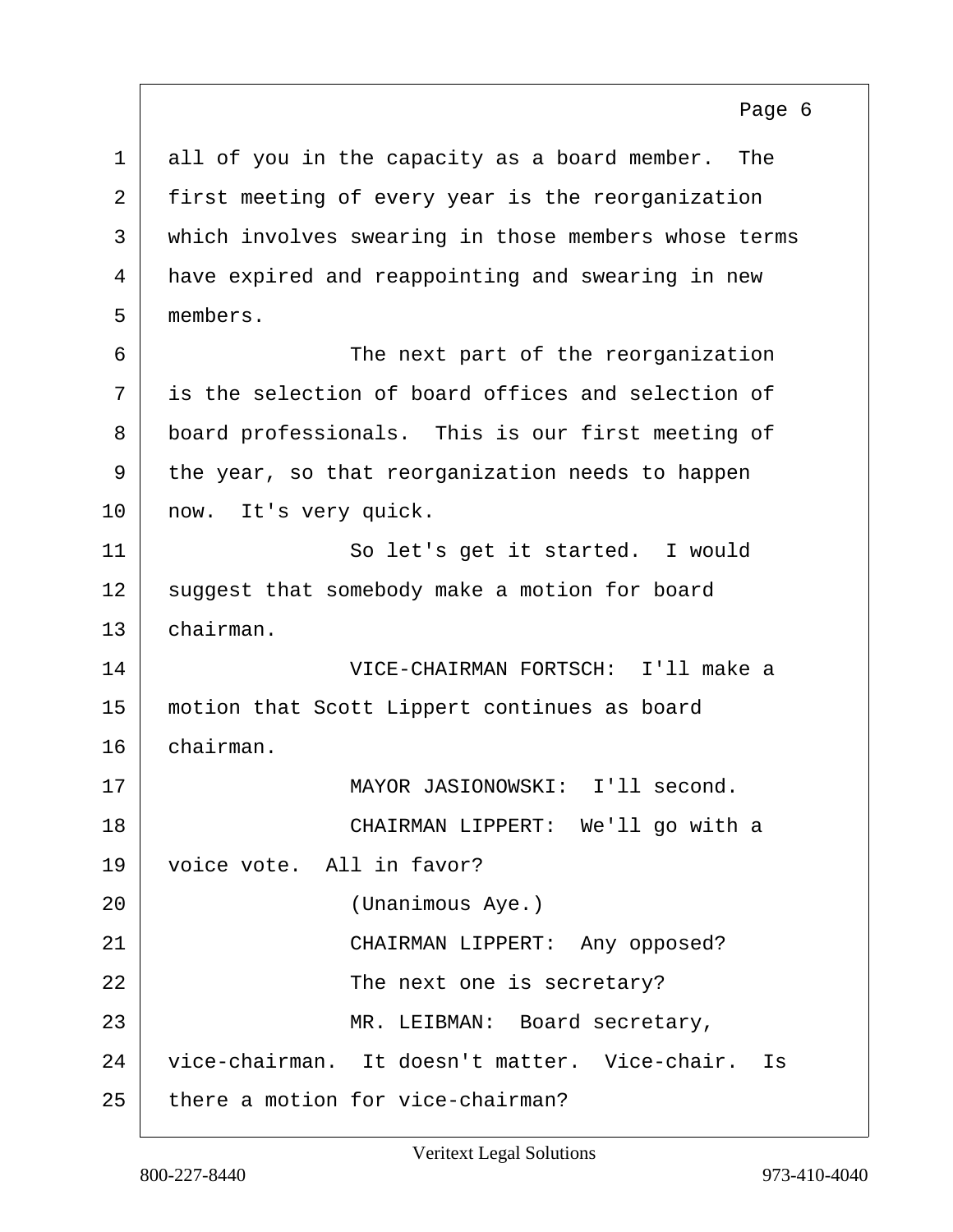1 all of you in the capacity as a board member. The
2 first meeting of every year is the reorganization
3 which involves swearing in those members whose terms
4 have expired and reappointing and swearing in new
5 members.

6 The next part of the reorganization
7 is the selection of board offices and selection of
8 board professionals. This is our first meeting of
9 the year, so that reorganization needs to happen
10 now. It's very quick.

11 So let's get it started. I would
12 suggest that somebody make a motion for board
13 chairman.

14 VICE-CHAIRMAN FORTSCH: I'll make a
15 motion that Scott Lippert continues as board
16 chairman.

17 MAYOR JASIONOWSKI: I'll second.

18 CHAIRMAN LIPPERT: We'll go with a
19 voice vote. All in favor?

20 (Unanimous Aye.)

21 CHAIRMAN LIPPERT: Any opposed?

22 The next one is secretary?

23 MR. LEIBMAN: Board secretary,
24 vice-chairman. It doesn't matter. Vice-chair. Is
25 there a motion for vice-chairman?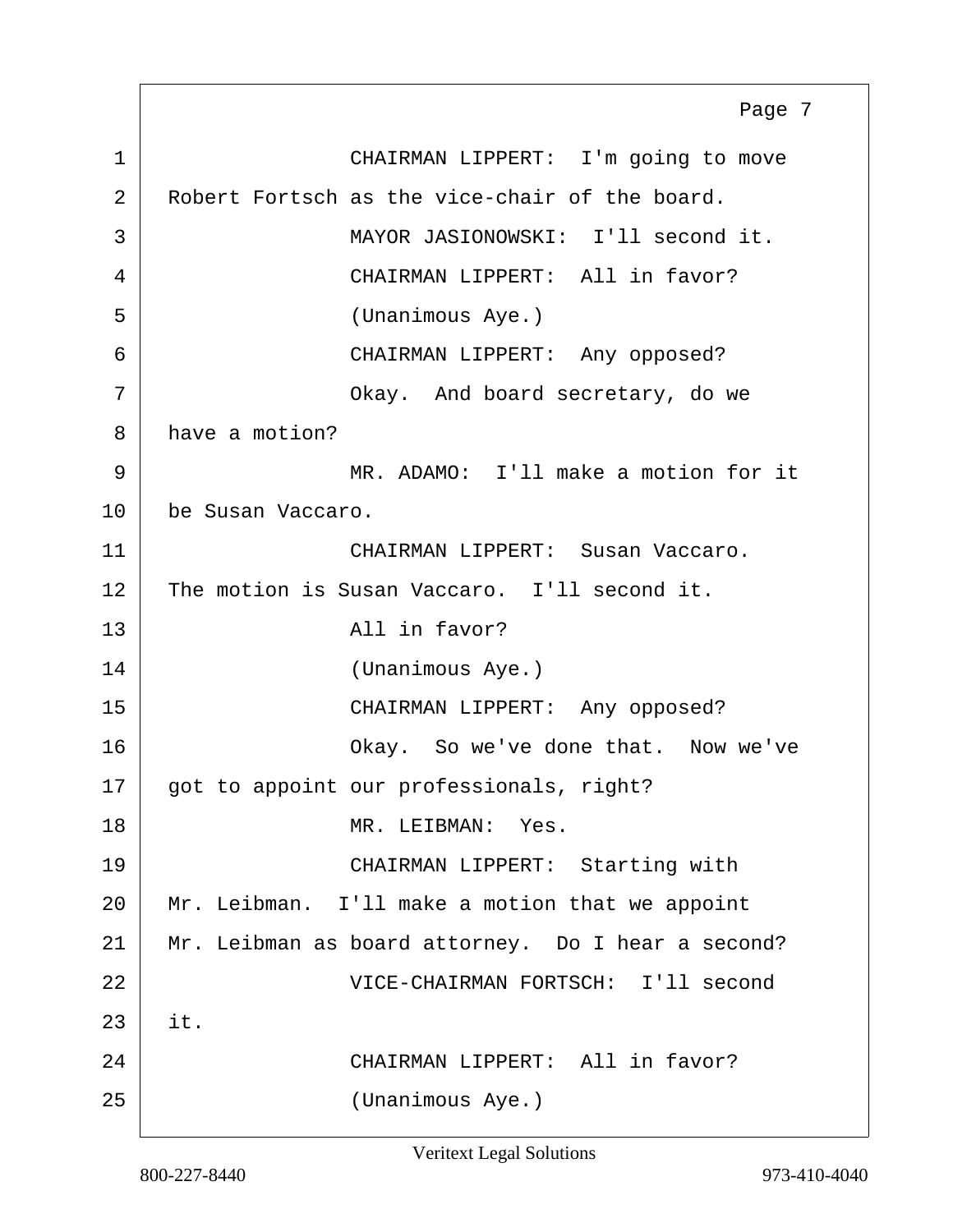1 CHAIRMAN LIPPERT: I'm going to move
2 Robert Fortsch as the vice-chair of the board.
3 MAYOR JASIONOWSKI: I'll second it.
4 CHAIRMAN LIPPERT: All in favor?
5 (Unanimous Aye.)
6 CHAIRMAN LIPPERT: Any opposed?
7 Okay. And board secretary, do we
8 have a motion?
9 MR. ADAMO: I'll make a motion for it
10 be Susan Vaccaro.
11 CHAIRMAN LIPPERT: Susan Vaccaro.
12 The motion is Susan Vaccaro. I'll second it.
13 All in favor?
14 (Unanimous Aye.)
15 CHAIRMAN LIPPERT: Any opposed?
16 Okay. So we've done that. Now we've
17 got to appoint our professionals, right?
18 MR. LEIBMAN: Yes.
19 CHAIRMAN LIPPERT: Starting with
20 Mr. Leibman. I'll make a motion that we appoint
21 Mr. Leibman as board attorney. Do I hear a second?
22 VICE-CHAIRMAN FORTSCH: I'll second
23 it.
24 CHAIRMAN LIPPERT: All in favor?
25 (Unanimous Aye.)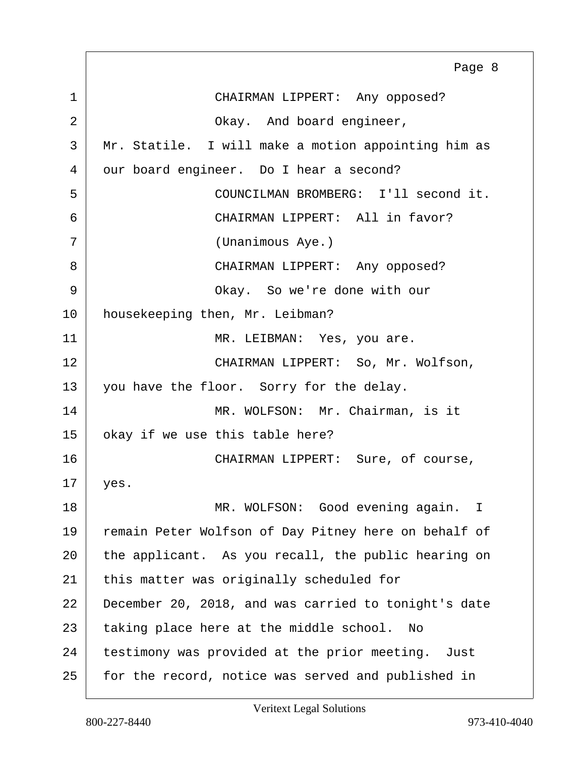CHAIRMAN LIPPERT: Any opposed?

Okay. And board engineer, Mr. Statile. I will make a motion appointing him as our board engineer. Do I hear a second?

COUNCILMAN BROMBERG: I'll second it.

CHAIRMAN LIPPERT: All in favor?

(Unanimous Aye.)

CHAIRMAN LIPPERT: Any opposed?

Okay. So we're done with our housekeeping then, Mr. Leibman?

MR. LEIBMAN: Yes, you are.

CHAIRMAN LIPPERT: So, Mr. Wolfson, you have the floor. Sorry for the delay.

MR. WOLFSON: Mr. Chairman, is it okay if we use this table here?

CHAIRMAN LIPPERT: Sure, of course, yes.

MR. WOLFSON: Good evening again. I remain Peter Wolfson of Day Pitney here on behalf of the applicant. As you recall, the public hearing on this matter was originally scheduled for December 20, 2018, and was carried to tonight's date taking place here at the middle school. No testimony was provided at the prior meeting. Just for the record, notice was served and published in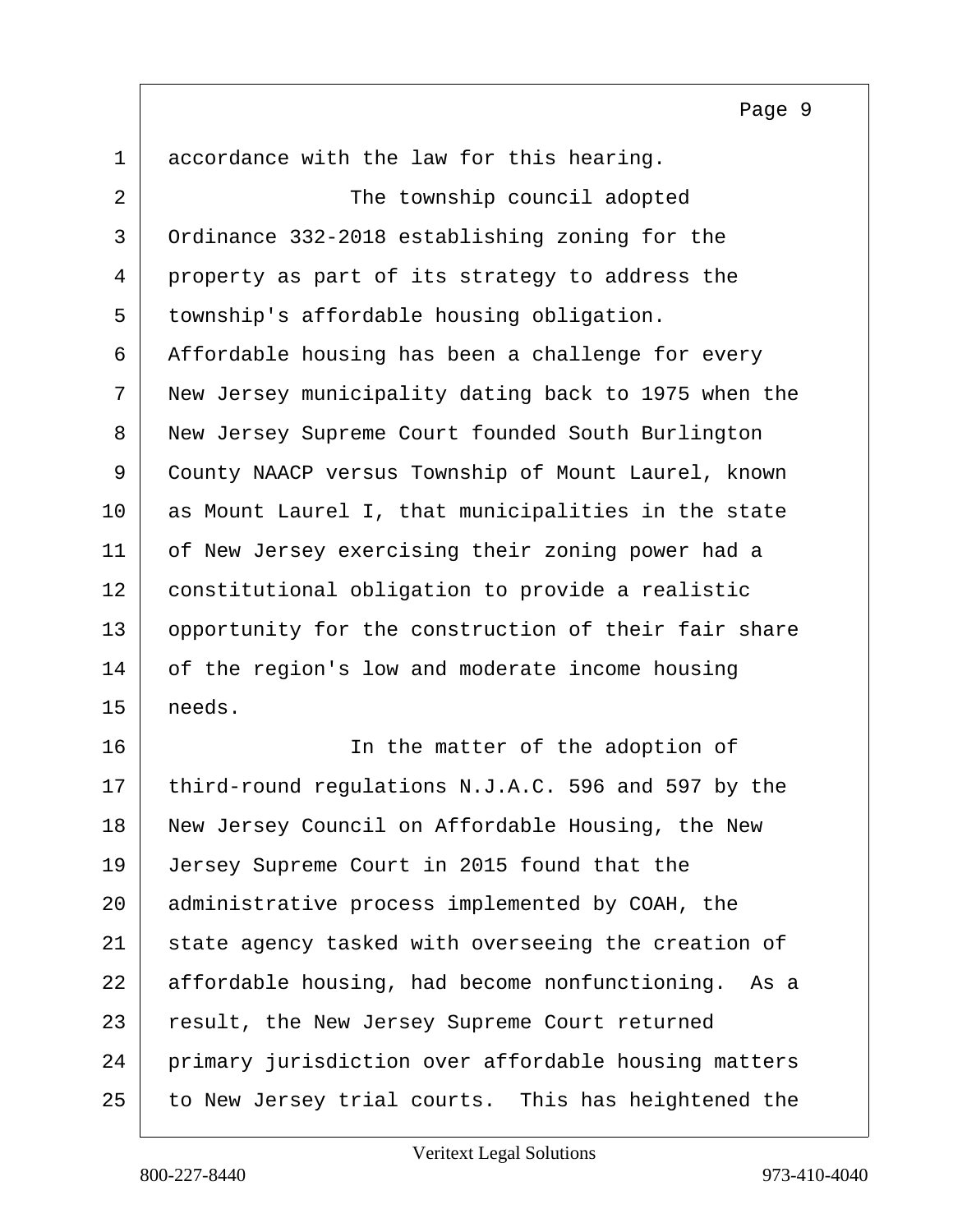accordance with the law for this hearing.

The township council adopted Ordinance 332-2018 establishing zoning for the property as part of its strategy to address the township's affordable housing obligation. Affordable housing has been a challenge for every New Jersey municipality dating back to 1975 when the New Jersey Supreme Court founded South Burlington County NAACP versus Township of Mount Laurel, known as Mount Laurel I, that municipalities in the state of New Jersey exercising their zoning power had a constitutional obligation to provide a realistic opportunity for the construction of their fair share of the region's low and moderate income housing needs.

In the matter of the adoption of third-round regulations N.J.A.C. 596 and 597 by the New Jersey Council on Affordable Housing, the New Jersey Supreme Court in 2015 found that the administrative process implemented by COAH, the state agency tasked with overseeing the creation of affordable housing, had become nonfunctioning. As a result, the New Jersey Supreme Court returned primary jurisdiction over affordable housing matters to New Jersey trial courts. This has heightened the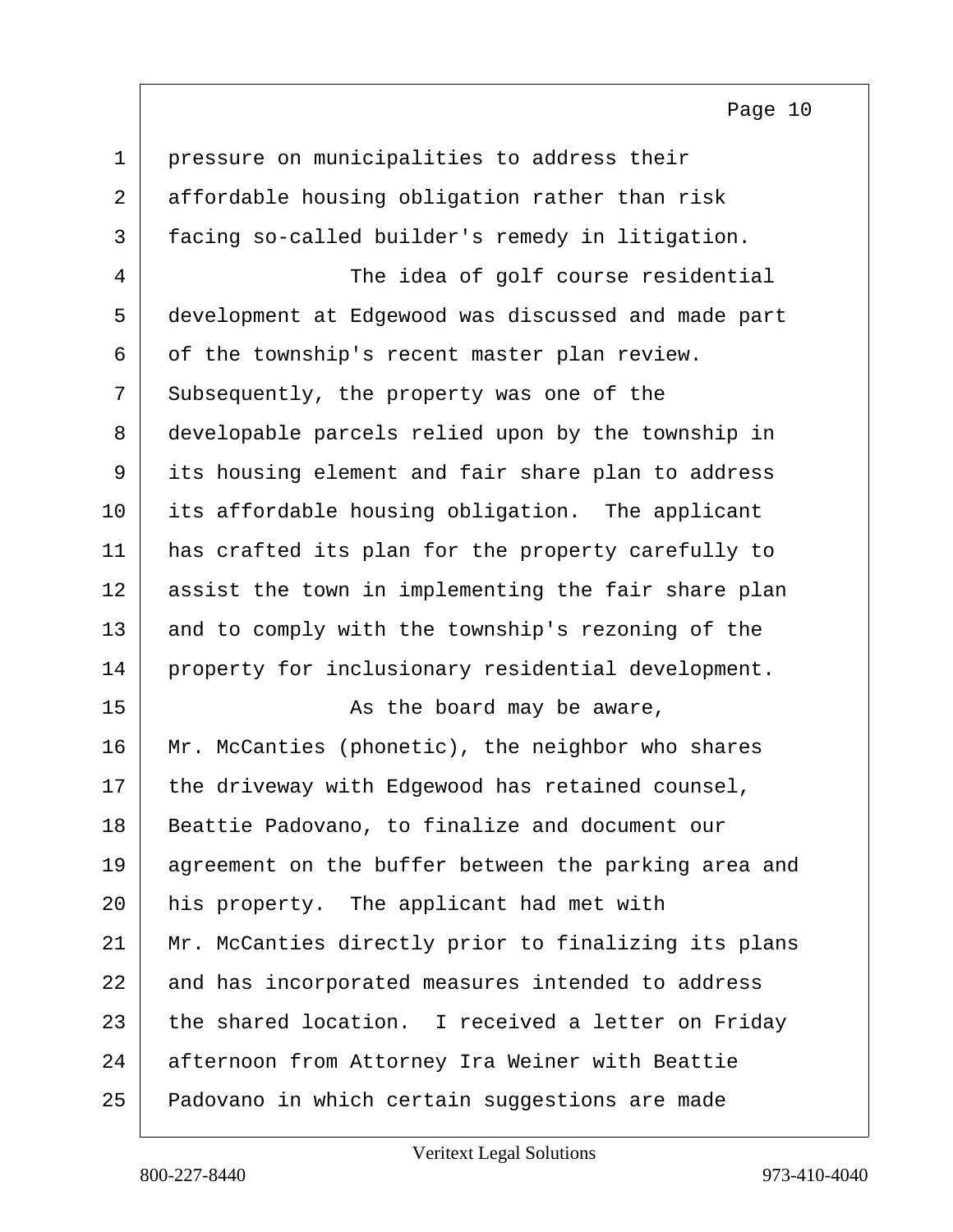pressure on municipalities to address their affordable housing obligation rather than risk facing so-called builder's remedy in litigation.

The idea of golf course residential development at Edgewood was discussed and made part of the township's recent master plan review. Subsequently, the property was one of the developable parcels relied upon by the township in its housing element and fair share plan to address its affordable housing obligation. The applicant has crafted its plan for the property carefully to assist the town in implementing the fair share plan and to comply with the township's rezoning of the property for inclusionary residential development.

As the board may be aware, Mr. McCanties (phonetic), the neighbor who shares the driveway with Edgewood has retained counsel, Beattie Padovano, to finalize and document our agreement on the buffer between the parking area and his property. The applicant had met with Mr. McCanties directly prior to finalizing its plans and has incorporated measures intended to address the shared location. I received a letter on Friday afternoon from Attorney Ira Weiner with Beattie Padovano in which certain suggestions are made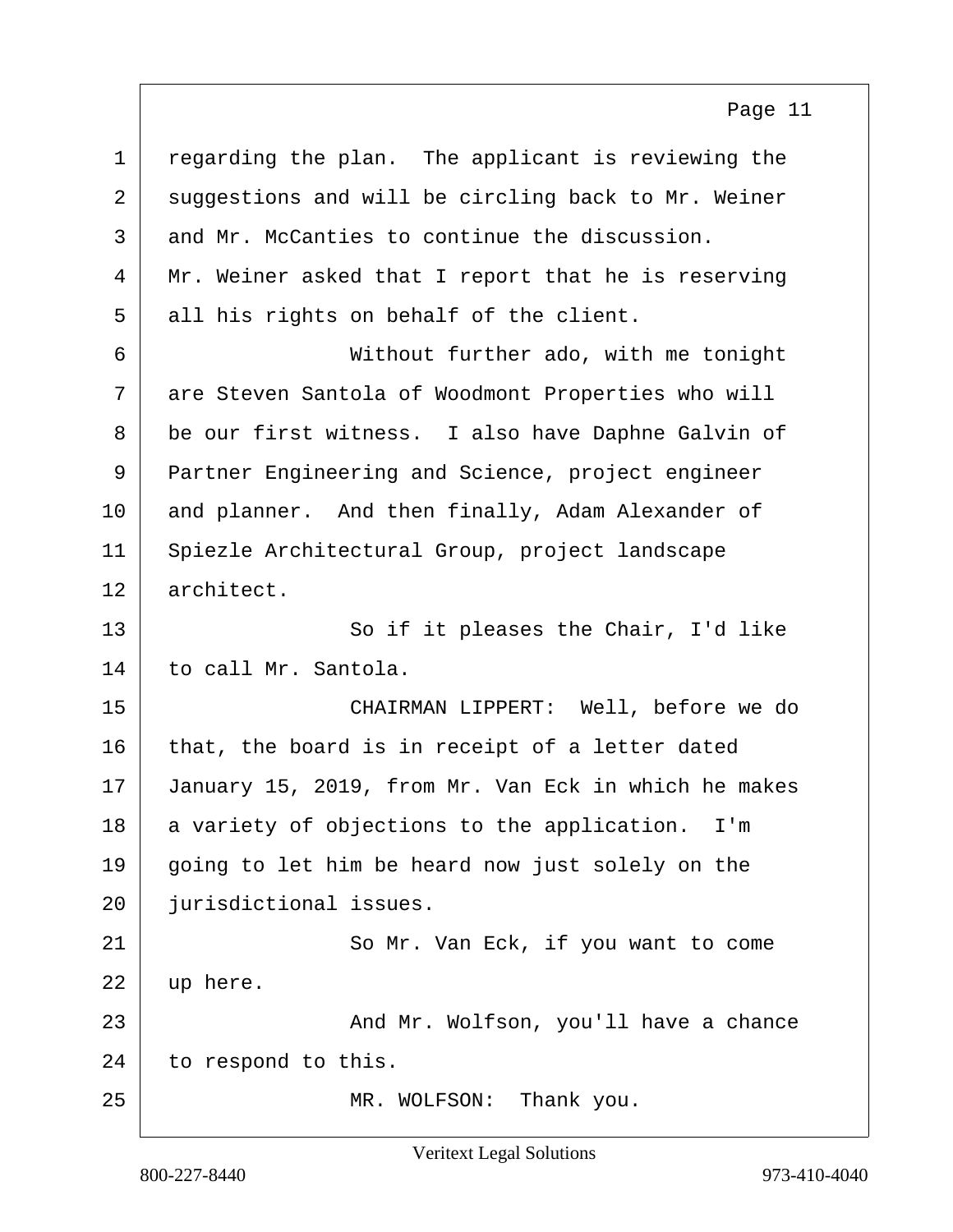regarding the plan. The applicant is reviewing the suggestions and will be circling back to Mr. Weiner and Mr. McCanties to continue the discussion. Mr. Weiner asked that I report that he is reserving all his rights on behalf of the client.

Without further ado, with me tonight are Steven Santola of Woodmont Properties who will be our first witness. I also have Daphne Galvin of Partner Engineering and Science, project engineer and planner. And then finally, Adam Alexander of Spiezle Architectural Group, project landscape architect.

So if it pleases the Chair, I'd like to call Mr. Santola.

CHAIRMAN LIPPERT: Well, before we do that, the board is in receipt of a letter dated January 15, 2019, from Mr. Van Eck in which he makes a variety of objections to the application. I'm going to let him be heard now just solely on the jurisdictional issues.

So Mr. Van Eck, if you want to come up here.

And Mr. Wolfson, you'll have a chance to respond to this.

MR. WOLFSON: Thank you.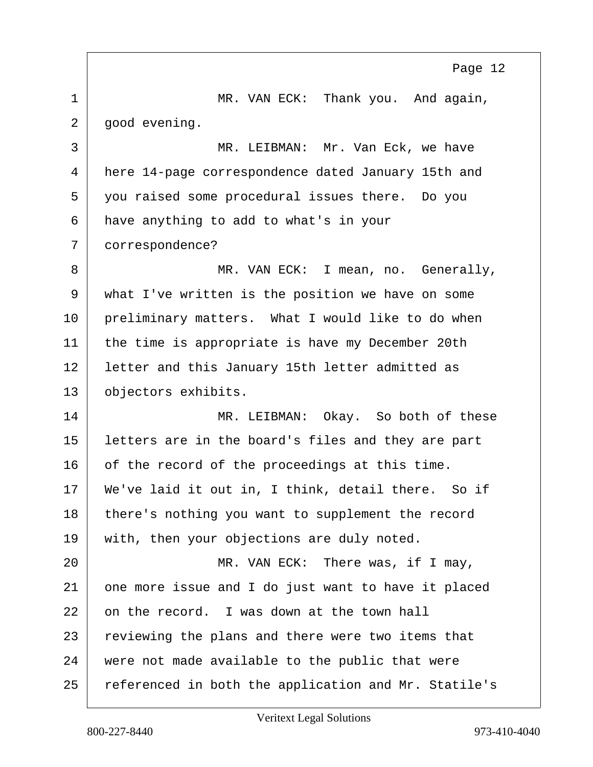MR. VAN ECK: Thank you. And again, good evening.

MR. LEIBMAN: Mr. Van Eck, we have here 14-page correspondence dated January 15th and you raised some procedural issues there. Do you have anything to add to what's in your correspondence?

MR. VAN ECK: I mean, no. Generally, what I've written is the position we have on some preliminary matters. What I would like to do when the time is appropriate is have my December 20th letter and this January 15th letter admitted as objectors exhibits.

MR. LEIBMAN: Okay. So both of these letters are in the board's files and they are part of the record of the proceedings at this time. We've laid it out in, I think, detail there. So if there's nothing you want to supplement the record with, then your objections are duly noted.

MR. VAN ECK: There was, if I may, one more issue and I do just want to have it placed on the record. I was down at the town hall reviewing the plans and there were two items that were not made available to the public that were referenced in both the application and Mr. Statile's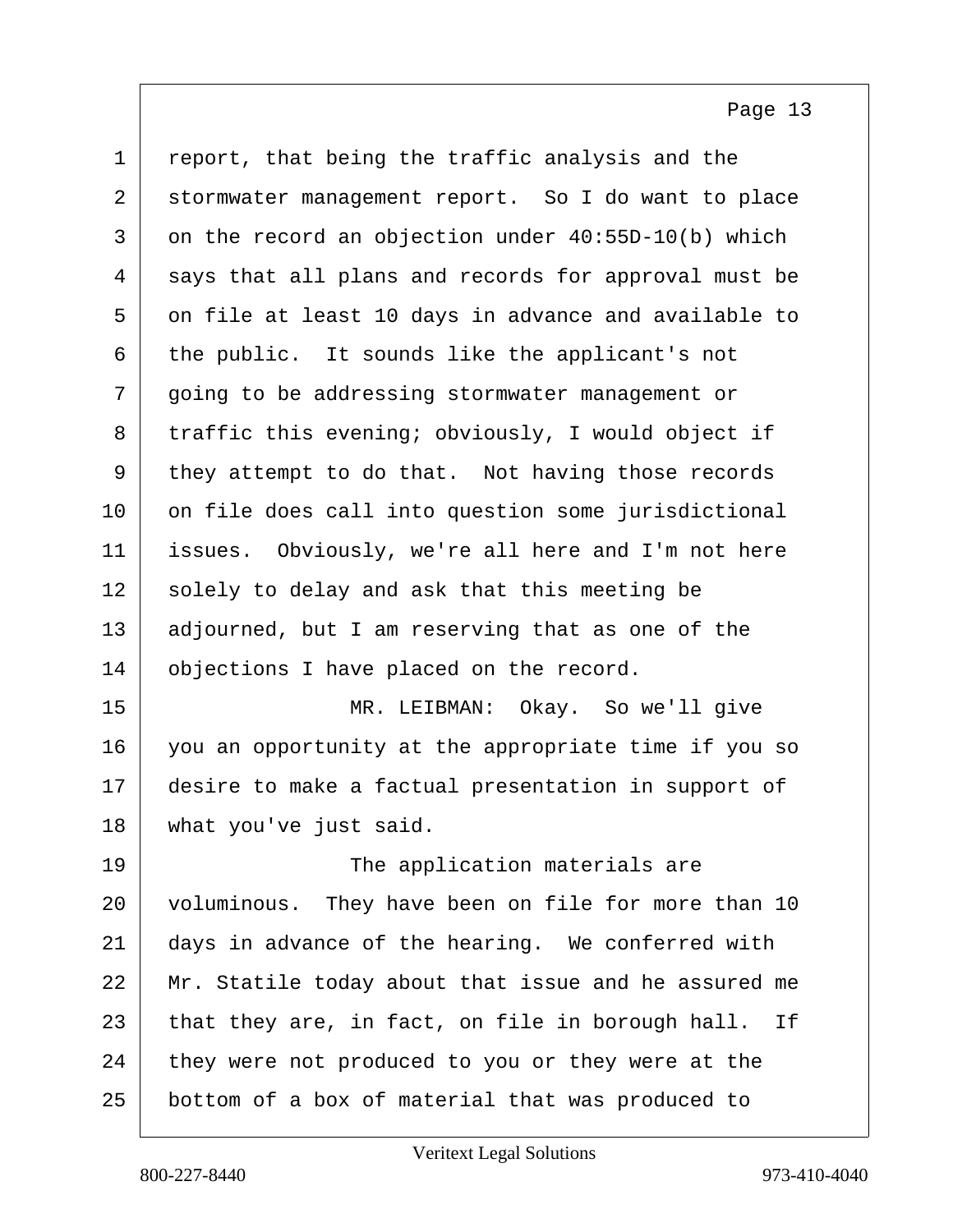report, that being the traffic analysis and the stormwater management report. So I do want to place on the record an objection under 40:55D-10(b) which says that all plans and records for approval must be on file at least 10 days in advance and available to the public. It sounds like the applicant's not going to be addressing stormwater management or traffic this evening; obviously, I would object if they attempt to do that. Not having those records on file does call into question some jurisdictional issues. Obviously, we're all here and I'm not here solely to delay and ask that this meeting be adjourned, but I am reserving that as one of the objections I have placed on the record.

MR. LEIBMAN: Okay. So we'll give you an opportunity at the appropriate time if you so desire to make a factual presentation in support of what you've just said.

The application materials are voluminous. They have been on file for more than 10 days in advance of the hearing. We conferred with Mr. Statile today about that issue and he assured me that they are, in fact, on file in borough hall. If they were not produced to you or they were at the bottom of a box of material that was produced to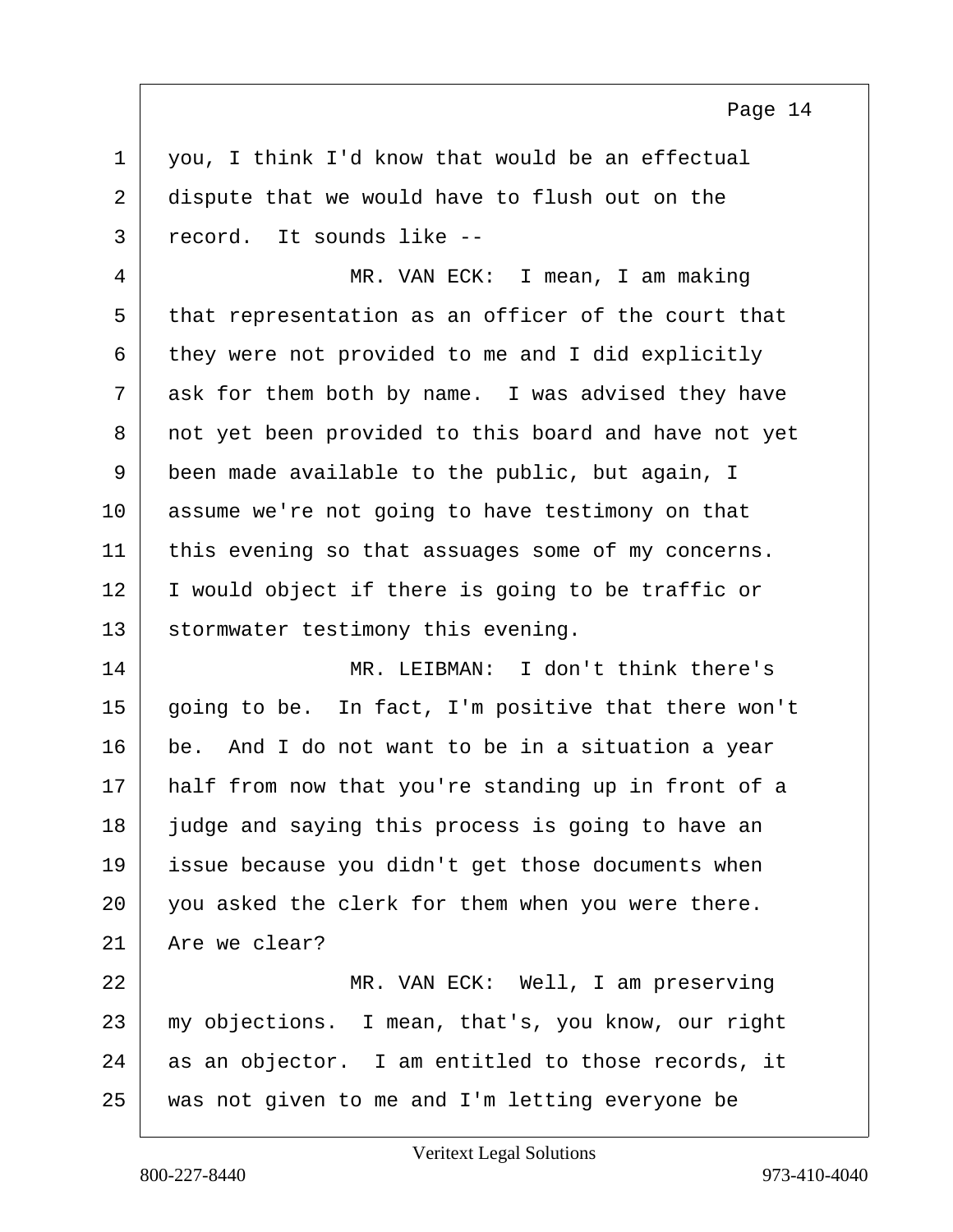you, I think I'd know that would be an effectual dispute that we would have to flush out on the record. It sounds like --

MR. VAN ECK: I mean, I am making that representation as an officer of the court that they were not provided to me and I did explicitly ask for them both by name. I was advised they have not yet been provided to this board and have not yet been made available to the public, but again, I assume we're not going to have testimony on that this evening so that assuages some of my concerns. I would object if there is going to be traffic or stormwater testimony this evening.

MR. LEIBMAN: I don't think there's going to be. In fact, I'm positive that there won't be. And I do not want to be in a situation a year half from now that you're standing up in front of a judge and saying this process is going to have an issue because you didn't get those documents when you asked the clerk for them when you were there. Are we clear?

MR. VAN ECK: Well, I am preserving my objections. I mean, that's, you know, our right as an objector. I am entitled to those records, it was not given to me and I'm letting everyone be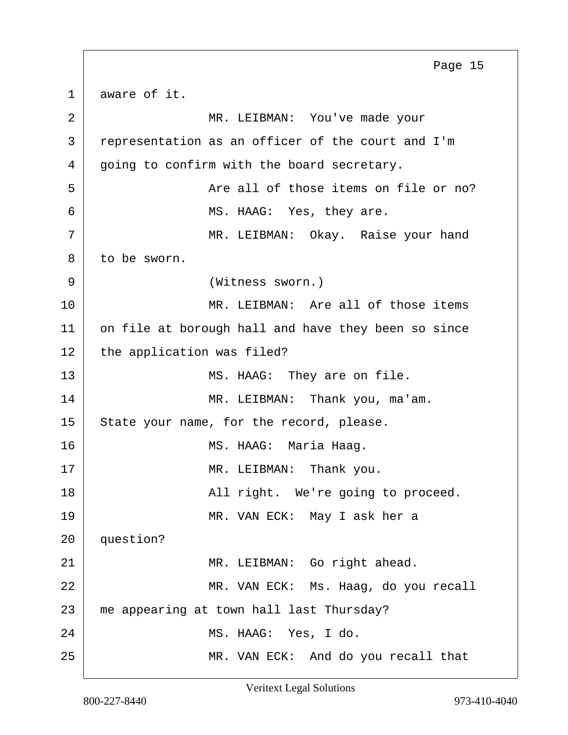aware of it.

MR. LEIBMAN: You've made your representation as an officer of the court and I'm going to confirm with the board secretary.

Are all of those items on file or no?

MS. HAAG: Yes, they are.

MR. LEIBMAN: Okay. Raise your hand to be sworn.

(Witness sworn.)

MR. LEIBMAN: Are all of those items on file at borough hall and have they been so since the application was filed?

MS. HAAG: They are on file.

MR. LEIBMAN: Thank you, ma'am. State your name, for the record, please.

MS. HAAG: Maria Haag.

MR. LEIBMAN: Thank you.

All right. We're going to proceed.

MR. VAN ECK: May I ask her a question?

MR. LEIBMAN: Go right ahead.

MR. VAN ECK: Ms. Haag, do you recall me appearing at town hall last Thursday?

MS. HAAG: Yes, I do.

MR. VAN ECK: And do you recall that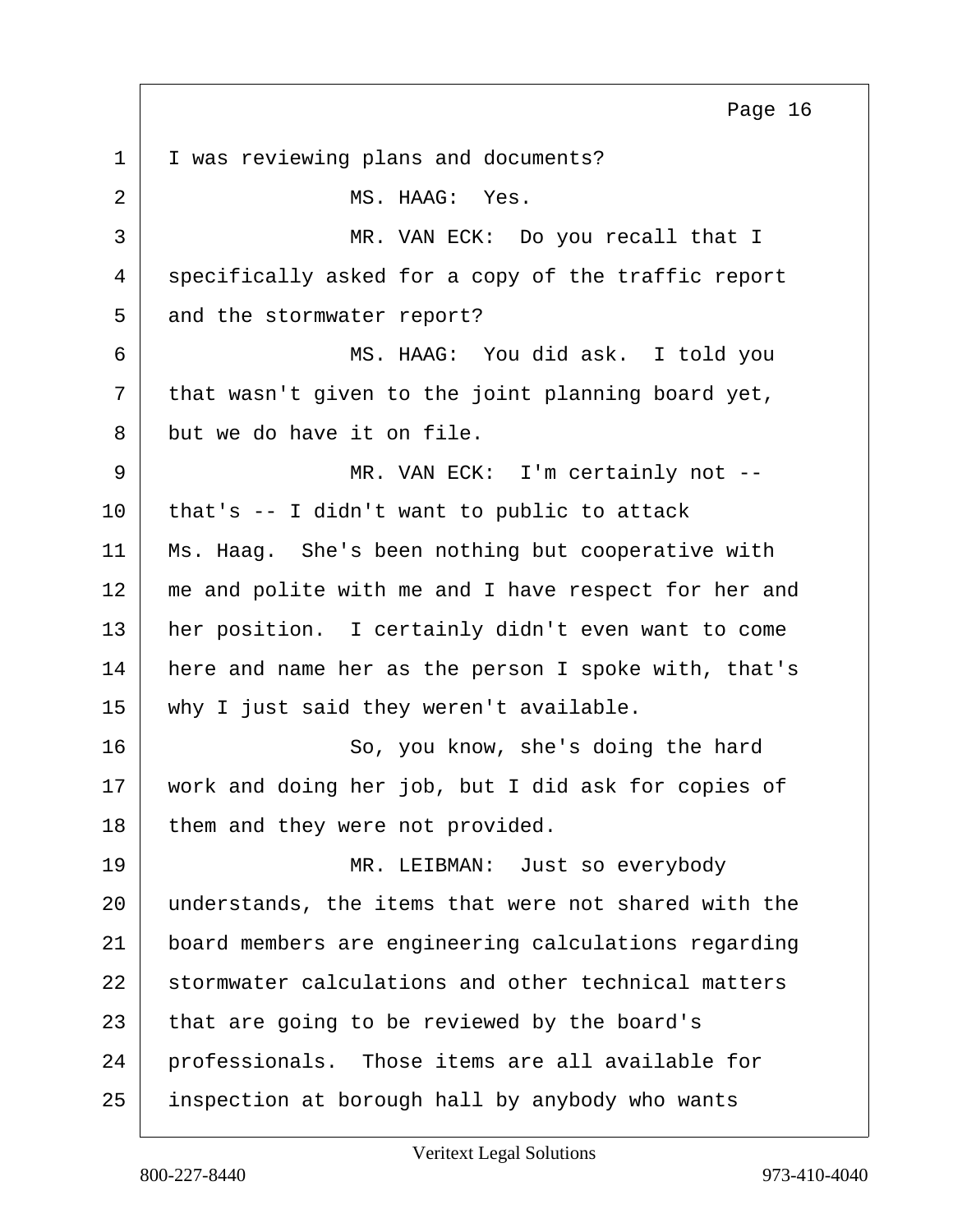I was reviewing plans and documents?

MS. HAAG: Yes.

MR. VAN ECK: Do you recall that I specifically asked for a copy of the traffic report and the stormwater report?

MS. HAAG: You did ask. I told you that wasn't given to the joint planning board yet, but we do have it on file.

MR. VAN ECK: I'm certainly not -- that's -- I didn't want to public to attack Ms. Haag. She's been nothing but cooperative with me and polite with me and I have respect for her and her position. I certainly didn't even want to come here and name her as the person I spoke with, that's why I just said they weren't available.

So, you know, she's doing the hard work and doing her job, but I did ask for copies of them and they were not provided.

MR. LEIBMAN: Just so everybody understands, the items that were not shared with the board members are engineering calculations regarding stormwater calculations and other technical matters that are going to be reviewed by the board's professionals. Those items are all available for inspection at borough hall by anybody who wants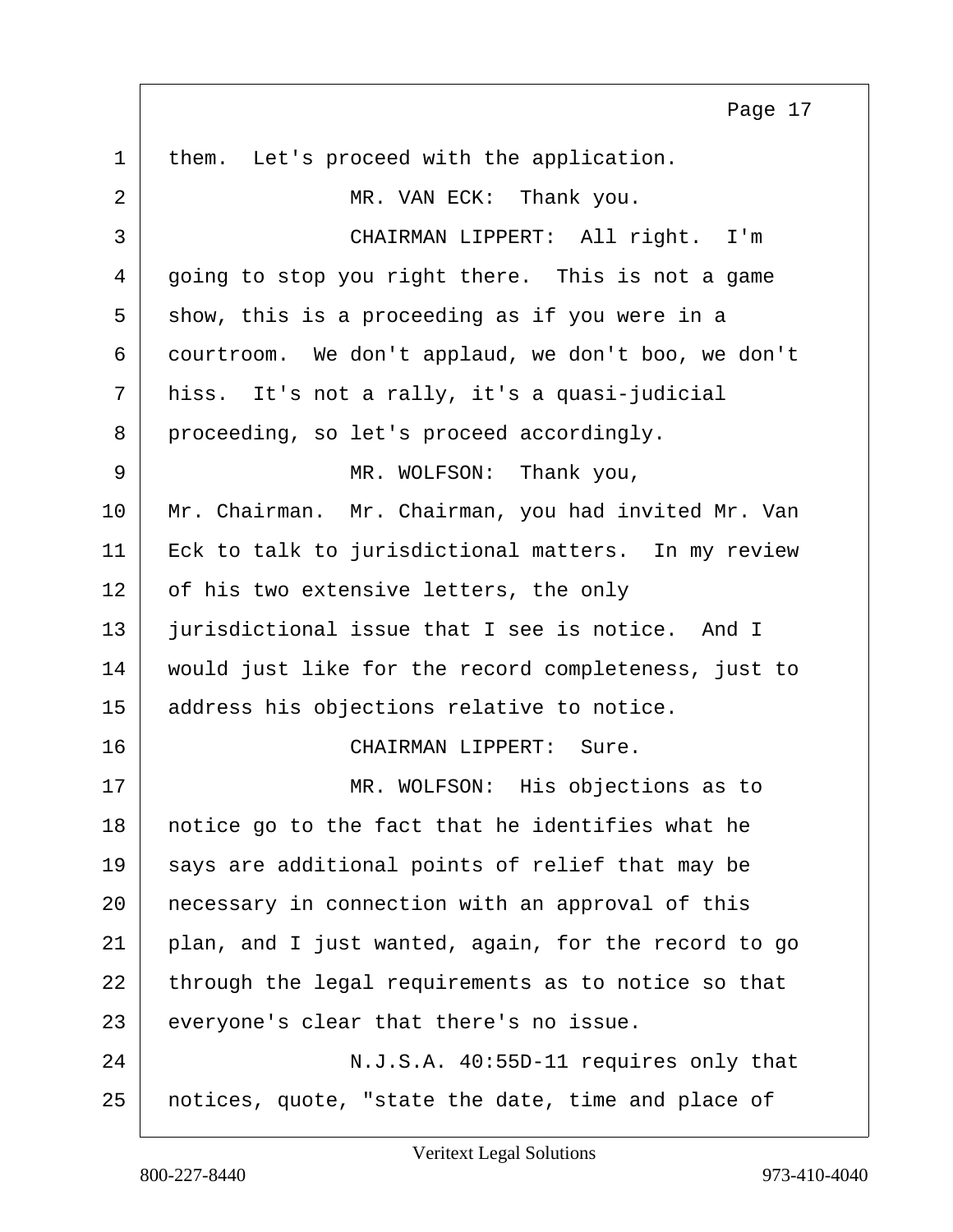them. Let's proceed with the application.

MR. VAN ECK: Thank you.

CHAIRMAN LIPPERT: All right. I'm going to stop you right there. This is not a game show, this is a proceeding as if you were in a courtroom. We don't applaud, we don't boo, we don't hiss. It's not a rally, it's a quasi-judicial proceeding, so let's proceed accordingly.

MR. WOLFSON: Thank you, Mr. Chairman. Mr. Chairman, you had invited Mr. Van Eck to talk to jurisdictional matters. In my review of his two extensive letters, the only jurisdictional issue that I see is notice. And I would just like for the record completeness, just to address his objections relative to notice.

CHAIRMAN LIPPERT: Sure.

MR. WOLFSON: His objections as to notice go to the fact that he identifies what he says are additional points of relief that may be necessary in connection with an approval of this plan, and I just wanted, again, for the record to go through the legal requirements as to notice so that everyone's clear that there's no issue.

N.J.S.A. 40:55D-11 requires only that notices, quote, "state the date, time and place of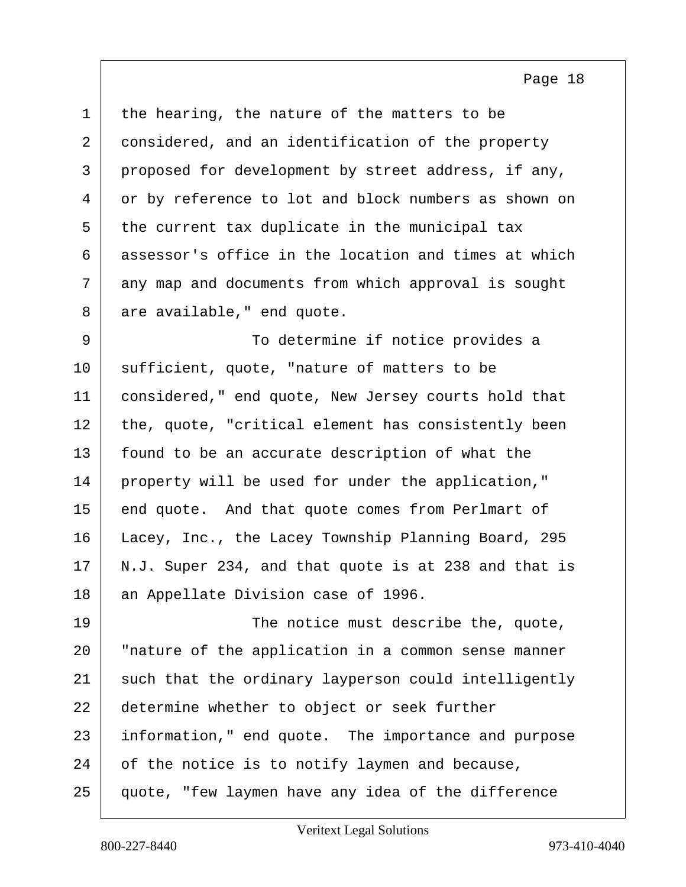the hearing, the nature of the matters to be considered, and an identification of the property proposed for development by street address, if any, or by reference to lot and block numbers as shown on the current tax duplicate in the municipal tax assessor's office in the location and times at which any map and documents from which approval is sought are available," end quote.

To determine if notice provides a sufficient, quote, "nature of matters to be considered," end quote, New Jersey courts hold that the, quote, "critical element has consistently been found to be an accurate description of what the property will be used for under the application," end quote. And that quote comes from Perlmart of Lacey, Inc., the Lacey Township Planning Board, 295 N.J. Super 234, and that quote is at 238 and that is an Appellate Division case of 1996.

The notice must describe the, quote, "nature of the application in a common sense manner such that the ordinary layperson could intelligently determine whether to object or seek further information," end quote. The importance and purpose of the notice is to notify laymen and because, quote, "few laymen have any idea of the difference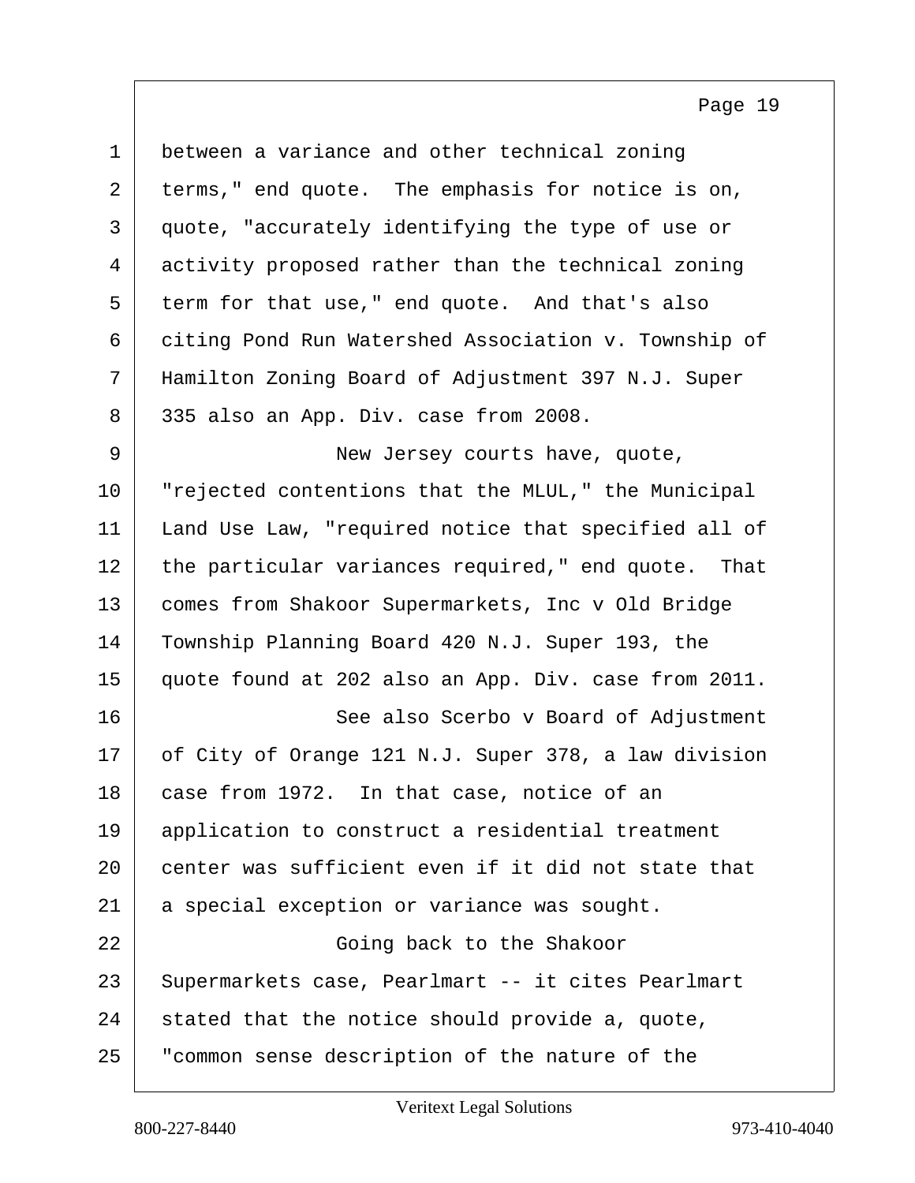between a variance and other technical zoning terms," end quote. The emphasis for notice is on, quote, "accurately identifying the type of use or activity proposed rather than the technical zoning term for that use," end quote. And that's also citing Pond Run Watershed Association v. Township of Hamilton Zoning Board of Adjustment 397 N.J. Super 335 also an App. Div. case from 2008.

New Jersey courts have, quote, "rejected contentions that the MLUL," the Municipal Land Use Law, "required notice that specified all of the particular variances required," end quote. That comes from Shakoor Supermarkets, Inc v Old Bridge Township Planning Board 420 N.J. Super 193, the quote found at 202 also an App. Div. case from 2011.

See also Scerbo v Board of Adjustment of City of Orange 121 N.J. Super 378, a law division case from 1972. In that case, notice of an application to construct a residential treatment center was sufficient even if it did not state that a special exception or variance was sought.

Going back to the Shakoor Supermarkets case, Pearlmart -- it cites Pearlmart stated that the notice should provide a, quote, "common sense description of the nature of the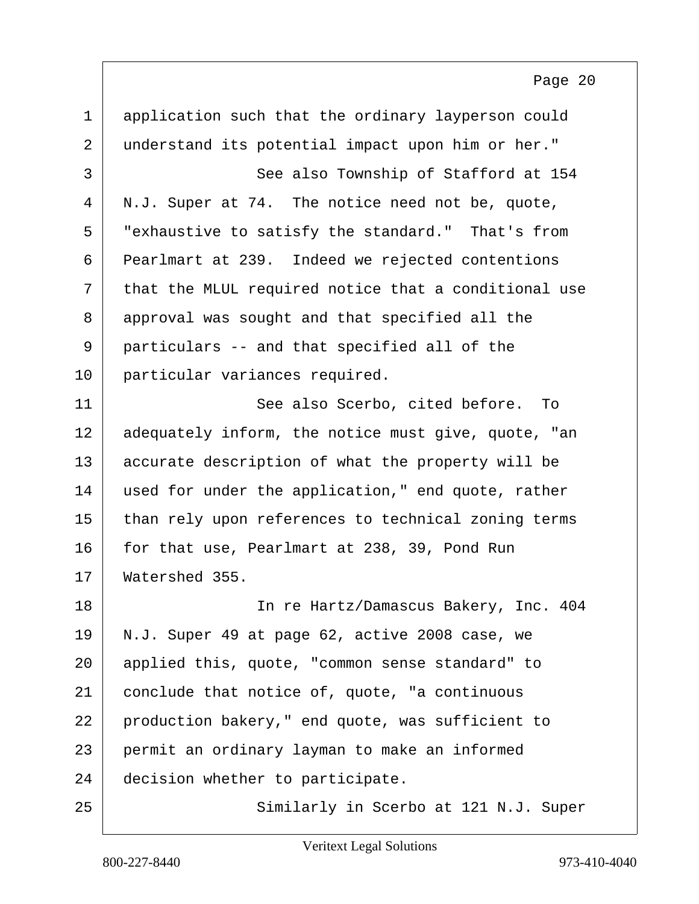application such that the ordinary layperson could understand its potential impact upon him or her."

See also Township of Stafford at 154 N.J. Super at 74. The notice need not be, quote, "exhaustive to satisfy the standard." That's from Pearlmart at 239. Indeed we rejected contentions that the MLUL required notice that a conditional use approval was sought and that specified all the particulars -- and that specified all of the particular variances required.

See also Scerbo, cited before. To adequately inform, the notice must give, quote, "an accurate description of what the property will be used for under the application," end quote, rather than rely upon references to technical zoning terms for that use, Pearlmart at 238, 39, Pond Run Watershed 355.

In re Hartz/Damascus Bakery, Inc. 404 N.J. Super 49 at page 62, active 2008 case, we applied this, quote, "common sense standard" to conclude that notice of, quote, "a continuous production bakery," end quote, was sufficient to permit an ordinary layman to make an informed decision whether to participate.

Similarly in Scerbo at 121 N.J. Super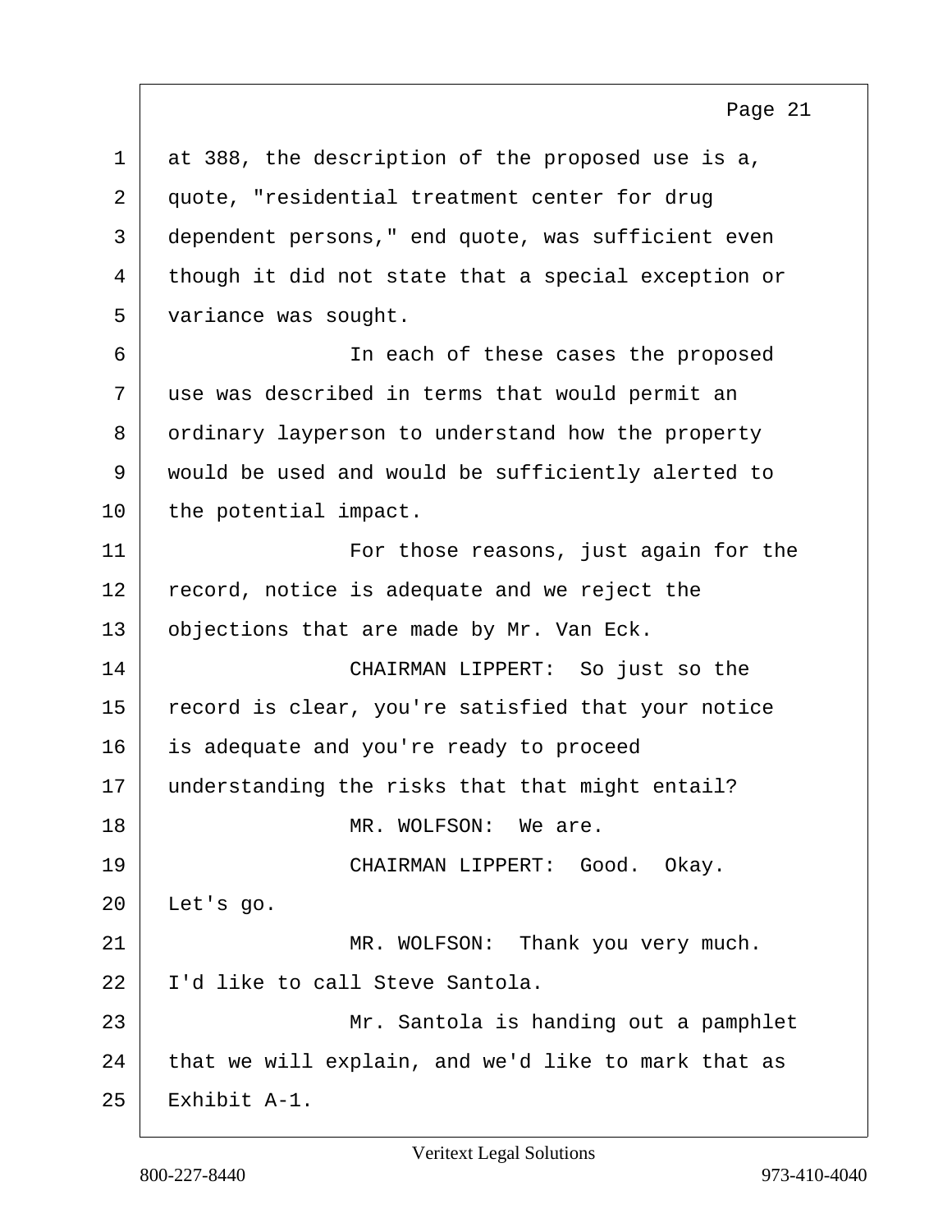at 388, the description of the proposed use is a, quote, "residential treatment center for drug dependent persons," end quote, was sufficient even though it did not state that a special exception or variance was sought.

In each of these cases the proposed use was described in terms that would permit an ordinary layperson to understand how the property would be used and would be sufficiently alerted to the potential impact.

For those reasons, just again for the record, notice is adequate and we reject the objections that are made by Mr. Van Eck.

CHAIRMAN LIPPERT: So just so the record is clear, you're satisfied that your notice is adequate and you're ready to proceed understanding the risks that that might entail?

MR. WOLFSON: We are.

CHAIRMAN LIPPERT: Good. Okay. Let's go.

MR. WOLFSON: Thank you very much. I'd like to call Steve Santola.

Mr. Santola is handing out a pamphlet that we will explain, and we'd like to mark that as Exhibit A-1.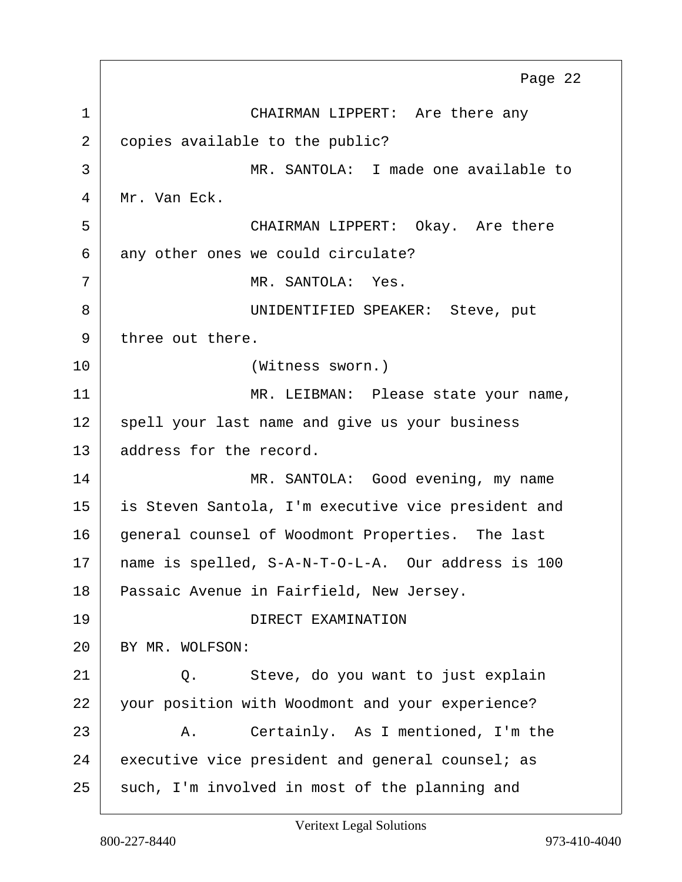CHAIRMAN LIPPERT: Are there any copies available to the public?

MR. SANTOLA: I made one available to Mr. Van Eck.

CHAIRMAN LIPPERT: Okay. Are there any other ones we could circulate?

MR. SANTOLA: Yes.

UNIDENTIFIED SPEAKER: Steve, put three out there.

(Witness sworn.)

MR. LEIBMAN: Please state your name, spell your last name and give us your business address for the record.

MR. SANTOLA: Good evening, my name is Steven Santola, I'm executive vice president and general counsel of Woodmont Properties. The last name is spelled, S-A-N-T-O-L-A. Our address is 100 Passaic Avenue in Fairfield, New Jersey.

DIRECT EXAMINATION

BY MR. WOLFSON:

Q. Steve, do you want to just explain your position with Woodmont and your experience?

A. Certainly. As I mentioned, I'm the executive vice president and general counsel; as such, I'm involved in most of the planning and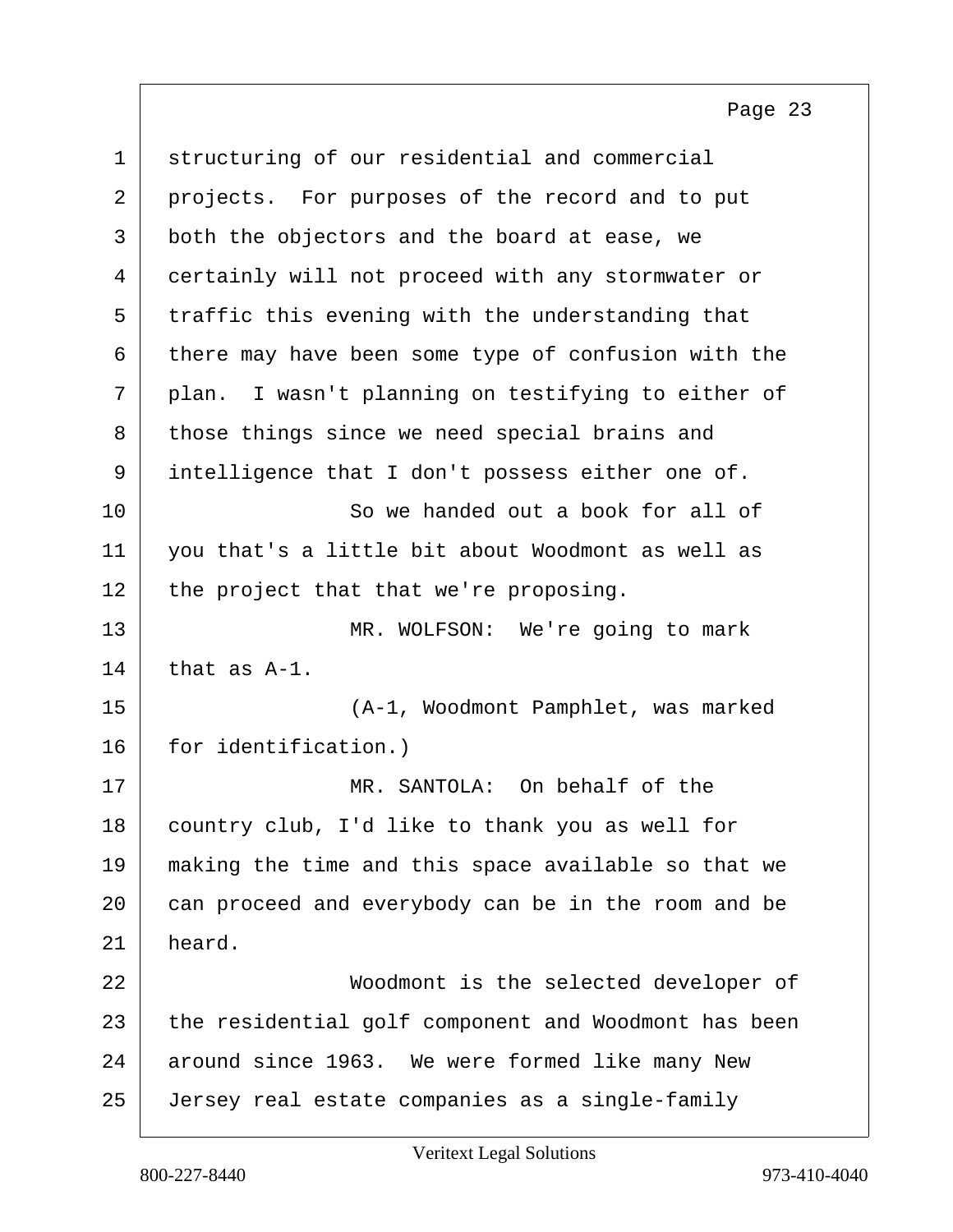structuring of our residential and commercial projects. For purposes of the record and to put both the objectors and the board at ease, we certainly will not proceed with any stormwater or traffic this evening with the understanding that there may have been some type of confusion with the plan. I wasn't planning on testifying to either of those things since we need special brains and intelligence that I don't possess either one of.

So we handed out a book for all of you that's a little bit about Woodmont as well as the project that that we're proposing.

MR. WOLFSON: We're going to mark that as A-1.

(A-1, Woodmont Pamphlet, was marked for identification.)

MR. SANTOLA: On behalf of the country club, I'd like to thank you as well for making the time and this space available so that we can proceed and everybody can be in the room and be heard.

Woodmont is the selected developer of the residential golf component and Woodmont has been around since 1963. We were formed like many New Jersey real estate companies as a single-family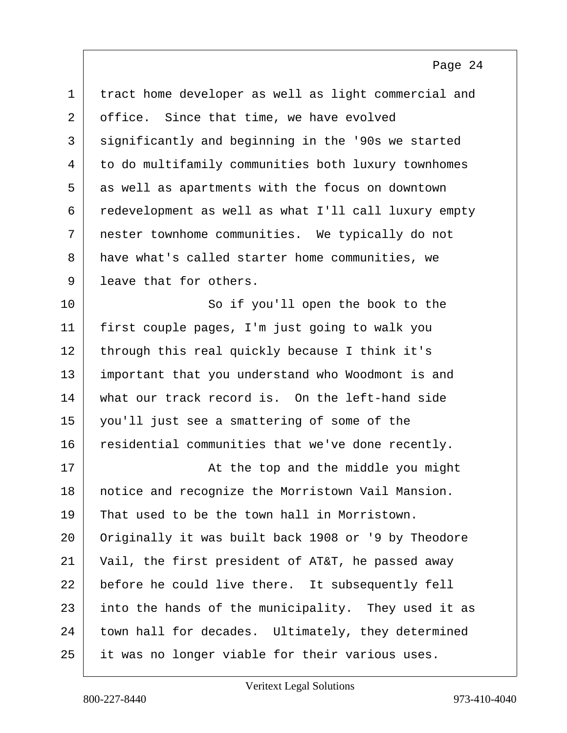tract home developer as well as light commercial and office. Since that time, we have evolved significantly and beginning in the '90s we started to do multifamily communities both luxury townhomes as well as apartments with the focus on downtown redevelopment as well as what I'll call luxury empty nester townhome communities. We typically do not have what's called starter home communities, we leave that for others.

So if you'll open the book to the first couple pages, I'm just going to walk you through this real quickly because I think it's important that you understand who Woodmont is and what our track record is. On the left-hand side you'll just see a smattering of some of the residential communities that we've done recently.

At the top and the middle you might notice and recognize the Morristown Vail Mansion. That used to be the town hall in Morristown. Originally it was built back 1908 or '9 by Theodore Vail, the first president of AT&T, he passed away before he could live there. It subsequently fell into the hands of the municipality. They used it as town hall for decades. Ultimately, they determined it was no longer viable for their various uses.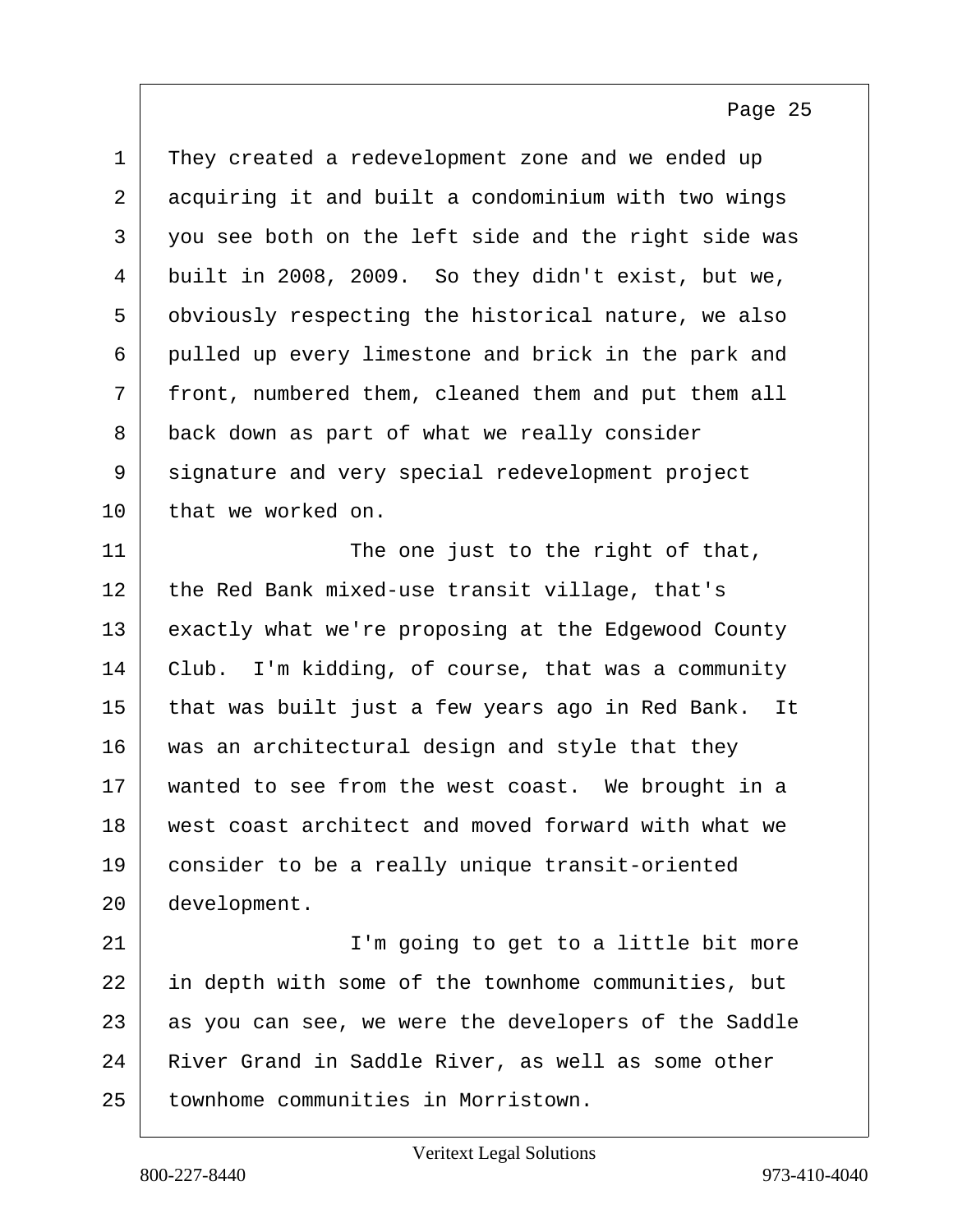They created a redevelopment zone and we ended up acquiring it and built a condominium with two wings you see both on the left side and the right side was built in 2008, 2009. So they didn't exist, but we, obviously respecting the historical nature, we also pulled up every limestone and brick in the park and front, numbered them, cleaned them and put them all back down as part of what we really consider signature and very special redevelopment project that we worked on.

The one just to the right of that, the Red Bank mixed-use transit village, that's exactly what we're proposing at the Edgewood County Club. I'm kidding, of course, that was a community that was built just a few years ago in Red Bank. It was an architectural design and style that they wanted to see from the west coast. We brought in a west coast architect and moved forward with what we consider to be a really unique transit-oriented development.

I'm going to get to a little bit more in depth with some of the townhome communities, but as you can see, we were the developers of the Saddle River Grand in Saddle River, as well as some other townhome communities in Morristown.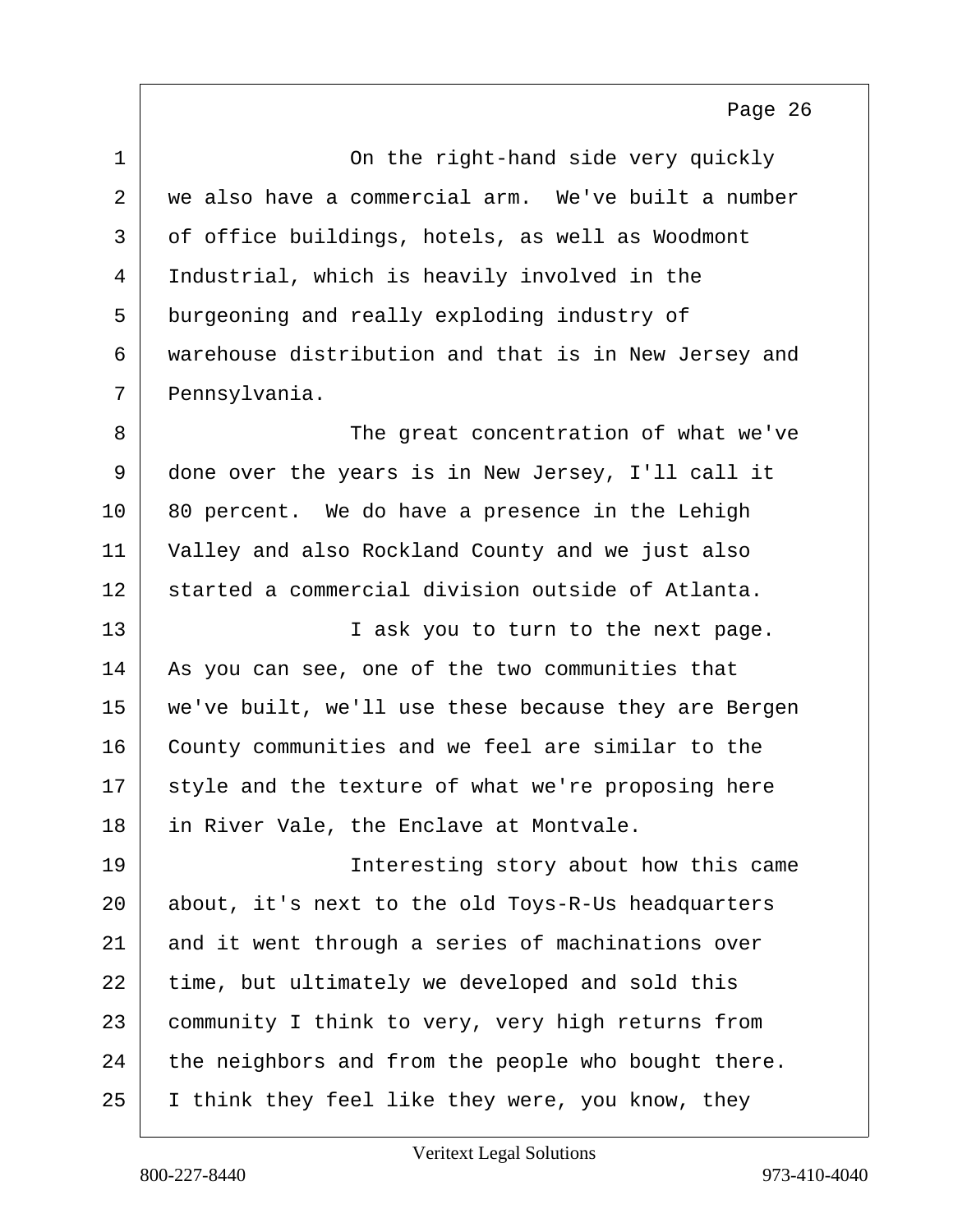On the right-hand side very quickly we also have a commercial arm. We've built a number of office buildings, hotels, as well as Woodmont Industrial, which is heavily involved in the burgeoning and really exploding industry of warehouse distribution and that is in New Jersey and Pennsylvania.

The great concentration of what we've done over the years is in New Jersey, I'll call it 80 percent. We do have a presence in the Lehigh Valley and also Rockland County and we just also started a commercial division outside of Atlanta.

I ask you to turn to the next page. As you can see, one of the two communities that we've built, we'll use these because they are Bergen County communities and we feel are similar to the style and the texture of what we're proposing here in River Vale, the Enclave at Montvale.

Interesting story about how this came about, it's next to the old Toys-R-Us headquarters and it went through a series of machinations over time, but ultimately we developed and sold this community I think to very, very high returns from the neighbors and from the people who bought there. I think they feel like they were, you know, they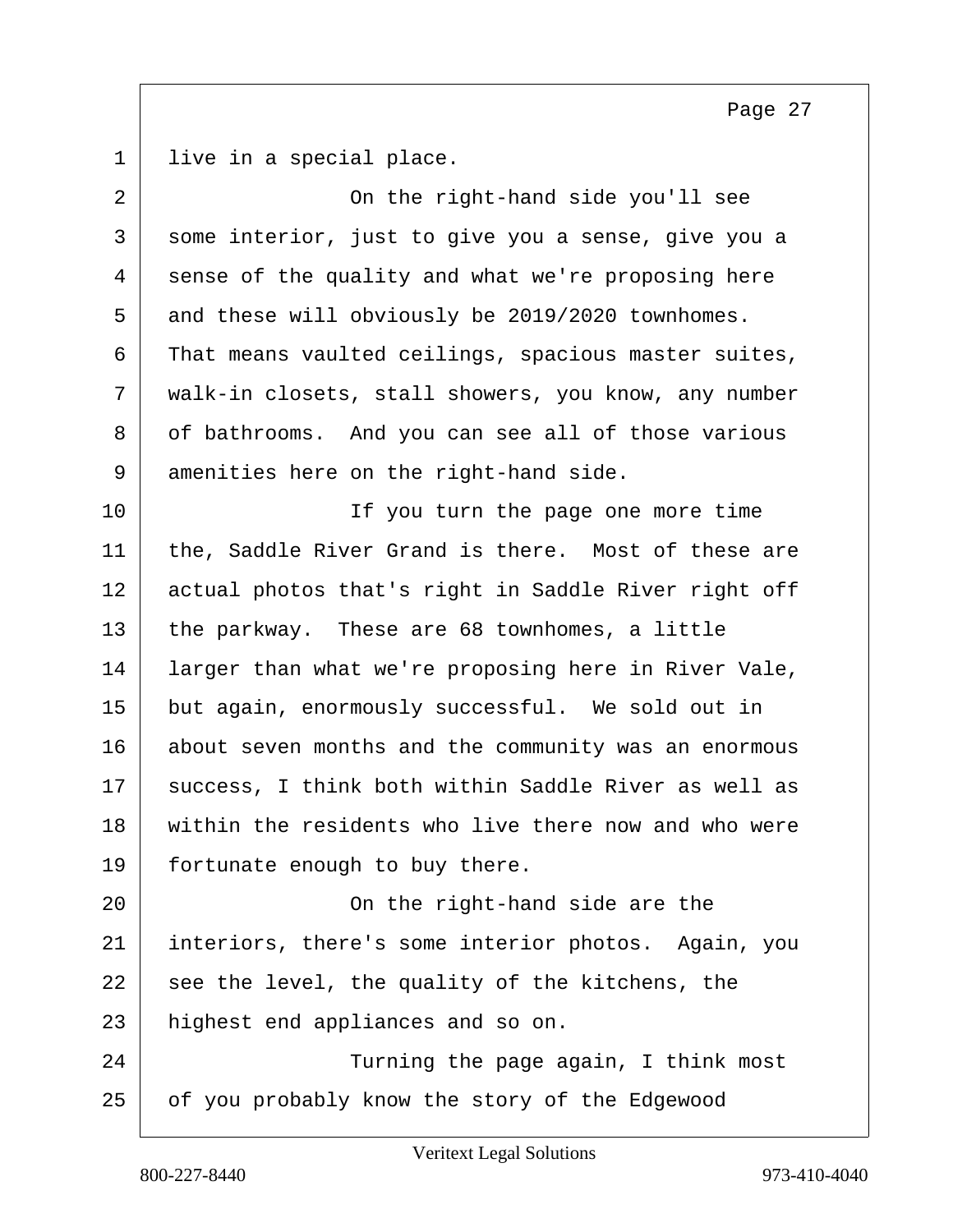live in a special place.

On the right-hand side you'll see some interior, just to give you a sense, give you a sense of the quality and what we're proposing here and these will obviously be 2019/2020 townhomes. That means vaulted ceilings, spacious master suites, walk-in closets, stall showers, you know, any number of bathrooms. And you can see all of those various amenities here on the right-hand side.

If you turn the page one more time the, Saddle River Grand is there. Most of these are actual photos that's right in Saddle River right off the parkway. These are 68 townhomes, a little larger than what we're proposing here in River Vale, but again, enormously successful. We sold out in about seven months and the community was an enormous success, I think both within Saddle River as well as within the residents who live there now and who were fortunate enough to buy there.

On the right-hand side are the interiors, there's some interior photos. Again, you see the level, the quality of the kitchens, the highest end appliances and so on.

Turning the page again, I think most of you probably know the story of the Edgewood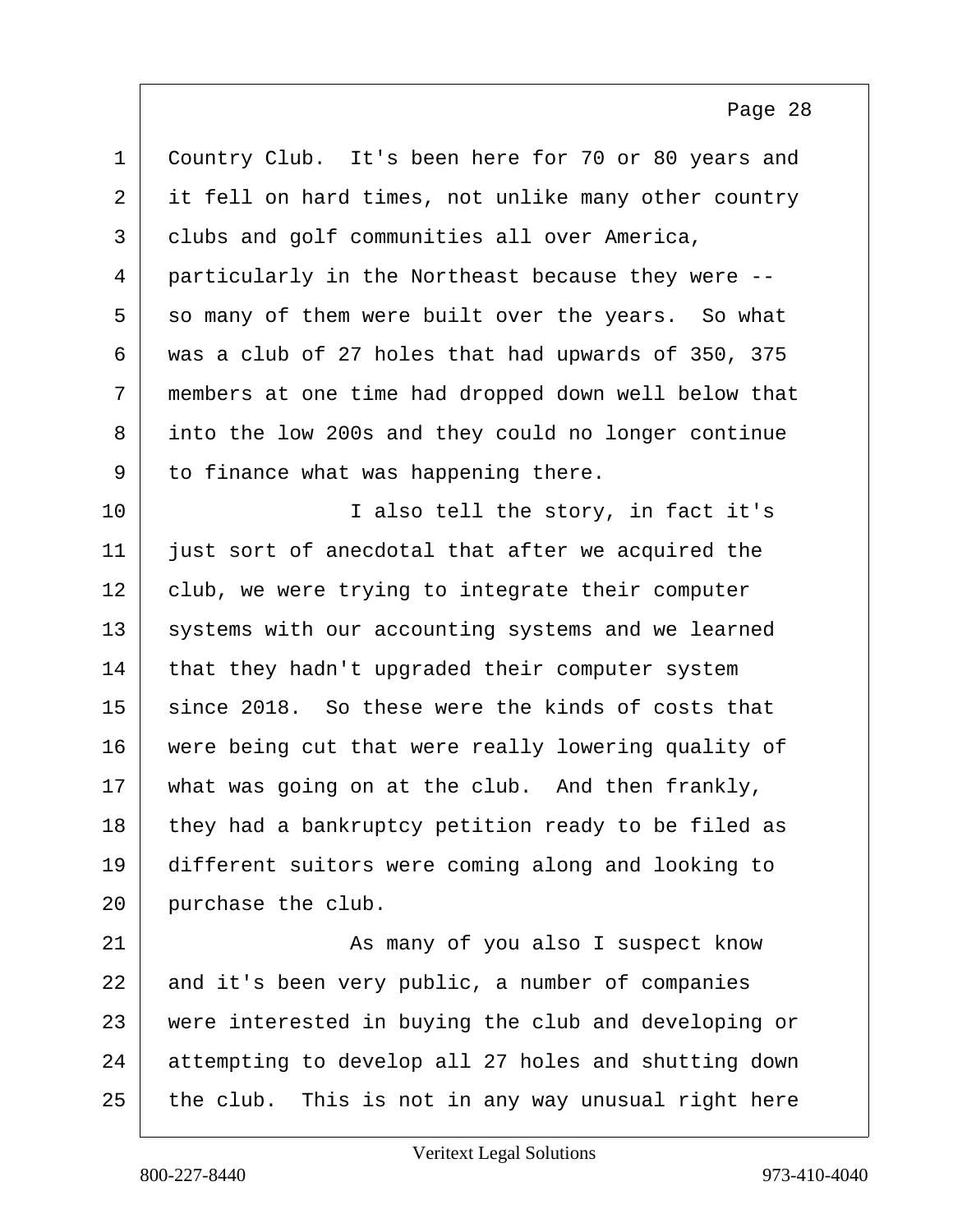Country Club. It's been here for 70 or 80 years and it fell on hard times, not unlike many other country clubs and golf communities all over America, particularly in the Northeast because they were -- so many of them were built over the years. So what was a club of 27 holes that had upwards of 350, 375 members at one time had dropped down well below that into the low 200s and they could no longer continue to finance what was happening there.

I also tell the story, in fact it's just sort of anecdotal that after we acquired the club, we were trying to integrate their computer systems with our accounting systems and we learned that they hadn't upgraded their computer system since 2018. So these were the kinds of costs that were being cut that were really lowering quality of what was going on at the club. And then frankly, they had a bankruptcy petition ready to be filed as different suitors were coming along and looking to purchase the club.

As many of you also I suspect know and it's been very public, a number of companies were interested in buying the club and developing or attempting to develop all 27 holes and shutting down the club. This is not in any way unusual right here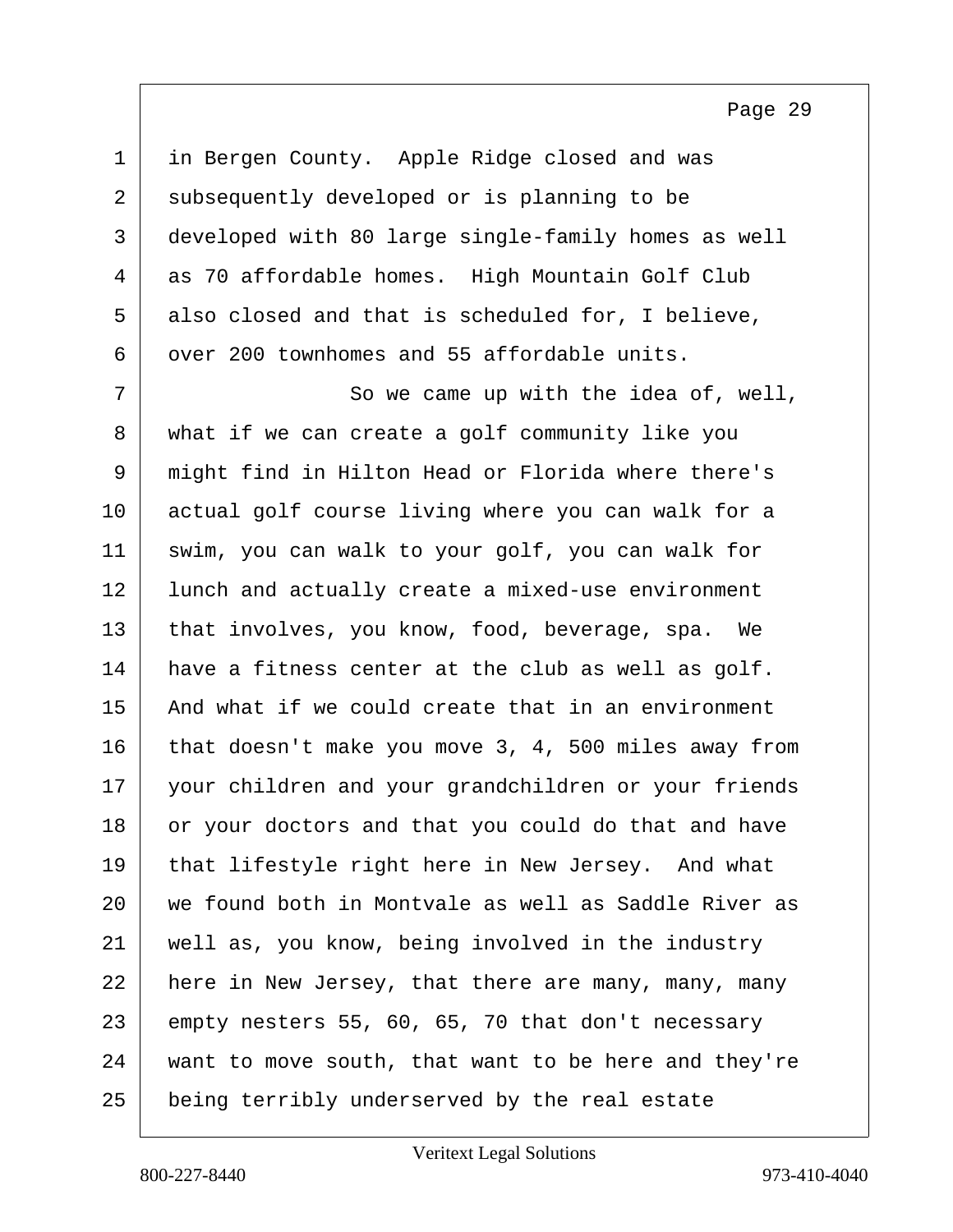in Bergen County. Apple Ridge closed and was subsequently developed or is planning to be developed with 80 large single-family homes as well as 70 affordable homes. High Mountain Golf Club also closed and that is scheduled for, I believe, over 200 townhomes and 55 affordable units.

So we came up with the idea of, well, what if we can create a golf community like you might find in Hilton Head or Florida where there's actual golf course living where you can walk for a swim, you can walk to your golf, you can walk for lunch and actually create a mixed-use environment that involves, you know, food, beverage, spa. We have a fitness center at the club as well as golf. And what if we could create that in an environment that doesn't make you move 3, 4, 500 miles away from your children and your grandchildren or your friends or your doctors and that you could do that and have that lifestyle right here in New Jersey. And what we found both in Montvale as well as Saddle River as well as, you know, being involved in the industry here in New Jersey, that there are many, many, many empty nesters 55, 60, 65, 70 that don't necessary want to move south, that want to be here and they're being terribly underserved by the real estate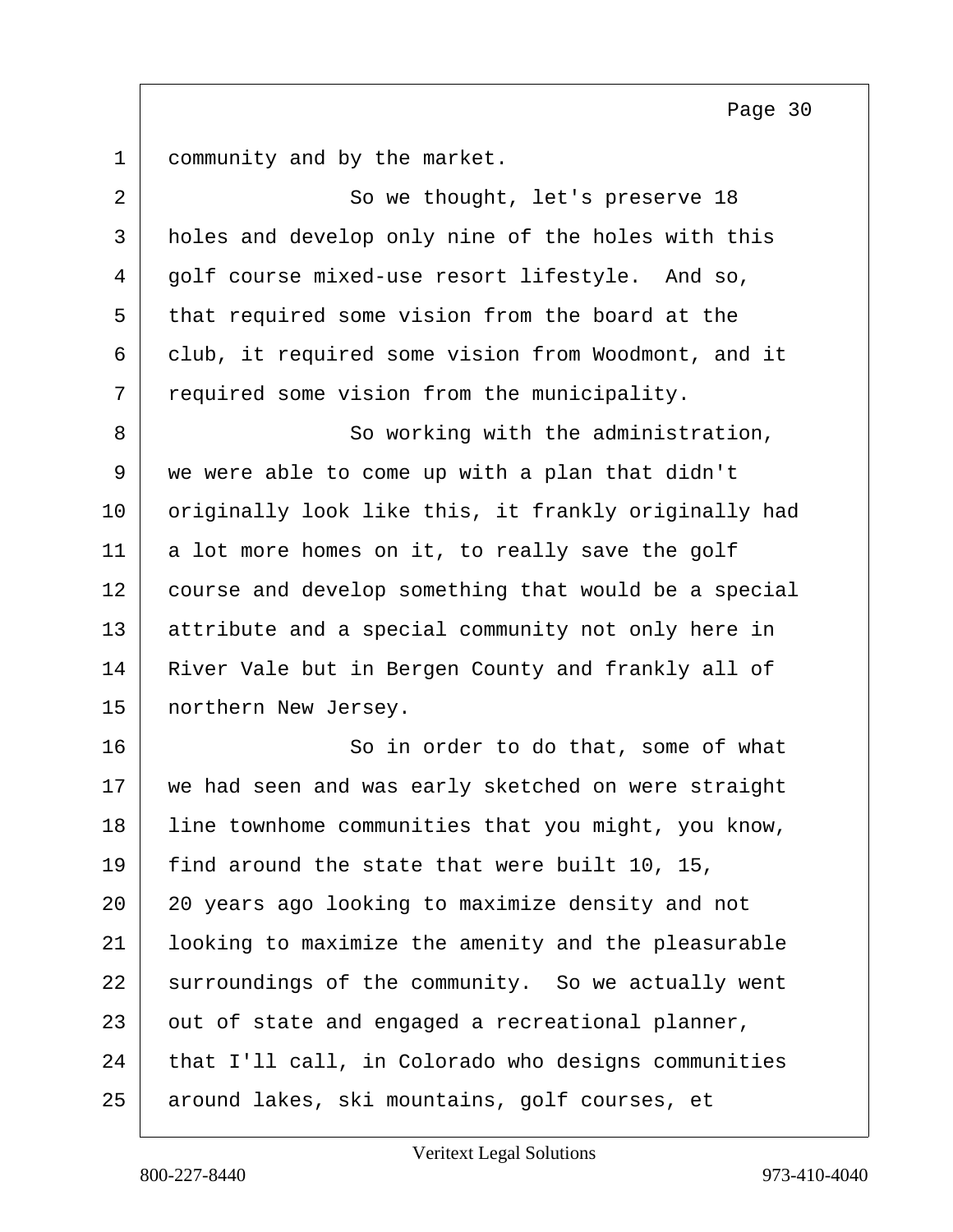community and by the market.

So we thought, let's preserve 18 holes and develop only nine of the holes with this golf course mixed-use resort lifestyle. And so, that required some vision from the board at the club, it required some vision from Woodmont, and it required some vision from the municipality.

So working with the administration, we were able to come up with a plan that didn't originally look like this, it frankly originally had a lot more homes on it, to really save the golf course and develop something that would be a special attribute and a special community not only here in River Vale but in Bergen County and frankly all of northern New Jersey.

So in order to do that, some of what we had seen and was early sketched on were straight line townhome communities that you might, you know, find around the state that were built 10, 15, 20 years ago looking to maximize density and not looking to maximize the amenity and the pleasurable surroundings of the community. So we actually went out of state and engaged a recreational planner, that I'll call, in Colorado who designs communities around lakes, ski mountains, golf courses, et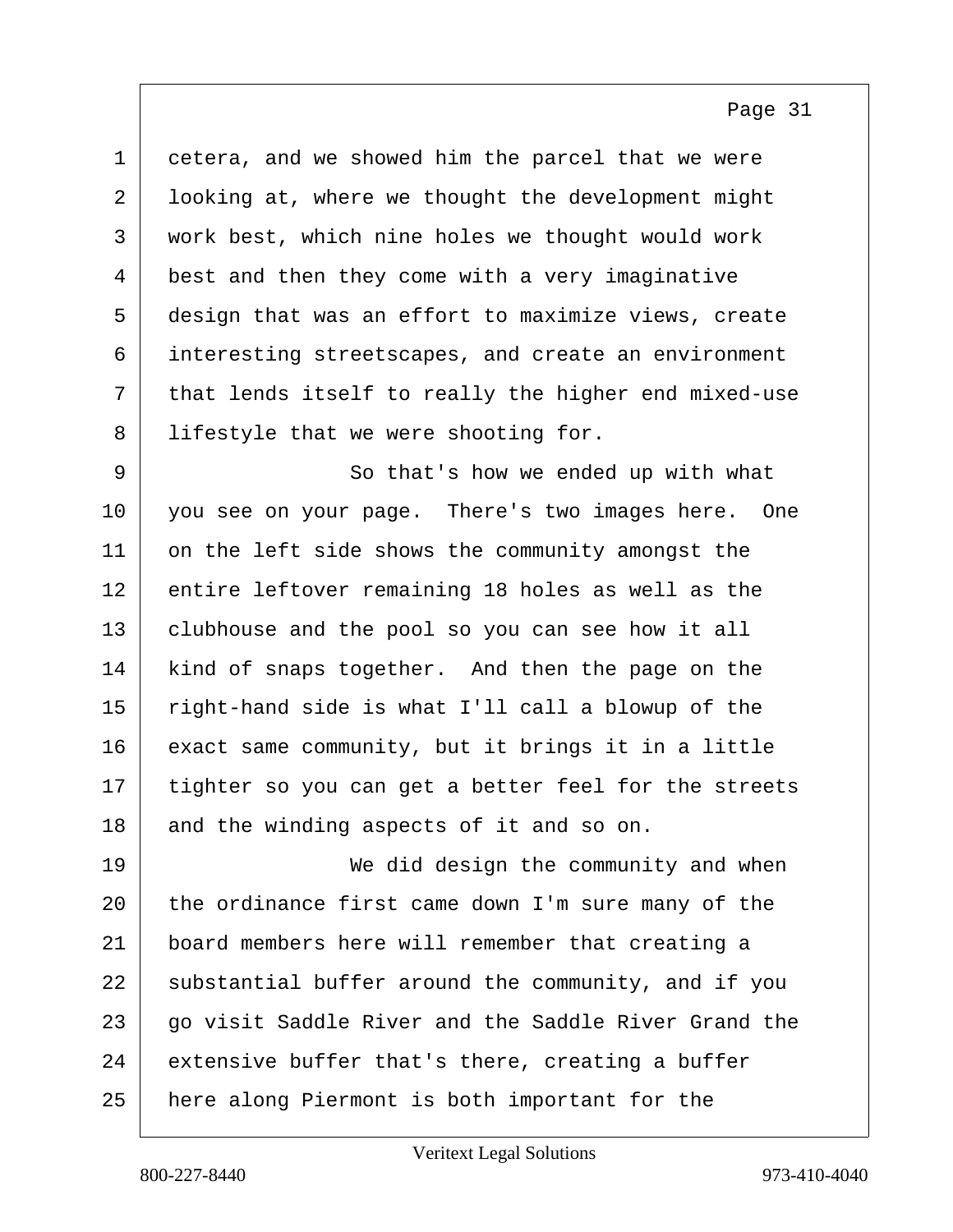cetera, and we showed him the parcel that we were looking at, where we thought the development might work best, which nine holes we thought would work best and then they come with a very imaginative design that was an effort to maximize views, create interesting streetscapes, and create an environment that lends itself to really the higher end mixed-use lifestyle that we were shooting for.

So that's how we ended up with what you see on your page. There's two images here. One on the left side shows the community amongst the entire leftover remaining 18 holes as well as the clubhouse and the pool so you can see how it all kind of snaps together. And then the page on the right-hand side is what I'll call a blowup of the exact same community, but it brings it in a little tighter so you can get a better feel for the streets and the winding aspects of it and so on.

We did design the community and when the ordinance first came down I'm sure many of the board members here will remember that creating a substantial buffer around the community, and if you go visit Saddle River and the Saddle River Grand the extensive buffer that's there, creating a buffer here along Piermont is both important for the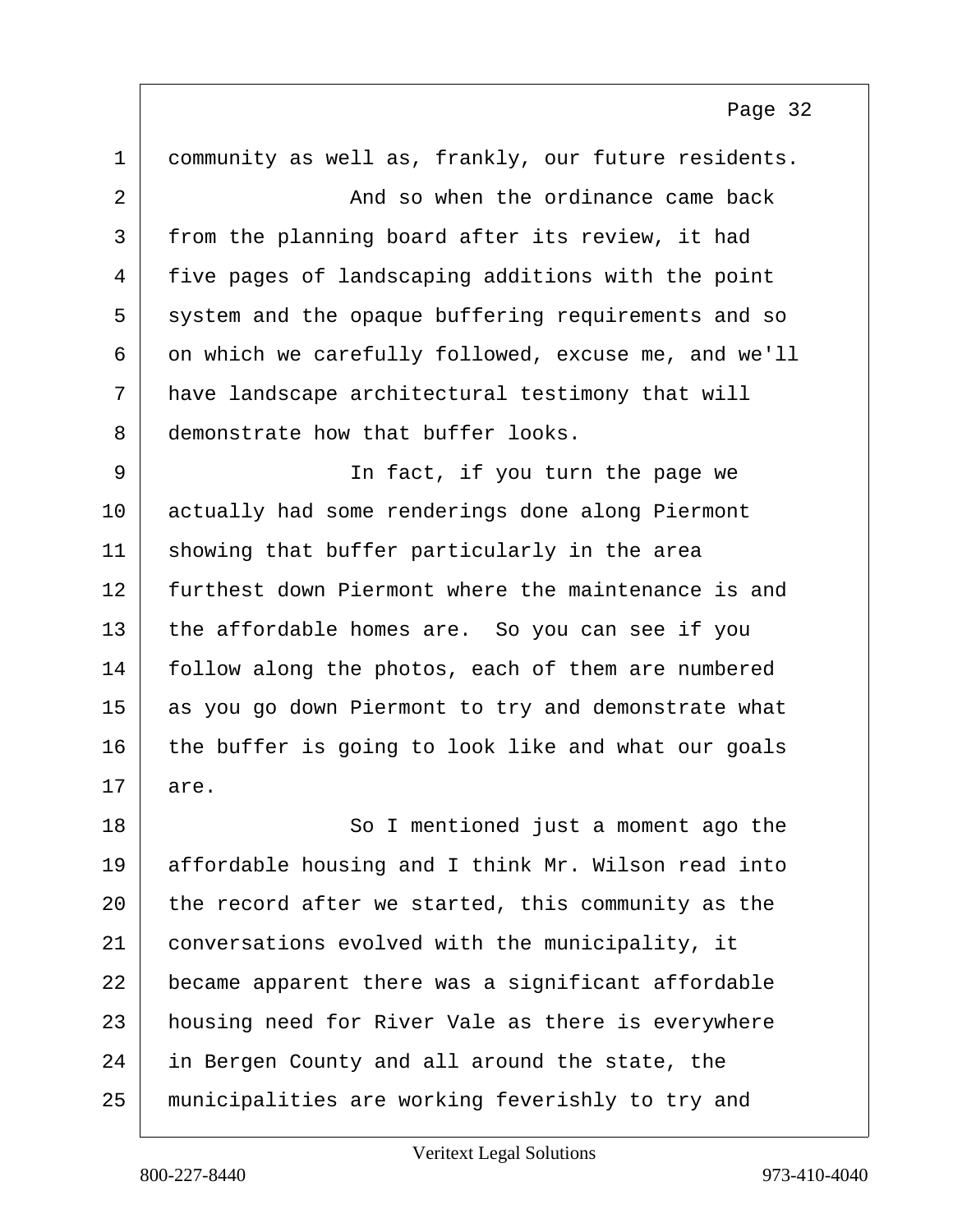community as well as, frankly, our future residents.

And so when the ordinance came back from the planning board after its review, it had five pages of landscaping additions with the point system and the opaque buffering requirements and so on which we carefully followed, excuse me, and we'll have landscape architectural testimony that will demonstrate how that buffer looks.

In fact, if you turn the page we actually had some renderings done along Piermont showing that buffer particularly in the area furthest down Piermont where the maintenance is and the affordable homes are. So you can see if you follow along the photos, each of them are numbered as you go down Piermont to try and demonstrate what the buffer is going to look like and what our goals are.

So I mentioned just a moment ago the affordable housing and I think Mr. Wilson read into the record after we started, this community as the conversations evolved with the municipality, it became apparent there was a significant affordable housing need for River Vale as there is everywhere in Bergen County and all around the state, the municipalities are working feverishly to try and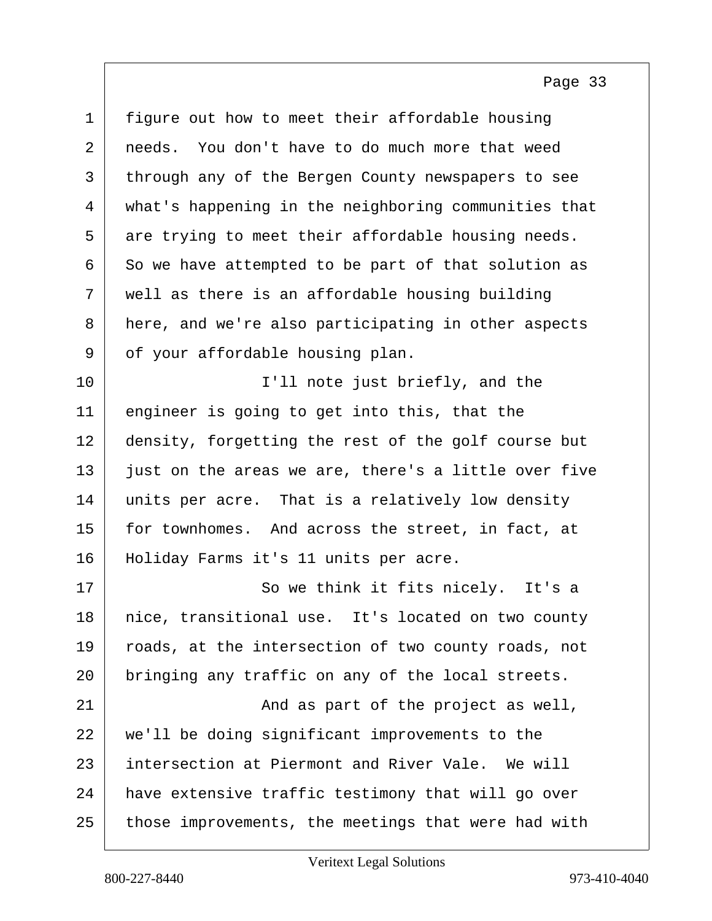figure out how to meet their affordable housing needs. You don't have to do much more that weed through any of the Bergen County newspapers to see what's happening in the neighboring communities that are trying to meet their affordable housing needs. So we have attempted to be part of that solution as well as there is an affordable housing building here, and we're also participating in other aspects of your affordable housing plan.

I'll note just briefly, and the engineer is going to get into this, that the density, forgetting the rest of the golf course but just on the areas we are, there's a little over five units per acre. That is a relatively low density for townhomes. And across the street, in fact, at Holiday Farms it's 11 units per acre.

So we think it fits nicely. It's a nice, transitional use. It's located on two county roads, at the intersection of two county roads, not bringing any traffic on any of the local streets.

And as part of the project as well, we'll be doing significant improvements to the intersection at Piermont and River Vale. We will have extensive traffic testimony that will go over those improvements, the meetings that were had with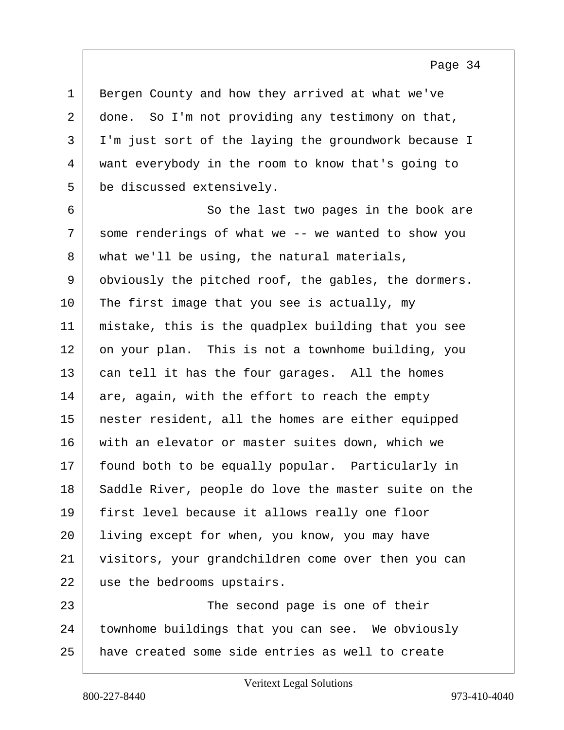Bergen County and how they arrived at what we've done. So I'm not providing any testimony on that, I'm just sort of the laying the groundwork because I want everybody in the room to know that's going to be discussed extensively.

So the last two pages in the book are some renderings of what we -- we wanted to show you what we'll be using, the natural materials, obviously the pitched roof, the gables, the dormers. The first image that you see is actually, my mistake, this is the quadplex building that you see on your plan. This is not a townhome building, you can tell it has the four garages. All the homes are, again, with the effort to reach the empty nester resident, all the homes are either equipped with an elevator or master suites down, which we found both to be equally popular. Particularly in Saddle River, people do love the master suite on the first level because it allows really one floor living except for when, you know, you may have visitors, your grandchildren come over then you can use the bedrooms upstairs.

The second page is one of their townhome buildings that you can see. We obviously have created some side entries as well to create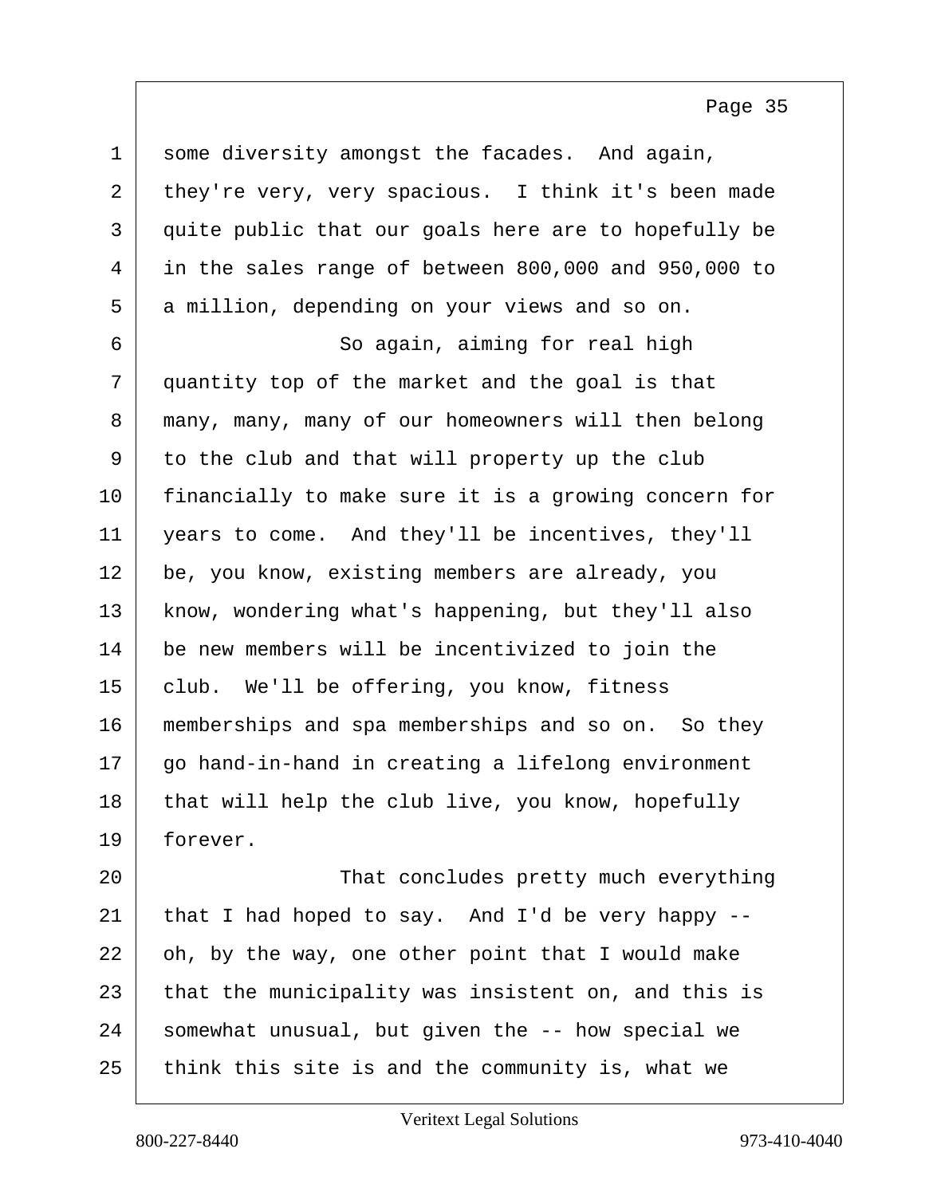some diversity amongst the facades. And again, they're very, very spacious. I think it's been made quite public that our goals here are to hopefully be in the sales range of between 800,000 and 950,000 to a million, depending on your views and so on.

So again, aiming for real high quantity top of the market and the goal is that many, many, many of our homeowners will then belong to the club and that will property up the club financially to make sure it is a growing concern for years to come. And they'll be incentives, they'll be, you know, existing members are already, you know, wondering what's happening, but they'll also be new members will be incentivized to join the club. We'll be offering, you know, fitness memberships and spa memberships and so on. So they go hand-in-hand in creating a lifelong environment that will help the club live, you know, hopefully forever.

That concludes pretty much everything that I had hoped to say. And I'd be very happy -- oh, by the way, one other point that I would make that the municipality was insistent on, and this is somewhat unusual, but given the -- how special we think this site is and the community is, what we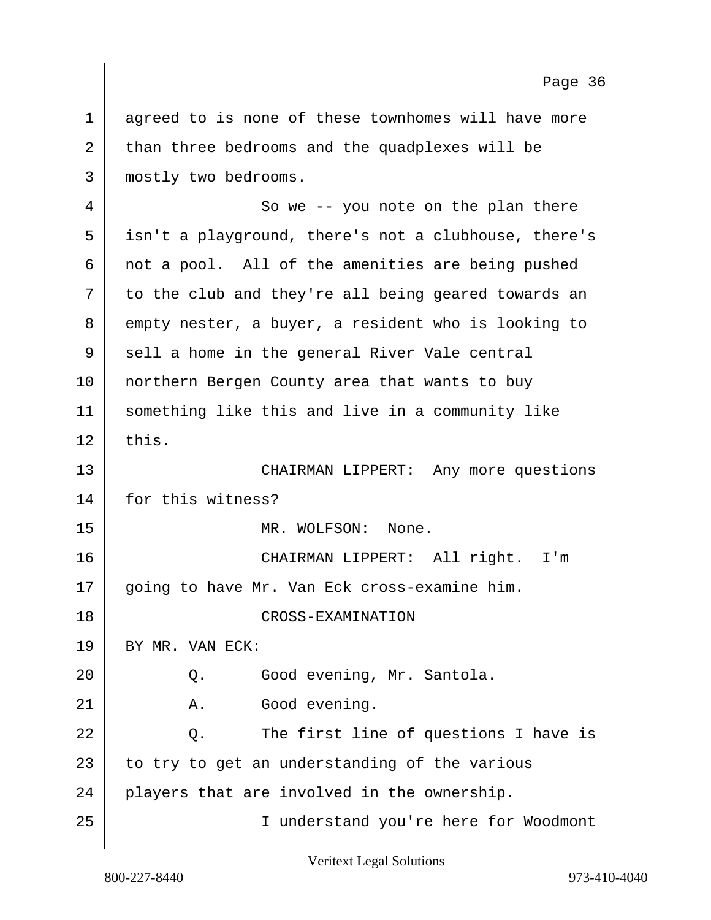agreed to is none of these townhomes will have more than three bedrooms and the quadplexes will be mostly two bedrooms.

So we -- you note on the plan there isn't a playground, there's not a clubhouse, there's not a pool. All of the amenities are being pushed to the club and they're all being geared towards an empty nester, a buyer, a resident who is looking to sell a home in the general River Vale central northern Bergen County area that wants to buy something like this and live in a community like this.

CHAIRMAN LIPPERT: Any more questions for this witness?

MR. WOLFSON: None.

CHAIRMAN LIPPERT: All right. I'm going to have Mr. Van Eck cross-examine him.

CROSS-EXAMINATION

BY MR. VAN ECK:

Q. Good evening, Mr. Santola.

A. Good evening.

Q. The first line of questions I have is to try to get an understanding of the various players that are involved in the ownership.

I understand you're here for Woodmont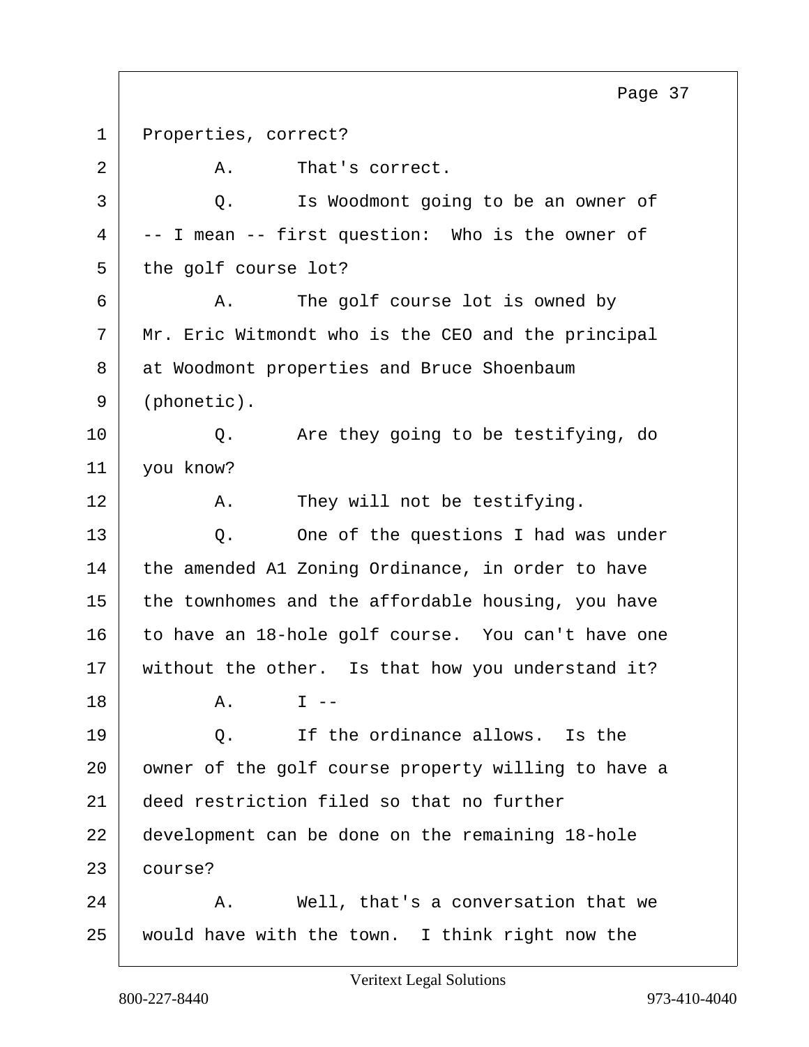Properties, correct?

A. That's correct.

Q. Is Woodmont going to be an owner of -- I mean -- first question: Who is the owner of the golf course lot?

A. The golf course lot is owned by Mr. Eric Witmondt who is the CEO and the principal at Woodmont properties and Bruce Shoenbaum (phonetic).

Q. Are they going to be testifying, do you know?

A. They will not be testifying.

Q. One of the questions I had was under the amended A1 Zoning Ordinance, in order to have the townhomes and the affordable housing, you have to have an 18-hole golf course. You can't have one without the other. Is that how you understand it?

A. I --

Q. If the ordinance allows. Is the owner of the golf course property willing to have a deed restriction filed so that no further development can be done on the remaining 18-hole course?

A. Well, that's a conversation that we would have with the town. I think right now the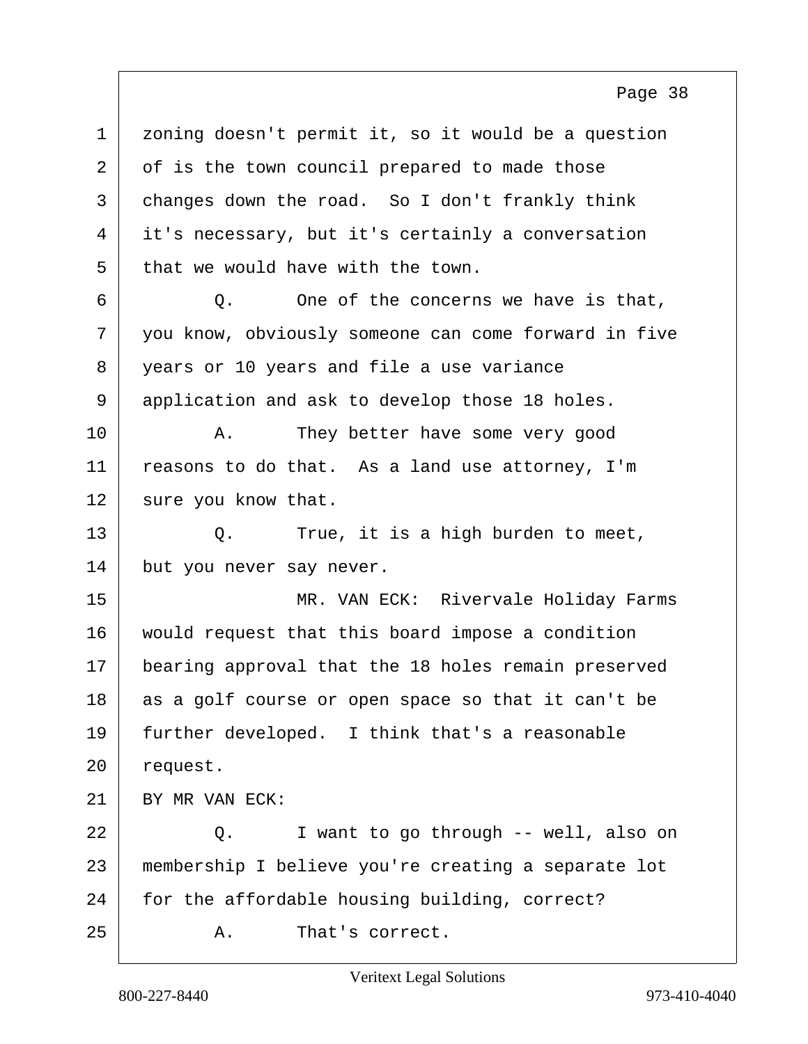1 zoning doesn't permit it, so it would be a question
2 of is the town council prepared to made those
3 changes down the road. So I don't frankly think
4 it's necessary, but it's certainly a conversation
5 that we would have with the town.
6 Q. One of the concerns we have is that,
7 you know, obviously someone can come forward in five
8 years or 10 years and file a use variance
9 application and ask to develop those 18 holes.
10 A. They better have some very good
11 reasons to do that. As a land use attorney, I'm
12 sure you know that.
13 Q. True, it is a high burden to meet,
14 but you never say never.
15 MR. VAN ECK: Rivervale Holiday Farms
16 would request that this board impose a condition
17 bearing approval that the 18 holes remain preserved
18 as a golf course or open space so that it can't be
19 further developed. I think that's a reasonable
20 request.
21 BY MR VAN ECK:
22 Q. I want to go through -- well, also on
23 membership I believe you're creating a separate lot
24 for the affordable housing building, correct?
25 A. That's correct.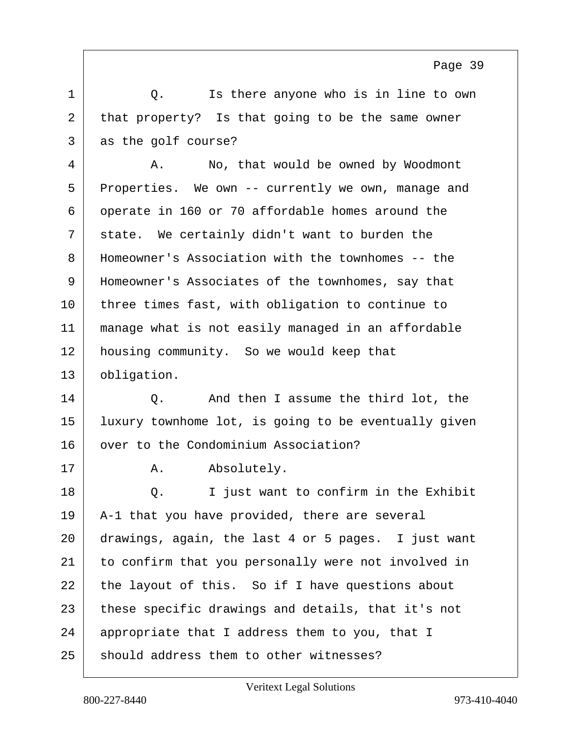Q. Is there anyone who is in line to own that property? Is that going to be the same owner as the golf course?

A. No, that would be owned by Woodmont Properties. We own -- currently we own, manage and operate in 160 or 70 affordable homes around the state. We certainly didn't want to burden the Homeowner's Association with the townhomes -- the Homeowner's Associates of the townhomes, say that three times fast, with obligation to continue to manage what is not easily managed in an affordable housing community. So we would keep that obligation.

Q. And then I assume the third lot, the luxury townhome lot, is going to be eventually given over to the Condominium Association?

A. Absolutely.

Q. I just want to confirm in the Exhibit A-1 that you have provided, there are several drawings, again, the last 4 or 5 pages. I just want to confirm that you personally were not involved in the layout of this. So if I have questions about these specific drawings and details, that it's not appropriate that I address them to you, that I should address them to other witnesses?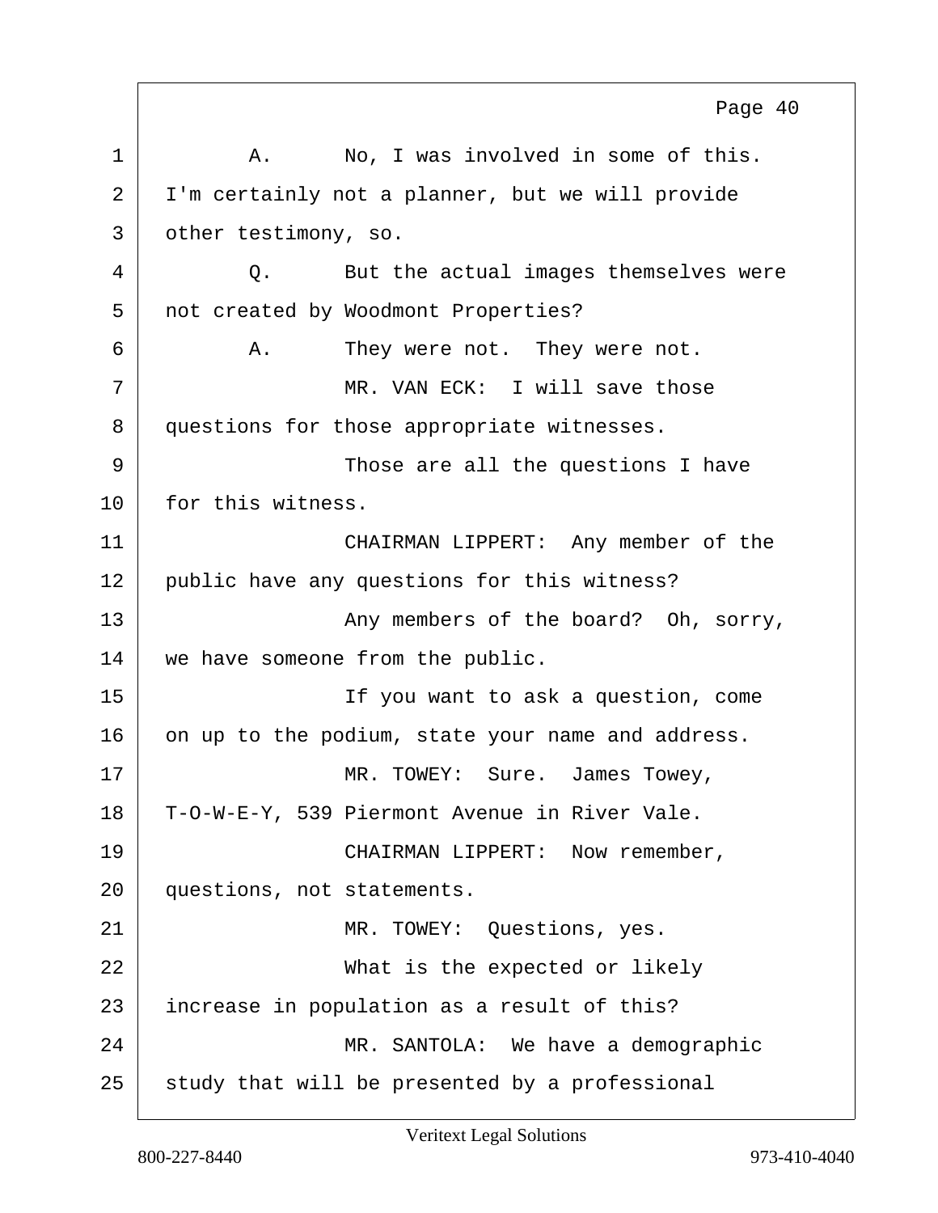1 A. No, I was involved in some of this.
2 I'm certainly not a planner, but we will provide
3 other testimony, so.
4 Q. But the actual images themselves were
5 not created by Woodmont Properties?
6 A. They were not. They were not.
7 MR. VAN ECK: I will save those
8 questions for those appropriate witnesses.
9 Those are all the questions I have
10 for this witness.
11 CHAIRMAN LIPPERT: Any member of the
12 public have any questions for this witness?
13 Any members of the board? Oh, sorry,
14 we have someone from the public.
15 If you want to ask a question, come
16 on up to the podium, state your name and address.
17 MR. TOWEY: Sure. James Towey,
18 T-O-W-E-Y, 539 Piermont Avenue in River Vale.
19 CHAIRMAN LIPPERT: Now remember,
20 questions, not statements.
21 MR. TOWEY: Questions, yes.
22 What is the expected or likely
23 increase in population as a result of this?
24 MR. SANTOLA: We have a demographic
25 study that will be presented by a professional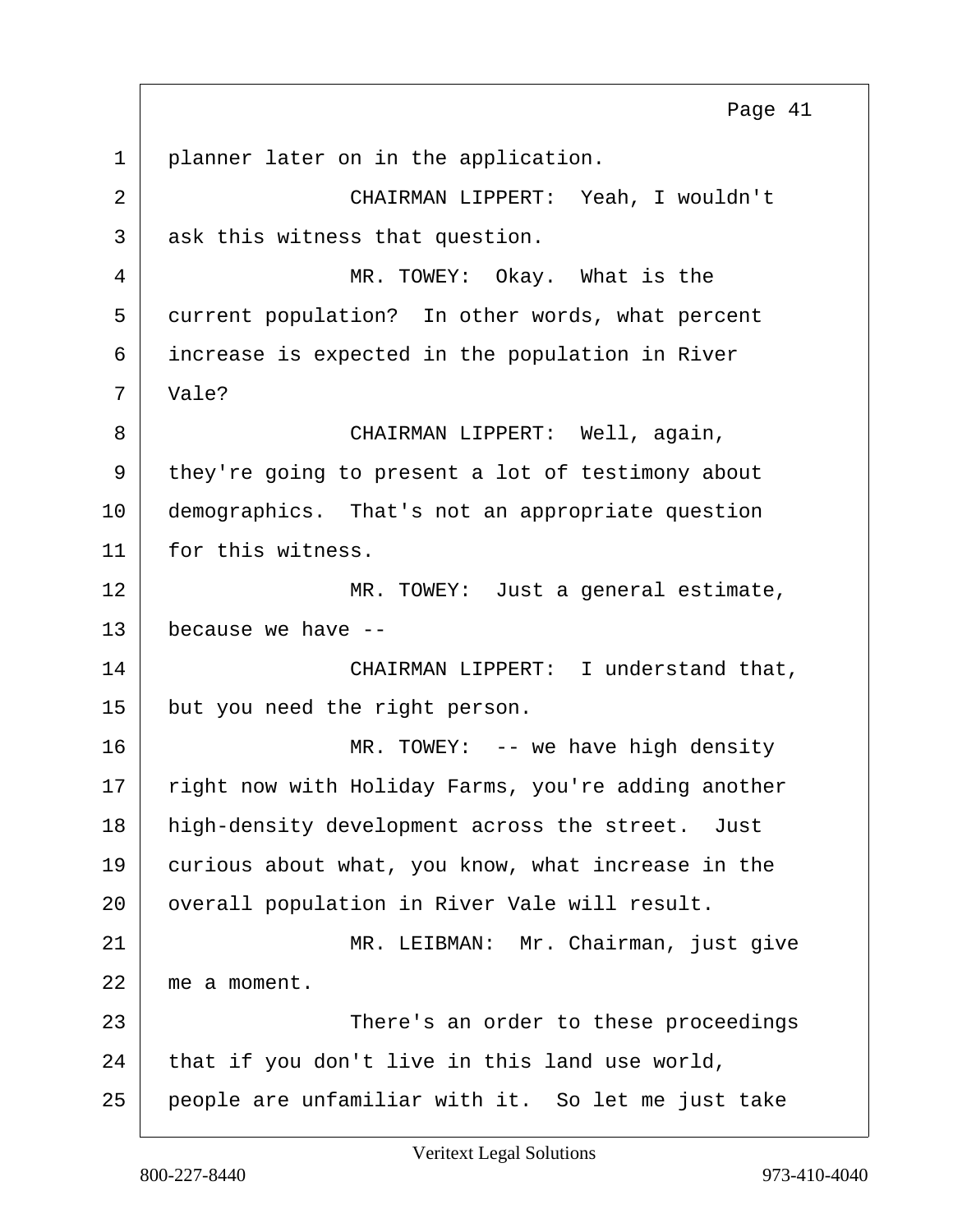planner later on in the application.

CHAIRMAN LIPPERT: Yeah, I wouldn't ask this witness that question.

MR. TOWEY: Okay. What is the current population? In other words, what percent increase is expected in the population in River Vale?

CHAIRMAN LIPPERT: Well, again, they're going to present a lot of testimony about demographics. That's not an appropriate question for this witness.

MR. TOWEY: Just a general estimate, because we have --

CHAIRMAN LIPPERT: I understand that, but you need the right person.

MR. TOWEY: -- we have high density right now with Holiday Farms, you're adding another high-density development across the street. Just curious about what, you know, what increase in the overall population in River Vale will result.

MR. LEIBMAN: Mr. Chairman, just give me a moment.

There's an order to these proceedings that if you don't live in this land use world, people are unfamiliar with it. So let me just take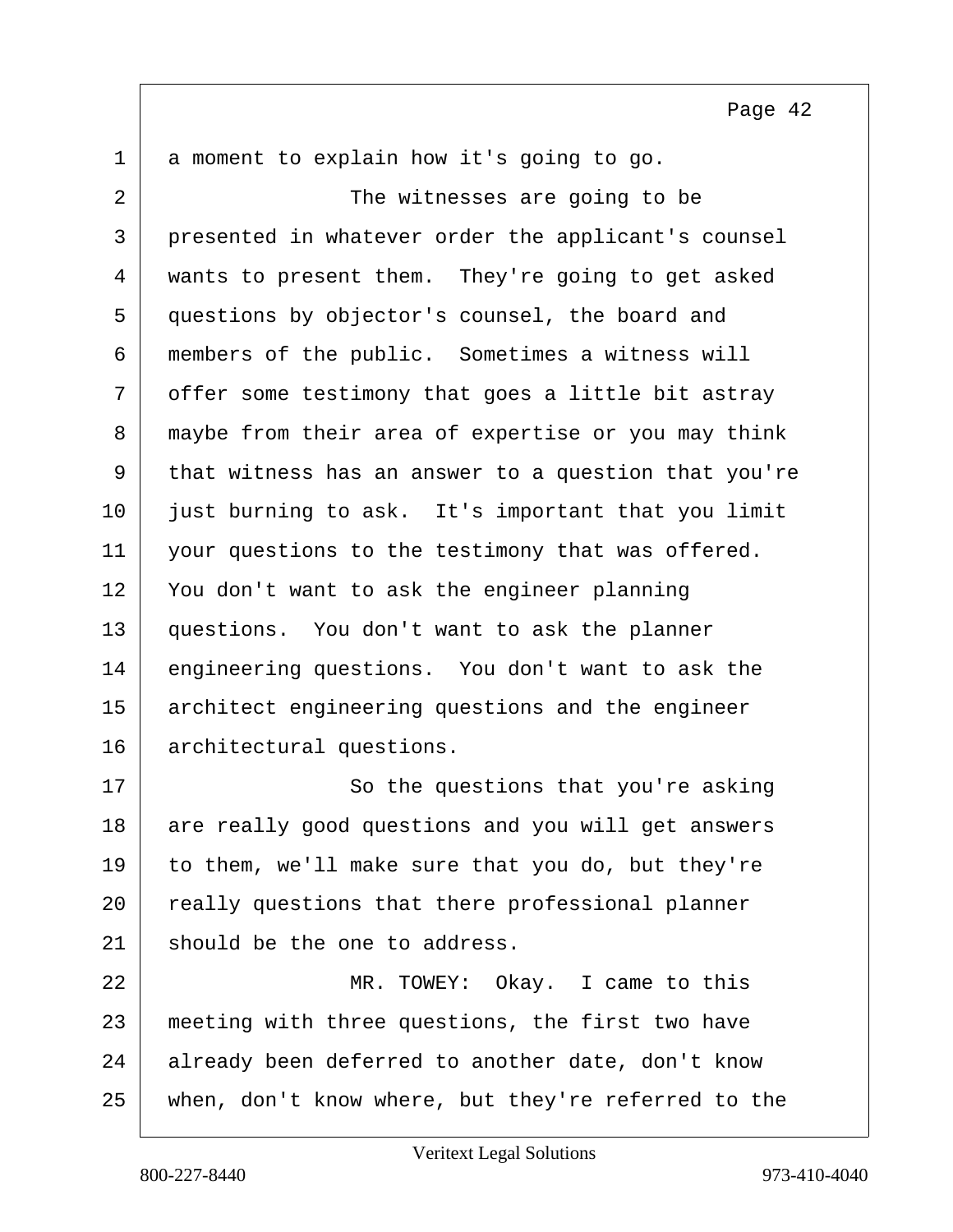a moment to explain how it's going to go.

The witnesses are going to be presented in whatever order the applicant's counsel wants to present them. They're going to get asked questions by objector's counsel, the board and members of the public. Sometimes a witness will offer some testimony that goes a little bit astray maybe from their area of expertise or you may think that witness has an answer to a question that you're just burning to ask. It's important that you limit your questions to the testimony that was offered. You don't want to ask the engineer planning questions. You don't want to ask the planner engineering questions. You don't want to ask the architect engineering questions and the engineer architectural questions.

So the questions that you're asking are really good questions and you will get answers to them, we'll make sure that you do, but they're really questions that there professional planner should be the one to address.

MR. TOWEY: Okay. I came to this meeting with three questions, the first two have already been deferred to another date, don't know when, don't know where, but they're referred to the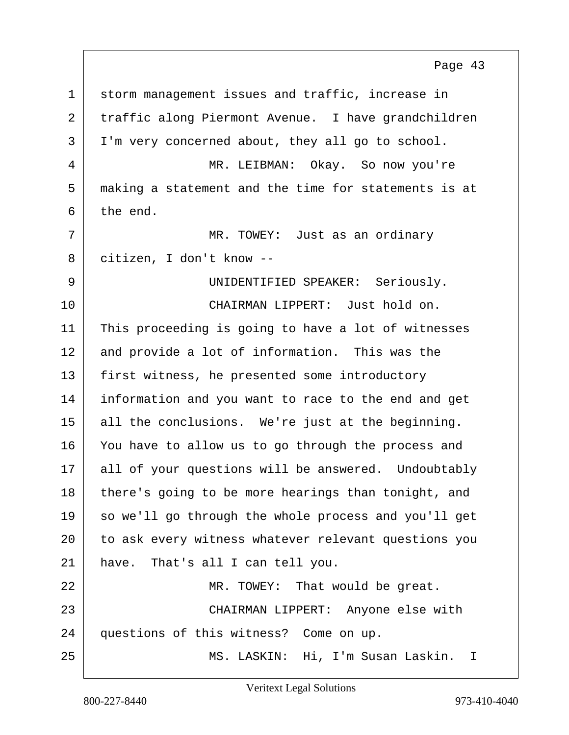1 storm management issues and traffic, increase in
2 traffic along Piermont Avenue. I have grandchildren
3 I'm very concerned about, they all go to school.
4 MR. LEIBMAN: Okay. So now you're
5 making a statement and the time for statements is at
6 the end.
7 MR. TOWEY: Just as an ordinary
8 citizen, I don't know --
9 UNIDENTIFIED SPEAKER: Seriously.
10 CHAIRMAN LIPPERT: Just hold on.
11 This proceeding is going to have a lot of witnesses
12 and provide a lot of information. This was the
13 first witness, he presented some introductory
14 information and you want to race to the end and get
15 all the conclusions. We're just at the beginning.
16 You have to allow us to go through the process and
17 all of your questions will be answered. Undoubtably
18 there's going to be more hearings than tonight, and
19 so we'll go through the whole process and you'll get
20 to ask every witness whatever relevant questions you
21 have. That's all I can tell you.
22 MR. TOWEY: That would be great.
23 CHAIRMAN LIPPERT: Anyone else with
24 questions of this witness? Come on up.
25 MS. LASKIN: Hi, I'm Susan Laskin. I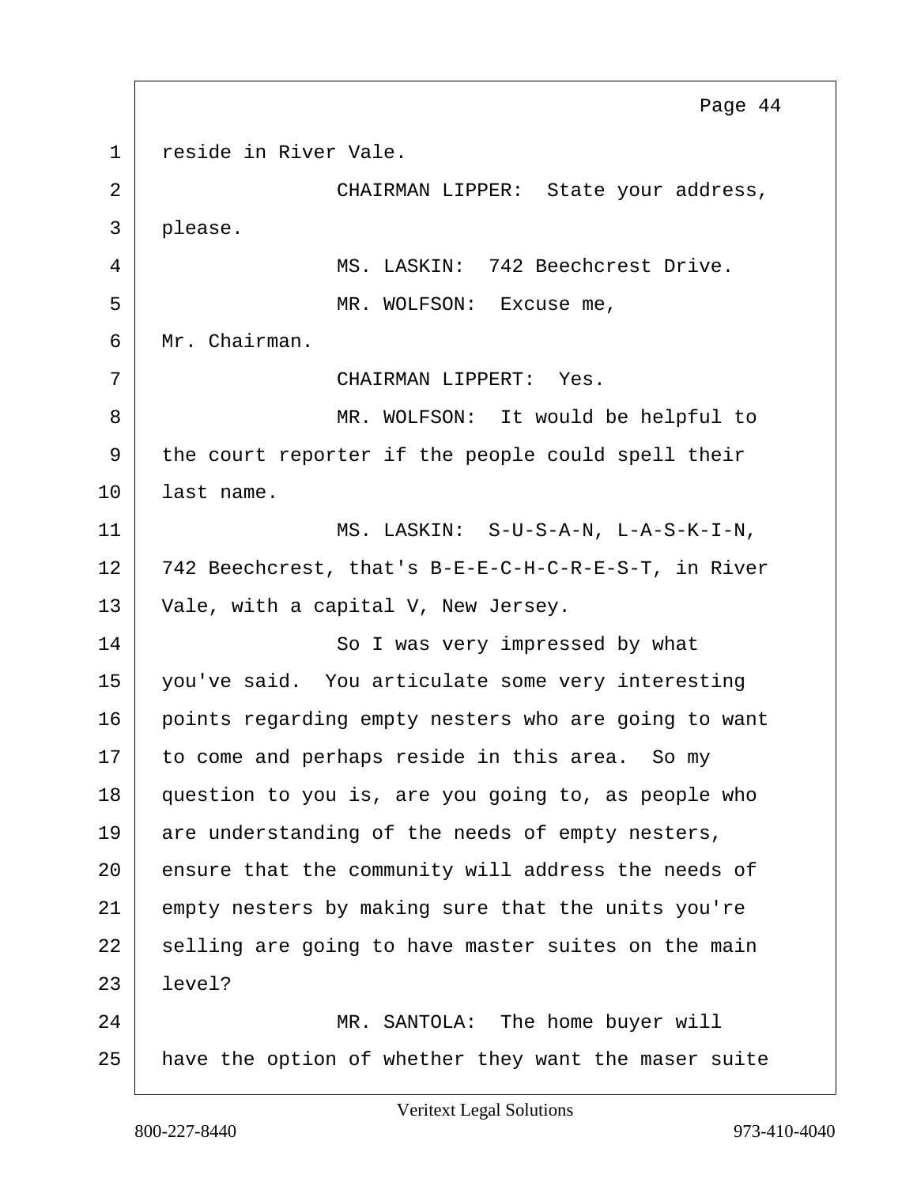1 reside in River Vale.

2 CHAIRMAN LIPPER: State your address,

3 please.

4 MS. LASKIN: 742 Beechcrest Drive.

5 MR. WOLFSON: Excuse me,

6 Mr. Chairman.

7 CHAIRMAN LIPPERT: Yes.

8 MR. WOLFSON: It would be helpful to

9 the court reporter if the people could spell their

10 last name.

11 MS. LASKIN: S-U-S-A-N, L-A-S-K-I-N,

12 742 Beechcrest, that's B-E-E-C-H-C-R-E-S-T, in River

13 Vale, with a capital V, New Jersey.

14 So I was very impressed by what

15 you've said. You articulate some very interesting

16 points regarding empty nesters who are going to want

17 to come and perhaps reside in this area. So my

18 question to you is, are you going to, as people who

19 are understanding of the needs of empty nesters,

20 ensure that the community will address the needs of

21 empty nesters by making sure that the units you're

22 selling are going to have master suites on the main

23 level?

24 MR. SANTOLA: The home buyer will

25 have the option of whether they want the maser suite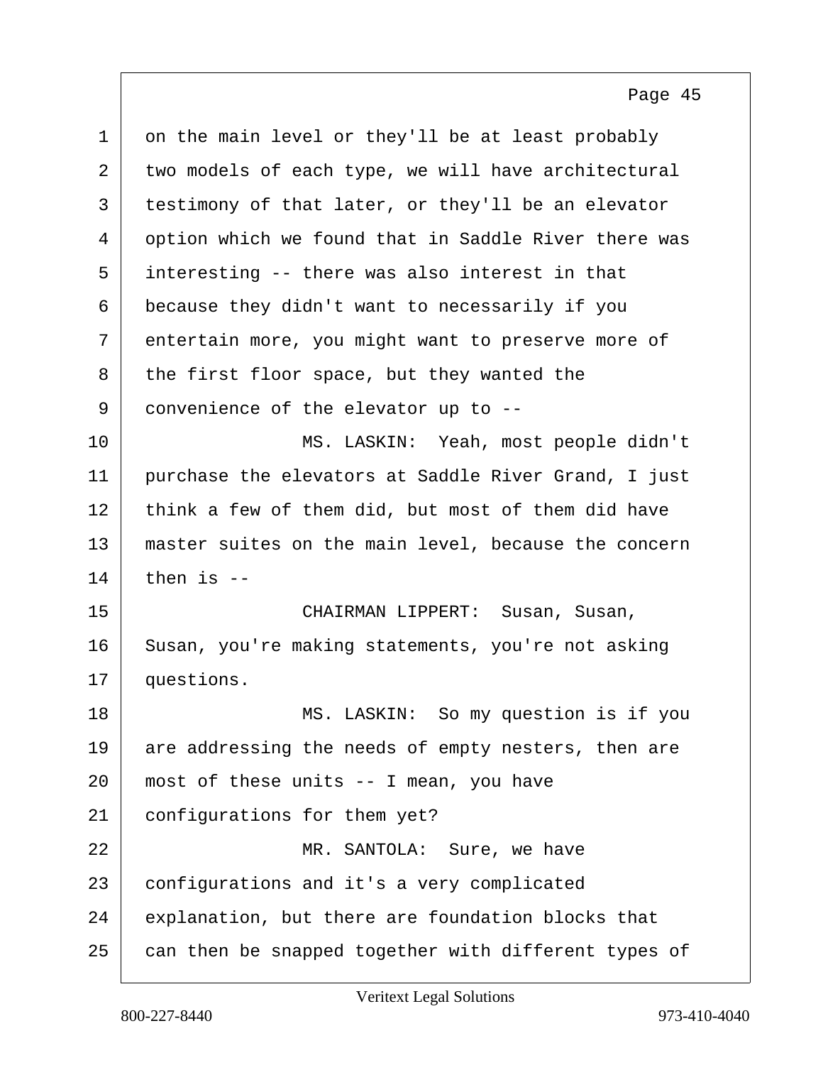on the main level or they'll be at least probably two models of each type, we will have architectural testimony of that later, or they'll be an elevator option which we found that in Saddle River there was interesting -- there was also interest in that because they didn't want to necessarily if you entertain more, you might want to preserve more of the first floor space, but they wanted the convenience of the elevator up to --

MS. LASKIN: Yeah, most people didn't purchase the elevators at Saddle River Grand, I just think a few of them did, but most of them did have master suites on the main level, because the concern then is --

CHAIRMAN LIPPERT: Susan, Susan, Susan, you're making statements, you're not asking questions.

MS. LASKIN: So my question is if you are addressing the needs of empty nesters, then are most of these units -- I mean, you have configurations for them yet?

MR. SANTOLA: Sure, we have configurations and it's a very complicated explanation, but there are foundation blocks that can then be snapped together with different types of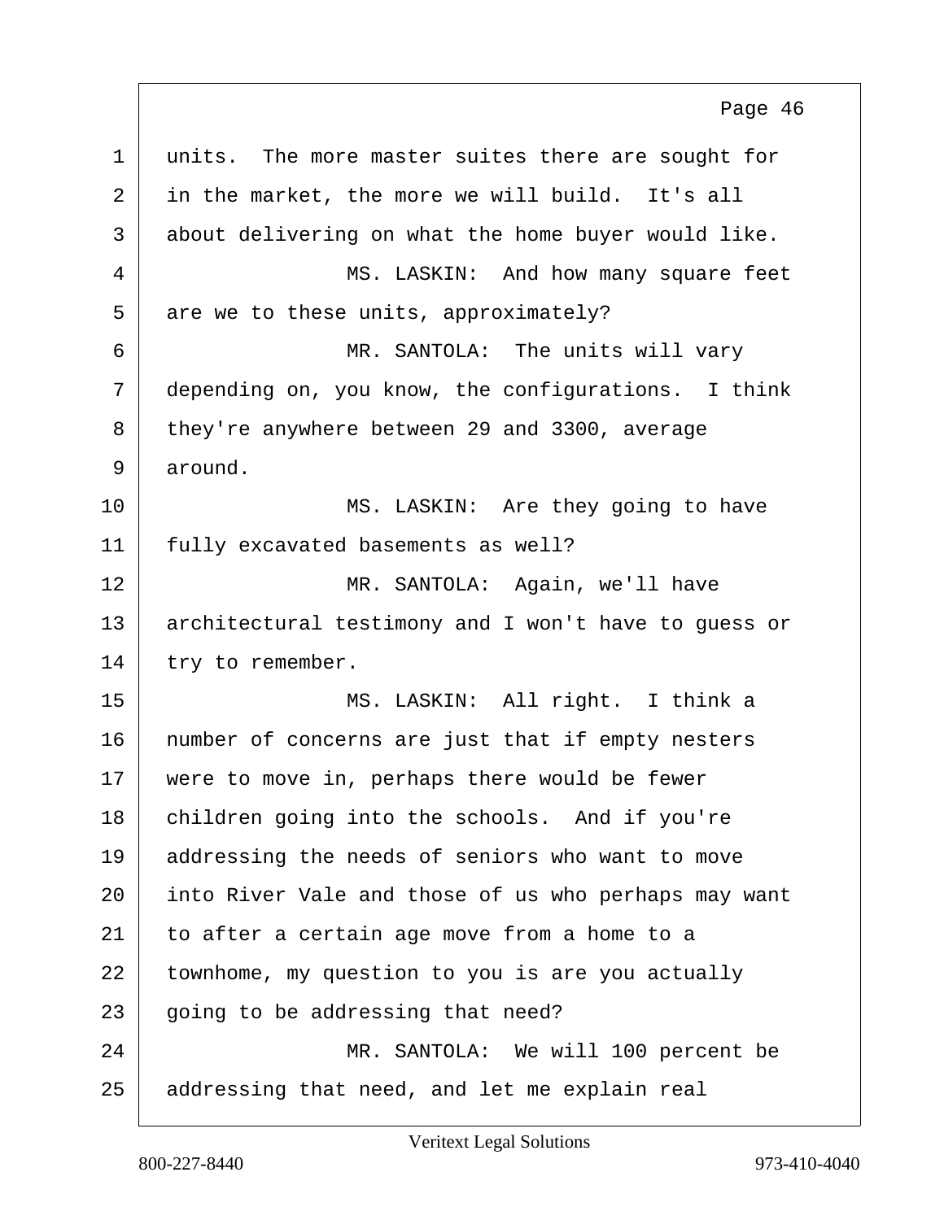1 units. The more master suites there are sought for
2 in the market, the more we will build. It's all
3 about delivering on what the home buyer would like.
4 MS. LASKIN: And how many square feet
5 are we to these units, approximately?
6 MR. SANTOLA: The units will vary
7 depending on, you know, the configurations. I think
8 they're anywhere between 29 and 3300, average
9 around.
10 MS. LASKIN: Are they going to have
11 fully excavated basements as well?
12 MR. SANTOLA: Again, we'll have
13 architectural testimony and I won't have to guess or
14 try to remember.
15 MS. LASKIN: All right. I think a
16 number of concerns are just that if empty nesters
17 were to move in, perhaps there would be fewer
18 children going into the schools. And if you're
19 addressing the needs of seniors who want to move
20 into River Vale and those of us who perhaps may want
21 to after a certain age move from a home to a
22 townhome, my question to you is are you actually
23 going to be addressing that need?
24 MR. SANTOLA: We will 100 percent be
25 addressing that need, and let me explain real

Veritext Legal Solutions
800-227-8440 973-410-4040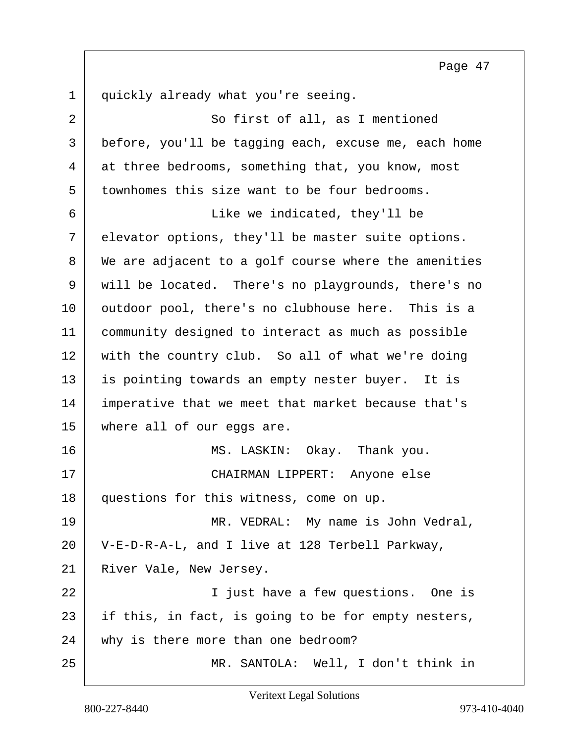quickly already what you're seeing.

So first of all, as I mentioned before, you'll be tagging each, excuse me, each home at three bedrooms, something that, you know, most townhomes this size want to be four bedrooms.

Like we indicated, they'll be elevator options, they'll be master suite options. We are adjacent to a golf course where the amenities will be located. There's no playgrounds, there's no outdoor pool, there's no clubhouse here. This is a community designed to interact as much as possible with the country club. So all of what we're doing is pointing towards an empty nester buyer. It is imperative that we meet that market because that's where all of our eggs are.

MS. LASKIN: Okay. Thank you.

CHAIRMAN LIPPERT: Anyone else questions for this witness, come on up.

MR. VEDRAL: My name is John Vedral, V-E-D-R-A-L, and I live at 128 Terbell Parkway, River Vale, New Jersey.

I just have a few questions. One is if this, in fact, is going to be for empty nesters, why is there more than one bedroom?

MR. SANTOLA: Well, I don't think in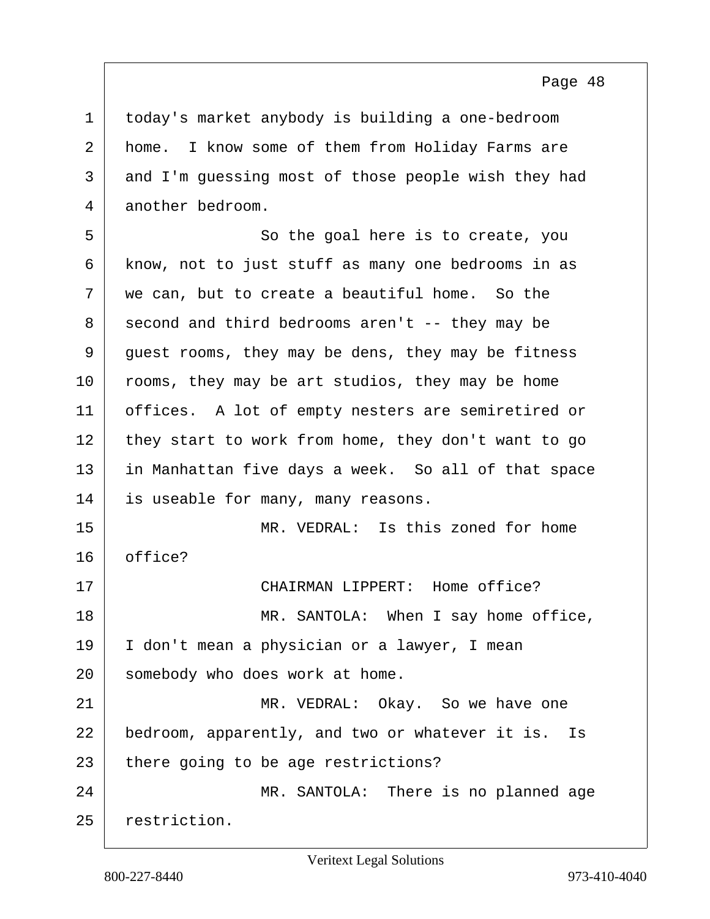today's market anybody is building a one-bedroom home. I know some of them from Holiday Farms are and I'm guessing most of those people wish they had another bedroom.

So the goal here is to create, you know, not to just stuff as many one bedrooms in as we can, but to create a beautiful home. So the second and third bedrooms aren't -- they may be guest rooms, they may be dens, they may be fitness rooms, they may be art studios, they may be home offices. A lot of empty nesters are semiretired or they start to work from home, they don't want to go in Manhattan five days a week. So all of that space is useable for many, many reasons.

MR. VEDRAL: Is this zoned for home office?

CHAIRMAN LIPPERT: Home office?

MR. SANTOLA: When I say home office, I don't mean a physician or a lawyer, I mean somebody who does work at home.

MR. VEDRAL: Okay. So we have one bedroom, apparently, and two or whatever it is. Is there going to be age restrictions?

MR. SANTOLA: There is no planned age restriction.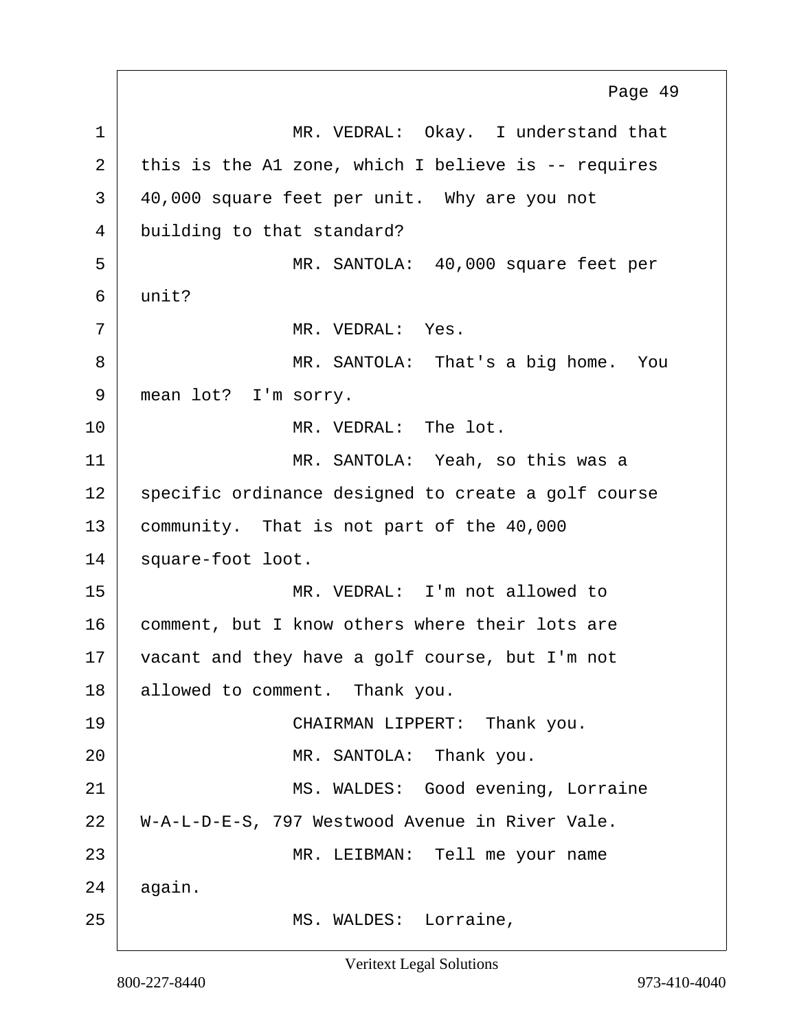1 MR. VEDRAL: Okay. I understand that
2 this is the A1 zone, which I believe is -- requires
3 40,000 square feet per unit. Why are you not
4 building to that standard?
5 MR. SANTOLA: 40,000 square feet per
6 unit?
7 MR. VEDRAL: Yes.
8 MR. SANTOLA: That's a big home. You
9 mean lot? I'm sorry.
10 MR. VEDRAL: The lot.
11 MR. SANTOLA: Yeah, so this was a
12 specific ordinance designed to create a golf course
13 community. That is not part of the 40,000
14 square-foot loot.
15 MR. VEDRAL: I'm not allowed to
16 comment, but I know others where their lots are
17 vacant and they have a golf course, but I'm not
18 allowed to comment. Thank you.
19 CHAIRMAN LIPPERT: Thank you.
20 MR. SANTOLA: Thank you.
21 MS. WALDES: Good evening, Lorraine
22 W-A-L-D-E-S, 797 Westwood Avenue in River Vale.
23 MR. LEIBMAN: Tell me your name
24 again.
25 MS. WALDES: Lorraine,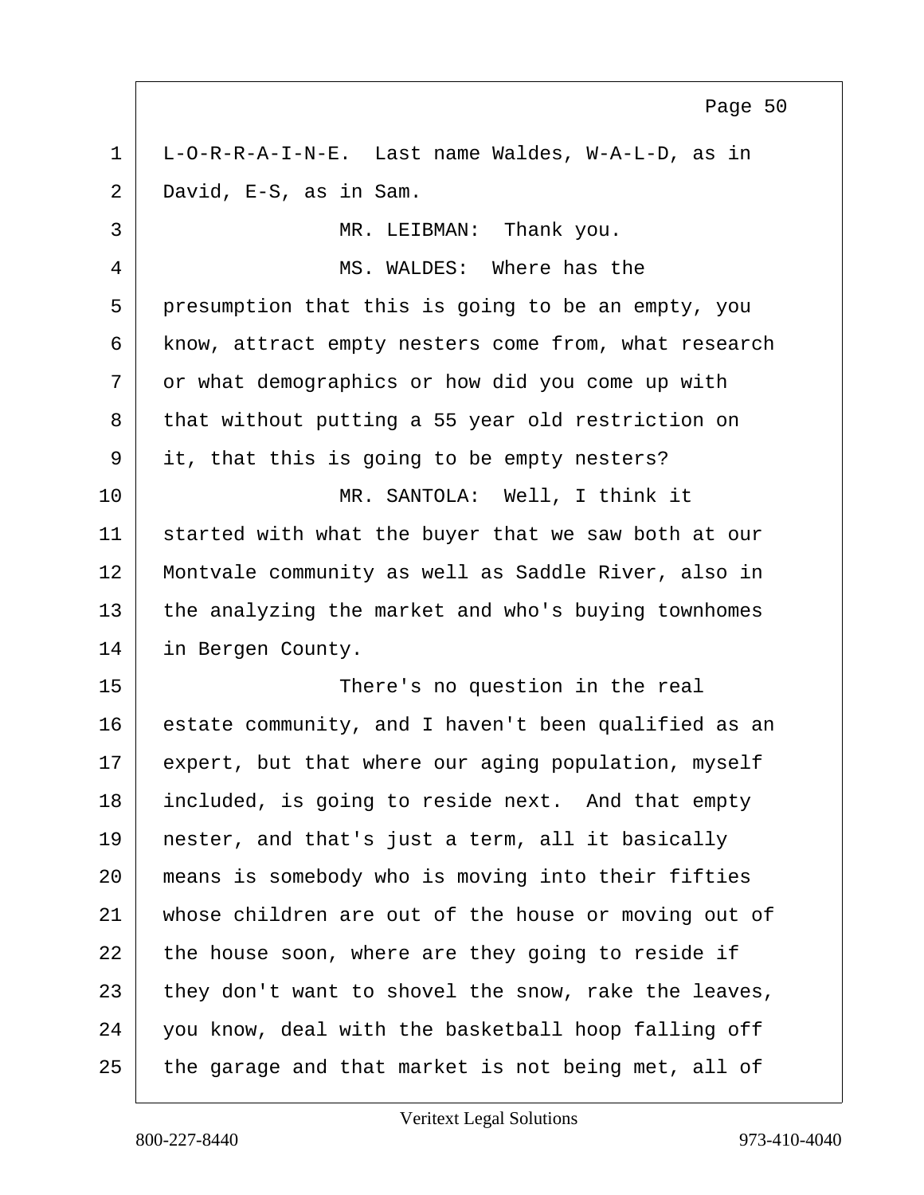L-O-R-R-A-I-N-E. Last name Waldes, W-A-L-D, as in David, E-S, as in Sam.

MR. LEIBMAN: Thank you.

MS. WALDES: Where has the presumption that this is going to be an empty, you know, attract empty nesters come from, what research or what demographics or how did you come up with that without putting a 55 year old restriction on it, that this is going to be empty nesters?

MR. SANTOLA: Well, I think it started with what the buyer that we saw both at our Montvale community as well as Saddle River, also in the analyzing the market and who's buying townhomes in Bergen County.

There's no question in the real estate community, and I haven't been qualified as an expert, but that where our aging population, myself included, is going to reside next. And that empty nester, and that's just a term, all it basically means is somebody who is moving into their fifties whose children are out of the house or moving out of the house soon, where are they going to reside if they don't want to shovel the snow, rake the leaves, you know, deal with the basketball hoop falling off the garage and that market is not being met, all of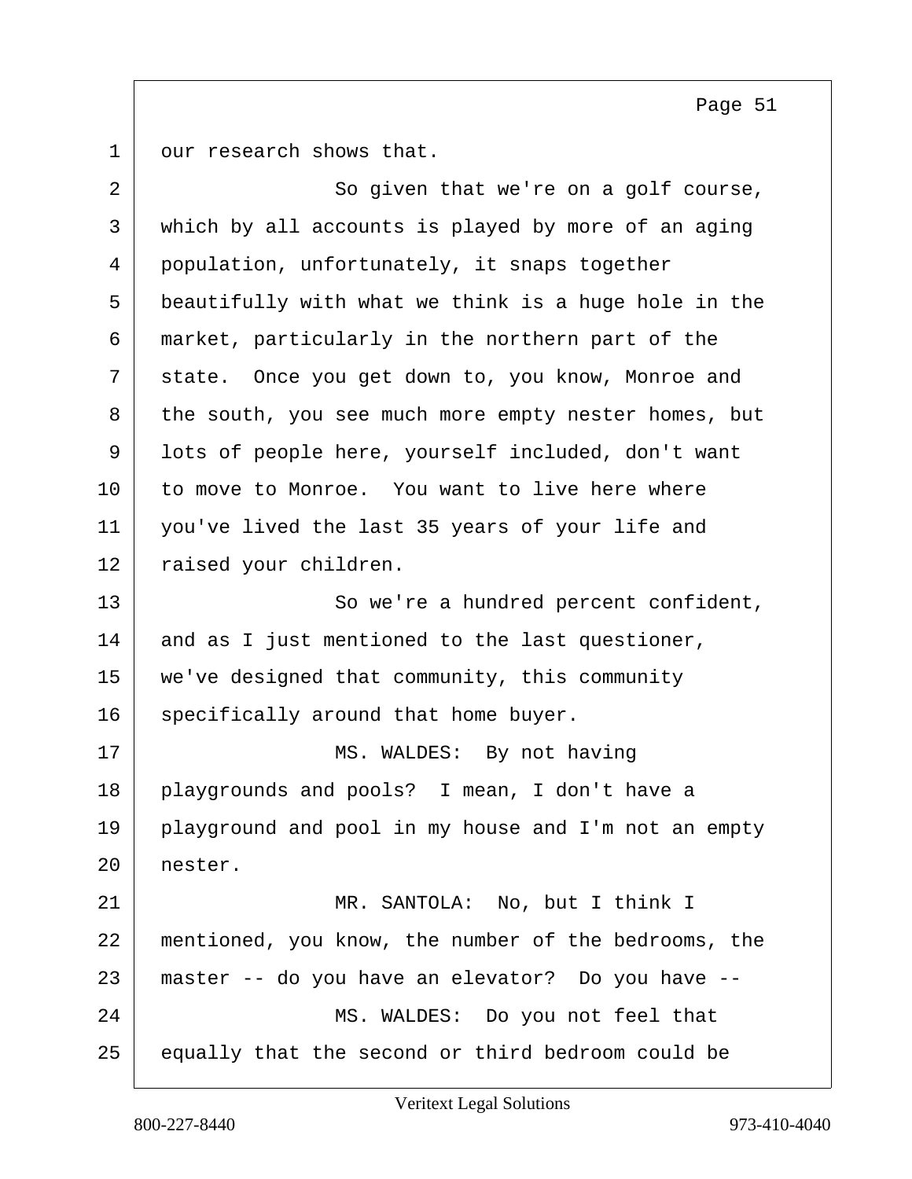our research shows that.

So given that we're on a golf course, which by all accounts is played by more of an aging population, unfortunately, it snaps together beautifully with what we think is a huge hole in the market, particularly in the northern part of the state. Once you get down to, you know, Monroe and the south, you see much more empty nester homes, but lots of people here, yourself included, don't want to move to Monroe. You want to live here where you've lived the last 35 years of your life and raised your children.

So we're a hundred percent confident, and as I just mentioned to the last questioner, we've designed that community, this community specifically around that home buyer.

MS. WALDES: By not having playgrounds and pools? I mean, I don't have a playground and pool in my house and I'm not an empty nester.

MR. SANTOLA: No, but I think I mentioned, you know, the number of the bedrooms, the master -- do you have an elevator? Do you have --

MS. WALDES: Do you not feel that equally that the second or third bedroom could be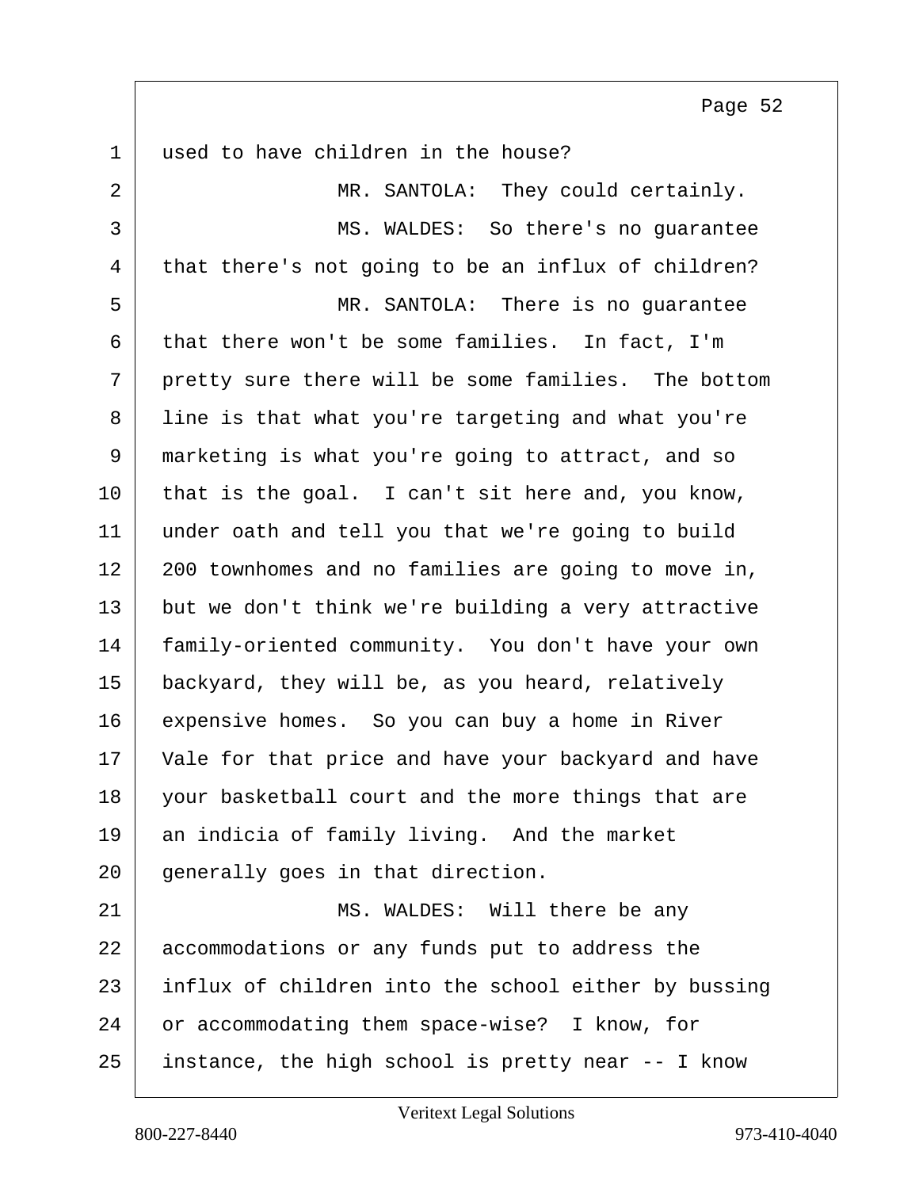used to have children in the house?

MR. SANTOLA: They could certainly.

MS. WALDES: So there's no guarantee that there's not going to be an influx of children?

MR. SANTOLA: There is no guarantee that there won't be some families. In fact, I'm pretty sure there will be some families. The bottom line is that what you're targeting and what you're marketing is what you're going to attract, and so that is the goal. I can't sit here and, you know, under oath and tell you that we're going to build 200 townhomes and no families are going to move in, but we don't think we're building a very attractive family-oriented community. You don't have your own backyard, they will be, as you heard, relatively expensive homes. So you can buy a home in River Vale for that price and have your backyard and have your basketball court and the more things that are an indicia of family living. And the market generally goes in that direction.

MS. WALDES: Will there be any accommodations or any funds put to address the influx of children into the school either by bussing or accommodating them space-wise? I know, for instance, the high school is pretty near -- I know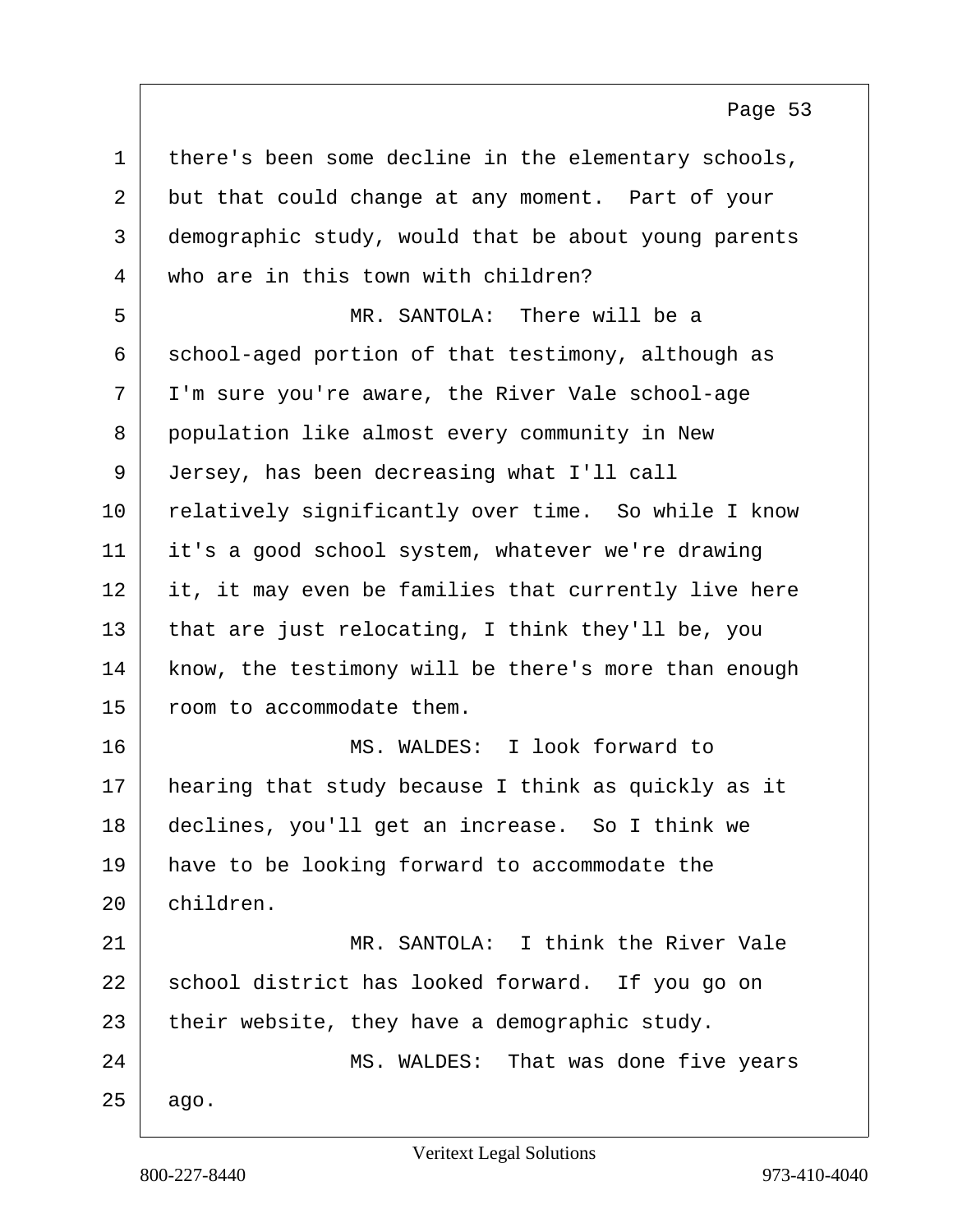there's been some decline in the elementary schools, but that could change at any moment. Part of your demographic study, would that be about young parents who are in this town with children?

MR. SANTOLA: There will be a school-aged portion of that testimony, although as I'm sure you're aware, the River Vale school-age population like almost every community in New Jersey, has been decreasing what I'll call relatively significantly over time. So while I know it's a good school system, whatever we're drawing it, it may even be families that currently live here that are just relocating, I think they'll be, you know, the testimony will be there's more than enough room to accommodate them.

MS. WALDES: I look forward to hearing that study because I think as quickly as it declines, you'll get an increase. So I think we have to be looking forward to accommodate the children.

MR. SANTOLA: I think the River Vale school district has looked forward. If you go on their website, they have a demographic study.

MS. WALDES: That was done five years ago.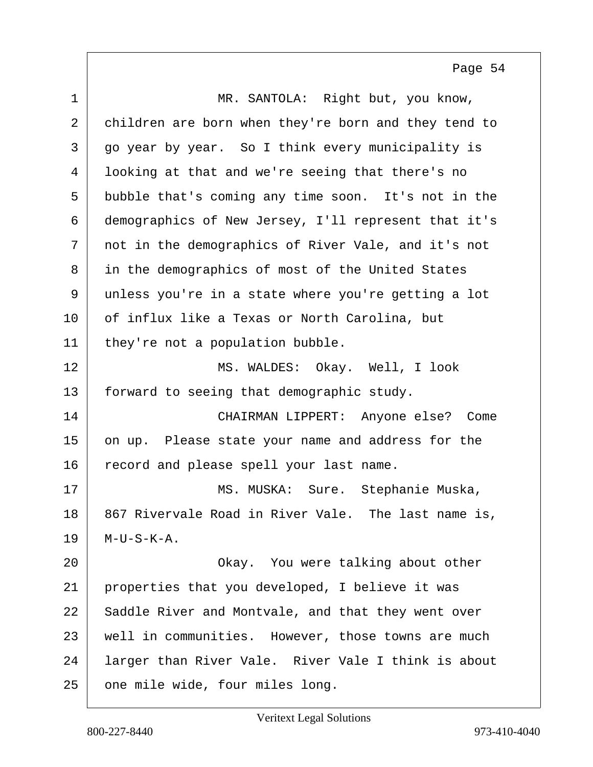MR. SANTOLA: Right but, you know, children are born when they're born and they tend to go year by year. So I think every municipality is looking at that and we're seeing that there's no bubble that's coming any time soon. It's not in the demographics of New Jersey, I'll represent that it's not in the demographics of River Vale, and it's not in the demographics of most of the United States unless you're in a state where you're getting a lot of influx like a Texas or North Carolina, but they're not a population bubble.

MS. WALDES: Okay. Well, I look forward to seeing that demographic study.

CHAIRMAN LIPPERT: Anyone else? Come on up. Please state your name and address for the record and please spell your last name.

MS. MUSKA: Sure. Stephanie Muska, 867 Rivervale Road in River Vale. The last name is, M-U-S-K-A.

Okay. You were talking about other properties that you developed, I believe it was Saddle River and Montvale, and that they went over well in communities. However, those towns are much larger than River Vale. River Vale I think is about one mile wide, four miles long.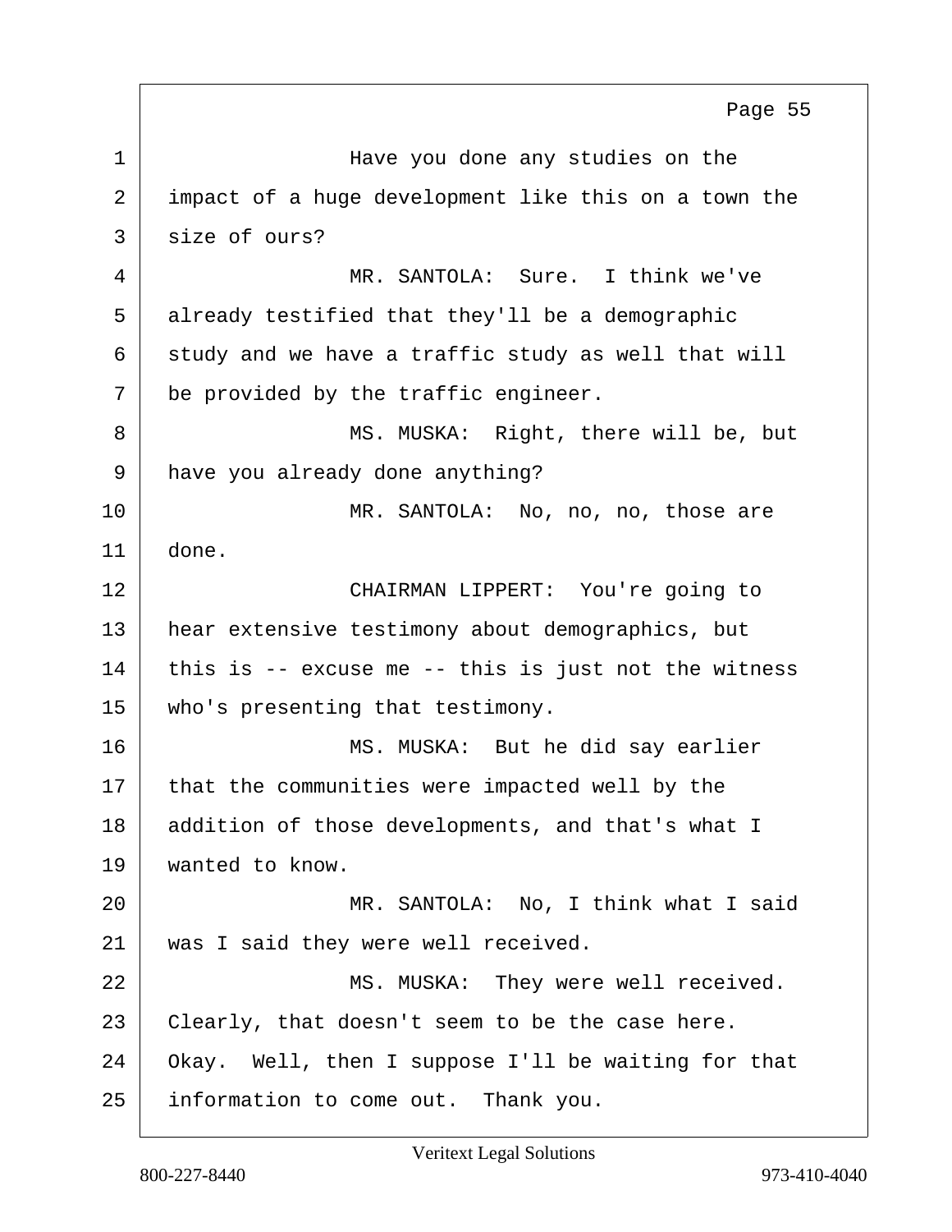Have you done any studies on the impact of a huge development like this on a town the size of ours?

MR. SANTOLA: Sure. I think we've already testified that they'll be a demographic study and we have a traffic study as well that will be provided by the traffic engineer.

MS. MUSKA: Right, there will be, but have you already done anything?

MR. SANTOLA: No, no, no, those are done.

CHAIRMAN LIPPERT: You're going to hear extensive testimony about demographics, but this is -- excuse me -- this is just not the witness who's presenting that testimony.

MS. MUSKA: But he did say earlier that the communities were impacted well by the addition of those developments, and that's what I wanted to know.

MR. SANTOLA: No, I think what I said was I said they were well received.

MS. MUSKA: They were well received. Clearly, that doesn't seem to be the case here. Okay. Well, then I suppose I'll be waiting for that information to come out. Thank you.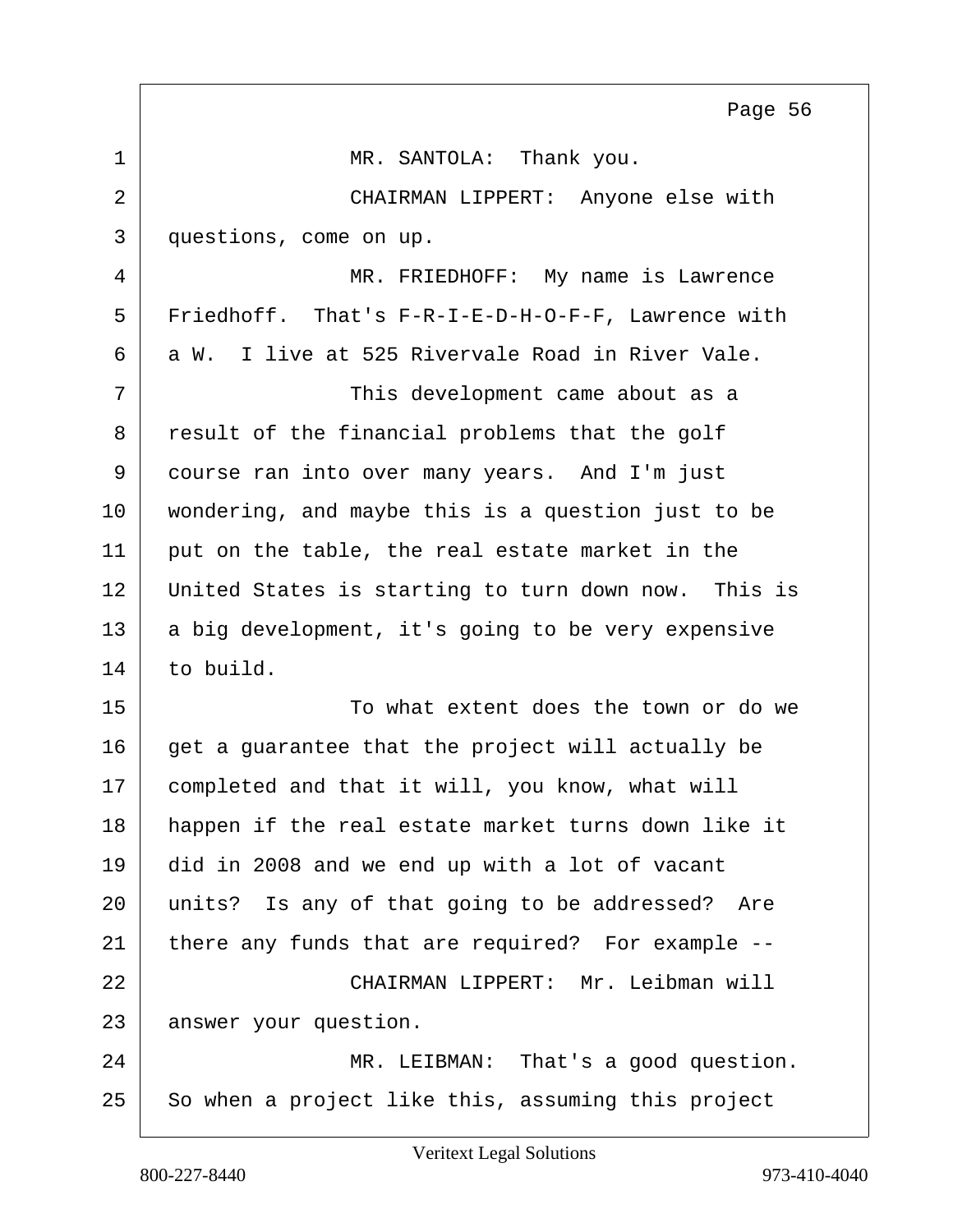1 MR. SANTOLA: Thank you.

2 CHAIRMAN LIPPERT: Anyone else with

3 questions, come on up.

4 MR. FRIEDHOFF: My name is Lawrence

5 Friedhoff. That's F-R-I-E-D-H-O-F-F, Lawrence with

6 a W. I live at 525 Rivervale Road in River Vale.

7 This development came about as a

8 result of the financial problems that the golf

9 course ran into over many years. And I'm just

10 wondering, and maybe this is a question just to be

11 put on the table, the real estate market in the

12 United States is starting to turn down now. This is

13 a big development, it's going to be very expensive

14 to build.

15 To what extent does the town or do we

16 get a guarantee that the project will actually be

17 completed and that it will, you know, what will

18 happen if the real estate market turns down like it

19 did in 2008 and we end up with a lot of vacant

20 units? Is any of that going to be addressed? Are

21 there any funds that are required? For example --

22 CHAIRMAN LIPPERT: Mr. Leibman will

23 answer your question.

24 MR. LEIBMAN: That's a good question.

25 So when a project like this, assuming this project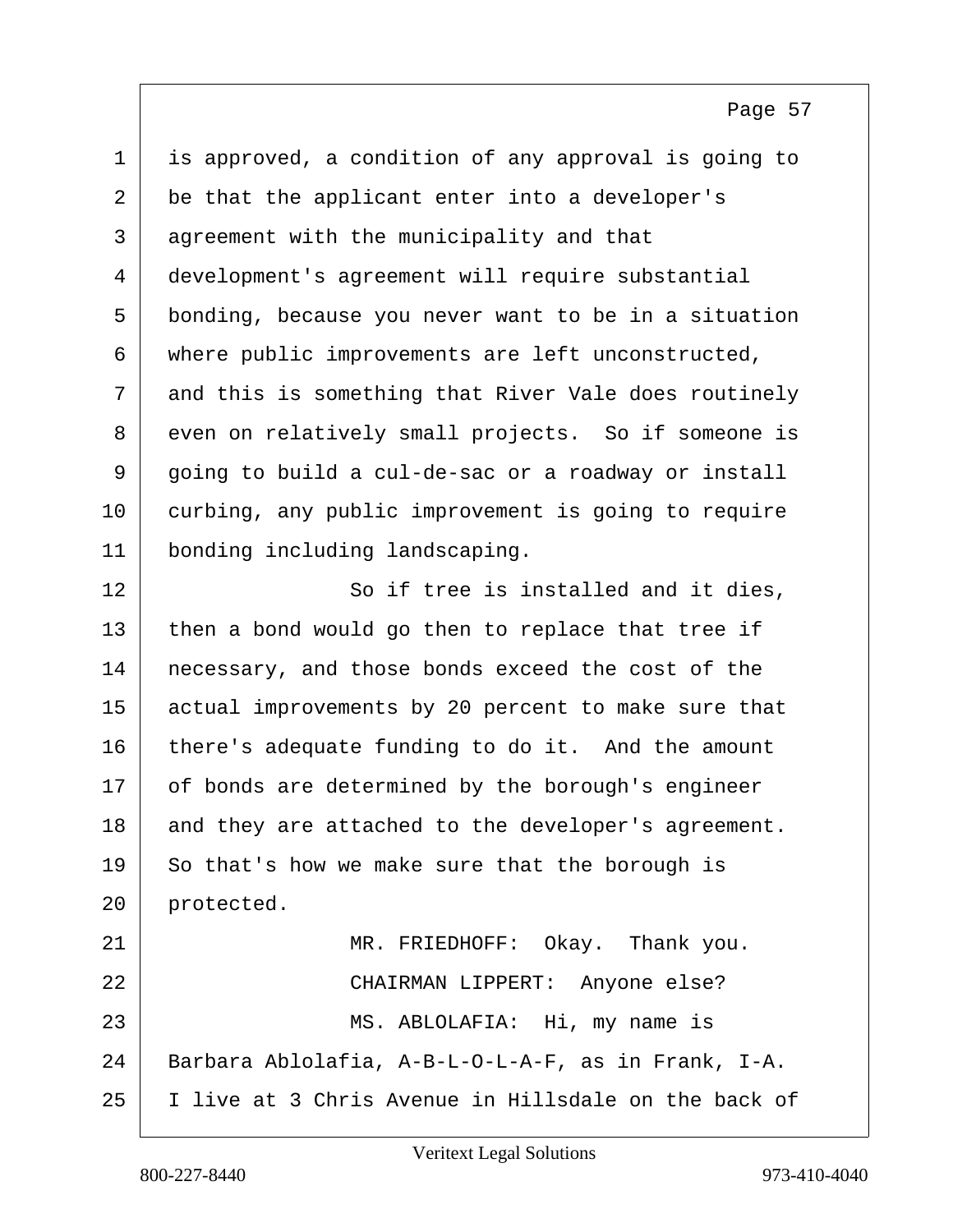is approved, a condition of any approval is going to be that the applicant enter into a developer's agreement with the municipality and that development's agreement will require substantial bonding, because you never want to be in a situation where public improvements are left unconstructed, and this is something that River Vale does routinely even on relatively small projects. So if someone is going to build a cul-de-sac or a roadway or install curbing, any public improvement is going to require bonding including landscaping.

So if tree is installed and it dies, then a bond would go then to replace that tree if necessary, and those bonds exceed the cost of the actual improvements by 20 percent to make sure that there's adequate funding to do it. And the amount of bonds are determined by the borough's engineer and they are attached to the developer's agreement. So that's how we make sure that the borough is protected.

MR. FRIEDHOFF: Okay. Thank you.

CHAIRMAN LIPPERT: Anyone else?

MS. ABLOLAFIA: Hi, my name is Barbara Ablolafia, A-B-L-O-L-A-F, as in Frank, I-A. I live at 3 Chris Avenue in Hillsdale on the back of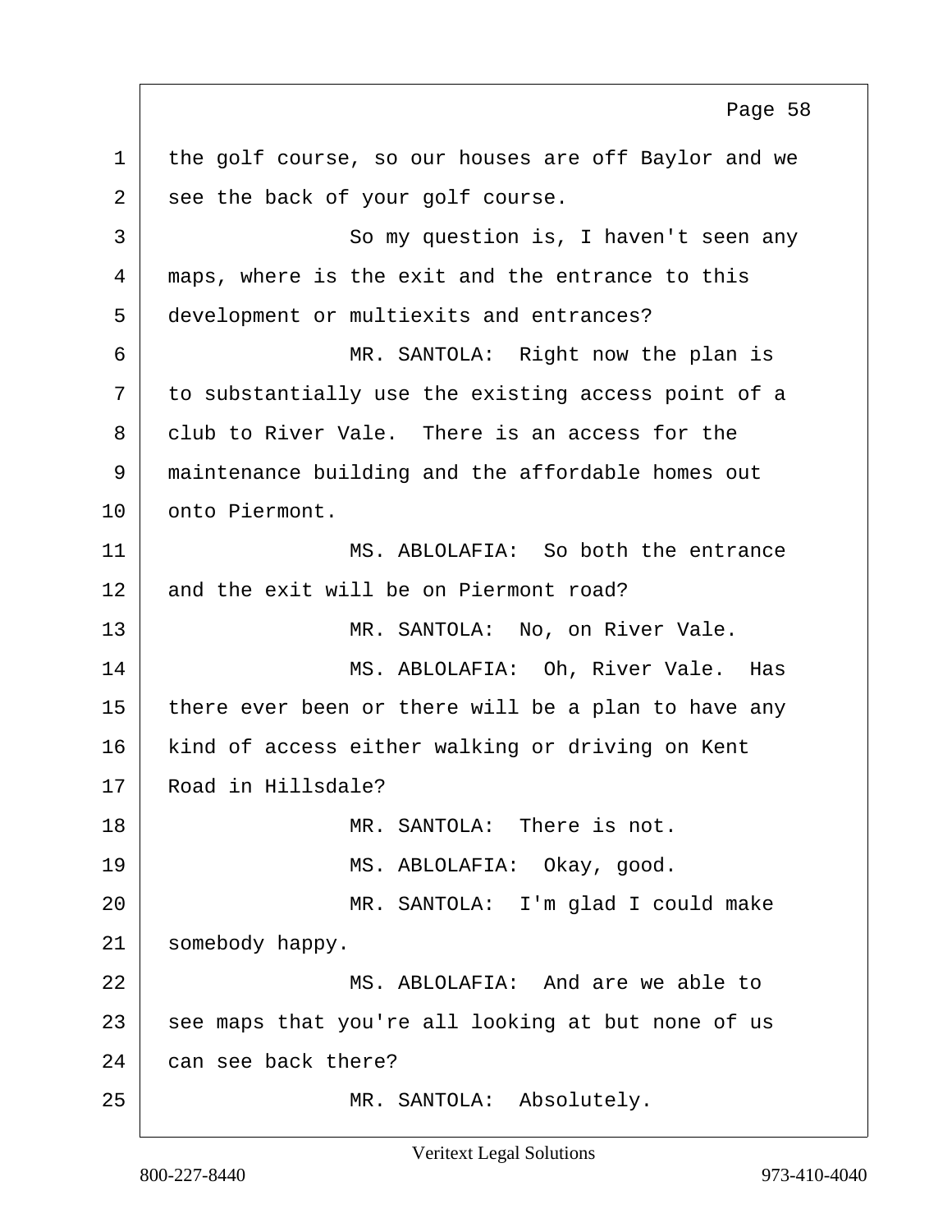the golf course, so our houses are off Baylor and we see the back of your golf course.

So my question is, I haven't seen any maps, where is the exit and the entrance to this development or multiexits and entrances?

MR. SANTOLA: Right now the plan is to substantially use the existing access point of a club to River Vale. There is an access for the maintenance building and the affordable homes out onto Piermont.

MS. ABLOLAFIA: So both the entrance and the exit will be on Piermont road?

MR. SANTOLA: No, on River Vale.

MS. ABLOLAFIA: Oh, River Vale. Has there ever been or there will be a plan to have any kind of access either walking or driving on Kent Road in Hillsdale?

MR. SANTOLA: There is not.

MS. ABLOLAFIA: Okay, good.

MR. SANTOLA: I'm glad I could make somebody happy.

MS. ABLOLAFIA: And are we able to see maps that you're all looking at but none of us can see back there?

MR. SANTOLA: Absolutely.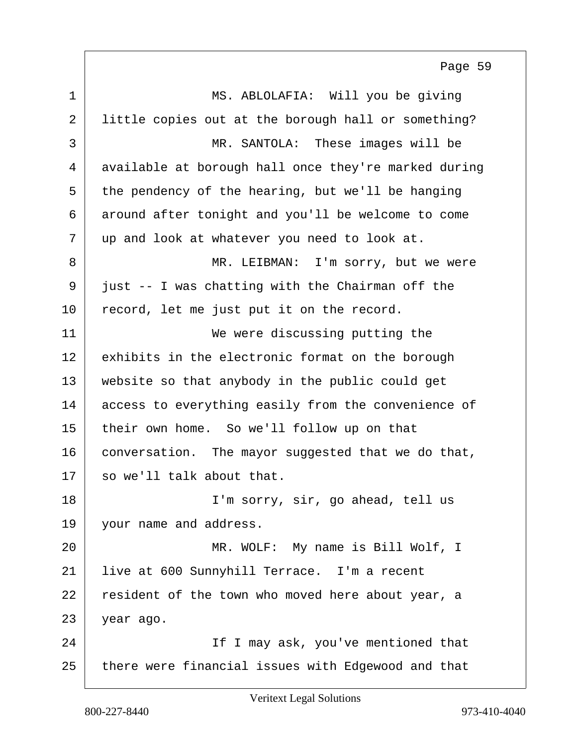MS. ABLOLAFIA: Will you be giving little copies out at the borough hall or something?

MR. SANTOLA: These images will be available at borough hall once they're marked during the pendency of the hearing, but we'll be hanging around after tonight and you'll be welcome to come up and look at whatever you need to look at.

MR. LEIBMAN: I'm sorry, but we were just -- I was chatting with the Chairman off the record, let me just put it on the record.

We were discussing putting the exhibits in the electronic format on the borough website so that anybody in the public could get access to everything easily from the convenience of their own home. So we'll follow up on that conversation. The mayor suggested that we do that, so we'll talk about that.

I'm sorry, sir, go ahead, tell us your name and address.

MR. WOLF: My name is Bill Wolf, I live at 600 Sunnyhill Terrace. I'm a recent resident of the town who moved here about year, a year ago.

If I may ask, you've mentioned that there were financial issues with Edgewood and that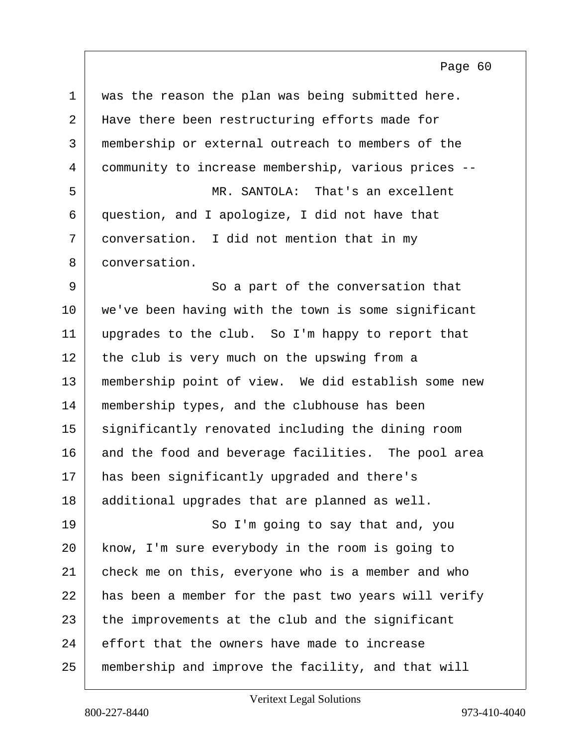was the reason the plan was being submitted here. Have there been restructuring efforts made for membership or external outreach to members of the community to increase membership, various prices --

MR. SANTOLA: That's an excellent question, and I apologize, I did not have that conversation. I did not mention that in my conversation.

So a part of the conversation that we've been having with the town is some significant upgrades to the club. So I'm happy to report that the club is very much on the upswing from a membership point of view. We did establish some new membership types, and the clubhouse has been significantly renovated including the dining room and the food and beverage facilities. The pool area has been significantly upgraded and there's additional upgrades that are planned as well.

So I'm going to say that and, you know, I'm sure everybody in the room is going to check me on this, everyone who is a member and who has been a member for the past two years will verify the improvements at the club and the significant effort that the owners have made to increase membership and improve the facility, and that will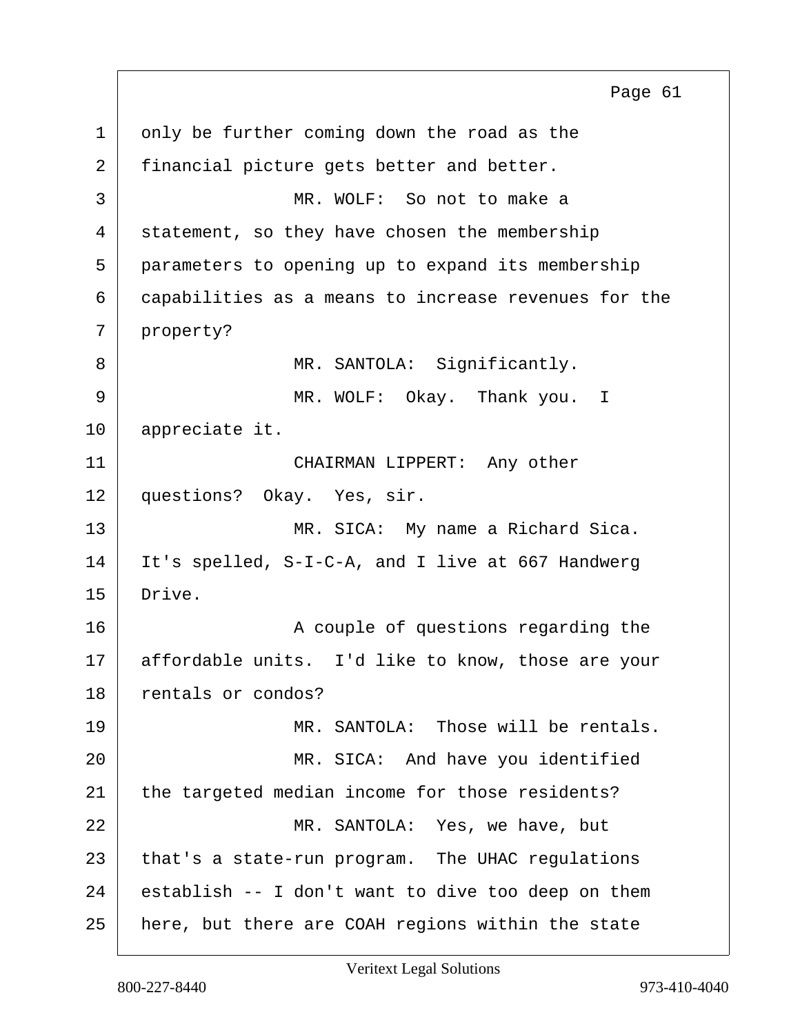only be further coming down the road as the financial picture gets better and better.

MR. WOLF: So not to make a statement, so they have chosen the membership parameters to opening up to expand its membership capabilities as a means to increase revenues for the property?

MR. SANTOLA: Significantly.

MR. WOLF: Okay. Thank you. I appreciate it.

CHAIRMAN LIPPERT: Any other questions? Okay. Yes, sir.

MR. SICA: My name a Richard Sica. It's spelled, S-I-C-A, and I live at 667 Handwerg Drive.

A couple of questions regarding the affordable units. I'd like to know, those are your rentals or condos?

MR. SANTOLA: Those will be rentals.

MR. SICA: And have you identified the targeted median income for those residents?

MR. SANTOLA: Yes, we have, but that's a state-run program. The UHAC regulations establish -- I don't want to dive too deep on them here, but there are COAH regions within the state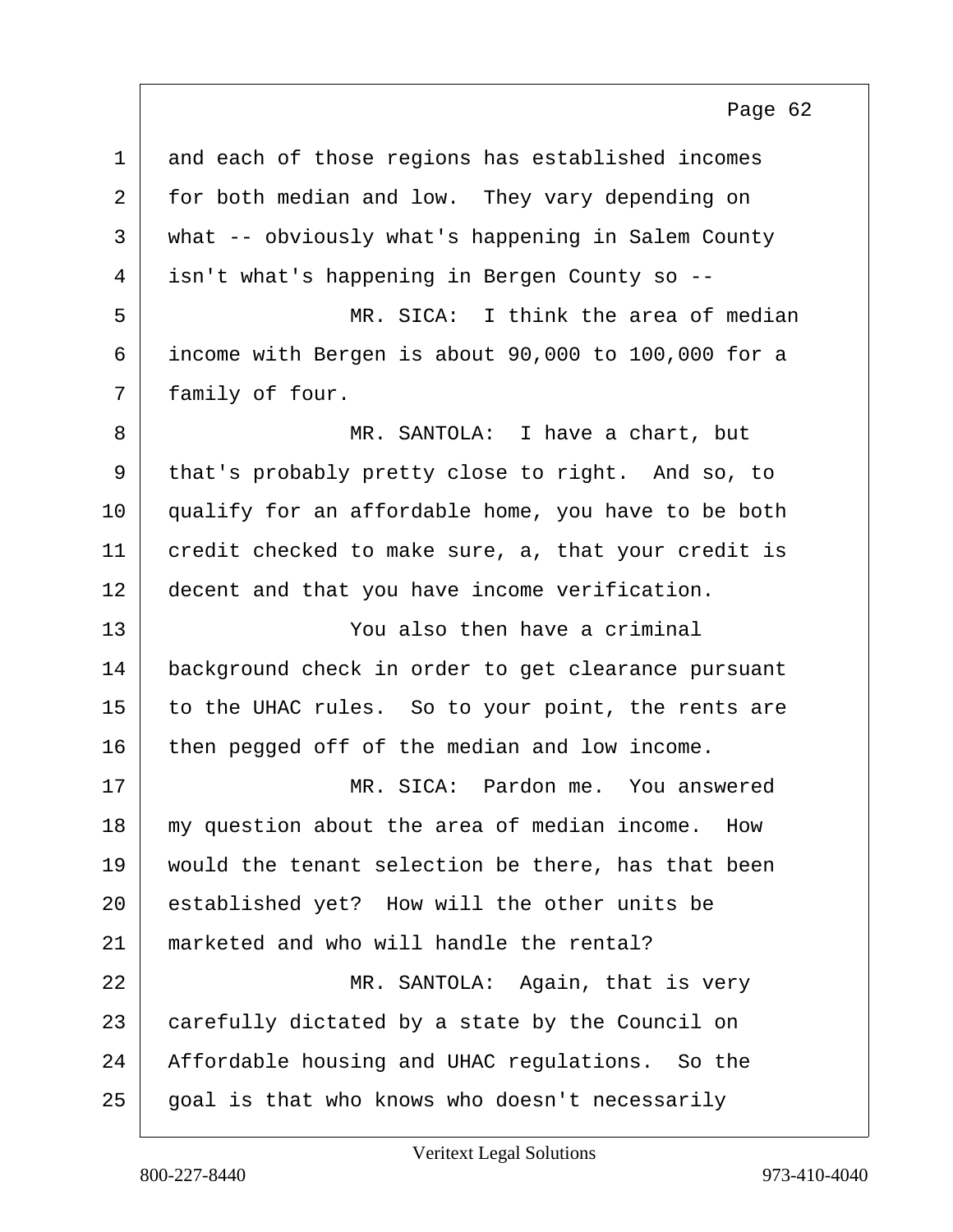and each of those regions has established incomes for both median and low. They vary depending on what -- obviously what's happening in Salem County isn't what's happening in Bergen County so --

MR. SICA: I think the area of median income with Bergen is about 90,000 to 100,000 for a family of four.

MR. SANTOLA: I have a chart, but that's probably pretty close to right. And so, to qualify for an affordable home, you have to be both credit checked to make sure, a, that your credit is decent and that you have income verification.

You also then have a criminal background check in order to get clearance pursuant to the UHAC rules. So to your point, the rents are then pegged off of the median and low income.

MR. SICA: Pardon me. You answered my question about the area of median income. How would the tenant selection be there, has that been established yet? How will the other units be marketed and who will handle the rental?

MR. SANTOLA: Again, that is very carefully dictated by a state by the Council on Affordable housing and UHAC regulations. So the goal is that who knows who doesn't necessarily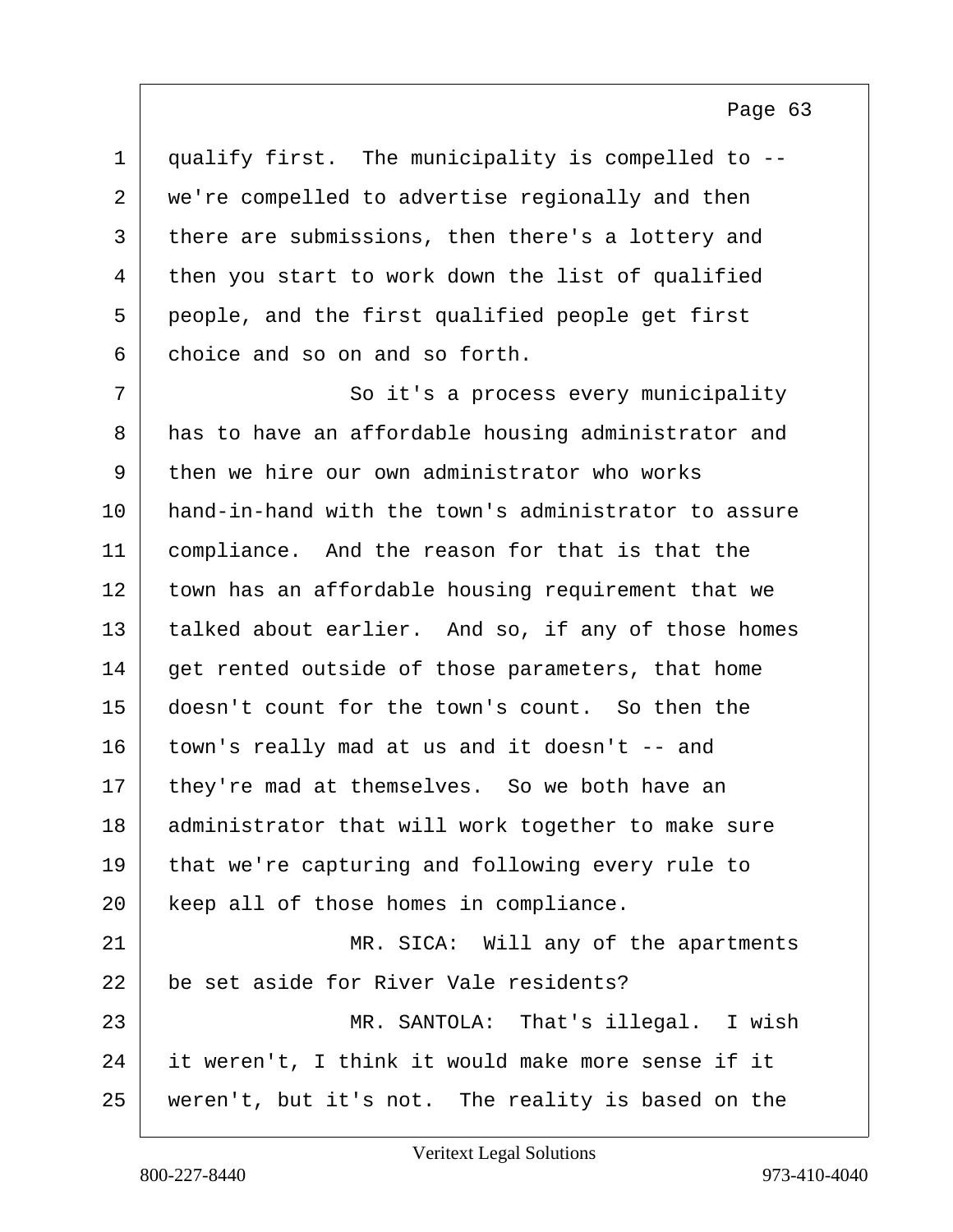qualify first. The municipality is compelled to -- we're compelled to advertise regionally and then there are submissions, then there's a lottery and then you start to work down the list of qualified people, and the first qualified people get first choice and so on and so forth.

So it's a process every municipality has to have an affordable housing administrator and then we hire our own administrator who works hand-in-hand with the town's administrator to assure compliance. And the reason for that is that the town has an affordable housing requirement that we talked about earlier. And so, if any of those homes get rented outside of those parameters, that home doesn't count for the town's count. So then the town's really mad at us and it doesn't -- and they're mad at themselves. So we both have an administrator that will work together to make sure that we're capturing and following every rule to keep all of those homes in compliance.

MR. SICA: Will any of the apartments be set aside for River Vale residents?

MR. SANTOLA: That's illegal. I wish it weren't, I think it would make more sense if it weren't, but it's not. The reality is based on the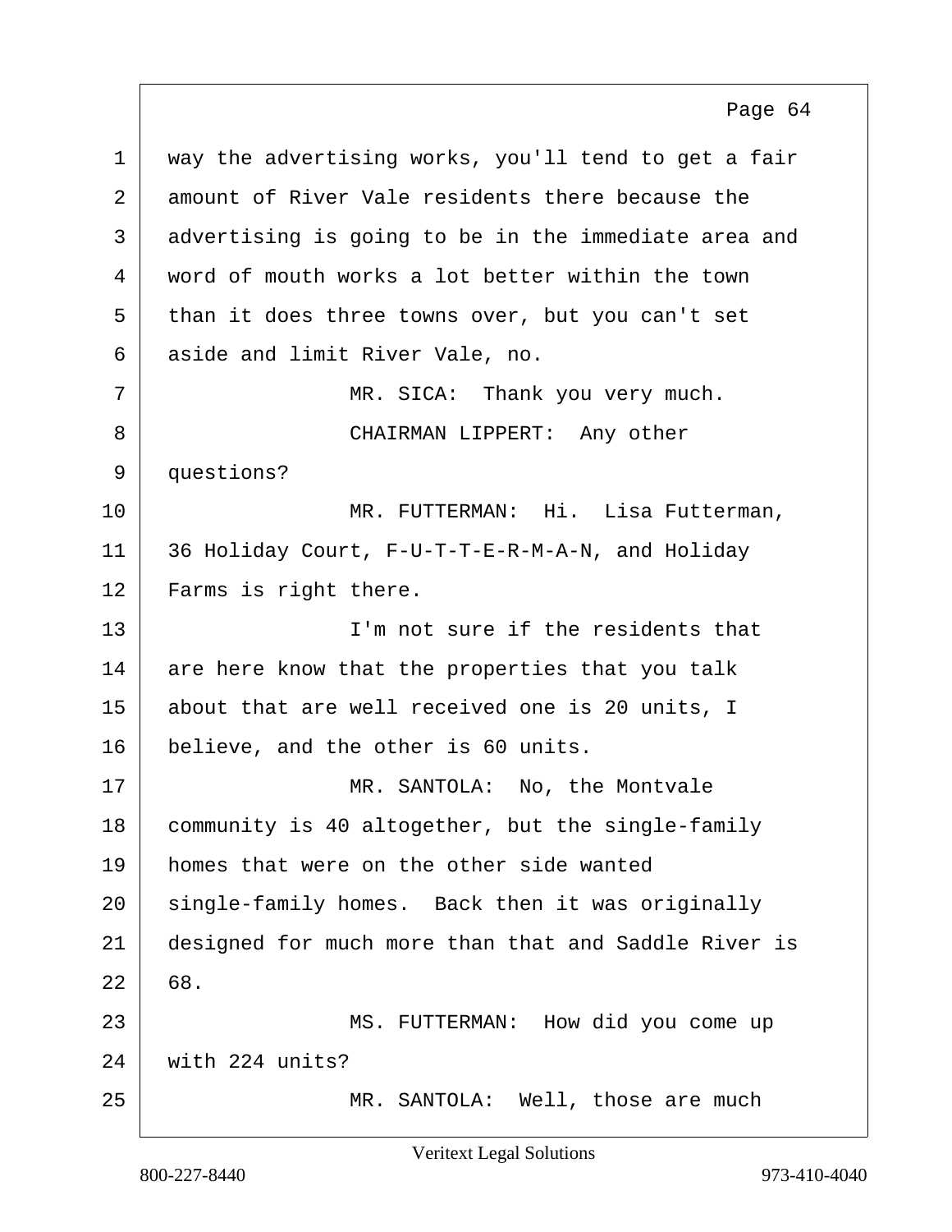way the advertising works, you'll tend to get a fair amount of River Vale residents there because the advertising is going to be in the immediate area and word of mouth works a lot better within the town than it does three towns over, but you can't set aside and limit River Vale, no.

MR. SICA: Thank you very much.

CHAIRMAN LIPPERT: Any other questions?

MR. FUTTERMAN: Hi. Lisa Futterman, 36 Holiday Court, F-U-T-T-E-R-M-A-N, and Holiday Farms is right there.

I'm not sure if the residents that are here know that the properties that you talk about that are well received one is 20 units, I believe, and the other is 60 units.

MR. SANTOLA: No, the Montvale community is 40 altogether, but the single-family homes that were on the other side wanted single-family homes. Back then it was originally designed for much more than that and Saddle River is 68.

MS. FUTTERMAN: How did you come up with 224 units?

MR. SANTOLA: Well, those are much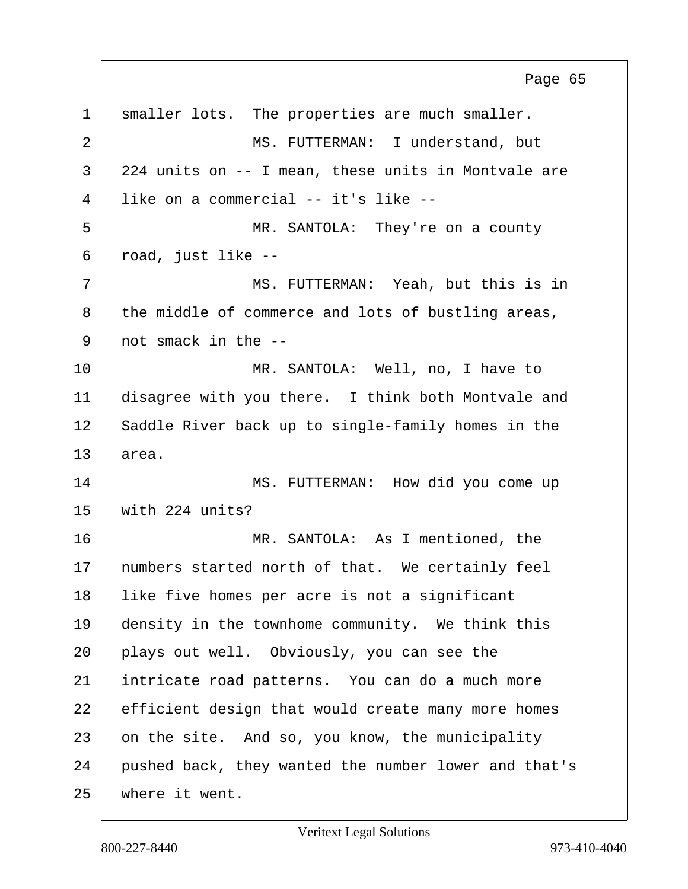smaller lots. The properties are much smaller.

MS. FUTTERMAN: I understand, but 224 units on -- I mean, these units in Montvale are like on a commercial -- it's like --

MR. SANTOLA: They're on a county road, just like --

MS. FUTTERMAN: Yeah, but this is in the middle of commerce and lots of bustling areas, not smack in the --

MR. SANTOLA: Well, no, I have to disagree with you there. I think both Montvale and Saddle River back up to single-family homes in the area.

MS. FUTTERMAN: How did you come up with 224 units?

MR. SANTOLA: As I mentioned, the numbers started north of that. We certainly feel like five homes per acre is not a significant density in the townhome community. We think this plays out well. Obviously, you can see the intricate road patterns. You can do a much more efficient design that would create many more homes on the site. And so, you know, the municipality pushed back, they wanted the number lower and that's where it went.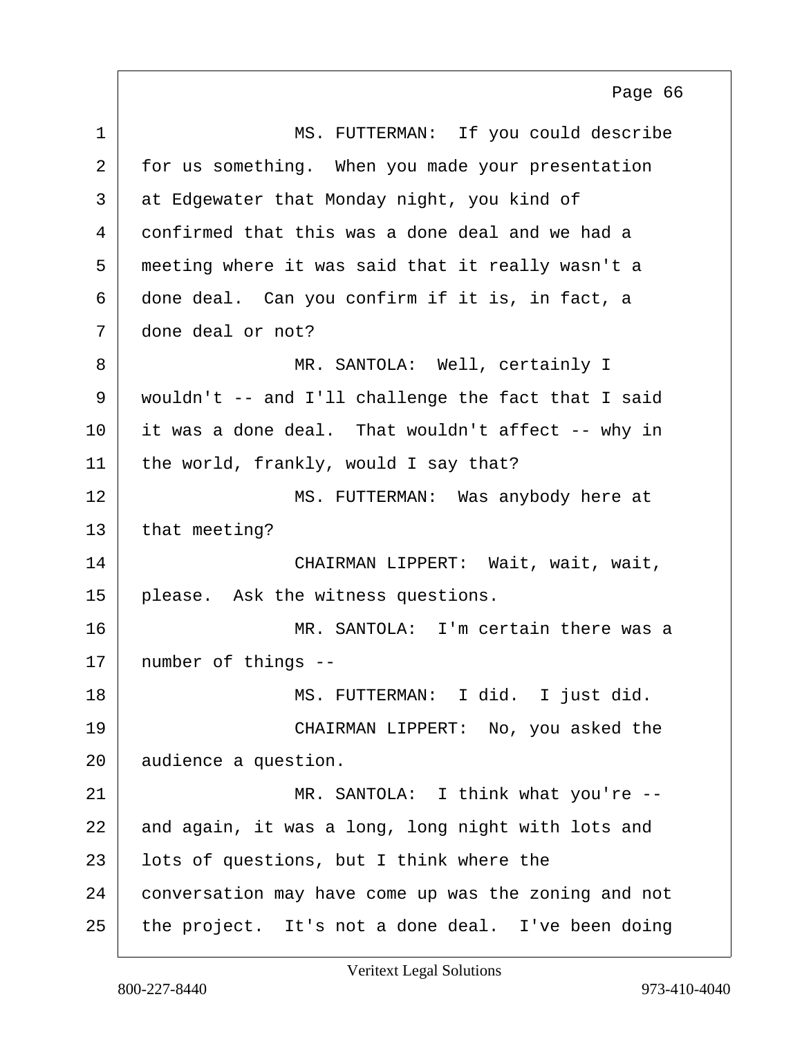MS. FUTTERMAN: If you could describe for us something. When you made your presentation at Edgewater that Monday night, you kind of confirmed that this was a done deal and we had a meeting where it was said that it really wasn't a done deal. Can you confirm if it is, in fact, a done deal or not?

MR. SANTOLA: Well, certainly I wouldn't -- and I'll challenge the fact that I said it was a done deal. That wouldn't affect -- why in the world, frankly, would I say that?

MS. FUTTERMAN: Was anybody here at that meeting?

CHAIRMAN LIPPERT: Wait, wait, wait, please. Ask the witness questions.

MR. SANTOLA: I'm certain there was a number of things --

MS. FUTTERMAN: I did. I just did.

CHAIRMAN LIPPERT: No, you asked the audience a question.

MR. SANTOLA: I think what you're -- and again, it was a long, long night with lots and lots of questions, but I think where the conversation may have come up was the zoning and not the project. It's not a done deal. I've been doing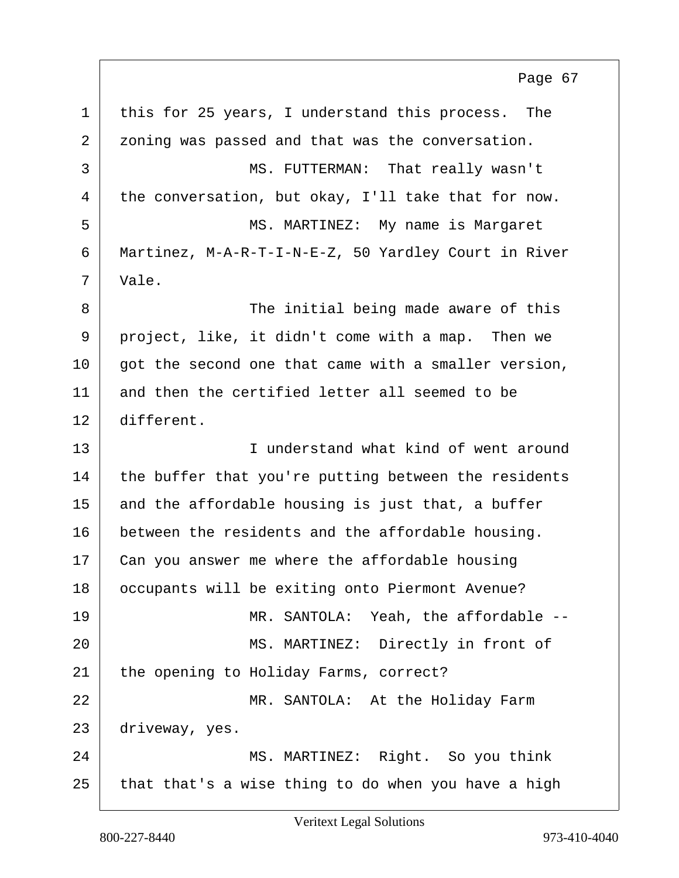this for 25 years, I understand this process. The zoning was passed and that was the conversation.

MS. FUTTERMAN: That really wasn't the conversation, but okay, I'll take that for now.

MS. MARTINEZ: My name is Margaret Martinez, M-A-R-T-I-N-E-Z, 50 Yardley Court in River Vale.

The initial being made aware of this project, like, it didn't come with a map. Then we got the second one that came with a smaller version, and then the certified letter all seemed to be different.

I understand what kind of went around the buffer that you're putting between the residents and the affordable housing is just that, a buffer between the residents and the affordable housing. Can you answer me where the affordable housing occupants will be exiting onto Piermont Avenue?

MR. SANTOLA: Yeah, the affordable --

MS. MARTINEZ: Directly in front of the opening to Holiday Farms, correct?

MR. SANTOLA: At the Holiday Farm driveway, yes.

MS. MARTINEZ: Right. So you think that that's a wise thing to do when you have a high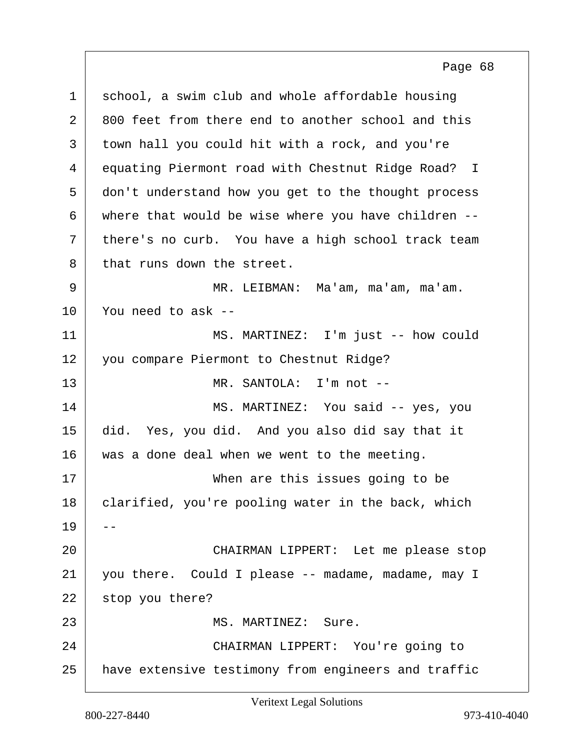1 school, a swim club and whole affordable housing
2 800 feet from there end to another school and this
3 town hall you could hit with a rock, and you're
4 equating Piermont road with Chestnut Ridge Road? I
5 don't understand how you get to the thought process
6 where that would be wise where you have children --
7 there's no curb. You have a high school track team
8 that runs down the street.
9 MR. LEIBMAN: Ma'am, ma'am, ma'am.
10 You need to ask --
11 MS. MARTINEZ: I'm just -- how could
12 you compare Piermont to Chestnut Ridge?
13 MR. SANTOLA: I'm not --
14 MS. MARTINEZ: You said -- yes, you
15 did. Yes, you did. And you also did say that it
16 was a done deal when we went to the meeting.
17 When are this issues going to be
18 clarified, you're pooling water in the back, which
19 --
20 CHAIRMAN LIPPERT: Let me please stop
21 you there. Could I please -- madame, madame, may I
22 stop you there?
23 MS. MARTINEZ: Sure.
24 CHAIRMAN LIPPERT: You're going to
25 have extensive testimony from engineers and traffic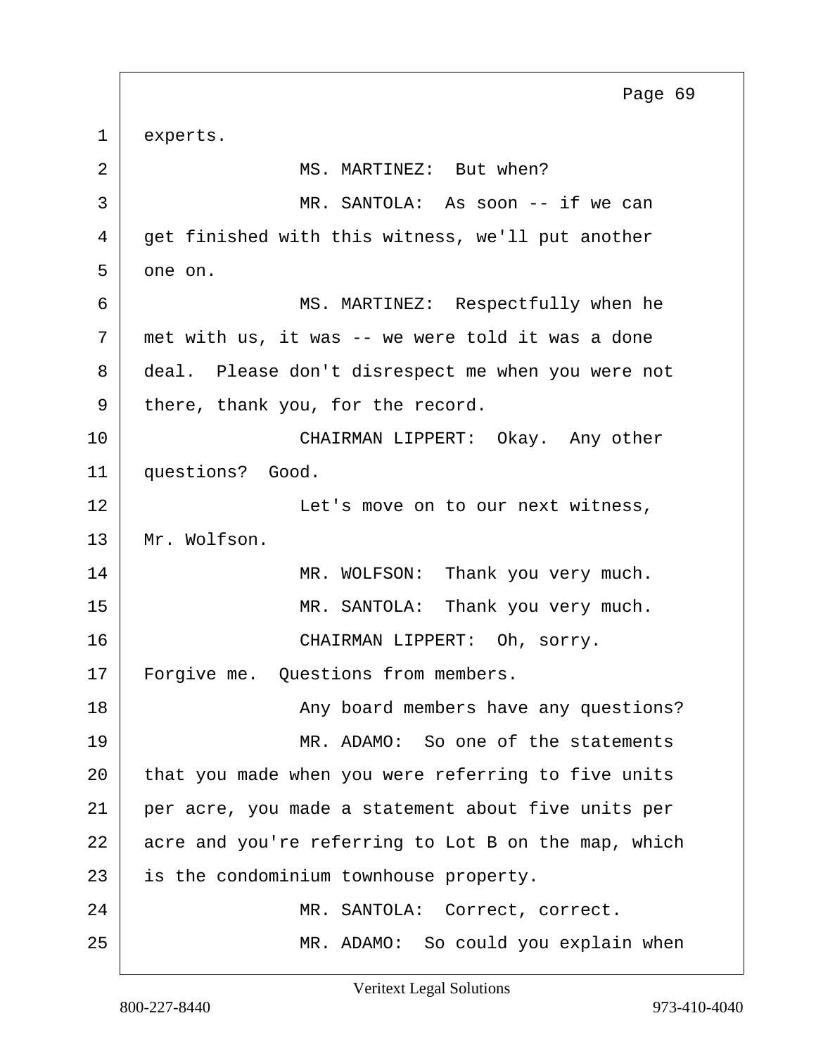1 experts.

2 MS. MARTINEZ: But when?

3 MR. SANTOLA: As soon -- if we can

4 get finished with this witness, we'll put another

5 one on.

6 MS. MARTINEZ: Respectfully when he

7 met with us, it was -- we were told it was a done

8 deal. Please don't disrespect me when you were not

9 there, thank you, for the record.

10 CHAIRMAN LIPPERT: Okay. Any other

11 questions? Good.

12 Let's move on to our next witness,

13 Mr. Wolfson.

14 MR. WOLFSON: Thank you very much.

15 MR. SANTOLA: Thank you very much.

16 CHAIRMAN LIPPERT: Oh, sorry.

17 Forgive me. Questions from members.

18 Any board members have any questions?

19 MR. ADAMO: So one of the statements

20 that you made when you were referring to five units

21 per acre, you made a statement about five units per

22 acre and you're referring to Lot B on the map, which

23 is the condominium townhouse property.

24 MR. SANTOLA: Correct, correct.

25 MR. ADAMO: So could you explain when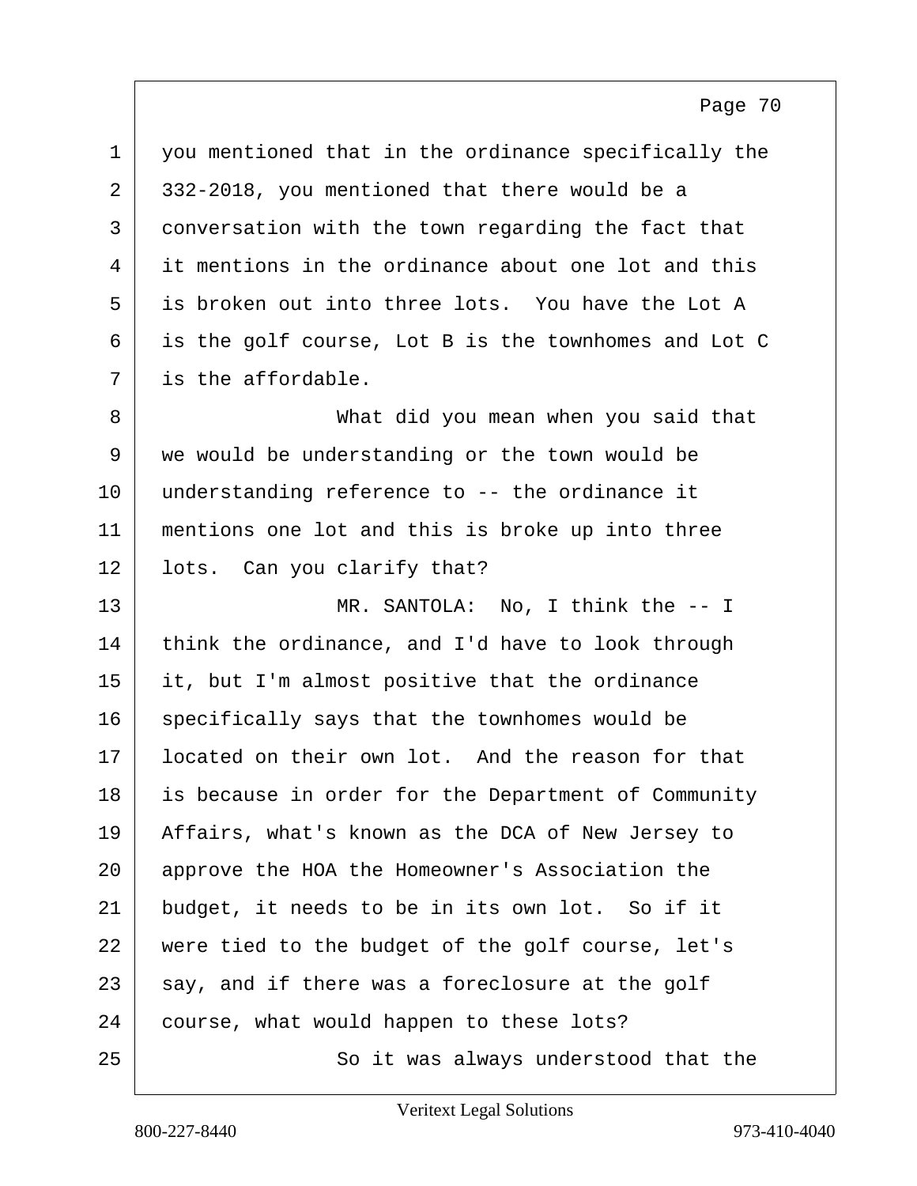you mentioned that in the ordinance specifically the 332-2018, you mentioned that there would be a conversation with the town regarding the fact that it mentions in the ordinance about one lot and this is broken out into three lots. You have the Lot A is the golf course, Lot B is the townhomes and Lot C is the affordable.

What did you mean when you said that we would be understanding or the town would be understanding reference to -- the ordinance it mentions one lot and this is broke up into three lots. Can you clarify that?

MR. SANTOLA: No, I think the -- I think the ordinance, and I'd have to look through it, but I'm almost positive that the ordinance specifically says that the townhomes would be located on their own lot. And the reason for that is because in order for the Department of Community Affairs, what's known as the DCA of New Jersey to approve the HOA the Homeowner's Association the budget, it needs to be in its own lot. So if it were tied to the budget of the golf course, let's say, and if there was a foreclosure at the golf course, what would happen to these lots?

So it was always understood that the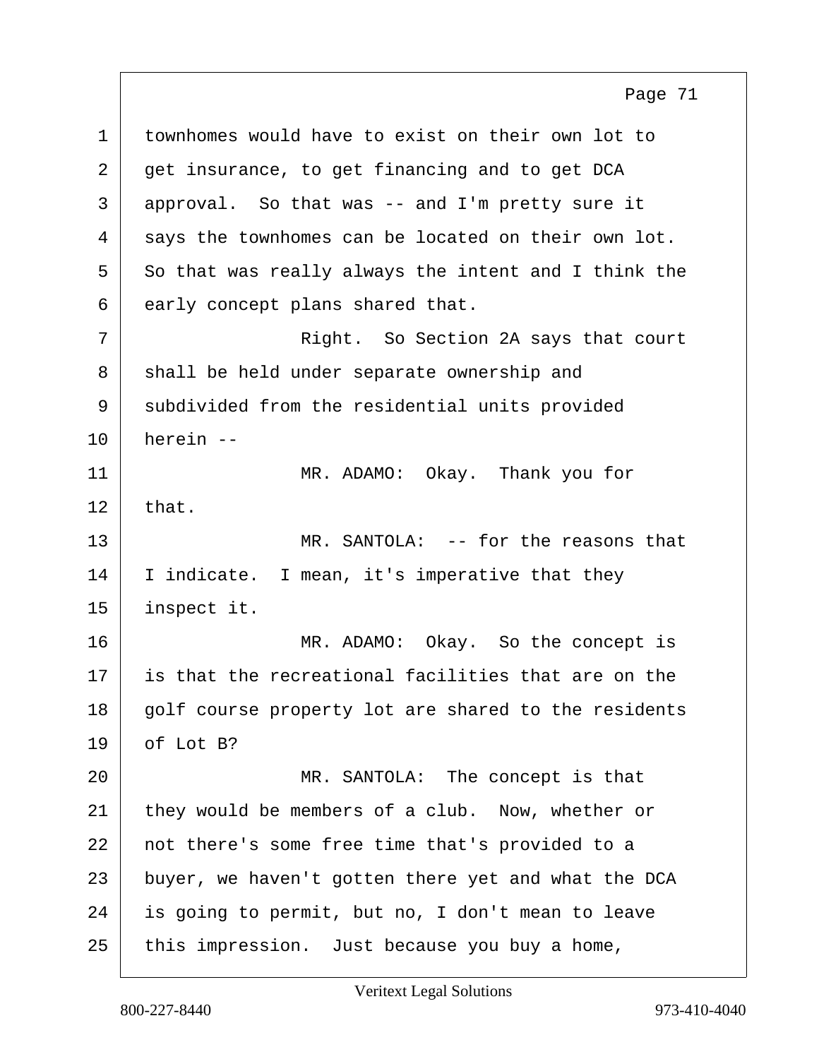1 townhomes would have to exist on their own lot to
2 get insurance, to get financing and to get DCA
3 approval. So that was -- and I'm pretty sure it
4 says the townhomes can be located on their own lot.
5 So that was really always the intent and I think the
6 early concept plans shared that.
7 Right. So Section 2A says that court
8 shall be held under separate ownership and
9 subdivided from the residential units provided
10 herein --
11 MR. ADAMO: Okay. Thank you for
12 that.
13 MR. SANTOLA: -- for the reasons that
14 I indicate. I mean, it's imperative that they
15 inspect it.
16 MR. ADAMO: Okay. So the concept is
17 is that the recreational facilities that are on the
18 golf course property lot are shared to the residents
19 of Lot B?
20 MR. SANTOLA: The concept is that
21 they would be members of a club. Now, whether or
22 not there's some free time that's provided to a
23 buyer, we haven't gotten there yet and what the DCA
24 is going to permit, but no, I don't mean to leave
25 this impression. Just because you buy a home,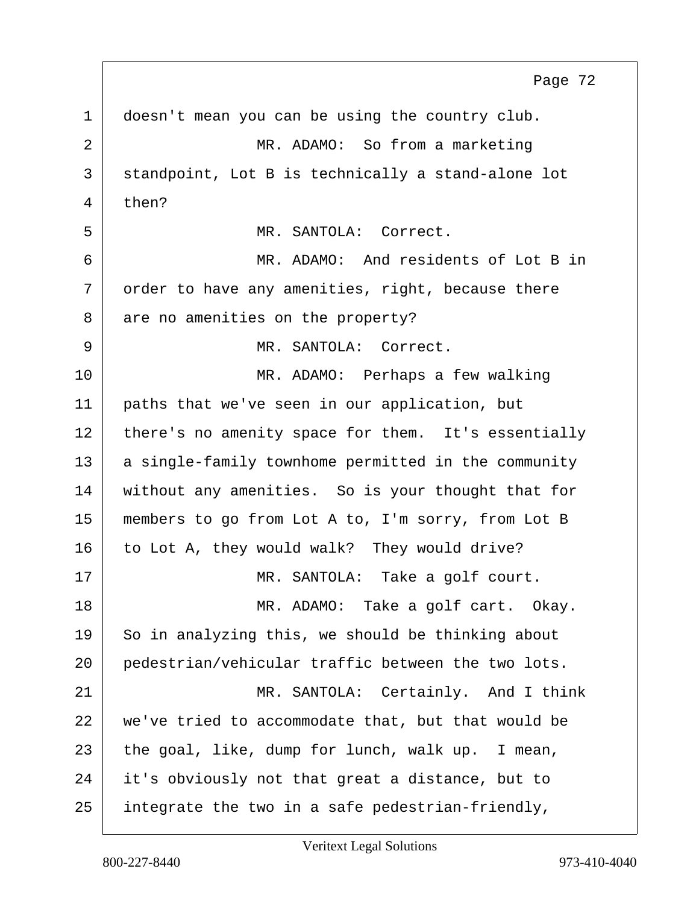1 doesn't mean you can be using the country club.

2 MR. ADAMO: So from a marketing

3 standpoint, Lot B is technically a stand-alone lot

4 then?

5 MR. SANTOLA: Correct.

6 MR. ADAMO: And residents of Lot B in

7 order to have any amenities, right, because there

8 are no amenities on the property?

9 MR. SANTOLA: Correct.

10 MR. ADAMO: Perhaps a few walking

11 paths that we've seen in our application, but

12 there's no amenity space for them. It's essentially

13 a single-family townhome permitted in the community

14 without any amenities. So is your thought that for

15 members to go from Lot A to, I'm sorry, from Lot B

16 to Lot A, they would walk? They would drive?

17 MR. SANTOLA: Take a golf court.

18 MR. ADAMO: Take a golf cart. Okay.

19 So in analyzing this, we should be thinking about

20 pedestrian/vehicular traffic between the two lots.

21 MR. SANTOLA: Certainly. And I think

22 we've tried to accommodate that, but that would be

23 the goal, like, dump for lunch, walk up. I mean,

24 it's obviously not that great a distance, but to

25 integrate the two in a safe pedestrian-friendly,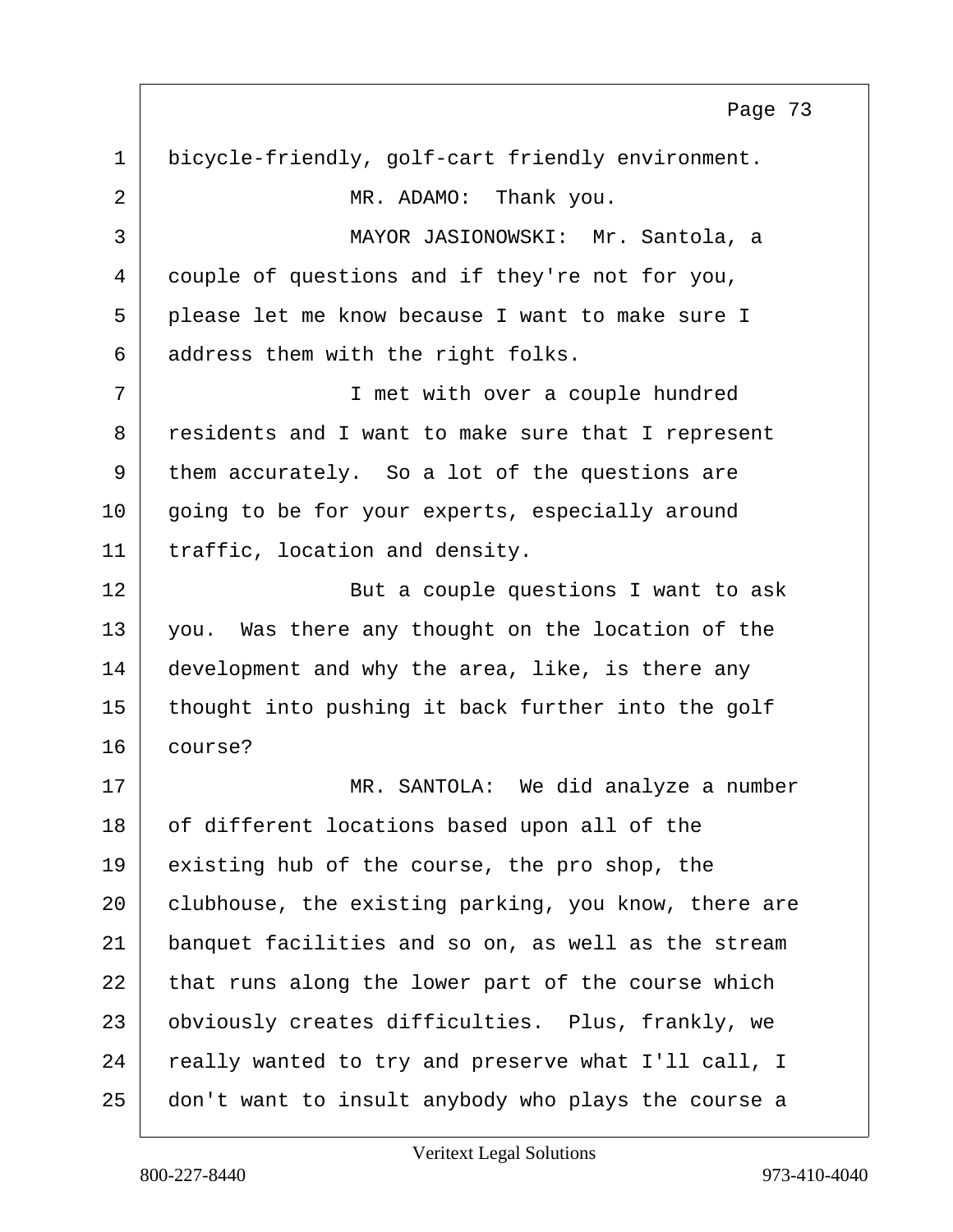bicycle-friendly, golf-cart friendly environment.

MR. ADAMO: Thank you.

MAYOR JASIONOWSKI: Mr. Santola, a couple of questions and if they're not for you, please let me know because I want to make sure I address them with the right folks.

I met with over a couple hundred residents and I want to make sure that I represent them accurately. So a lot of the questions are going to be for your experts, especially around traffic, location and density.

But a couple questions I want to ask you. Was there any thought on the location of the development and why the area, like, is there any thought into pushing it back further into the golf course?

MR. SANTOLA: We did analyze a number of different locations based upon all of the existing hub of the course, the pro shop, the clubhouse, the existing parking, you know, there are banquet facilities and so on, as well as the stream that runs along the lower part of the course which obviously creates difficulties. Plus, frankly, we really wanted to try and preserve what I'll call, I don't want to insult anybody who plays the course a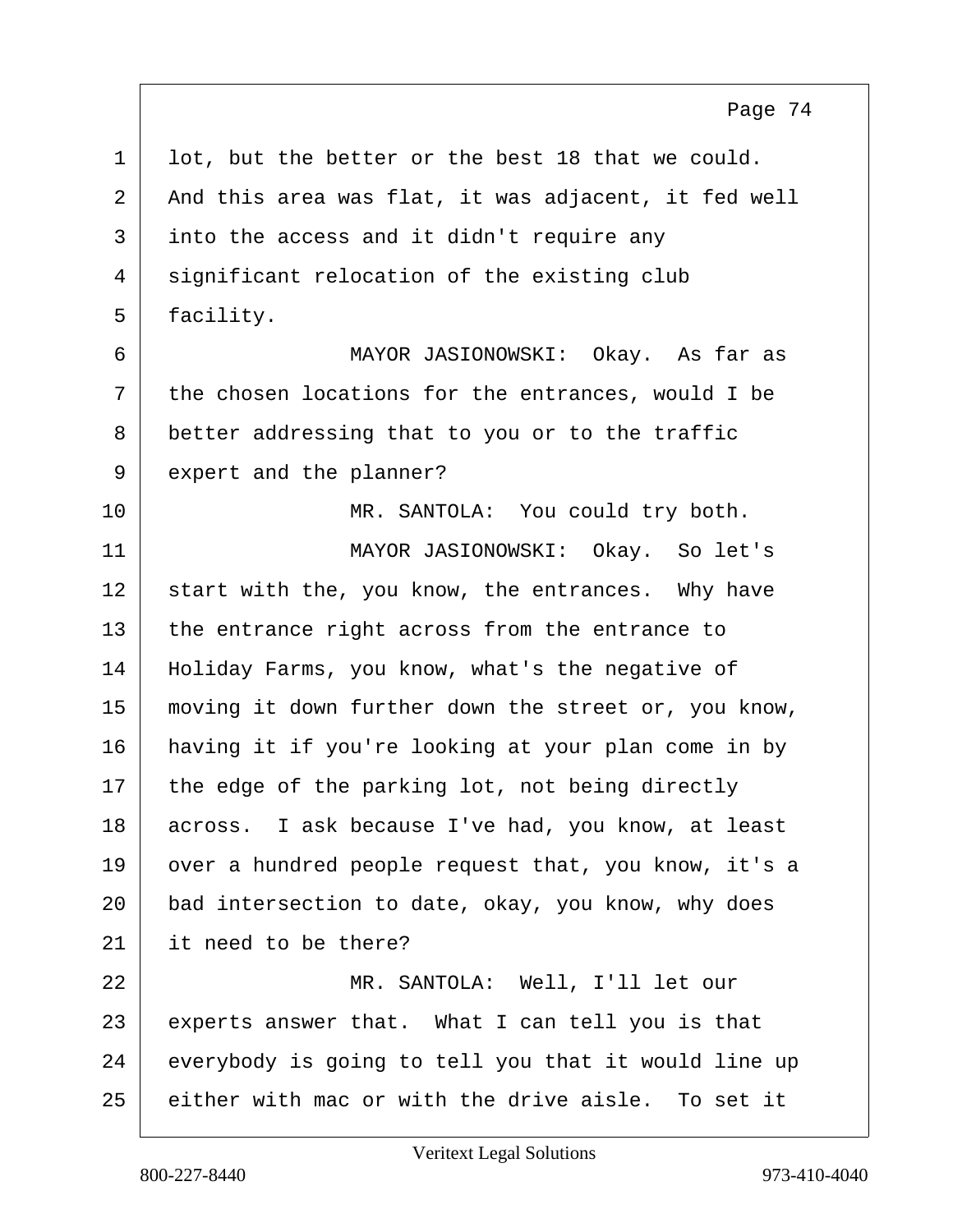lot, but the better or the best 18 that we could. And this area was flat, it was adjacent, it fed well into the access and it didn't require any significant relocation of the existing club facility.

MAYOR JASIONOWSKI: Okay. As far as the chosen locations for the entrances, would I be better addressing that to you or to the traffic expert and the planner?

MR. SANTOLA: You could try both.

MAYOR JASIONOWSKI: Okay. So let's start with the, you know, the entrances. Why have the entrance right across from the entrance to Holiday Farms, you know, what's the negative of moving it down further down the street or, you know, having it if you're looking at your plan come in by the edge of the parking lot, not being directly across. I ask because I've had, you know, at least over a hundred people request that, you know, it's a bad intersection to date, okay, you know, why does it need to be there?

MR. SANTOLA: Well, I'll let our experts answer that. What I can tell you is that everybody is going to tell you that it would line up either with mac or with the drive aisle. To set it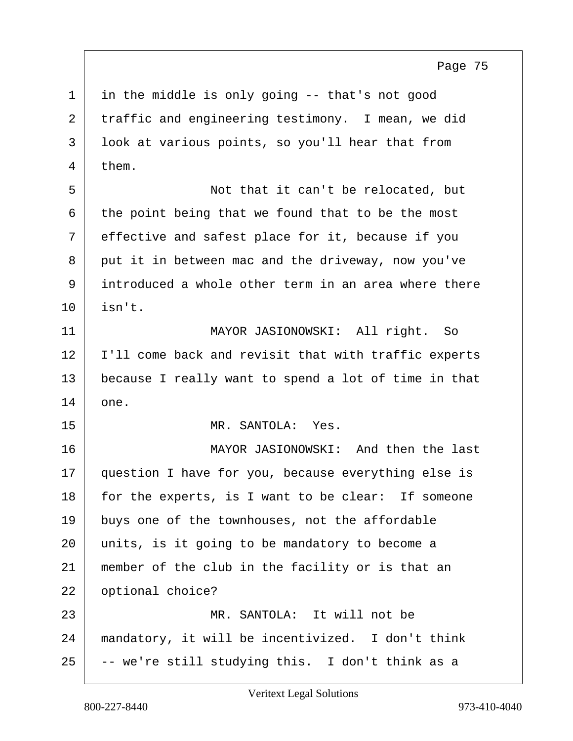in the middle is only going -- that's not good traffic and engineering testimony. I mean, we did look at various points, so you'll hear that from them.

Not that it can't be relocated, but the point being that we found that to be the most effective and safest place for it, because if you put it in between mac and the driveway, now you've introduced a whole other term in an area where there isn't.

MAYOR JASIONOWSKI: All right. So I'll come back and revisit that with traffic experts because I really want to spend a lot of time in that one.

MR. SANTOLA: Yes.

MAYOR JASIONOWSKI: And then the last question I have for you, because everything else is for the experts, is I want to be clear: If someone buys one of the townhouses, not the affordable units, is it going to be mandatory to become a member of the club in the facility or is that an optional choice?

MR. SANTOLA: It will not be mandatory, it will be incentivized. I don't think -- we're still studying this. I don't think as a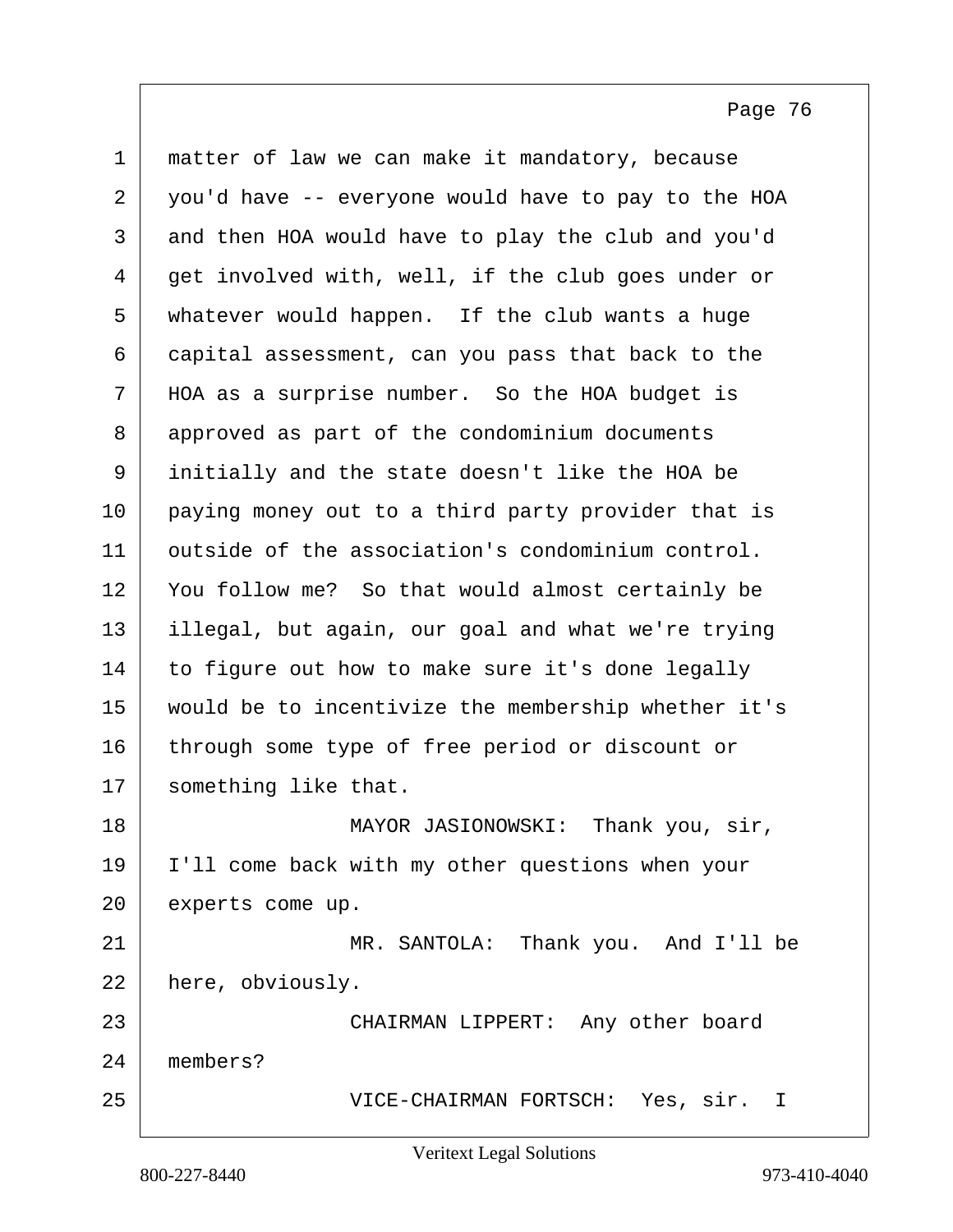matter of law we can make it mandatory, because you'd have -- everyone would have to pay to the HOA and then HOA would have to play the club and you'd get involved with, well, if the club goes under or whatever would happen. If the club wants a huge capital assessment, can you pass that back to the HOA as a surprise number. So the HOA budget is approved as part of the condominium documents initially and the state doesn't like the HOA be paying money out to a third party provider that is outside of the association's condominium control. You follow me? So that would almost certainly be illegal, but again, our goal and what we're trying to figure out how to make sure it's done legally would be to incentivize the membership whether it's through some type of free period or discount or something like that.

MAYOR JASIONOWSKI: Thank you, sir, I'll come back with my other questions when your experts come up.

MR. SANTOLA: Thank you. And I'll be here, obviously.

CHAIRMAN LIPPERT: Any other board members?

VICE-CHAIRMAN FORTSCH: Yes, sir. I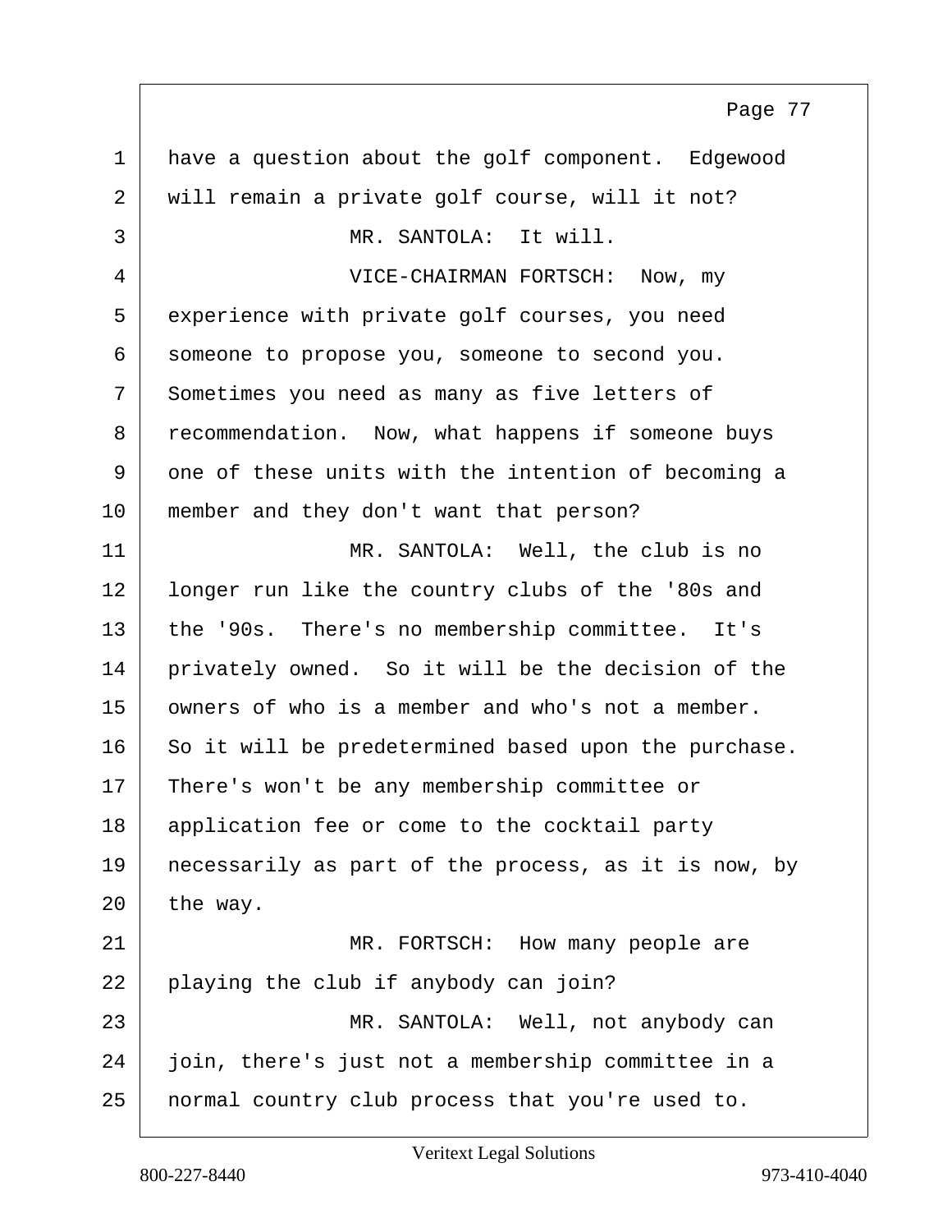have a question about the golf component. Edgewood will remain a private golf course, will it not?

MR. SANTOLA: It will.

VICE-CHAIRMAN FORTSCH: Now, my experience with private golf courses, you need someone to propose you, someone to second you. Sometimes you need as many as five letters of recommendation. Now, what happens if someone buys one of these units with the intention of becoming a member and they don't want that person?

MR. SANTOLA: Well, the club is no longer run like the country clubs of the '80s and the '90s. There's no membership committee. It's privately owned. So it will be the decision of the owners of who is a member and who's not a member. So it will be predetermined based upon the purchase. There's won't be any membership committee or application fee or come to the cocktail party necessarily as part of the process, as it is now, by the way.

MR. FORTSCH: How many people are playing the club if anybody can join?

MR. SANTOLA: Well, not anybody can join, there's just not a membership committee in a normal country club process that you're used to.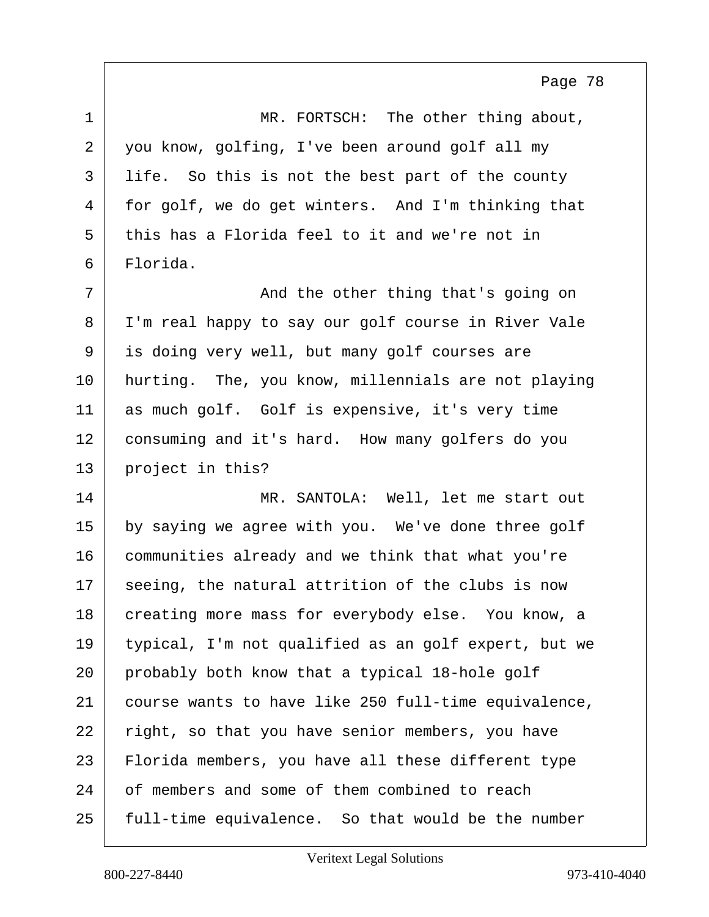MR. FORTSCH: The other thing about, you know, golfing, I've been around golf all my life. So this is not the best part of the county for golf, we do get winters. And I'm thinking that this has a Florida feel to it and we're not in Florida.

And the other thing that's going on I'm real happy to say our golf course in River Vale is doing very well, but many golf courses are hurting. The, you know, millennials are not playing as much golf. Golf is expensive, it's very time consuming and it's hard. How many golfers do you project in this?

MR. SANTOLA: Well, let me start out by saying we agree with you. We've done three golf communities already and we think that what you're seeing, the natural attrition of the clubs is now creating more mass for everybody else. You know, a typical, I'm not qualified as an golf expert, but we probably both know that a typical 18-hole golf course wants to have like 250 full-time equivalence, right, so that you have senior members, you have Florida members, you have all these different type of members and some of them combined to reach full-time equivalence. So that would be the number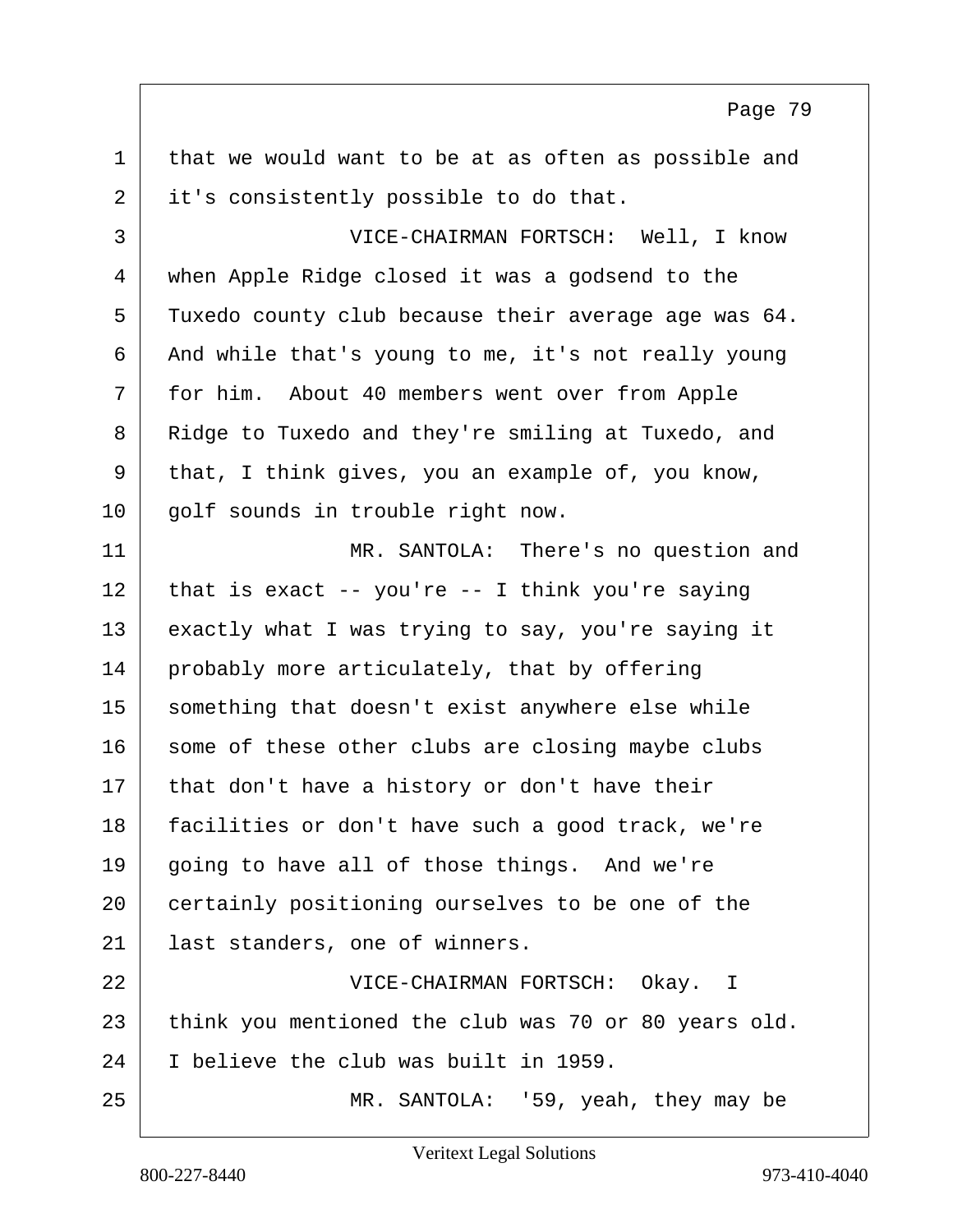1 that we would want to be at as often as possible and
2 it's consistently possible to do that.
3 VICE-CHAIRMAN FORTSCH: Well, I know
4 when Apple Ridge closed it was a godsend to the
5 Tuxedo county club because their average age was 64.
6 And while that's young to me, it's not really young
7 for him. About 40 members went over from Apple
8 Ridge to Tuxedo and they're smiling at Tuxedo, and
9 that, I think gives, you an example of, you know,
10 golf sounds in trouble right now.
11 MR. SANTOLA: There's no question and
12 that is exact -- you're -- I think you're saying
13 exactly what I was trying to say, you're saying it
14 probably more articulately, that by offering
15 something that doesn't exist anywhere else while
16 some of these other clubs are closing maybe clubs
17 that don't have a history or don't have their
18 facilities or don't have such a good track, we're
19 going to have all of those things. And we're
20 certainly positioning ourselves to be one of the
21 last standers, one of winners.
22 VICE-CHAIRMAN FORTSCH: Okay. I
23 think you mentioned the club was 70 or 80 years old.
24 I believe the club was built in 1959.
25 MR. SANTOLA: '59, yeah, they may be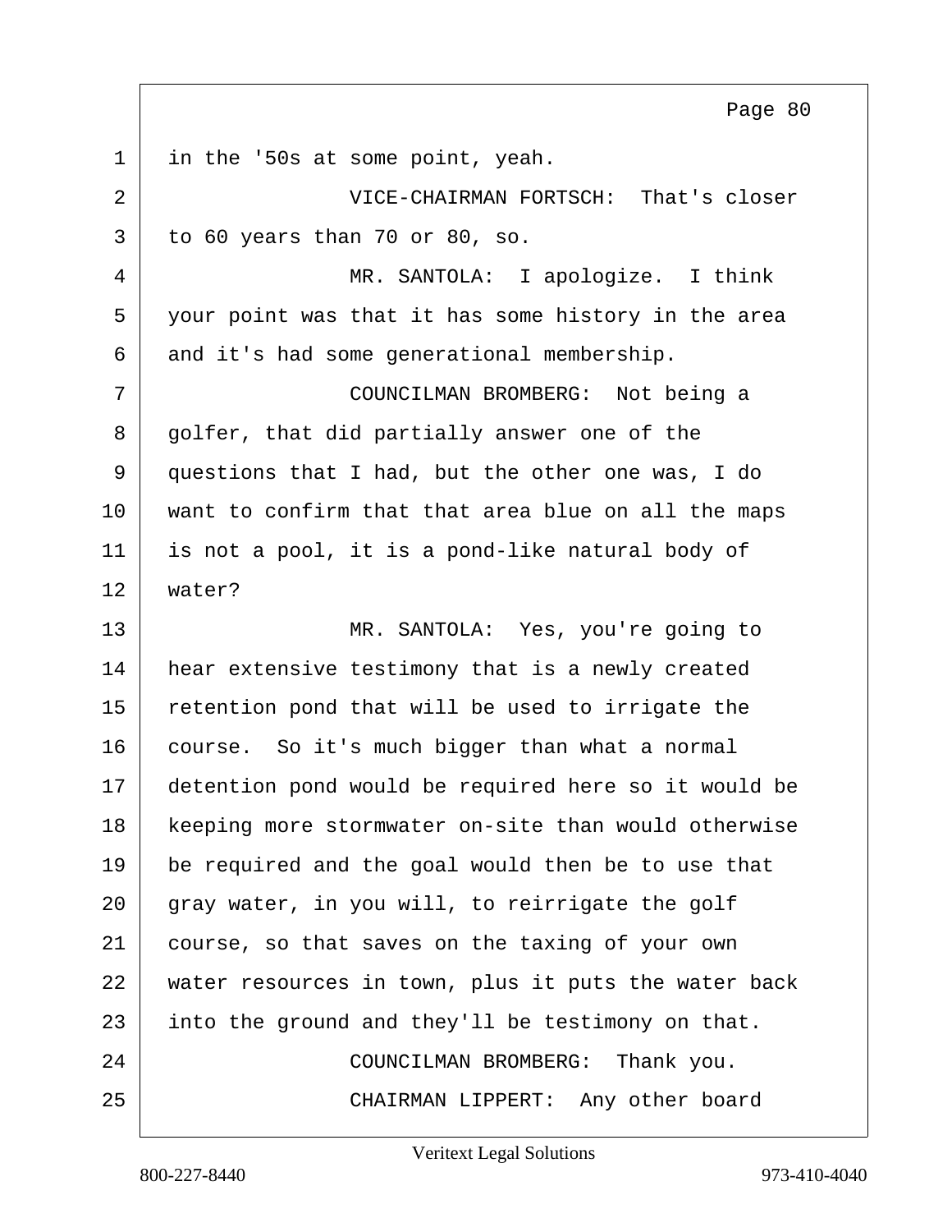in the '50s at some point, yeah.

VICE-CHAIRMAN FORTSCH: That's closer to 60 years than 70 or 80, so.

MR. SANTOLA: I apologize. I think your point was that it has some history in the area and it's had some generational membership.

COUNCILMAN BROMBERG: Not being a golfer, that did partially answer one of the questions that I had, but the other one was, I do want to confirm that that area blue on all the maps is not a pool, it is a pond-like natural body of water?

MR. SANTOLA: Yes, you're going to hear extensive testimony that is a newly created retention pond that will be used to irrigate the course. So it's much bigger than what a normal detention pond would be required here so it would be keeping more stormwater on-site than would otherwise be required and the goal would then be to use that gray water, in you will, to reirrigate the golf course, so that saves on the taxing of your own water resources in town, plus it puts the water back into the ground and they'll be testimony on that.

COUNCILMAN BROMBERG: Thank you.

CHAIRMAN LIPPERT: Any other board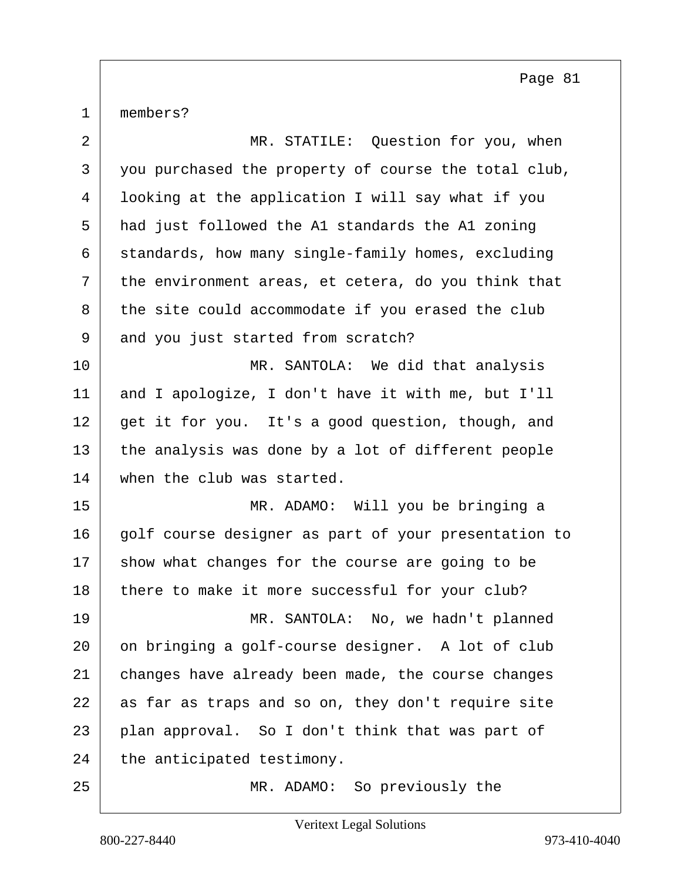members?

MR. STATILE: Question for you, when you purchased the property of course the total club, looking at the application I will say what if you had just followed the A1 standards the A1 zoning standards, how many single-family homes, excluding the environment areas, et cetera, do you think that the site could accommodate if you erased the club and you just started from scratch?

MR. SANTOLA: We did that analysis and I apologize, I don't have it with me, but I'll get it for you. It's a good question, though, and the analysis was done by a lot of different people when the club was started.

MR. ADAMO: Will you be bringing a golf course designer as part of your presentation to show what changes for the course are going to be there to make it more successful for your club?

MR. SANTOLA: No, we hadn't planned on bringing a golf-course designer. A lot of club changes have already been made, the course changes as far as traps and so on, they don't require site plan approval. So I don't think that was part of the anticipated testimony.

MR. ADAMO: So previously the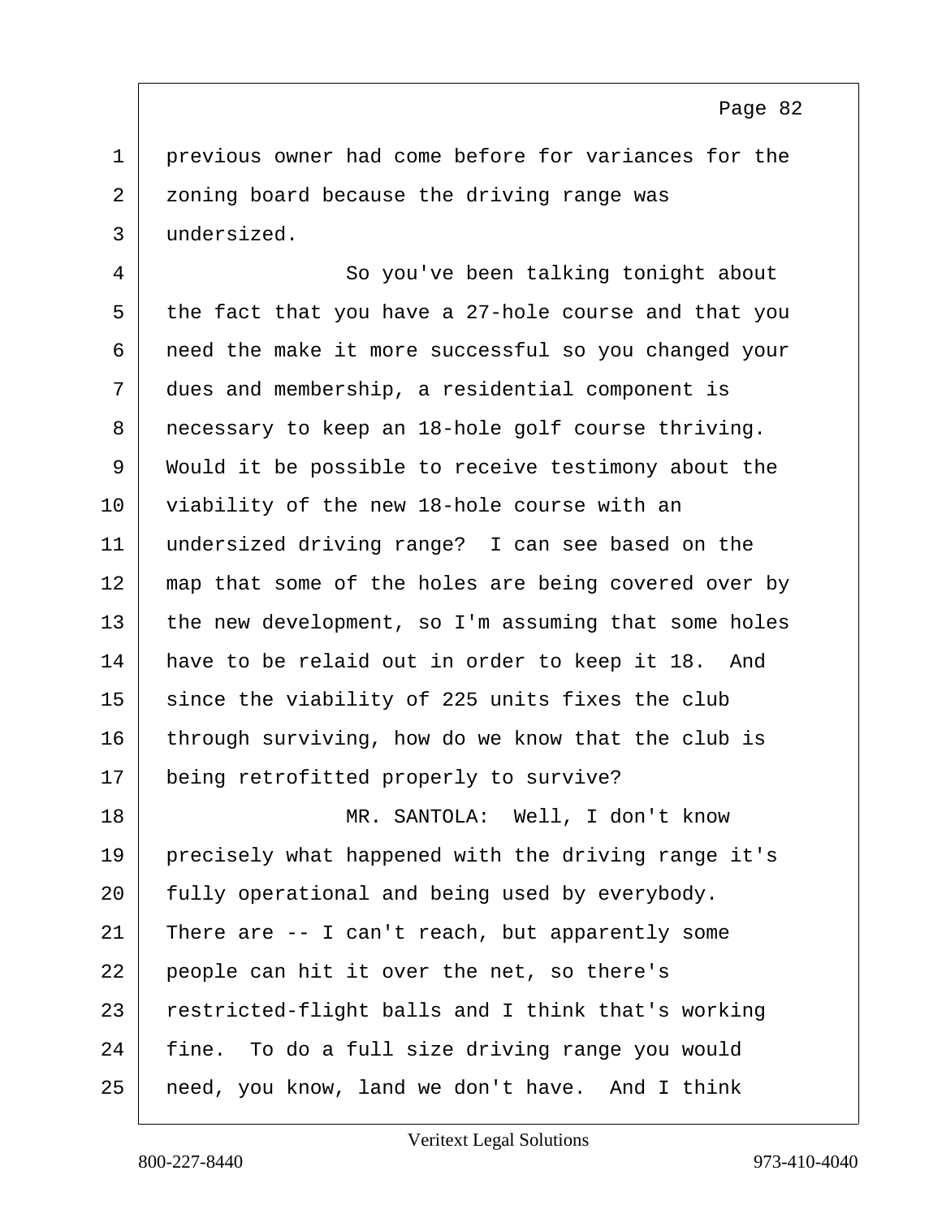previous owner had come before for variances for the zoning board because the driving range was undersized.

So you've been talking tonight about the fact that you have a 27-hole course and that you need the make it more successful so you changed your dues and membership, a residential component is necessary to keep an 18-hole golf course thriving. Would it be possible to receive testimony about the viability of the new 18-hole course with an undersized driving range? I can see based on the map that some of the holes are being covered over by the new development, so I'm assuming that some holes have to be relaid out in order to keep it 18. And since the viability of 225 units fixes the club through surviving, how do we know that the club is being retrofitted properly to survive?

MR. SANTOLA: Well, I don't know precisely what happened with the driving range it's fully operational and being used by everybody. There are -- I can't reach, but apparently some people can hit it over the net, so there's restricted-flight balls and I think that's working fine. To do a full size driving range you would need, you know, land we don't have. And I think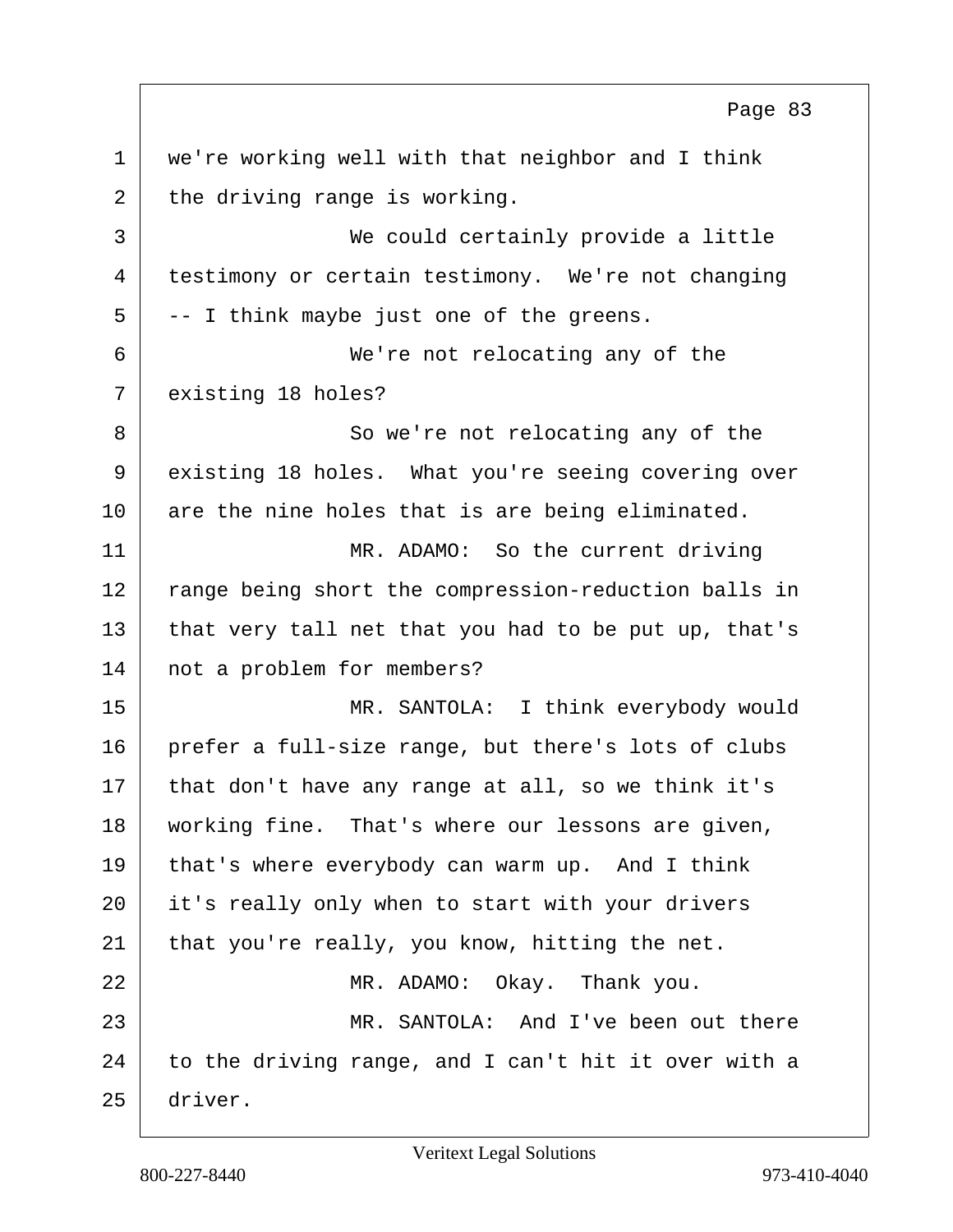we're working well with that neighbor and I think the driving range is working.

We could certainly provide a little testimony or certain testimony. We're not changing -- I think maybe just one of the greens.

We're not relocating any of the existing 18 holes?

So we're not relocating any of the existing 18 holes. What you're seeing covering over are the nine holes that is are being eliminated.

MR. ADAMO: So the current driving range being short the compression-reduction balls in that very tall net that you had to be put up, that's not a problem for members?

MR. SANTOLA: I think everybody would prefer a full-size range, but there's lots of clubs that don't have any range at all, so we think it's working fine. That's where our lessons are given, that's where everybody can warm up. And I think it's really only when to start with your drivers that you're really, you know, hitting the net.

MR. ADAMO: Okay. Thank you.

MR. SANTOLA: And I've been out there to the driving range, and I can't hit it over with a driver.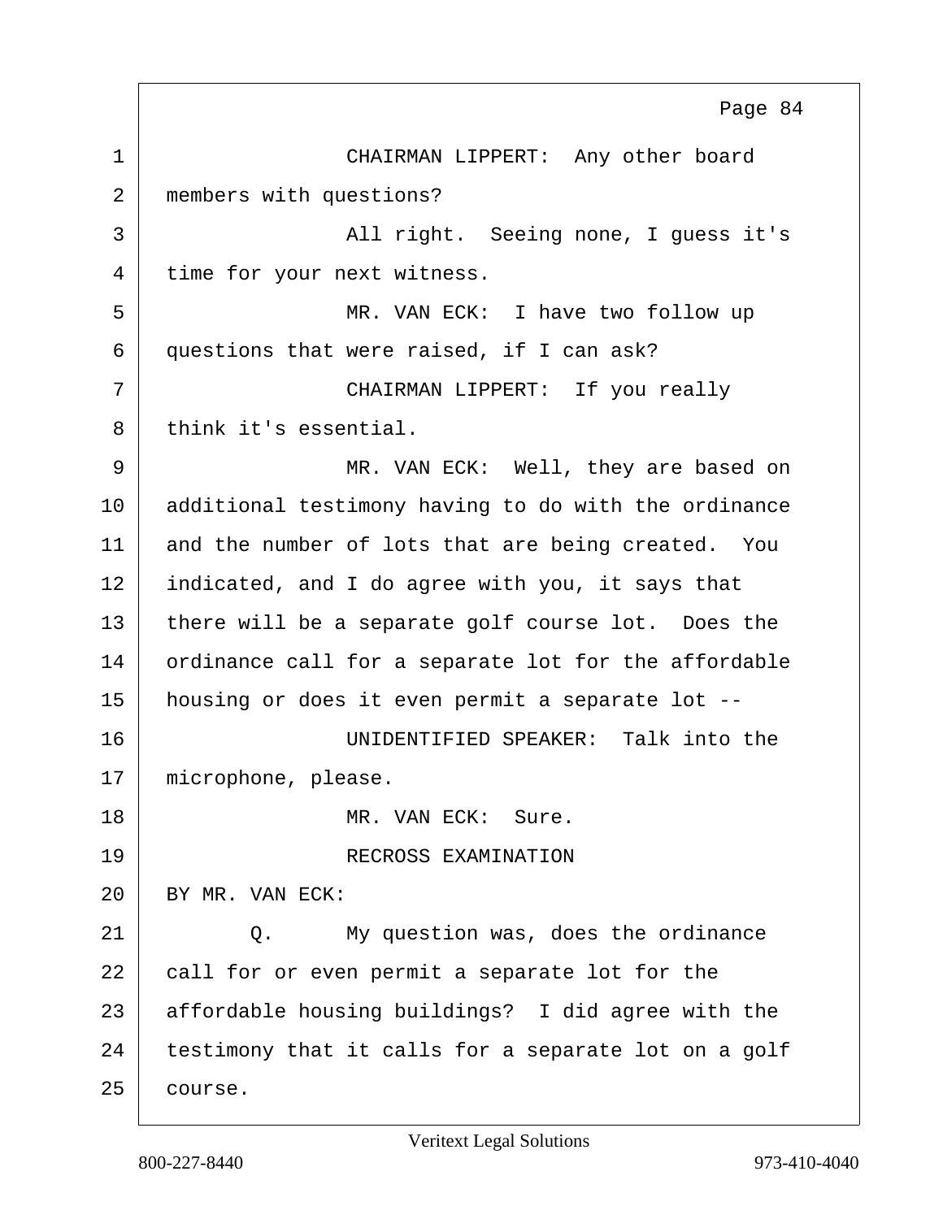CHAIRMAN LIPPERT: Any other board members with questions?

All right. Seeing none, I guess it's time for your next witness.

MR. VAN ECK: I have two follow up questions that were raised, if I can ask?

CHAIRMAN LIPPERT: If you really think it's essential.

MR. VAN ECK: Well, they are based on additional testimony having to do with the ordinance and the number of lots that are being created. You indicated, and I do agree with you, it says that there will be a separate golf course lot. Does the ordinance call for a separate lot for the affordable housing or does it even permit a separate lot --

UNIDENTIFIED SPEAKER: Talk into the microphone, please.

MR. VAN ECK: Sure.

RECROSS EXAMINATION

BY MR. VAN ECK:

Q. My question was, does the ordinance call for or even permit a separate lot for the affordable housing buildings? I did agree with the testimony that it calls for a separate lot on a golf course.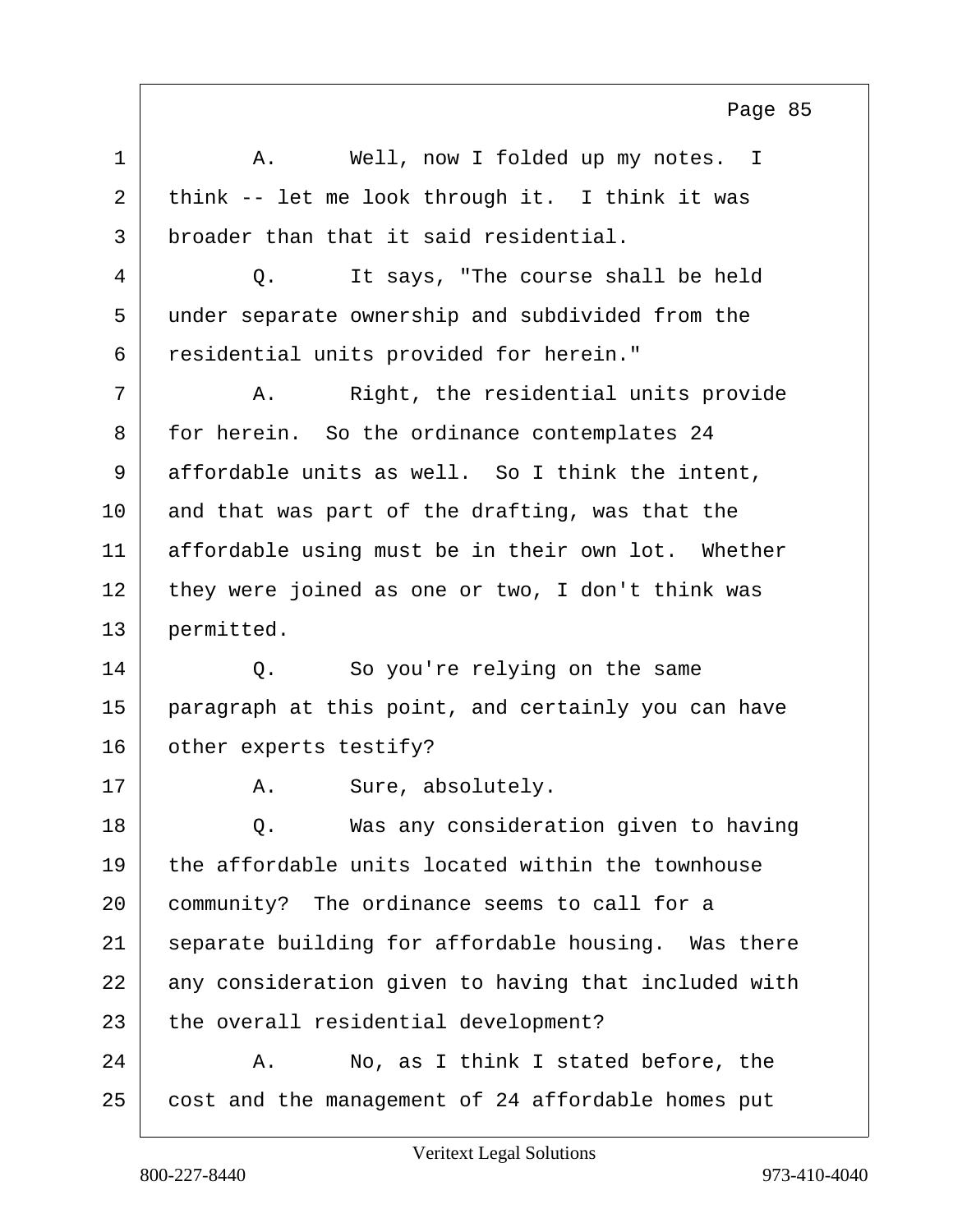1 A. Well, now I folded up my notes. I
2 think -- let me look through it. I think it was
3 broader than that it said residential.
4 Q. It says, "The course shall be held
5 under separate ownership and subdivided from the
6 residential units provided for herein."
7 A. Right, the residential units provide
8 for herein. So the ordinance contemplates 24
9 affordable units as well. So I think the intent,
10 and that was part of the drafting, was that the
11 affordable using must be in their own lot. Whether
12 they were joined as one or two, I don't think was
13 permitted.
14 Q. So you're relying on the same
15 paragraph at this point, and certainly you can have
16 other experts testify?
17 A. Sure, absolutely.
18 Q. Was any consideration given to having
19 the affordable units located within the townhouse
20 community? The ordinance seems to call for a
21 separate building for affordable housing. Was there
22 any consideration given to having that included with
23 the overall residential development?
24 A. No, as I think I stated before, the
25 cost and the management of 24 affordable homes put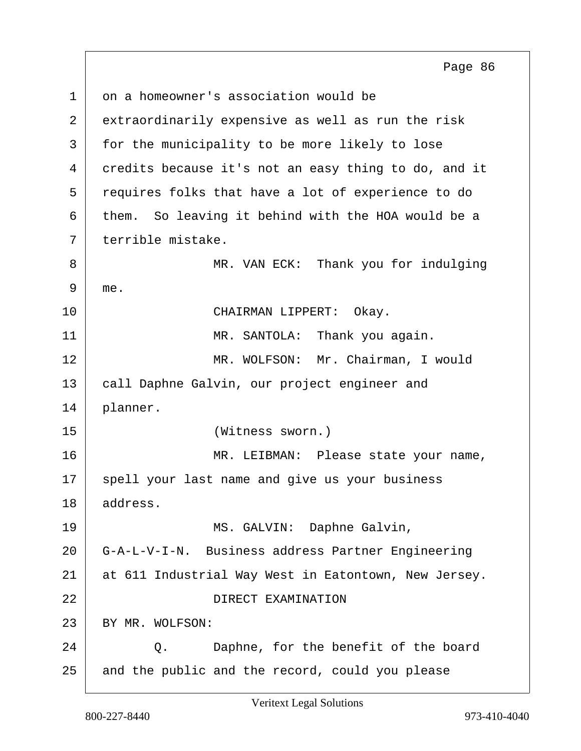1 on a homeowner's association would be
2 extraordinarily expensive as well as run the risk
3 for the municipality to be more likely to lose
4 credits because it's not an easy thing to do, and it
5 requires folks that have a lot of experience to do
6 them. So leaving it behind with the HOA would be a
7 terrible mistake.
8 MR. VAN ECK: Thank you for indulging
9 me.
10 CHAIRMAN LIPPERT: Okay.
11 MR. SANTOLA: Thank you again.
12 MR. WOLFSON: Mr. Chairman, I would
13 call Daphne Galvin, our project engineer and
14 planner.
15 (Witness sworn.)
16 MR. LEIBMAN: Please state your name,
17 spell your last name and give us your business
18 address.
19 MS. GALVIN: Daphne Galvin,
20 G-A-L-V-I-N. Business address Partner Engineering
21 at 611 Industrial Way West in Eatontown, New Jersey.
22 DIRECT EXAMINATION
23 BY MR. WOLFSON:
24 Q. Daphne, for the benefit of the board
25 and the public and the record, could you please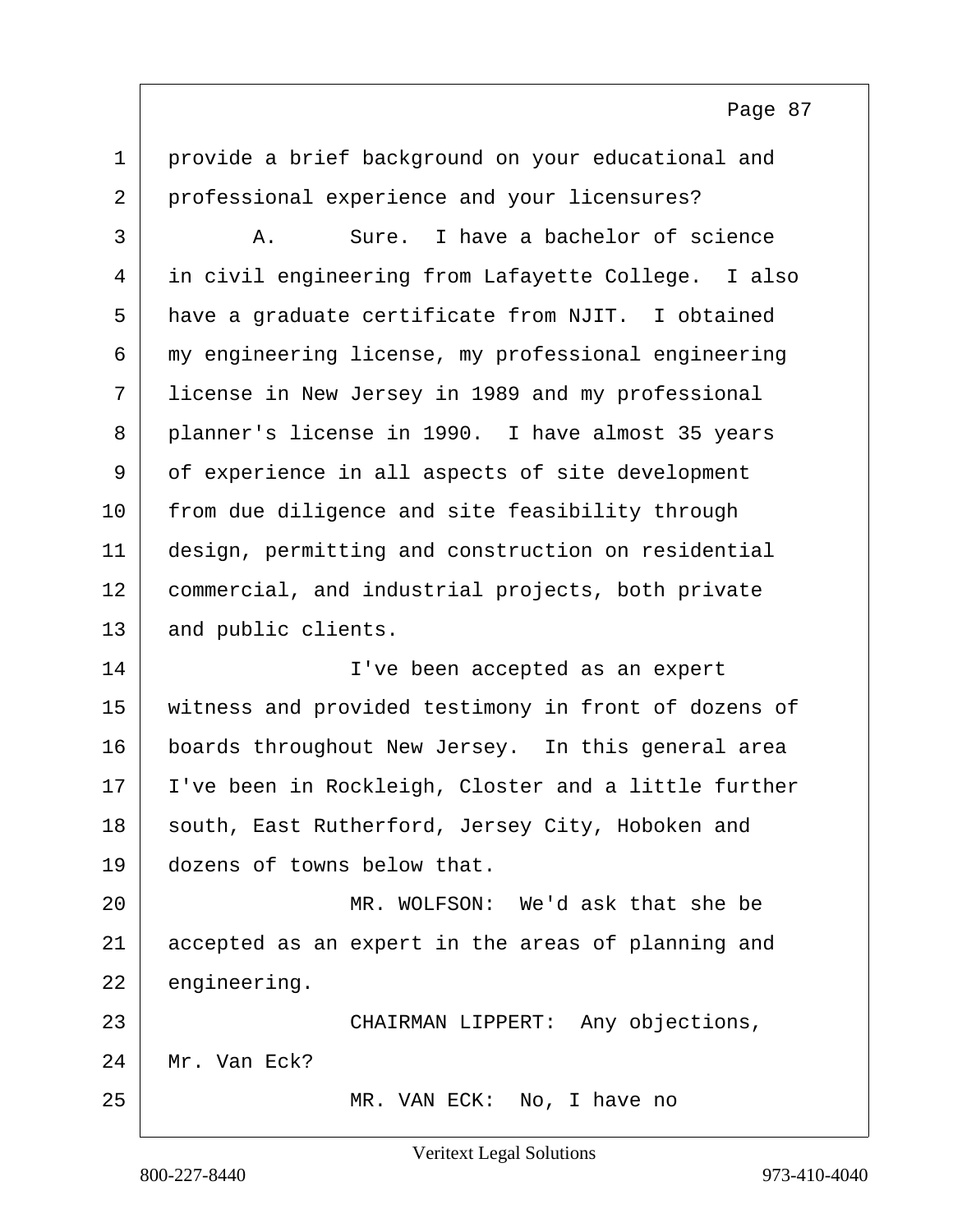provide a brief background on your educational and professional experience and your licensures?

A. Sure. I have a bachelor of science in civil engineering from Lafayette College. I also have a graduate certificate from NJIT. I obtained my engineering license, my professional engineering license in New Jersey in 1989 and my professional planner's license in 1990. I have almost 35 years of experience in all aspects of site development from due diligence and site feasibility through design, permitting and construction on residential commercial, and industrial projects, both private and public clients.

I've been accepted as an expert witness and provided testimony in front of dozens of boards throughout New Jersey. In this general area I've been in Rockleigh, Closter and a little further south, East Rutherford, Jersey City, Hoboken and dozens of towns below that.

MR. WOLFSON: We'd ask that she be accepted as an expert in the areas of planning and engineering.

CHAIRMAN LIPPERT: Any objections, Mr. Van Eck?

MR. VAN ECK: No, I have no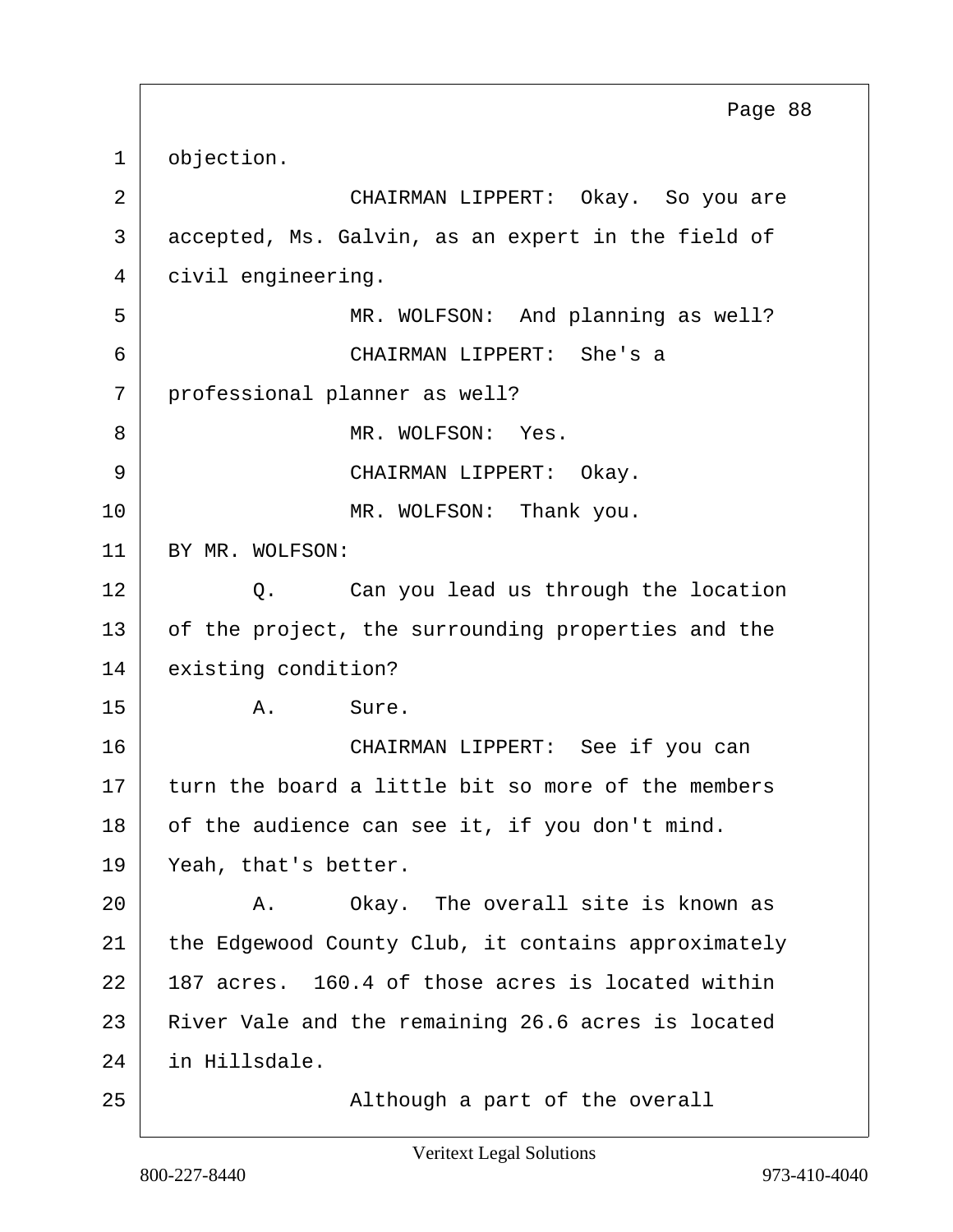1 objection.

2 CHAIRMAN LIPPERT: Okay. So you are

3 accepted, Ms. Galvin, as an expert in the field of

4 civil engineering.

5 MR. WOLFSON: And planning as well?

6 CHAIRMAN LIPPERT: She's a

7 professional planner as well?

8 MR. WOLFSON: Yes.

9 CHAIRMAN LIPPERT: Okay.

10 MR. WOLFSON: Thank you.

11 BY MR. WOLFSON:

12 Q. Can you lead us through the location

13 of the project, the surrounding properties and the

14 existing condition?

15 A. Sure.

16 CHAIRMAN LIPPERT: See if you can

17 turn the board a little bit so more of the members

18 of the audience can see it, if you don't mind.

19 Yeah, that's better.

20 A. Okay. The overall site is known as

21 the Edgewood County Club, it contains approximately

22 187 acres. 160.4 of those acres is located within

23 River Vale and the remaining 26.6 acres is located

24 in Hillsdale.

25 Although a part of the overall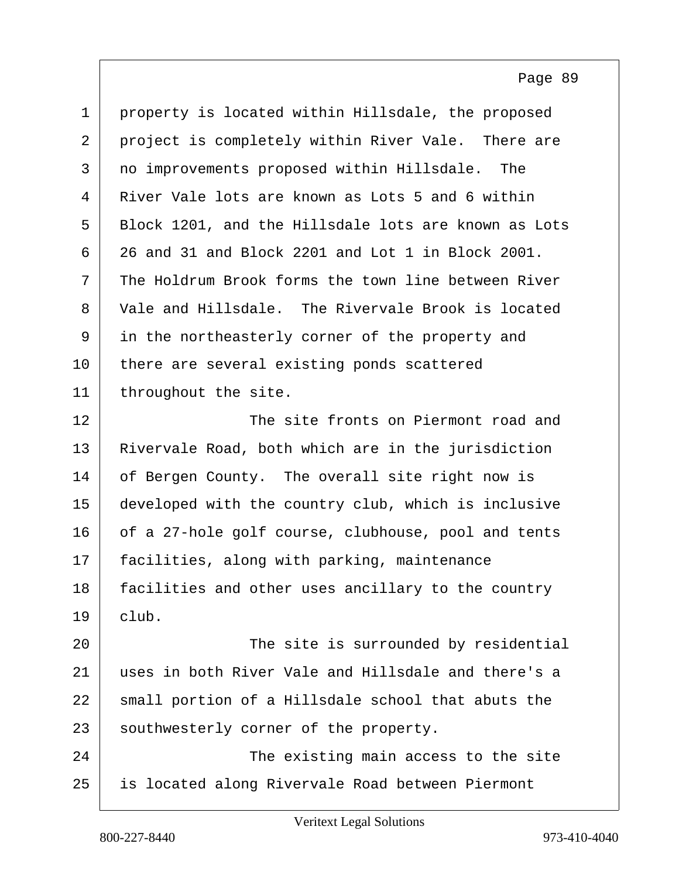1 property is located within Hillsdale, the proposed
2 project is completely within River Vale. There are
3 no improvements proposed within Hillsdale. The
4 River Vale lots are known as Lots 5 and 6 within
5 Block 1201, and the Hillsdale lots are known as Lots
6 26 and 31 and Block 2201 and Lot 1 in Block 2001.
7 The Holdrum Brook forms the town line between River
8 Vale and Hillsdale. The Rivervale Brook is located
9 in the northeasterly corner of the property and
10 there are several existing ponds scattered
11 throughout the site.
12 The site fronts on Piermont road and
13 Rivervale Road, both which are in the jurisdiction
14 of Bergen County. The overall site right now is
15 developed with the country club, which is inclusive
16 of a 27-hole golf course, clubhouse, pool and tents
17 facilities, along with parking, maintenance
18 facilities and other uses ancillary to the country
19 club.
20 The site is surrounded by residential
21 uses in both River Vale and Hillsdale and there's a
22 small portion of a Hillsdale school that abuts the
23 southwesterly corner of the property.
24 The existing main access to the site
25 is located along Rivervale Road between Piermont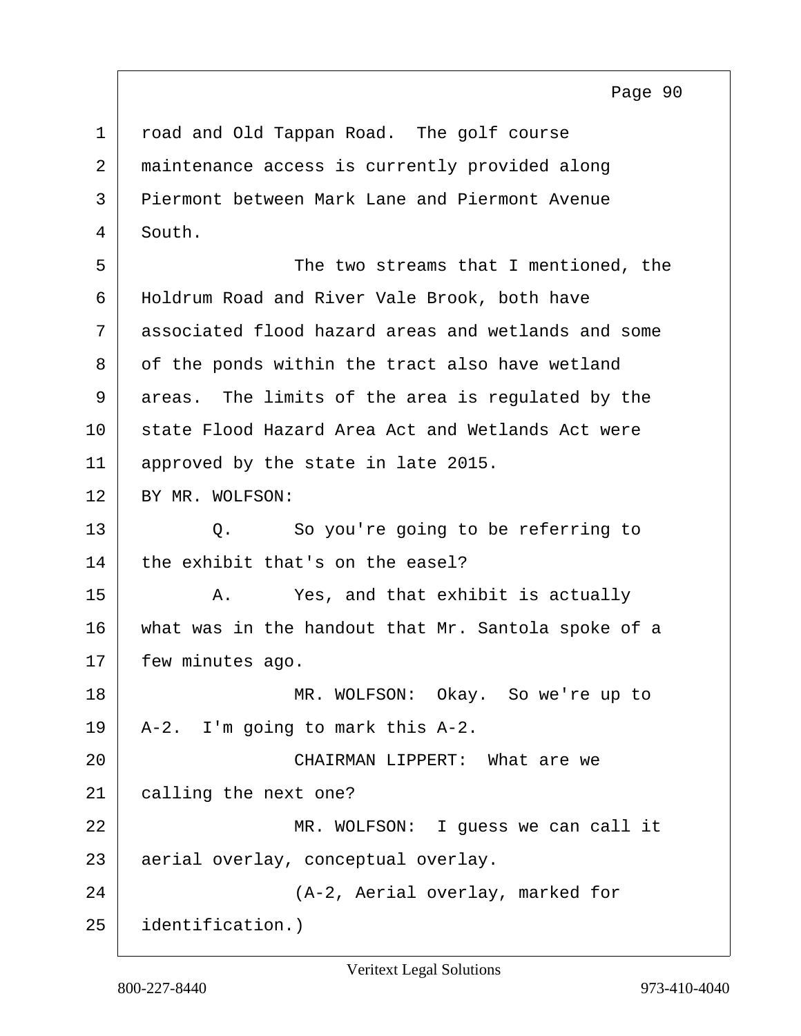road and Old Tappan Road. The golf course maintenance access is currently provided along Piermont between Mark Lane and Piermont Avenue South.

The two streams that I mentioned, the Holdrum Road and River Vale Brook, both have associated flood hazard areas and wetlands and some of the ponds within the tract also have wetland areas. The limits of the area is regulated by the state Flood Hazard Area Act and Wetlands Act were approved by the state in late 2015.

BY MR. WOLFSON:

Q. So you're going to be referring to the exhibit that's on the easel?

A. Yes, and that exhibit is actually what was in the handout that Mr. Santola spoke of a few minutes ago.

MR. WOLFSON: Okay. So we're up to A-2. I'm going to mark this A-2.

CHAIRMAN LIPPERT: What are we calling the next one?

MR. WOLFSON: I guess we can call it aerial overlay, conceptual overlay.

(A-2, Aerial overlay, marked for identification.)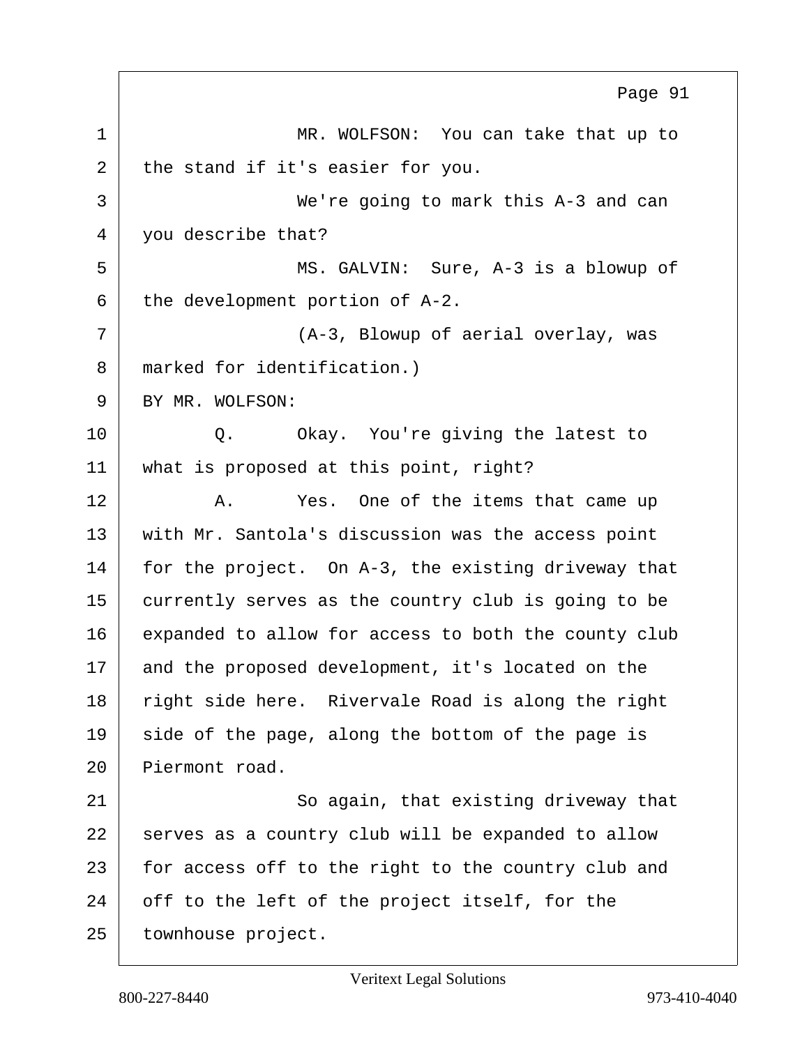MR. WOLFSON: You can take that up to the stand if it's easier for you.

We're going to mark this A-3 and can you describe that?

MS. GALVIN: Sure, A-3 is a blowup of the development portion of A-2.

(A-3, Blowup of aerial overlay, was marked for identification.)

BY MR. WOLFSON:

Q. Okay. You're giving the latest to what is proposed at this point, right?

A. Yes. One of the items that came up with Mr. Santola's discussion was the access point for the project. On A-3, the existing driveway that currently serves as the country club is going to be expanded to allow for access to both the county club and the proposed development, it's located on the right side here. Rivervale Road is along the right side of the page, along the bottom of the page is Piermont road.

So again, that existing driveway that serves as a country club will be expanded to allow for access off to the right to the country club and off to the left of the project itself, for the townhouse project.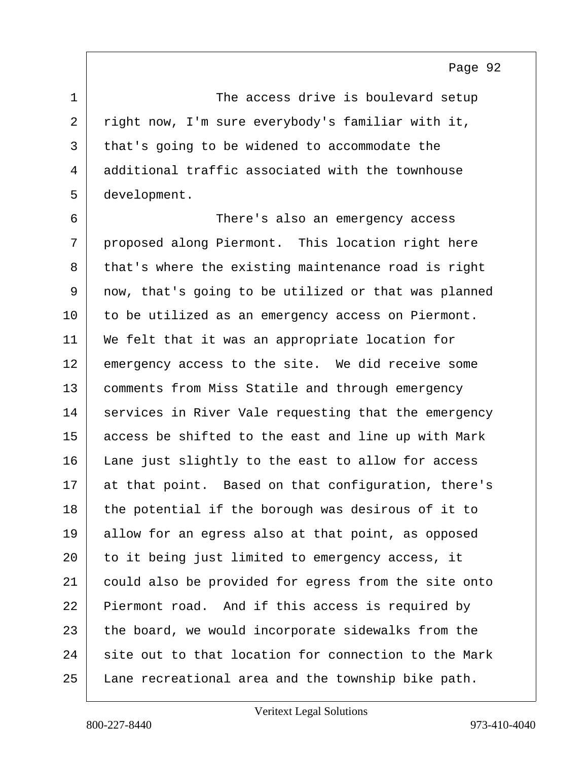The access drive is boulevard setup right now, I'm sure everybody's familiar with it, that's going to be widened to accommodate the additional traffic associated with the townhouse development.

There's also an emergency access proposed along Piermont. This location right here that's where the existing maintenance road is right now, that's going to be utilized or that was planned to be utilized as an emergency access on Piermont. We felt that it was an appropriate location for emergency access to the site. We did receive some comments from Miss Statile and through emergency services in River Vale requesting that the emergency access be shifted to the east and line up with Mark Lane just slightly to the east to allow for access at that point. Based on that configuration, there's the potential if the borough was desirous of it to allow for an egress also at that point, as opposed to it being just limited to emergency access, it could also be provided for egress from the site onto Piermont road. And if this access is required by the board, we would incorporate sidewalks from the site out to that location for connection to the Mark Lane recreational area and the township bike path.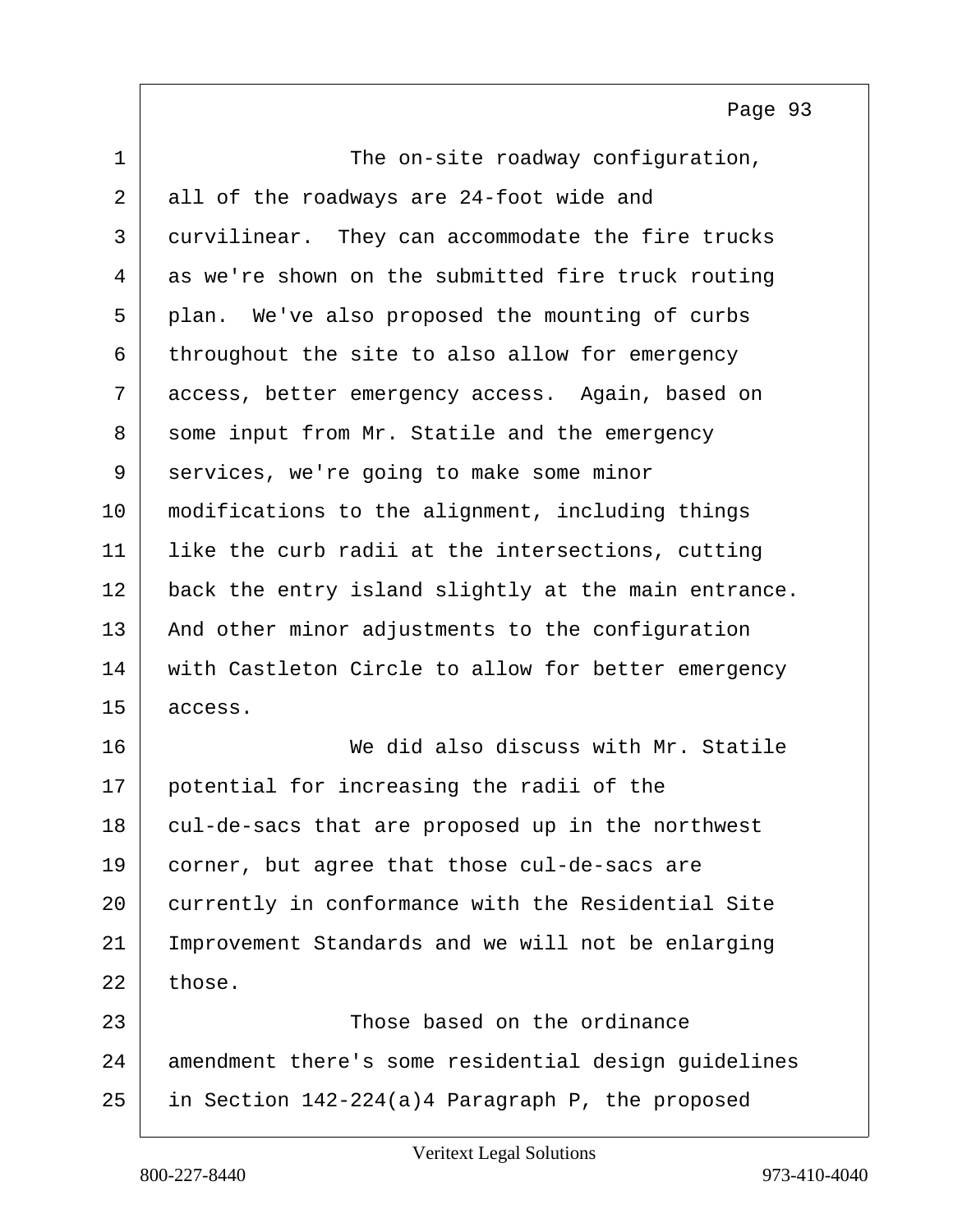The on-site roadway configuration, all of the roadways are 24-foot wide and curvilinear. They can accommodate the fire trucks as we're shown on the submitted fire truck routing plan. We've also proposed the mounting of curbs throughout the site to also allow for emergency access, better emergency access. Again, based on some input from Mr. Statile and the emergency services, we're going to make some minor modifications to the alignment, including things like the curb radii at the intersections, cutting back the entry island slightly at the main entrance. And other minor adjustments to the configuration with Castleton Circle to allow for better emergency access.

We did also discuss with Mr. Statile potential for increasing the radii of the cul-de-sacs that are proposed up in the northwest corner, but agree that those cul-de-sacs are currently in conformance with the Residential Site Improvement Standards and we will not be enlarging those.

Those based on the ordinance amendment there's some residential design guidelines in Section 142-224(a)4 Paragraph P, the proposed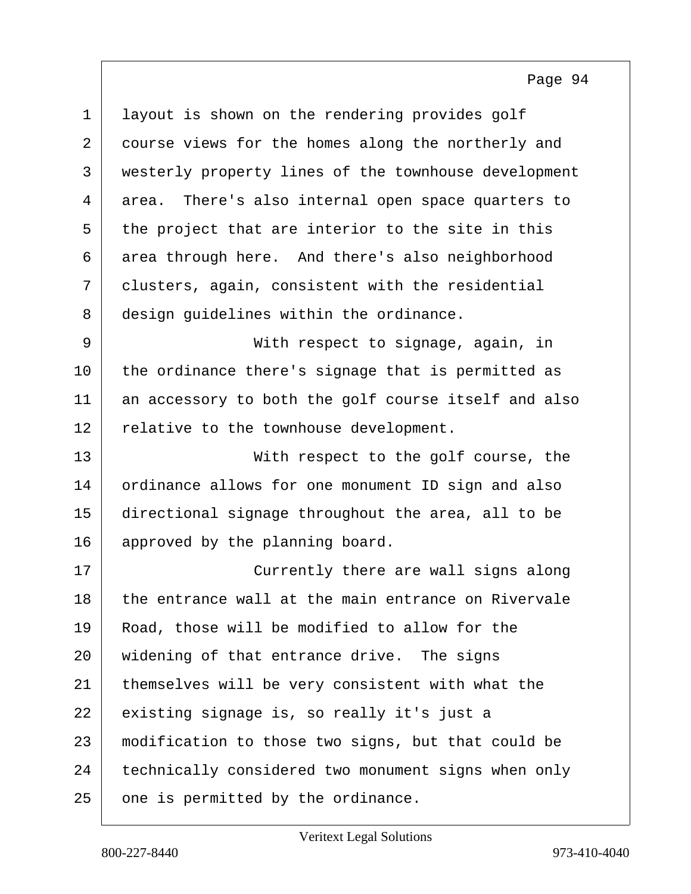layout is shown on the rendering provides golf course views for the homes along the northerly and westerly property lines of the townhouse development area. There's also internal open space quarters to the project that are interior to the site in this area through here. And there's also neighborhood clusters, again, consistent with the residential design guidelines within the ordinance.

With respect to signage, again, in the ordinance there's signage that is permitted as an accessory to both the golf course itself and also relative to the townhouse development.

With respect to the golf course, the ordinance allows for one monument ID sign and also directional signage throughout the area, all to be approved by the planning board.

Currently there are wall signs along the entrance wall at the main entrance on Rivervale Road, those will be modified to allow for the widening of that entrance drive. The signs themselves will be very consistent with what the existing signage is, so really it's just a modification to those two signs, but that could be technically considered two monument signs when only one is permitted by the ordinance.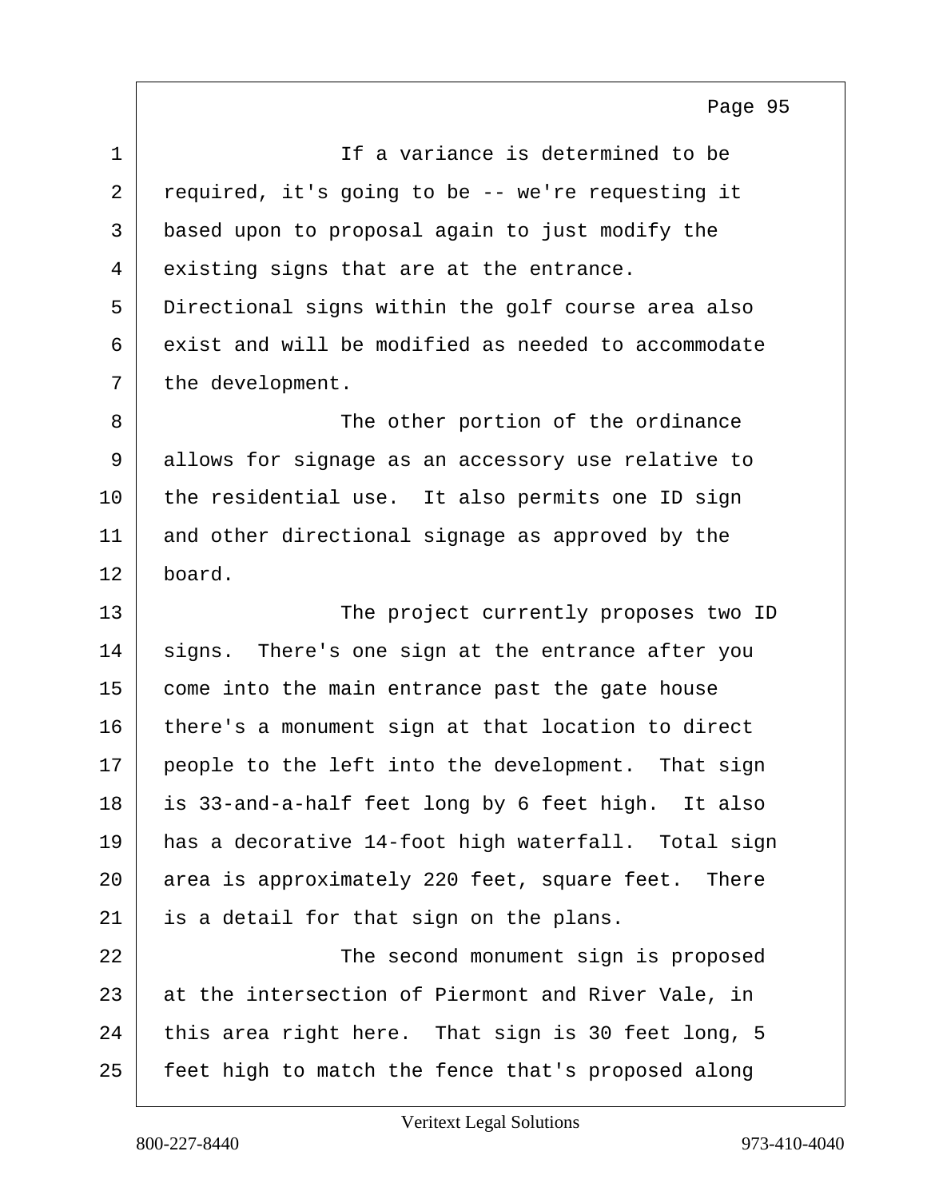If a variance is determined to be required, it's going to be -- we're requesting it based upon to proposal again to just modify the existing signs that are at the entrance. Directional signs within the golf course area also exist and will be modified as needed to accommodate the development.

The other portion of the ordinance allows for signage as an accessory use relative to the residential use. It also permits one ID sign and other directional signage as approved by the board.

The project currently proposes two ID signs. There's one sign at the entrance after you come into the main entrance past the gate house there's a monument sign at that location to direct people to the left into the development. That sign is 33-and-a-half feet long by 6 feet high. It also has a decorative 14-foot high waterfall. Total sign area is approximately 220 feet, square feet. There is a detail for that sign on the plans.

The second monument sign is proposed at the intersection of Piermont and River Vale, in this area right here. That sign is 30 feet long, 5 feet high to match the fence that's proposed along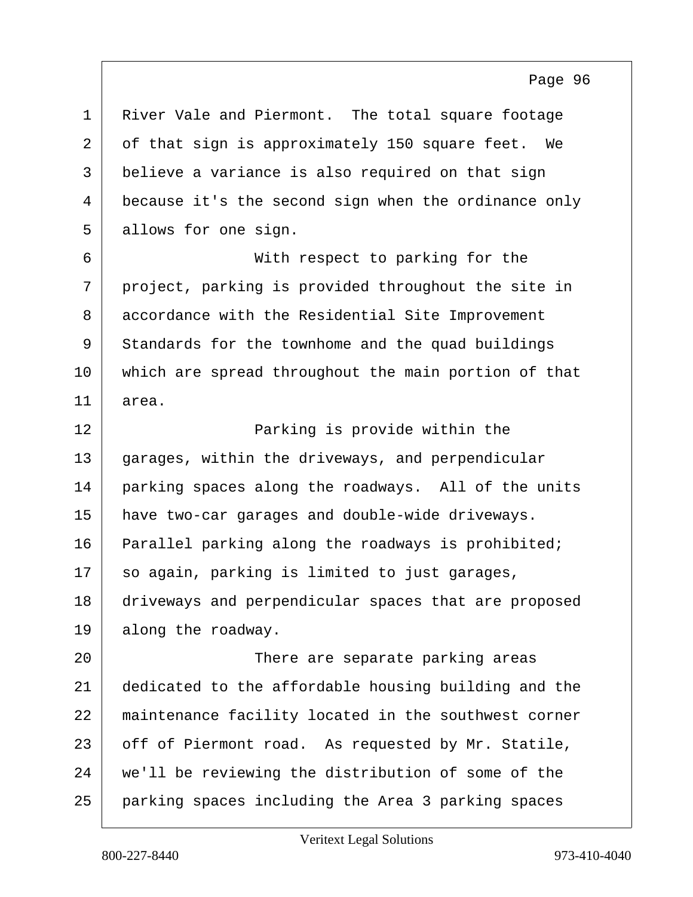River Vale and Piermont. The total square footage of that sign is approximately 150 square feet. We believe a variance is also required on that sign because it's the second sign when the ordinance only allows for one sign.

With respect to parking for the project, parking is provided throughout the site in accordance with the Residential Site Improvement Standards for the townhome and the quad buildings which are spread throughout the main portion of that area.

Parking is provide within the garages, within the driveways, and perpendicular parking spaces along the roadways. All of the units have two-car garages and double-wide driveways. Parallel parking along the roadways is prohibited; so again, parking is limited to just garages, driveways and perpendicular spaces that are proposed along the roadway.

There are separate parking areas dedicated to the affordable housing building and the maintenance facility located in the southwest corner off of Piermont road. As requested by Mr. Statile, we'll be reviewing the distribution of some of the parking spaces including the Area 3 parking spaces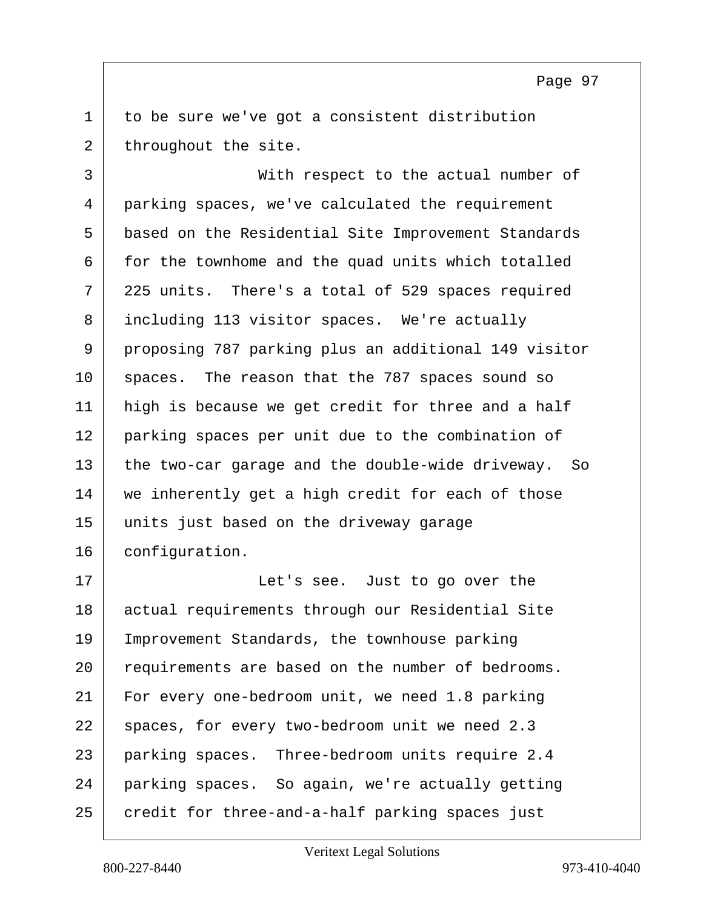to be sure we've got a consistent distribution throughout the site.

With respect to the actual number of parking spaces, we've calculated the requirement based on the Residential Site Improvement Standards for the townhome and the quad units which totalled 225 units. There's a total of 529 spaces required including 113 visitor spaces. We're actually proposing 787 parking plus an additional 149 visitor spaces. The reason that the 787 spaces sound so high is because we get credit for three and a half parking spaces per unit due to the combination of the two-car garage and the double-wide driveway. So we inherently get a high credit for each of those units just based on the driveway garage configuration.

Let's see. Just to go over the actual requirements through our Residential Site Improvement Standards, the townhouse parking requirements are based on the number of bedrooms. For every one-bedroom unit, we need 1.8 parking spaces, for every two-bedroom unit we need 2.3 parking spaces. Three-bedroom units require 2.4 parking spaces. So again, we're actually getting credit for three-and-a-half parking spaces just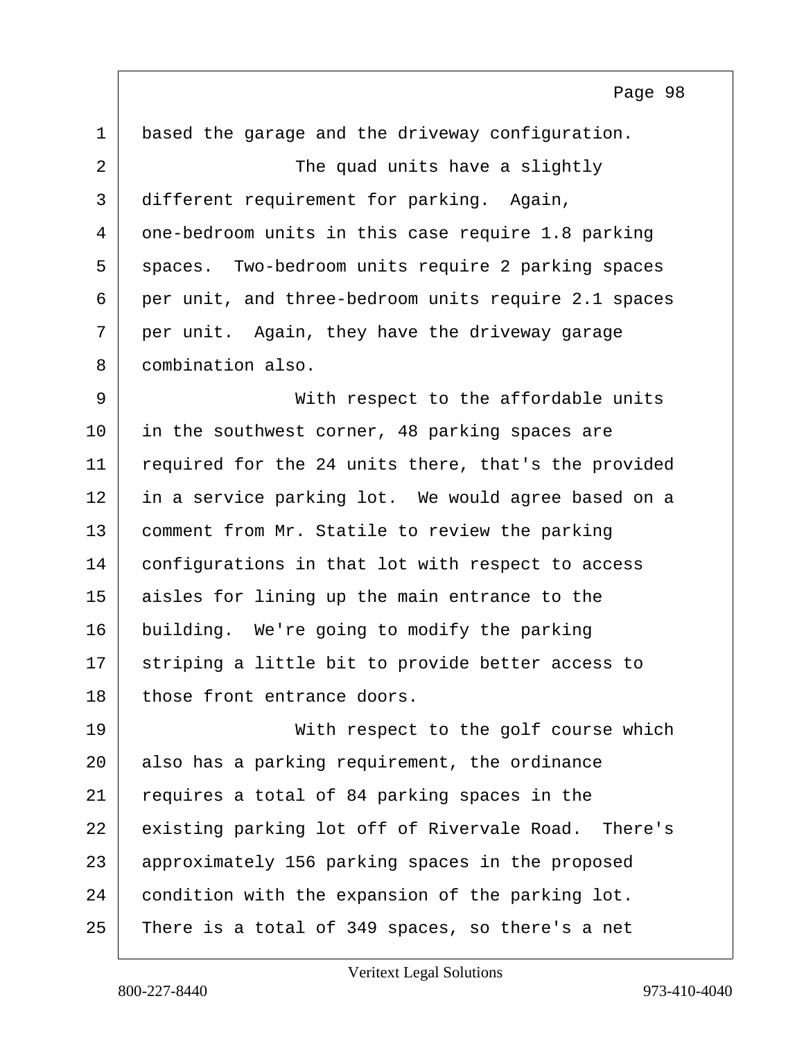based the garage and the driveway configuration.

The quad units have a slightly different requirement for parking. Again, one-bedroom units in this case require 1.8 parking spaces. Two-bedroom units require 2 parking spaces per unit, and three-bedroom units require 2.1 spaces per unit. Again, they have the driveway garage combination also.

With respect to the affordable units in the southwest corner, 48 parking spaces are required for the 24 units there, that's the provided in a service parking lot. We would agree based on a comment from Mr. Statile to review the parking configurations in that lot with respect to access aisles for lining up the main entrance to the building. We're going to modify the parking striping a little bit to provide better access to those front entrance doors.

With respect to the golf course which also has a parking requirement, the ordinance requires a total of 84 parking spaces in the existing parking lot off of Rivervale Road. There's approximately 156 parking spaces in the proposed condition with the expansion of the parking lot. There is a total of 349 spaces, so there's a net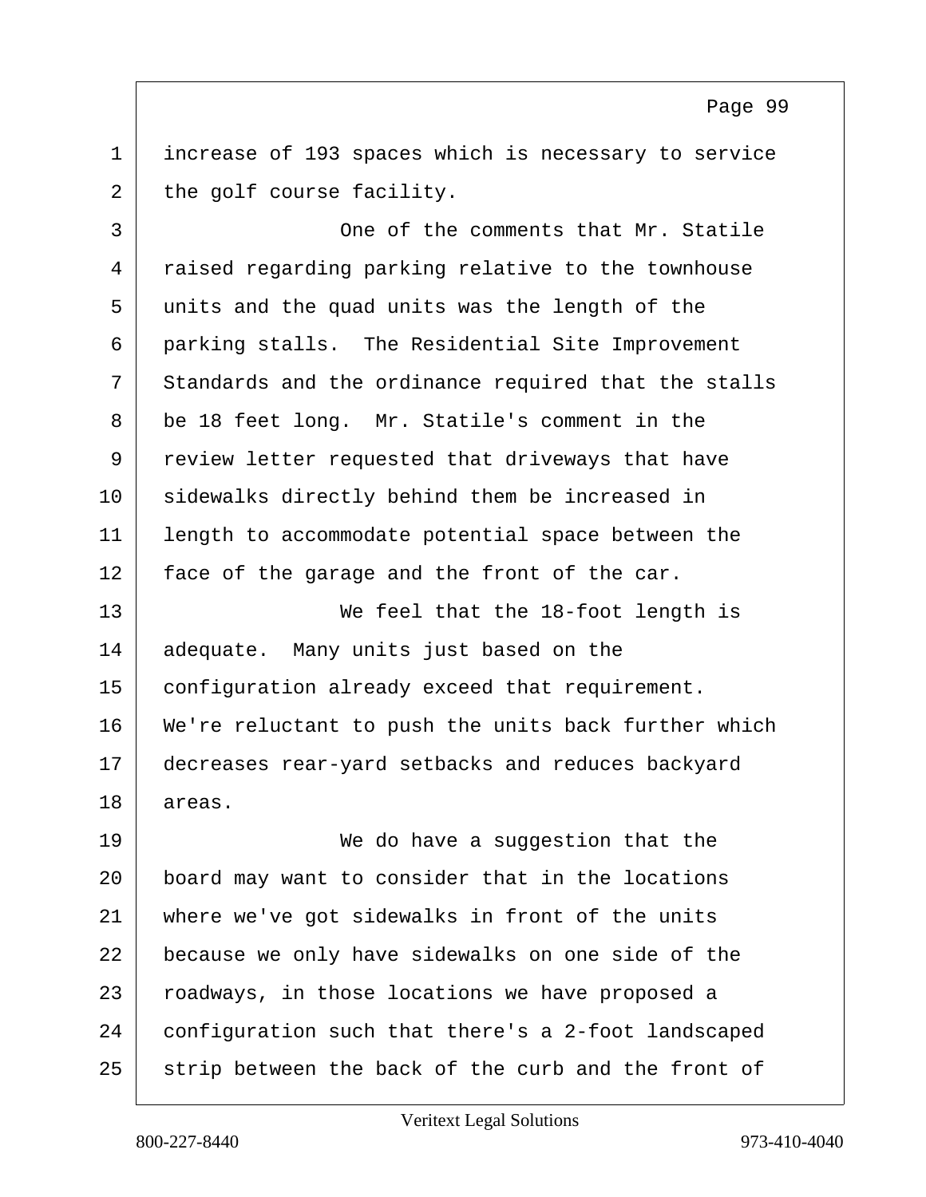increase of 193 spaces which is necessary to service the golf course facility.

One of the comments that Mr. Statile raised regarding parking relative to the townhouse units and the quad units was the length of the parking stalls. The Residential Site Improvement Standards and the ordinance required that the stalls be 18 feet long. Mr. Statile's comment in the review letter requested that driveways that have sidewalks directly behind them be increased in length to accommodate potential space between the face of the garage and the front of the car.

We feel that the 18-foot length is adequate. Many units just based on the configuration already exceed that requirement. We're reluctant to push the units back further which decreases rear-yard setbacks and reduces backyard areas.

We do have a suggestion that the board may want to consider that in the locations where we've got sidewalks in front of the units because we only have sidewalks on one side of the roadways, in those locations we have proposed a configuration such that there's a 2-foot landscaped strip between the back of the curb and the front of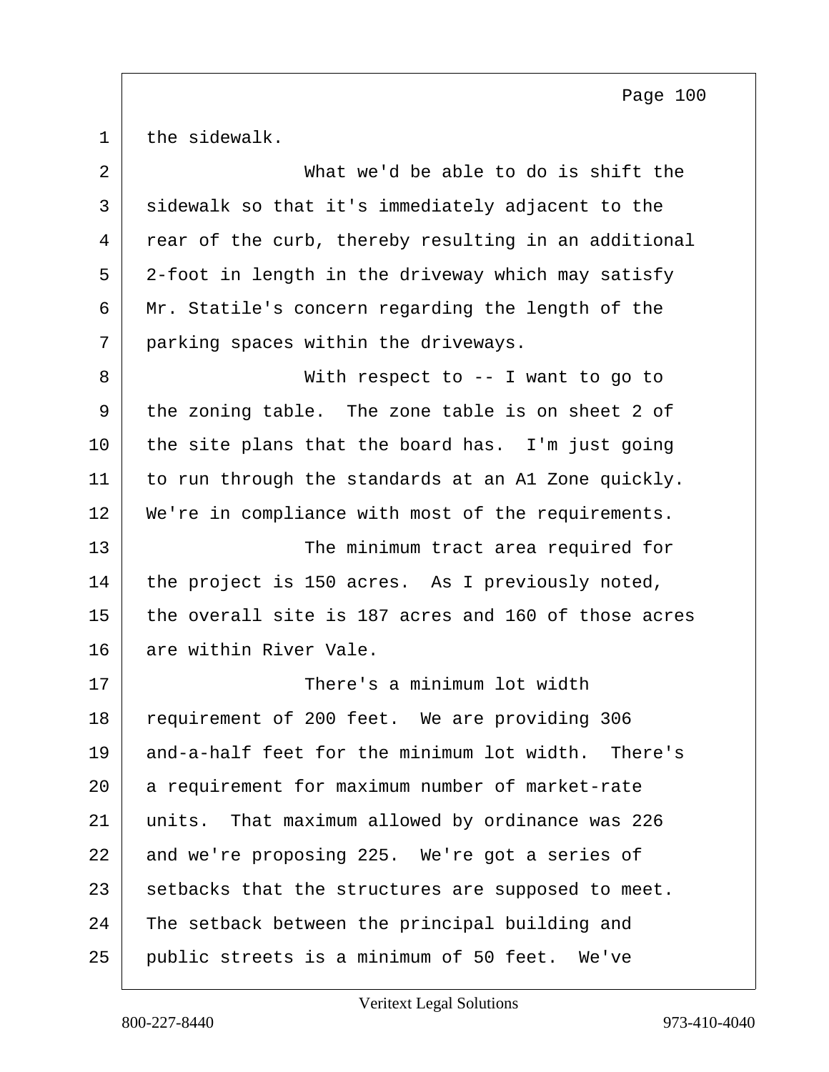the sidewalk.

What we'd be able to do is shift the sidewalk so that it's immediately adjacent to the rear of the curb, thereby resulting in an additional 2-foot in length in the driveway which may satisfy Mr. Statile's concern regarding the length of the parking spaces within the driveways.

With respect to -- I want to go to the zoning table. The zone table is on sheet 2 of the site plans that the board has. I'm just going to run through the standards at an A1 Zone quickly. We're in compliance with most of the requirements.

The minimum tract area required for the project is 150 acres. As I previously noted, the overall site is 187 acres and 160 of those acres are within River Vale.

There's a minimum lot width requirement of 200 feet. We are providing 306 and-a-half feet for the minimum lot width. There's a requirement for maximum number of market-rate units. That maximum allowed by ordinance was 226 and we're proposing 225. We're got a series of setbacks that the structures are supposed to meet. The setback between the principal building and public streets is a minimum of 50 feet. We've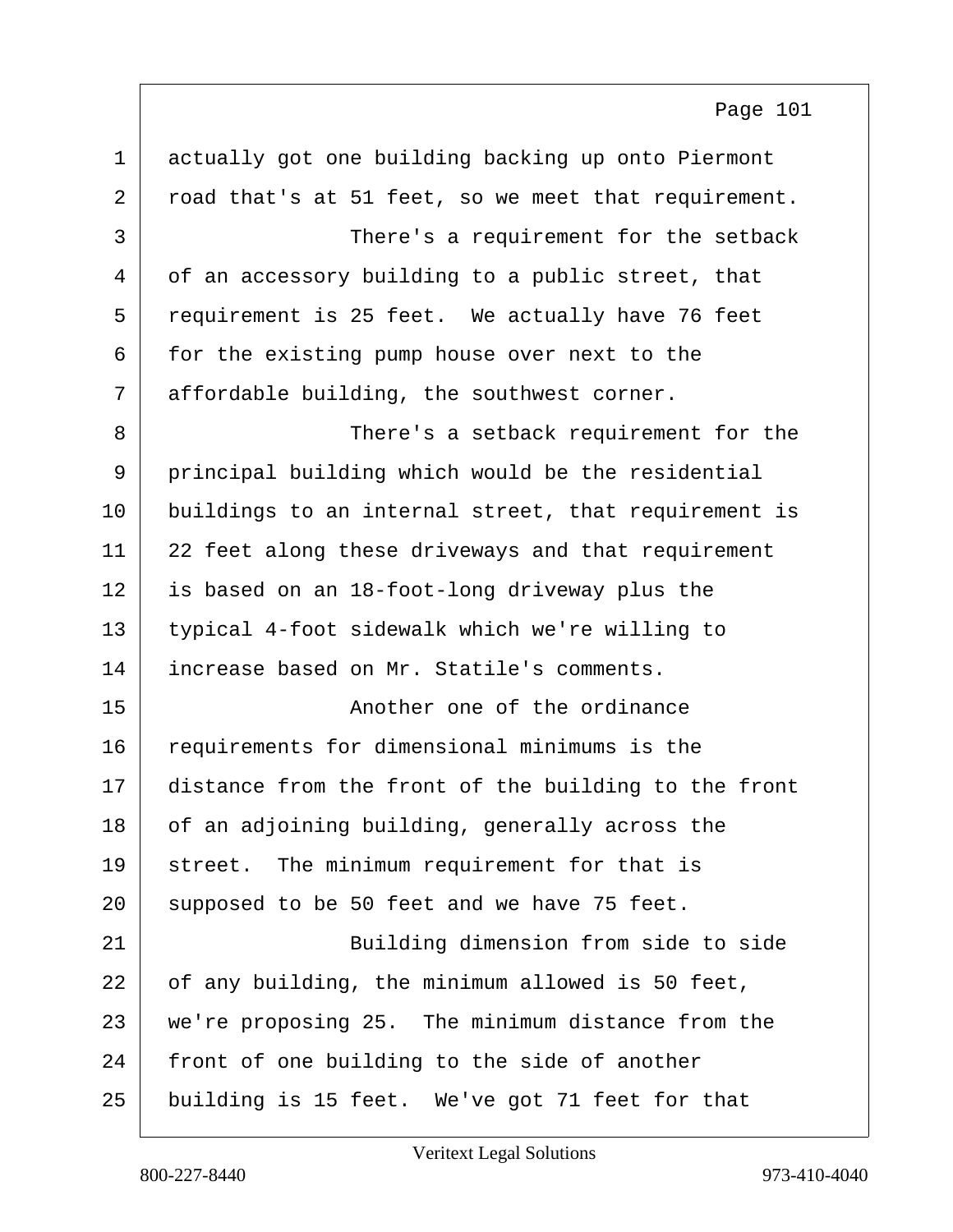actually got one building backing up onto Piermont road that's at 51 feet, so we meet that requirement.

There's a requirement for the setback of an accessory building to a public street, that requirement is 25 feet. We actually have 76 feet for the existing pump house over next to the affordable building, the southwest corner.

There's a setback requirement for the principal building which would be the residential buildings to an internal street, that requirement is 22 feet along these driveways and that requirement is based on an 18-foot-long driveway plus the typical 4-foot sidewalk which we're willing to increase based on Mr. Statile's comments.

Another one of the ordinance requirements for dimensional minimums is the distance from the front of the building to the front of an adjoining building, generally across the street. The minimum requirement for that is supposed to be 50 feet and we have 75 feet.

Building dimension from side to side of any building, the minimum allowed is 50 feet, we're proposing 25. The minimum distance from the front of one building to the side of another building is 15 feet. We've got 71 feet for that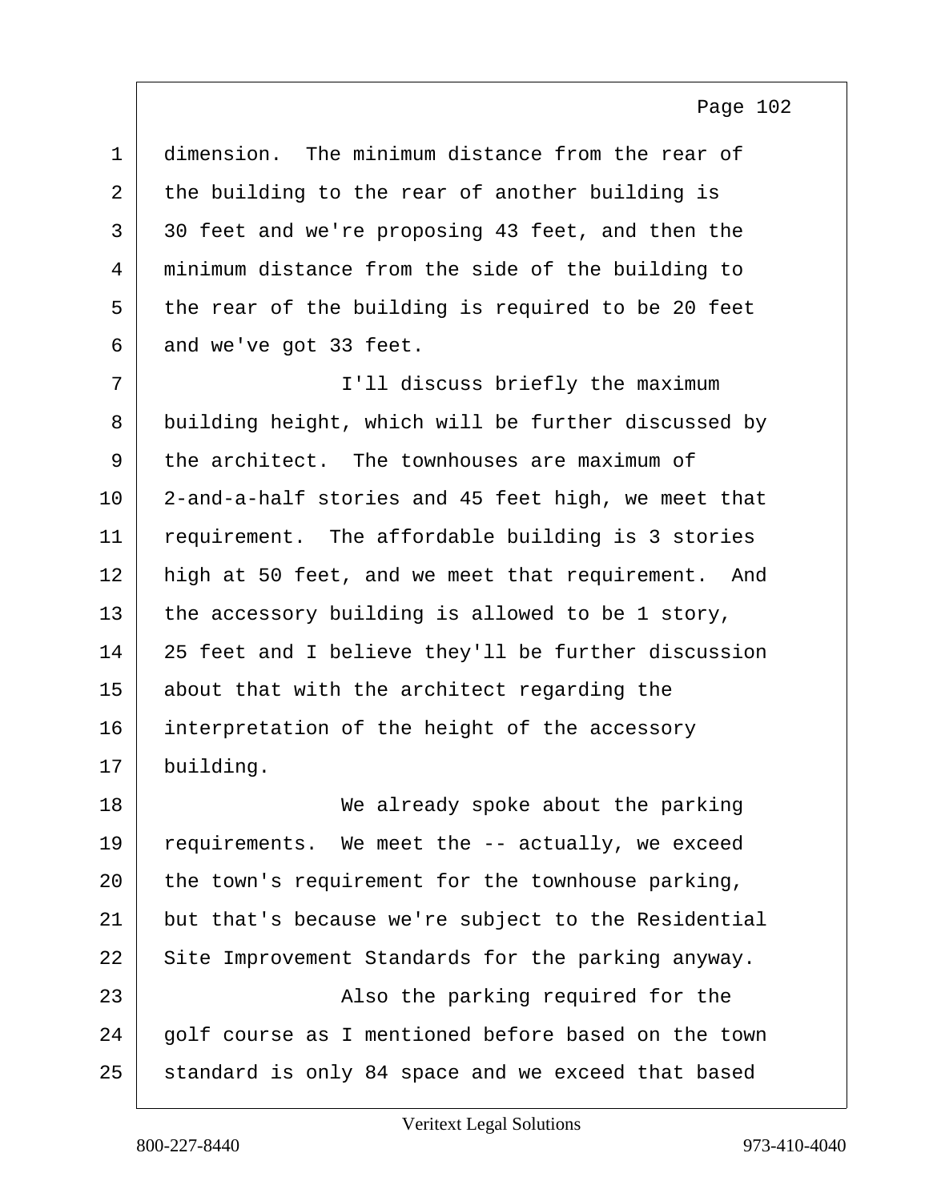dimension. The minimum distance from the rear of the building to the rear of another building is 30 feet and we're proposing 43 feet, and then the minimum distance from the side of the building to the rear of the building is required to be 20 feet and we've got 33 feet.

I'll discuss briefly the maximum building height, which will be further discussed by the architect. The townhouses are maximum of 2-and-a-half stories and 45 feet high, we meet that requirement. The affordable building is 3 stories high at 50 feet, and we meet that requirement. And the accessory building is allowed to be 1 story, 25 feet and I believe they'll be further discussion about that with the architect regarding the interpretation of the height of the accessory building.

We already spoke about the parking requirements. We meet the -- actually, we exceed the town's requirement for the townhouse parking, but that's because we're subject to the Residential Site Improvement Standards for the parking anyway.

Also the parking required for the golf course as I mentioned before based on the town standard is only 84 space and we exceed that based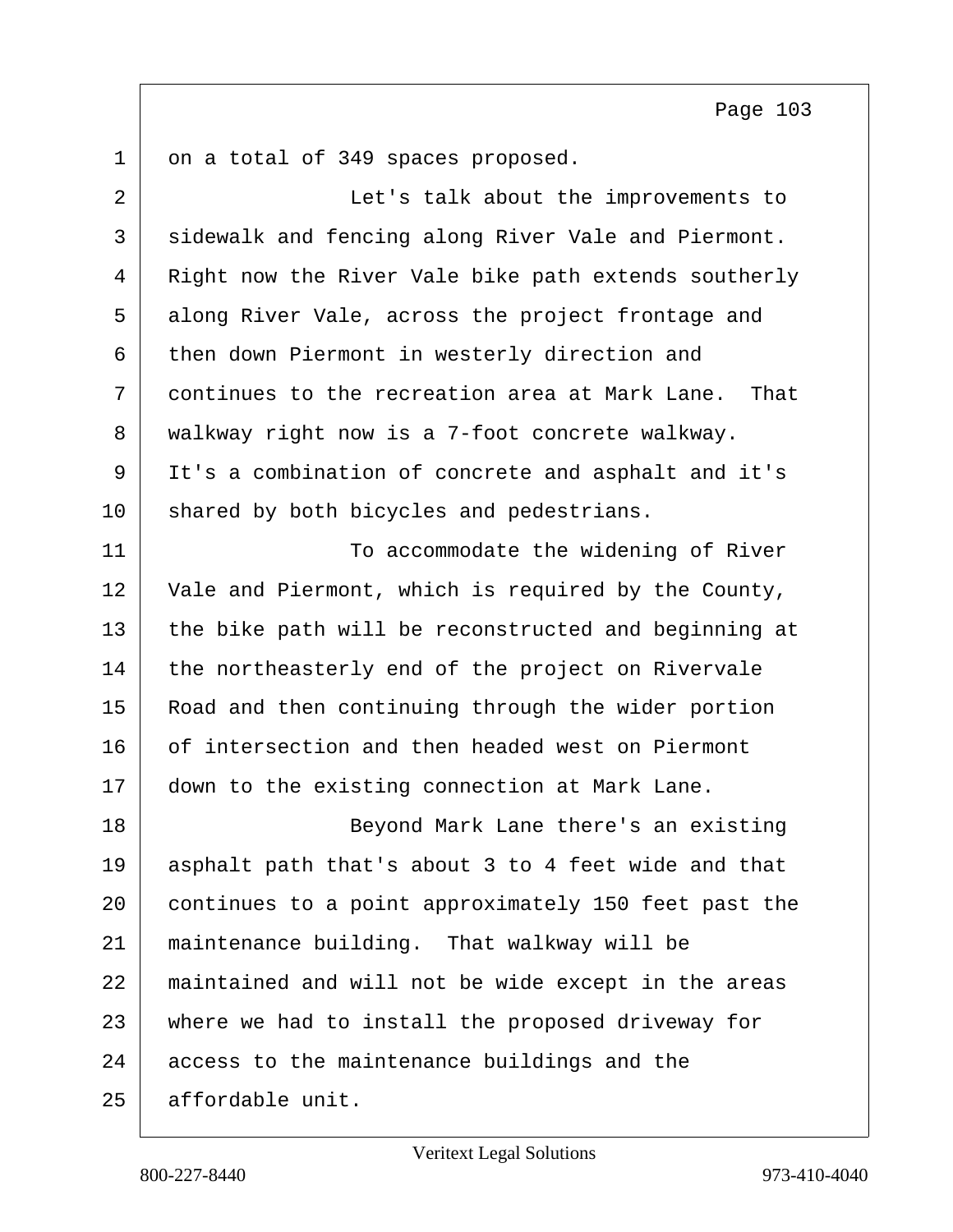on a total of 349 spaces proposed.

Let's talk about the improvements to sidewalk and fencing along River Vale and Piermont. Right now the River Vale bike path extends southerly along River Vale, across the project frontage and then down Piermont in westerly direction and continues to the recreation area at Mark Lane. That walkway right now is a 7-foot concrete walkway. It's a combination of concrete and asphalt and it's shared by both bicycles and pedestrians.

To accommodate the widening of River Vale and Piermont, which is required by the County, the bike path will be reconstructed and beginning at the northeasterly end of the project on Rivervale Road and then continuing through the wider portion of intersection and then headed west on Piermont down to the existing connection at Mark Lane.

Beyond Mark Lane there's an existing asphalt path that's about 3 to 4 feet wide and that continues to a point approximately 150 feet past the maintenance building. That walkway will be maintained and will not be wide except in the areas where we had to install the proposed driveway for access to the maintenance buildings and the affordable unit.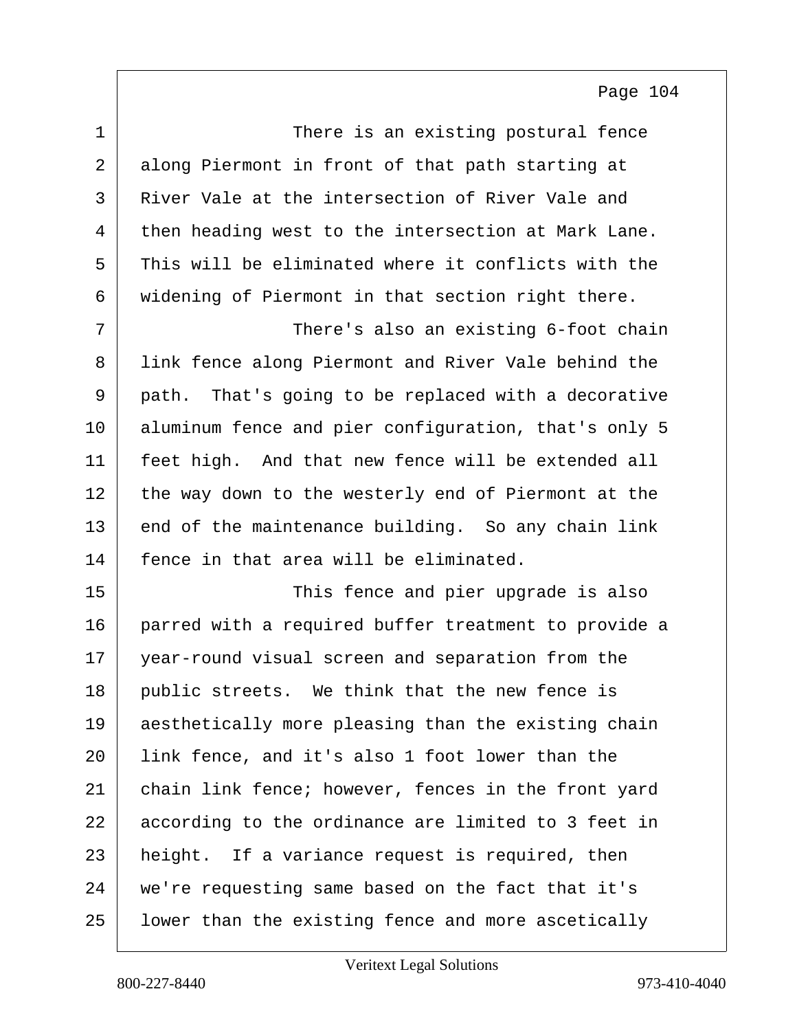There is an existing postural fence along Piermont in front of that path starting at River Vale at the intersection of River Vale and then heading west to the intersection at Mark Lane. This will be eliminated where it conflicts with the widening of Piermont in that section right there.

There's also an existing 6-foot chain link fence along Piermont and River Vale behind the path. That's going to be replaced with a decorative aluminum fence and pier configuration, that's only 5 feet high. And that new fence will be extended all the way down to the westerly end of Piermont at the end of the maintenance building. So any chain link fence in that area will be eliminated.

This fence and pier upgrade is also parred with a required buffer treatment to provide a year-round visual screen and separation from the public streets. We think that the new fence is aesthetically more pleasing than the existing chain link fence, and it's also 1 foot lower than the chain link fence; however, fences in the front yard according to the ordinance are limited to 3 feet in height. If a variance request is required, then we're requesting same based on the fact that it's lower than the existing fence and more ascetically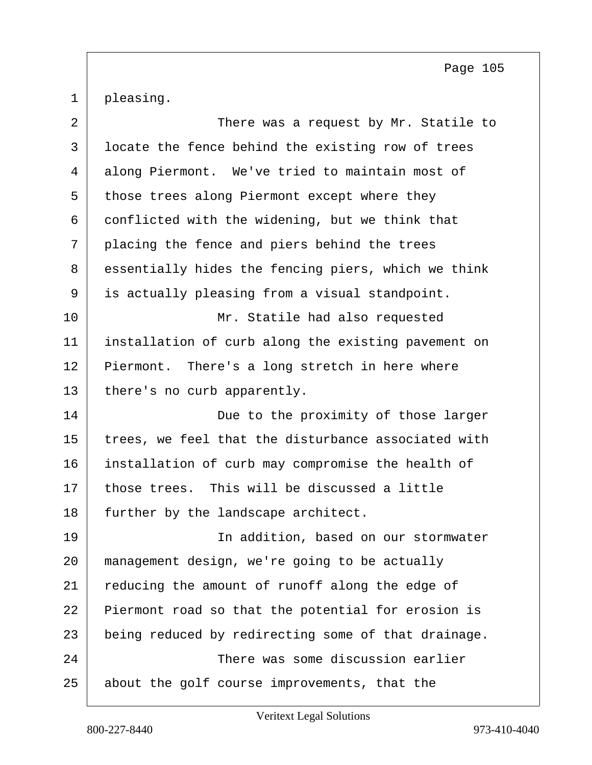pleasing.

There was a request by Mr. Statile to locate the fence behind the existing row of trees along Piermont. We've tried to maintain most of those trees along Piermont except where they conflicted with the widening, but we think that placing the fence and piers behind the trees essentially hides the fencing piers, which we think is actually pleasing from a visual standpoint.

Mr. Statile had also requested installation of curb along the existing pavement on Piermont. There's a long stretch in here where there's no curb apparently.

Due to the proximity of those larger trees, we feel that the disturbance associated with installation of curb may compromise the health of those trees. This will be discussed a little further by the landscape architect.

In addition, based on our stormwater management design, we're going to be actually reducing the amount of runoff along the edge of Piermont road so that the potential for erosion is being reduced by redirecting some of that drainage.

There was some discussion earlier about the golf course improvements, that the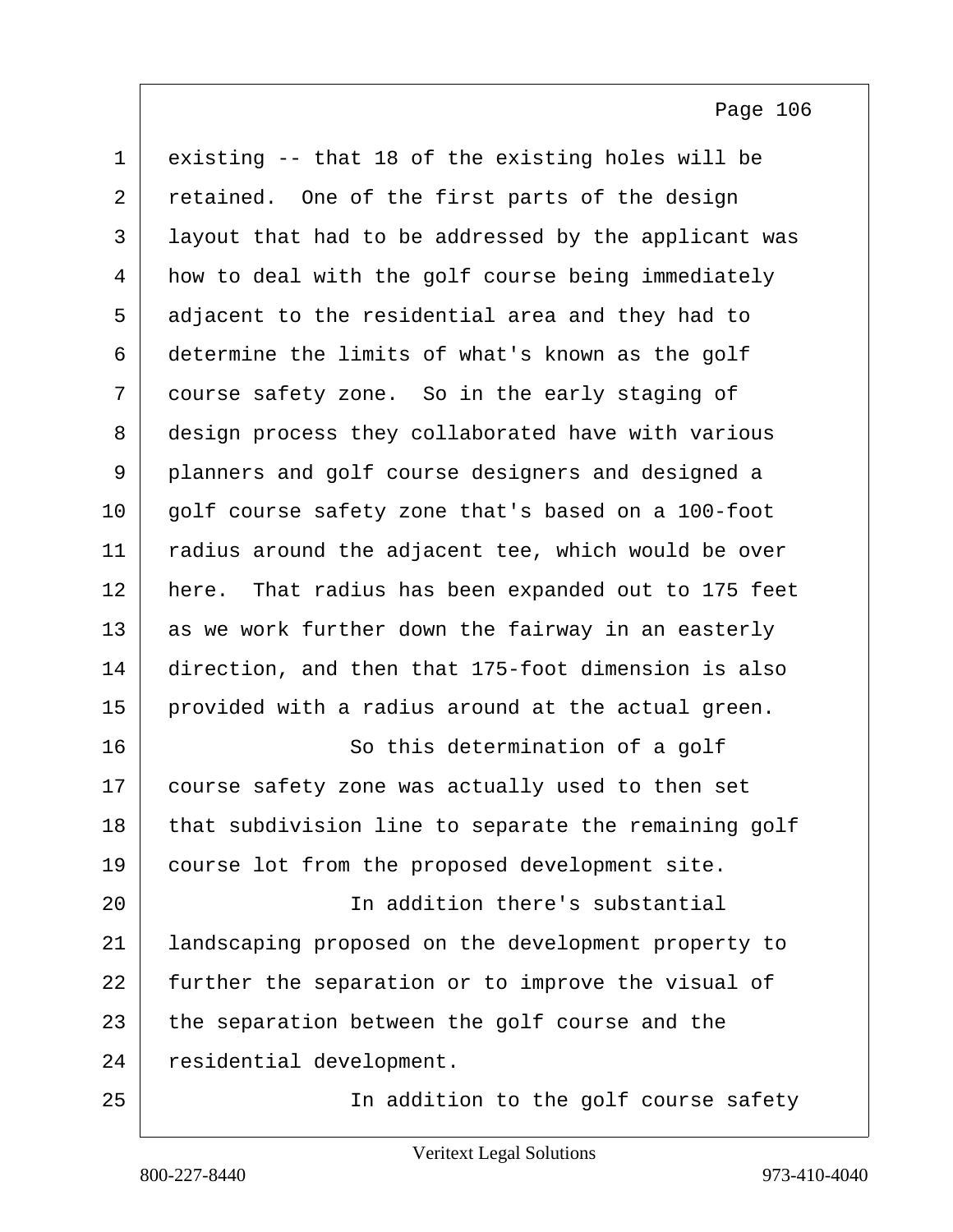existing -- that 18 of the existing holes will be retained. One of the first parts of the design layout that had to be addressed by the applicant was how to deal with the golf course being immediately adjacent to the residential area and they had to determine the limits of what's known as the golf course safety zone. So in the early staging of design process they collaborated have with various planners and golf course designers and designed a golf course safety zone that's based on a 100-foot radius around the adjacent tee, which would be over here. That radius has been expanded out to 175 feet as we work further down the fairway in an easterly direction, and then that 175-foot dimension is also provided with a radius around at the actual green.

So this determination of a golf course safety zone was actually used to then set that subdivision line to separate the remaining golf course lot from the proposed development site.

In addition there's substantial landscaping proposed on the development property to further the separation or to improve the visual of the separation between the golf course and the residential development.

In addition to the golf course safety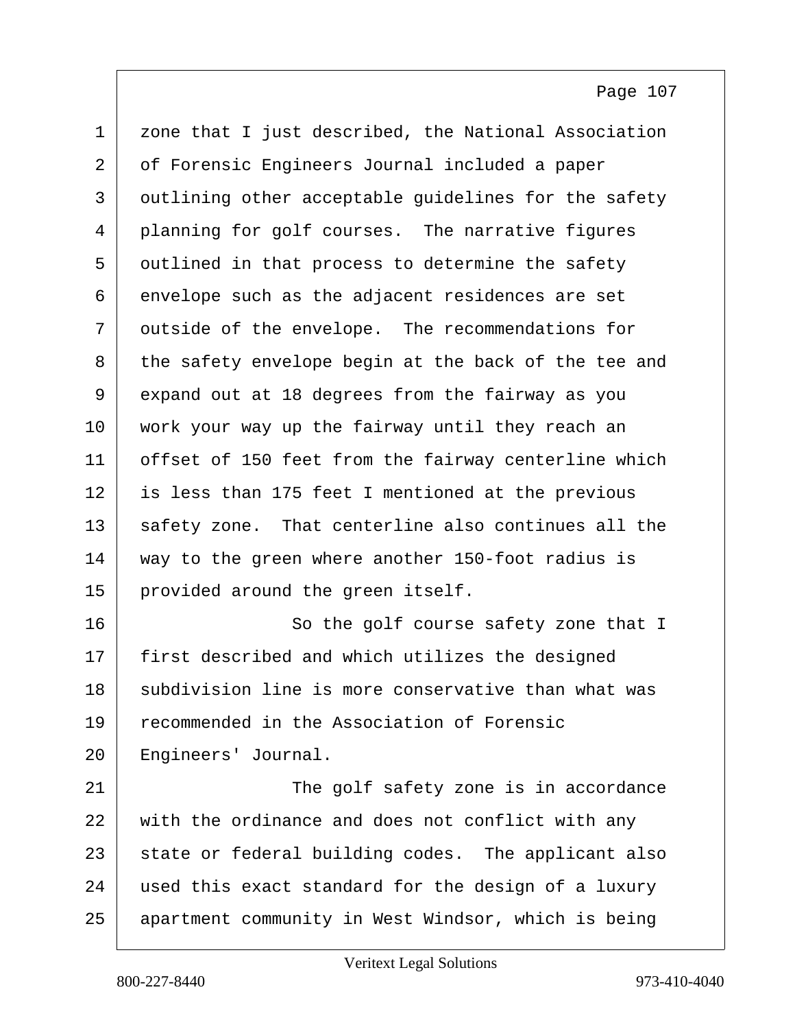zone that I just described, the National Association of Forensic Engineers Journal included a paper outlining other acceptable guidelines for the safety planning for golf courses. The narrative figures outlined in that process to determine the safety envelope such as the adjacent residences are set outside of the envelope. The recommendations for the safety envelope begin at the back of the tee and expand out at 18 degrees from the fairway as you work your way up the fairway until they reach an offset of 150 feet from the fairway centerline which is less than 175 feet I mentioned at the previous safety zone. That centerline also continues all the way to the green where another 150-foot radius is provided around the green itself.

So the golf course safety zone that I first described and which utilizes the designed subdivision line is more conservative than what was recommended in the Association of Forensic Engineers' Journal.

The golf safety zone is in accordance with the ordinance and does not conflict with any state or federal building codes. The applicant also used this exact standard for the design of a luxury apartment community in West Windsor, which is being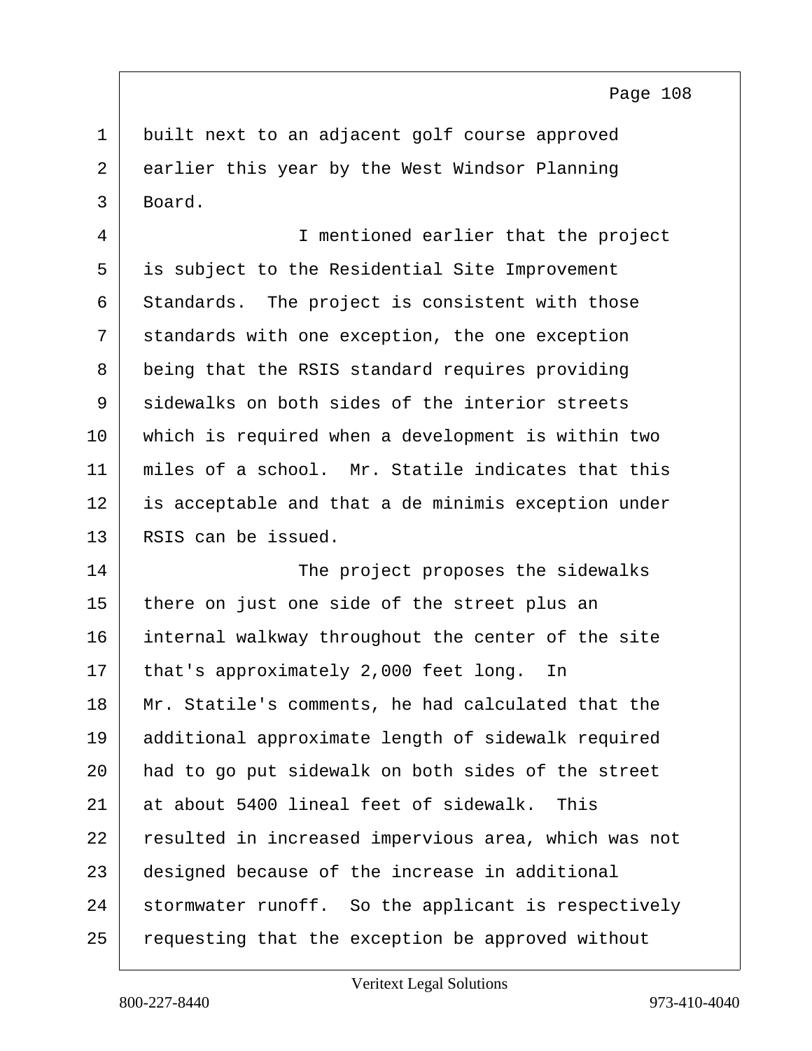built next to an adjacent golf course approved earlier this year by the West Windsor Planning Board.

I mentioned earlier that the project is subject to the Residential Site Improvement Standards. The project is consistent with those standards with one exception, the one exception being that the RSIS standard requires providing sidewalks on both sides of the interior streets which is required when a development is within two miles of a school. Mr. Statile indicates that this is acceptable and that a de minimis exception under RSIS can be issued.

The project proposes the sidewalks there on just one side of the street plus an internal walkway throughout the center of the site that's approximately 2,000 feet long. In Mr. Statile's comments, he had calculated that the additional approximate length of sidewalk required had to go put sidewalk on both sides of the street at about 5400 lineal feet of sidewalk. This resulted in increased impervious area, which was not designed because of the increase in additional stormwater runoff. So the applicant is respectively requesting that the exception be approved without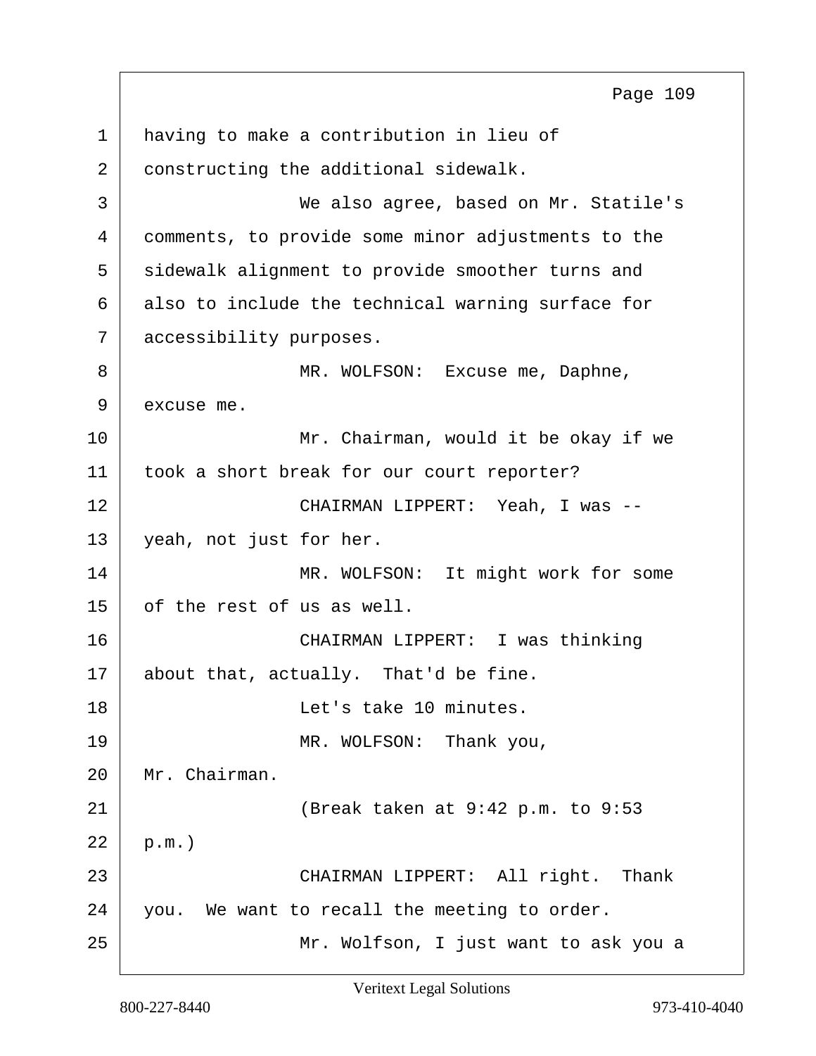having to make a contribution in lieu of constructing the additional sidewalk.

We also agree, based on Mr. Statile's comments, to provide some minor adjustments to the sidewalk alignment to provide smoother turns and also to include the technical warning surface for accessibility purposes.

MR. WOLFSON: Excuse me, Daphne, excuse me.

Mr. Chairman, would it be okay if we took a short break for our court reporter?

CHAIRMAN LIPPERT: Yeah, I was -- yeah, not just for her.

MR. WOLFSON: It might work for some of the rest of us as well.

CHAIRMAN LIPPERT: I was thinking about that, actually. That'd be fine.

Let's take 10 minutes.

MR. WOLFSON: Thank you, Mr. Chairman.

(Break taken at 9:42 p.m. to 9:53 p.m.)

CHAIRMAN LIPPERT: All right. Thank you. We want to recall the meeting to order.

Mr. Wolfson, I just want to ask you a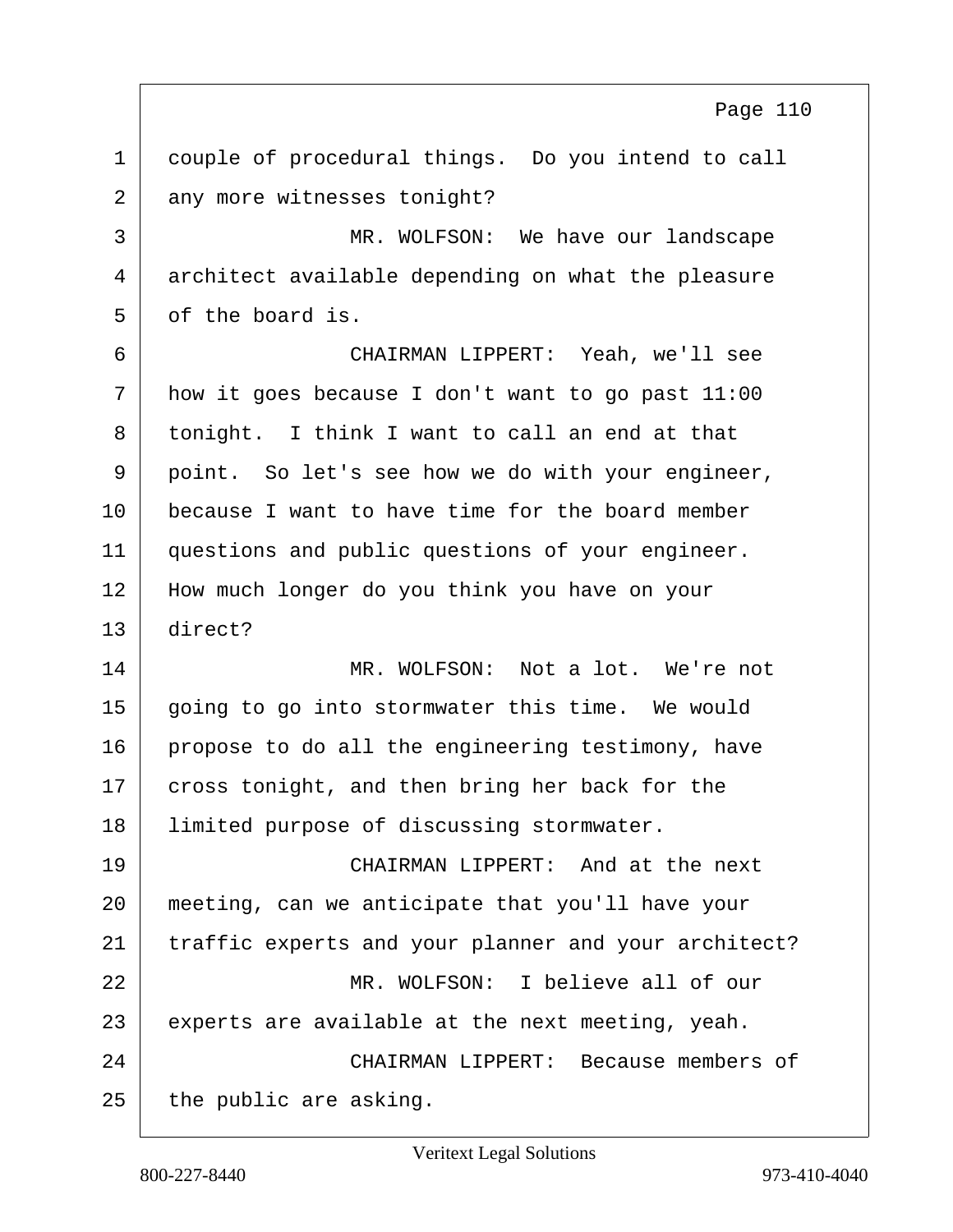couple of procedural things. Do you intend to call any more witnesses tonight?

MR. WOLFSON: We have our landscape architect available depending on what the pleasure of the board is.

CHAIRMAN LIPPERT: Yeah, we'll see how it goes because I don't want to go past 11:00 tonight. I think I want to call an end at that point. So let's see how we do with your engineer, because I want to have time for the board member questions and public questions of your engineer. How much longer do you think you have on your direct?

MR. WOLFSON: Not a lot. We're not going to go into stormwater this time. We would propose to do all the engineering testimony, have cross tonight, and then bring her back for the limited purpose of discussing stormwater.

CHAIRMAN LIPPERT: And at the next meeting, can we anticipate that you'll have your traffic experts and your planner and your architect?

MR. WOLFSON: I believe all of our experts are available at the next meeting, yeah.

CHAIRMAN LIPPERT: Because members of the public are asking.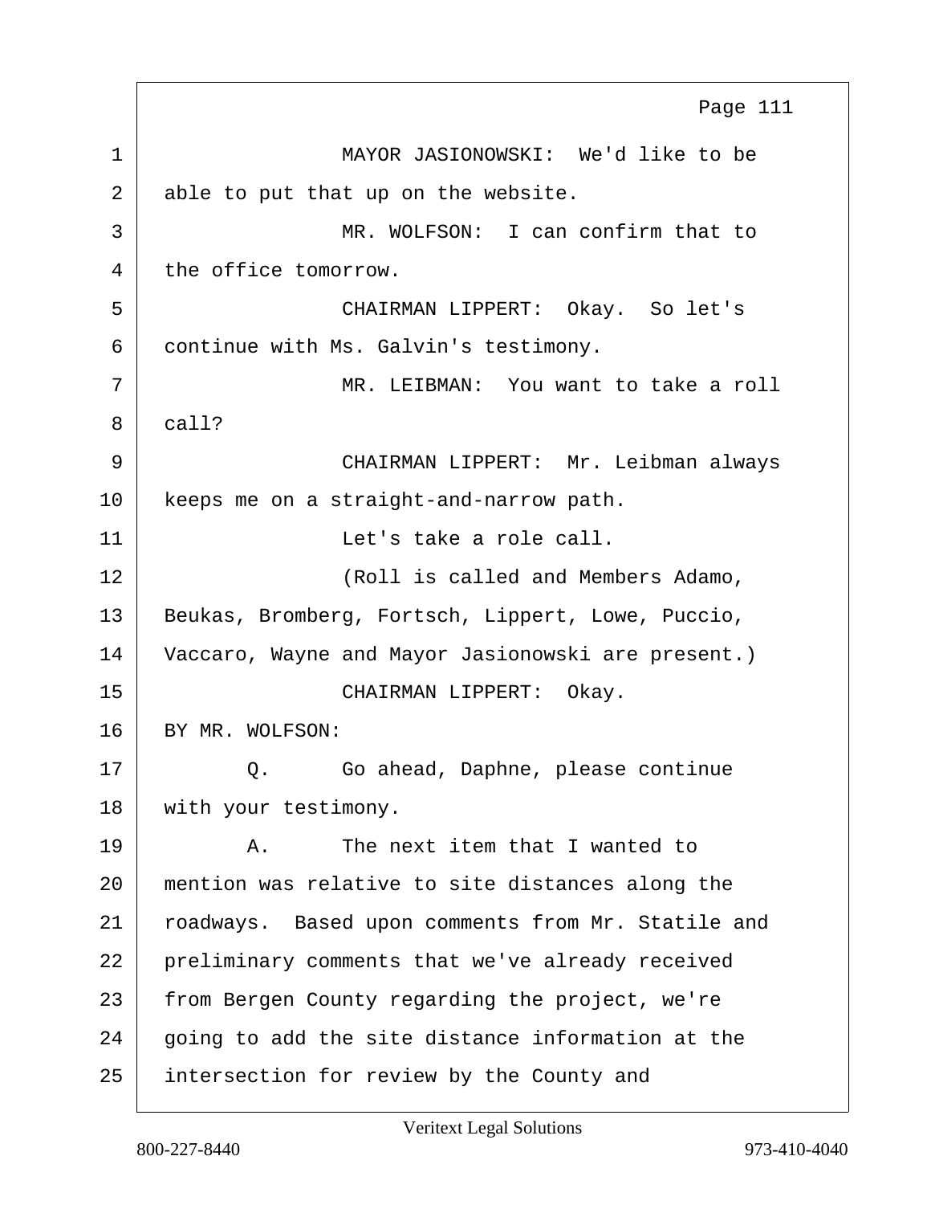MAYOR JASIONOWSKI: We'd like to be able to put that up on the website.

MR. WOLFSON: I can confirm that to the office tomorrow.

CHAIRMAN LIPPERT: Okay. So let's continue with Ms. Galvin's testimony.

MR. LEIBMAN: You want to take a roll call?

CHAIRMAN LIPPERT: Mr. Leibman always keeps me on a straight-and-narrow path.

Let's take a role call.

(Roll is called and Members Adamo, Beukas, Bromberg, Fortsch, Lippert, Lowe, Puccio, Vaccaro, Wayne and Mayor Jasionowski are present.)

CHAIRMAN LIPPERT: Okay.

BY MR. WOLFSON:

Q. Go ahead, Daphne, please continue with your testimony.

A. The next item that I wanted to mention was relative to site distances along the roadways. Based upon comments from Mr. Statile and preliminary comments that we've already received from Bergen County regarding the project, we're going to add the site distance information at the intersection for review by the County and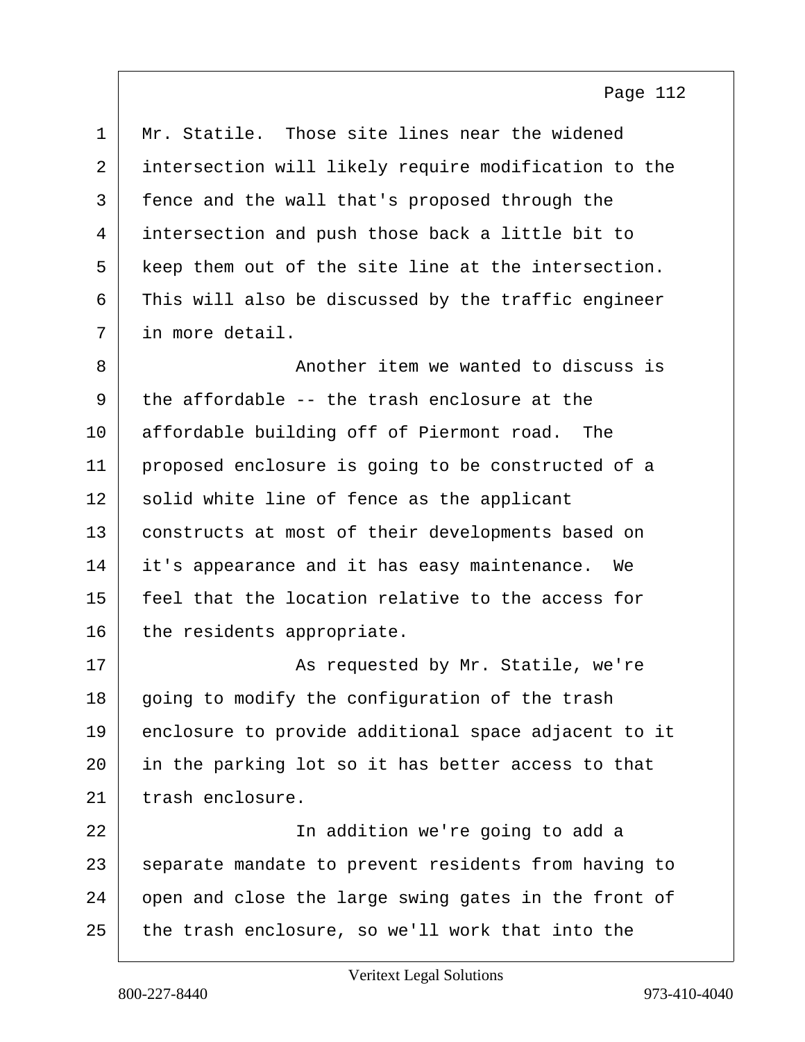Mr. Statile. Those site lines near the widened intersection will likely require modification to the fence and the wall that's proposed through the intersection and push those back a little bit to keep them out of the site line at the intersection. This will also be discussed by the traffic engineer in more detail.

Another item we wanted to discuss is the affordable -- the trash enclosure at the affordable building off of Piermont road. The proposed enclosure is going to be constructed of a solid white line of fence as the applicant constructs at most of their developments based on it's appearance and it has easy maintenance. We feel that the location relative to the access for the residents appropriate.

As requested by Mr. Statile, we're going to modify the configuration of the trash enclosure to provide additional space adjacent to it in the parking lot so it has better access to that trash enclosure.

In addition we're going to add a separate mandate to prevent residents from having to open and close the large swing gates in the front of the trash enclosure, so we'll work that into the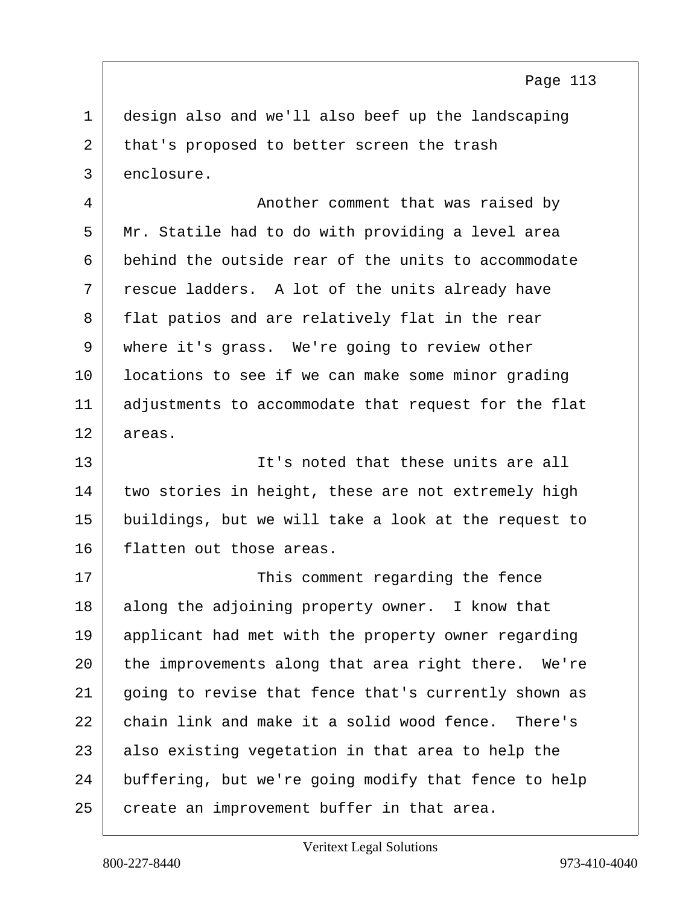design also and we'll also beef up the landscaping that's proposed to better screen the trash enclosure.

Another comment that was raised by Mr. Statile had to do with providing a level area behind the outside rear of the units to accommodate rescue ladders. A lot of the units already have flat patios and are relatively flat in the rear where it's grass. We're going to review other locations to see if we can make some minor grading adjustments to accommodate that request for the flat areas.

It's noted that these units are all two stories in height, these are not extremely high buildings, but we will take a look at the request to flatten out those areas.

This comment regarding the fence along the adjoining property owner. I know that applicant had met with the property owner regarding the improvements along that area right there. We're going to revise that fence that's currently shown as chain link and make it a solid wood fence. There's also existing vegetation in that area to help the buffering, but we're going modify that fence to help create an improvement buffer in that area.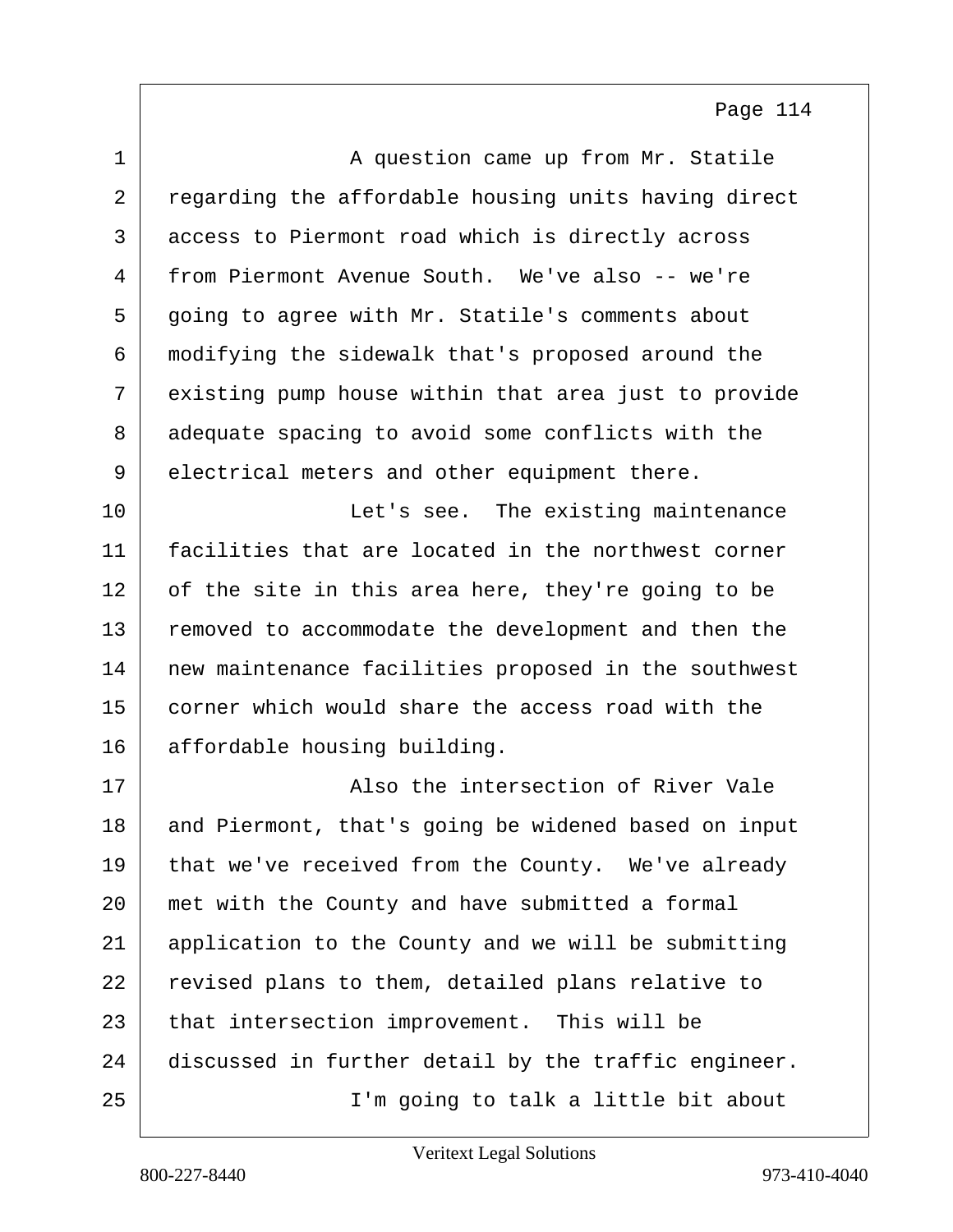A question came up from Mr. Statile regarding the affordable housing units having direct access to Piermont road which is directly across from Piermont Avenue South. We've also -- we're going to agree with Mr. Statile's comments about modifying the sidewalk that's proposed around the existing pump house within that area just to provide adequate spacing to avoid some conflicts with the electrical meters and other equipment there.

Let's see. The existing maintenance facilities that are located in the northwest corner of the site in this area here, they're going to be removed to accommodate the development and then the new maintenance facilities proposed in the southwest corner which would share the access road with the affordable housing building.

Also the intersection of River Vale and Piermont, that's going be widened based on input that we've received from the County. We've already met with the County and have submitted a formal application to the County and we will be submitting revised plans to them, detailed plans relative to that intersection improvement. This will be discussed in further detail by the traffic engineer.

I'm going to talk a little bit about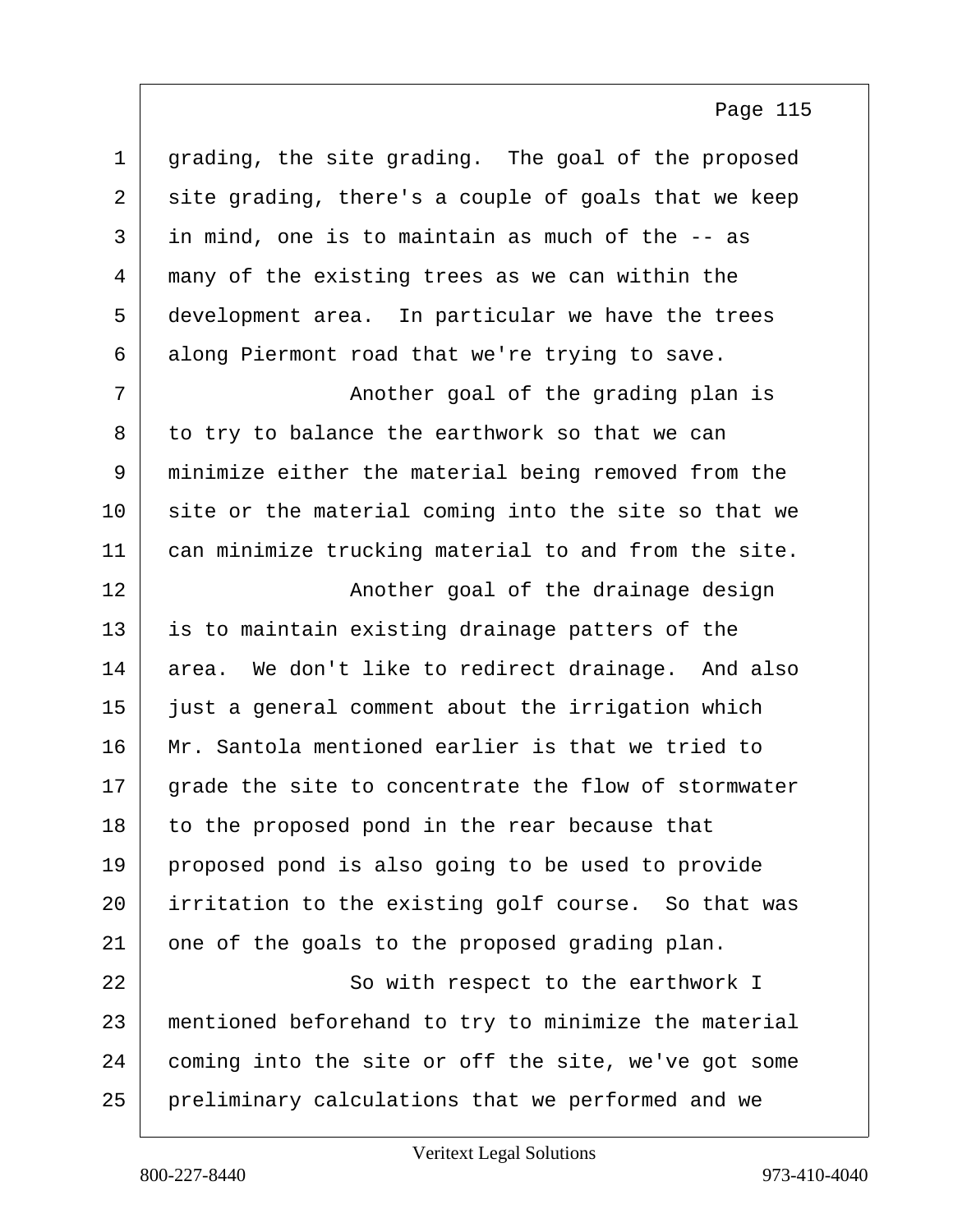grading, the site grading. The goal of the proposed site grading, there's a couple of goals that we keep in mind, one is to maintain as much of the -- as many of the existing trees as we can within the development area. In particular we have the trees along Piermont road that we're trying to save.

Another goal of the grading plan is to try to balance the earthwork so that we can minimize either the material being removed from the site or the material coming into the site so that we can minimize trucking material to and from the site.

Another goal of the drainage design is to maintain existing drainage patters of the area. We don't like to redirect drainage. And also just a general comment about the irrigation which Mr. Santola mentioned earlier is that we tried to grade the site to concentrate the flow of stormwater to the proposed pond in the rear because that proposed pond is also going to be used to provide irritation to the existing golf course. So that was one of the goals to the proposed grading plan.

So with respect to the earthwork I mentioned beforehand to try to minimize the material coming into the site or off the site, we've got some preliminary calculations that we performed and we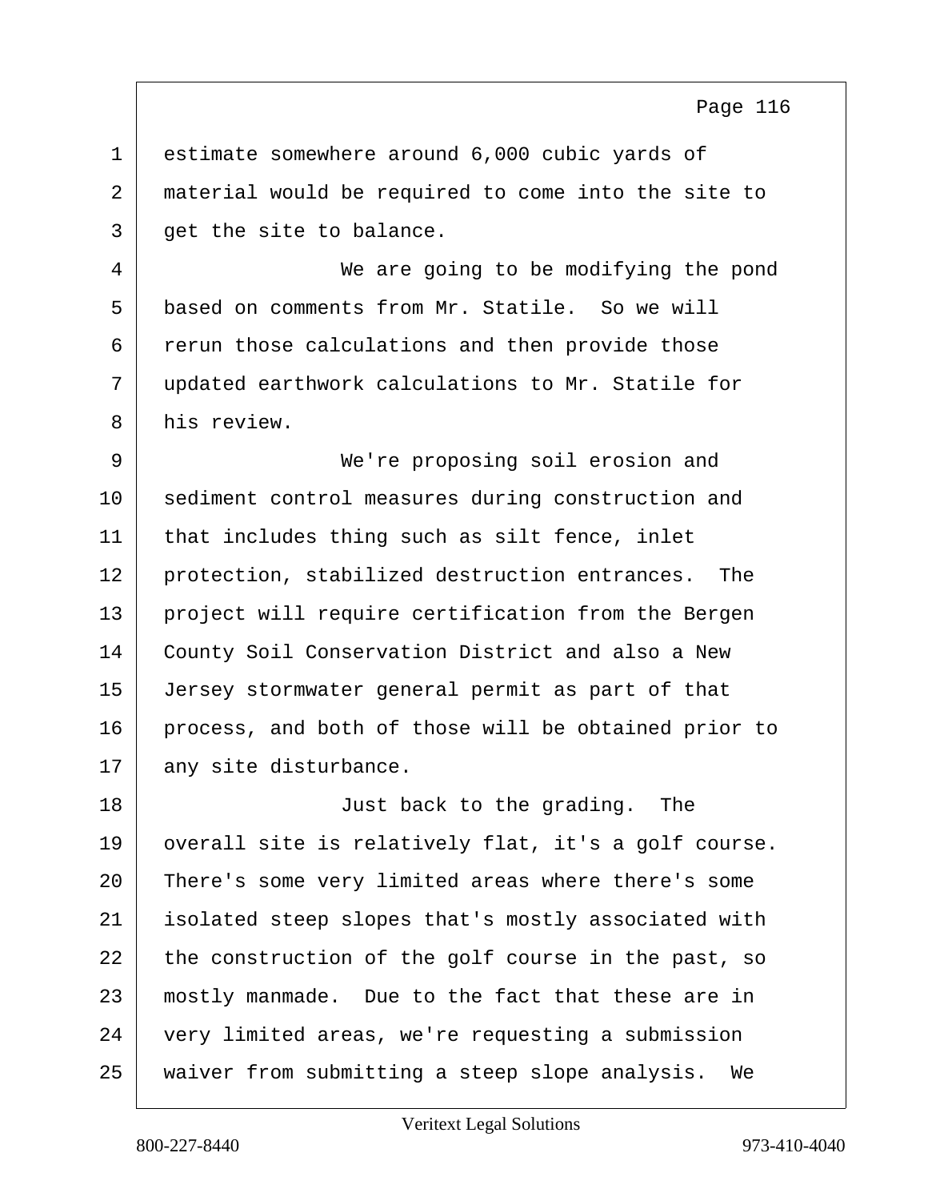estimate somewhere around 6,000 cubic yards of material would be required to come into the site to get the site to balance.

We are going to be modifying the pond based on comments from Mr. Statile. So we will rerun those calculations and then provide those updated earthwork calculations to Mr. Statile for his review.

We're proposing soil erosion and sediment control measures during construction and that includes thing such as silt fence, inlet protection, stabilized destruction entrances. The project will require certification from the Bergen County Soil Conservation District and also a New Jersey stormwater general permit as part of that process, and both of those will be obtained prior to any site disturbance.

Just back to the grading. The overall site is relatively flat, it's a golf course. There's some very limited areas where there's some isolated steep slopes that's mostly associated with the construction of the golf course in the past, so mostly manmade. Due to the fact that these are in very limited areas, we're requesting a submission waiver from submitting a steep slope analysis. We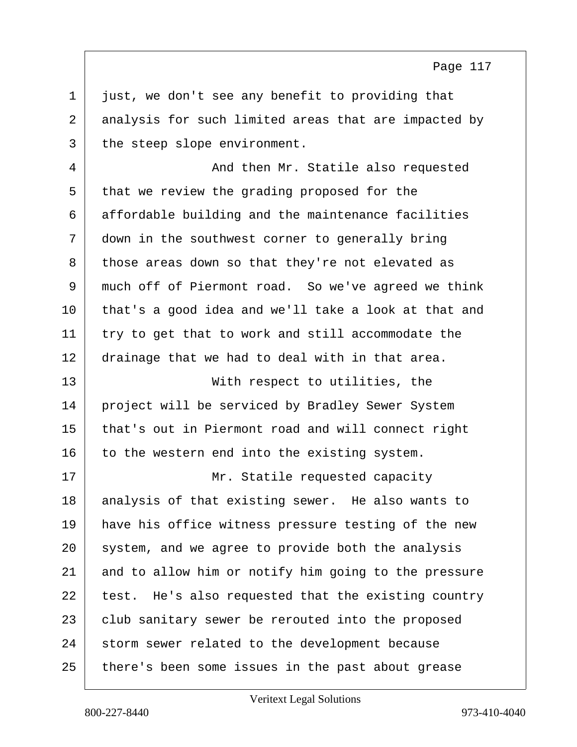just, we don't see any benefit to providing that analysis for such limited areas that are impacted by the steep slope environment.

And then Mr. Statile also requested that we review the grading proposed for the affordable building and the maintenance facilities down in the southwest corner to generally bring those areas down so that they're not elevated as much off of Piermont road. So we've agreed we think that's a good idea and we'll take a look at that and try to get that to work and still accommodate the drainage that we had to deal with in that area.

With respect to utilities, the project will be serviced by Bradley Sewer System that's out in Piermont road and will connect right to the western end into the existing system.

Mr. Statile requested capacity analysis of that existing sewer. He also wants to have his office witness pressure testing of the new system, and we agree to provide both the analysis and to allow him or notify him going to the pressure test. He's also requested that the existing country club sanitary sewer be rerouted into the proposed storm sewer related to the development because there's been some issues in the past about grease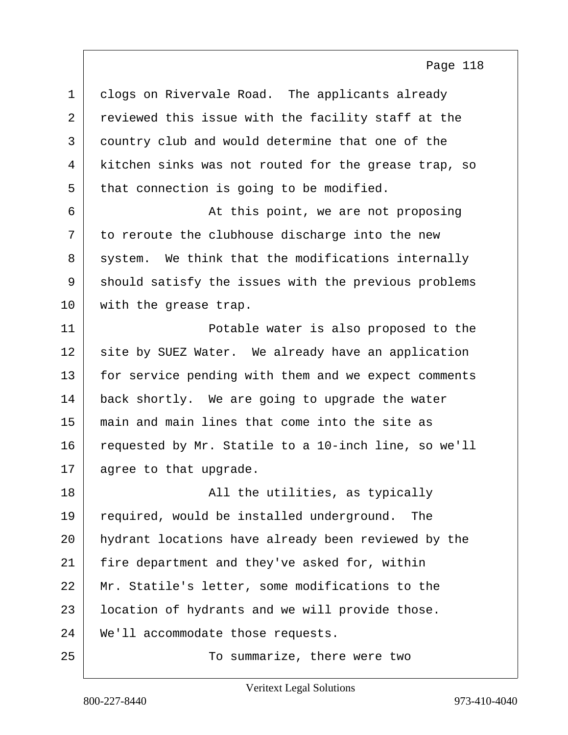clogs on Rivervale Road. The applicants already reviewed this issue with the facility staff at the country club and would determine that one of the kitchen sinks was not routed for the grease trap, so that connection is going to be modified.

At this point, we are not proposing to reroute the clubhouse discharge into the new system. We think that the modifications internally should satisfy the issues with the previous problems with the grease trap.

Potable water is also proposed to the site by SUEZ Water. We already have an application for service pending with them and we expect comments back shortly. We are going to upgrade the water main and main lines that come into the site as requested by Mr. Statile to a 10-inch line, so we'll agree to that upgrade.

All the utilities, as typically required, would be installed underground. The hydrant locations have already been reviewed by the fire department and they've asked for, within Mr. Statile's letter, some modifications to the location of hydrants and we will provide those. We'll accommodate those requests.

To summarize, there were two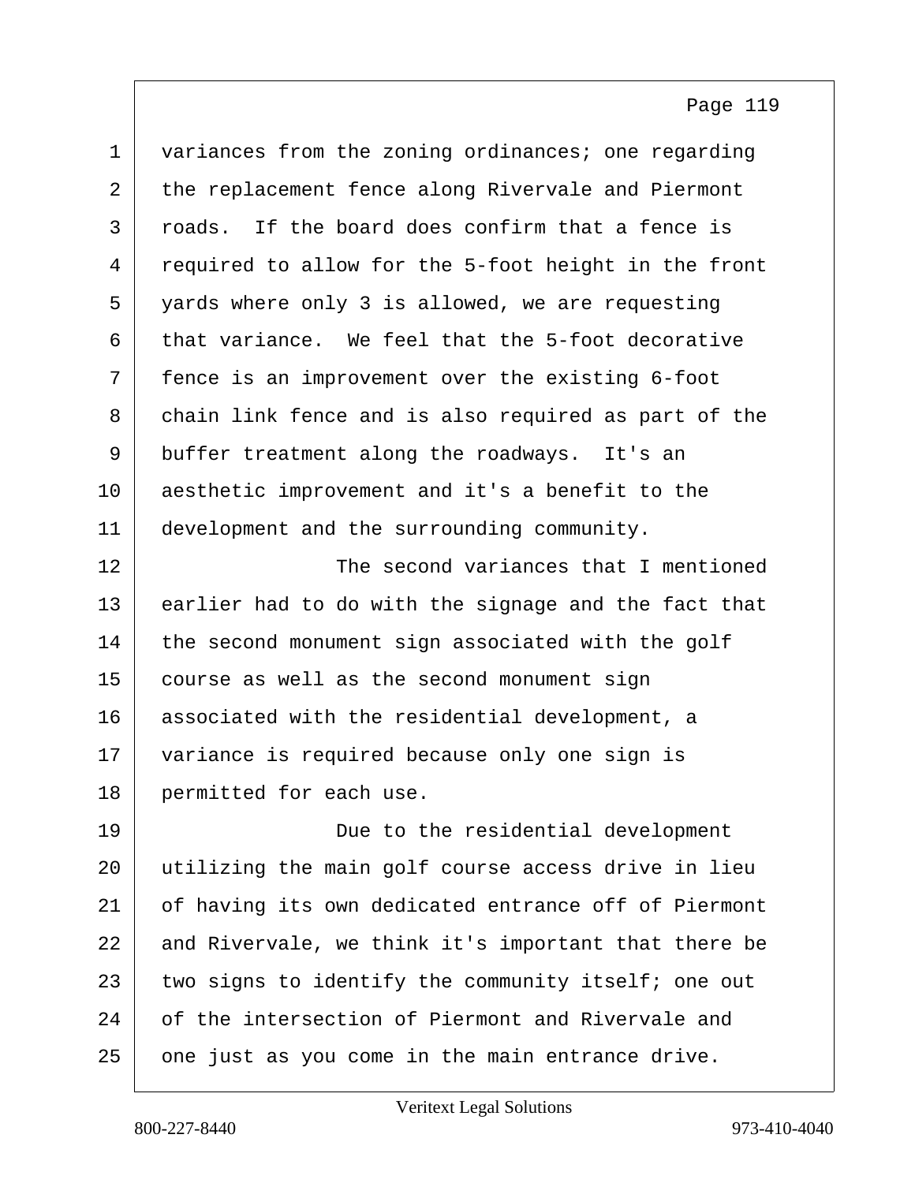variances from the zoning ordinances; one regarding the replacement fence along Rivervale and Piermont roads. If the board does confirm that a fence is required to allow for the 5-foot height in the front yards where only 3 is allowed, we are requesting that variance. We feel that the 5-foot decorative fence is an improvement over the existing 6-foot chain link fence and is also required as part of the buffer treatment along the roadways. It's an aesthetic improvement and it's a benefit to the development and the surrounding community.

The second variances that I mentioned earlier had to do with the signage and the fact that the second monument sign associated with the golf course as well as the second monument sign associated with the residential development, a variance is required because only one sign is permitted for each use.

Due to the residential development utilizing the main golf course access drive in lieu of having its own dedicated entrance off of Piermont and Rivervale, we think it's important that there be two signs to identify the community itself; one out of the intersection of Piermont and Rivervale and one just as you come in the main entrance drive.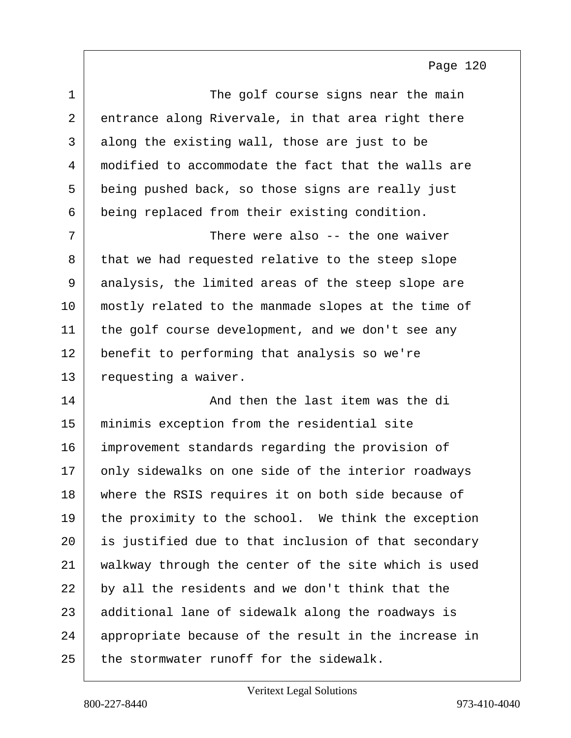The golf course signs near the main entrance along Rivervale, in that area right there along the existing wall, those are just to be modified to accommodate the fact that the walls are being pushed back, so those signs are really just being replaced from their existing condition.

There were also -- the one waiver that we had requested relative to the steep slope analysis, the limited areas of the steep slope are mostly related to the manmade slopes at the time of the golf course development, and we don't see any benefit to performing that analysis so we're requesting a waiver.

And then the last item was the di minimis exception from the residential site improvement standards regarding the provision of only sidewalks on one side of the interior roadways where the RSIS requires it on both side because of the proximity to the school. We think the exception is justified due to that inclusion of that secondary walkway through the center of the site which is used by all the residents and we don't think that the additional lane of sidewalk along the roadways is appropriate because of the result in the increase in the stormwater runoff for the sidewalk.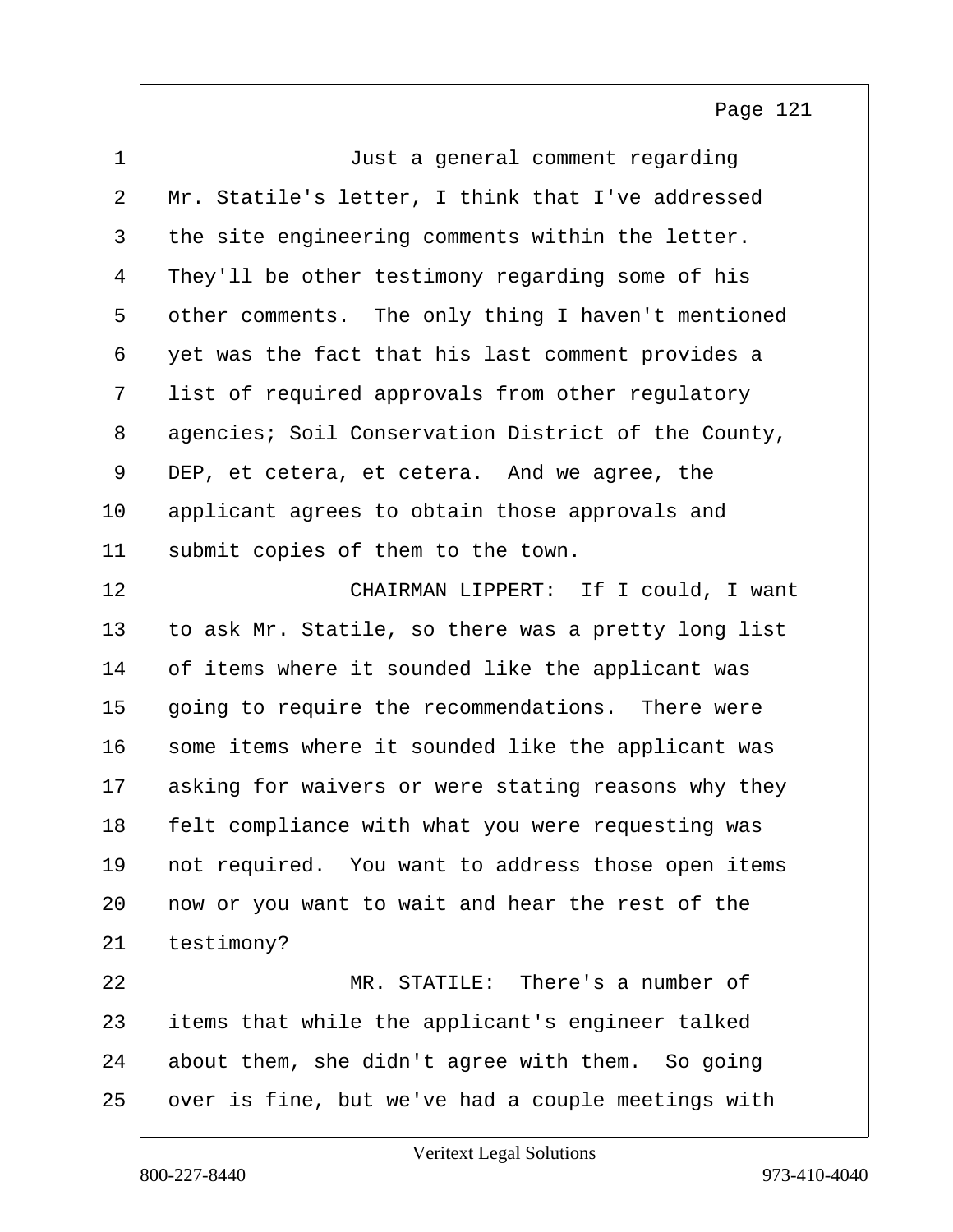Just a general comment regarding Mr. Statile's letter, I think that I've addressed the site engineering comments within the letter. They'll be other testimony regarding some of his other comments. The only thing I haven't mentioned yet was the fact that his last comment provides a list of required approvals from other regulatory agencies; Soil Conservation District of the County, DEP, et cetera, et cetera. And we agree, the applicant agrees to obtain those approvals and submit copies of them to the town.

CHAIRMAN LIPPERT: If I could, I want to ask Mr. Statile, so there was a pretty long list of items where it sounded like the applicant was going to require the recommendations. There were some items where it sounded like the applicant was asking for waivers or were stating reasons why they felt compliance with what you were requesting was not required. You want to address those open items now or you want to wait and hear the rest of the testimony?

MR. STATILE: There's a number of items that while the applicant's engineer talked about them, she didn't agree with them. So going over is fine, but we've had a couple meetings with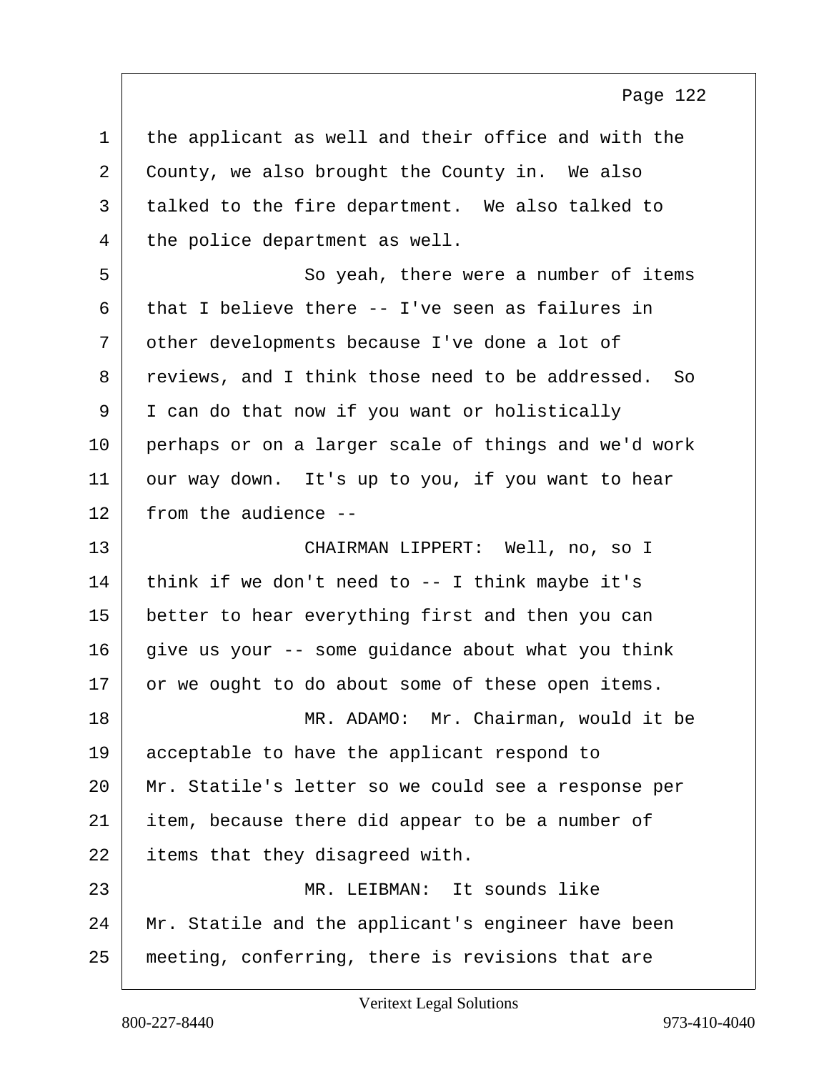the applicant as well and their office and with the County, we also brought the County in. We also talked to the fire department. We also talked to the police department as well.

So yeah, there were a number of items that I believe there -- I've seen as failures in other developments because I've done a lot of reviews, and I think those need to be addressed. So I can do that now if you want or holistically perhaps or on a larger scale of things and we'd work our way down. It's up to you, if you want to hear from the audience --

CHAIRMAN LIPPERT: Well, no, so I think if we don't need to -- I think maybe it's better to hear everything first and then you can give us your -- some guidance about what you think or we ought to do about some of these open items.

MR. ADAMO: Mr. Chairman, would it be acceptable to have the applicant respond to Mr. Statile's letter so we could see a response per item, because there did appear to be a number of items that they disagreed with.

MR. LEIBMAN: It sounds like Mr. Statile and the applicant's engineer have been meeting, conferring, there is revisions that are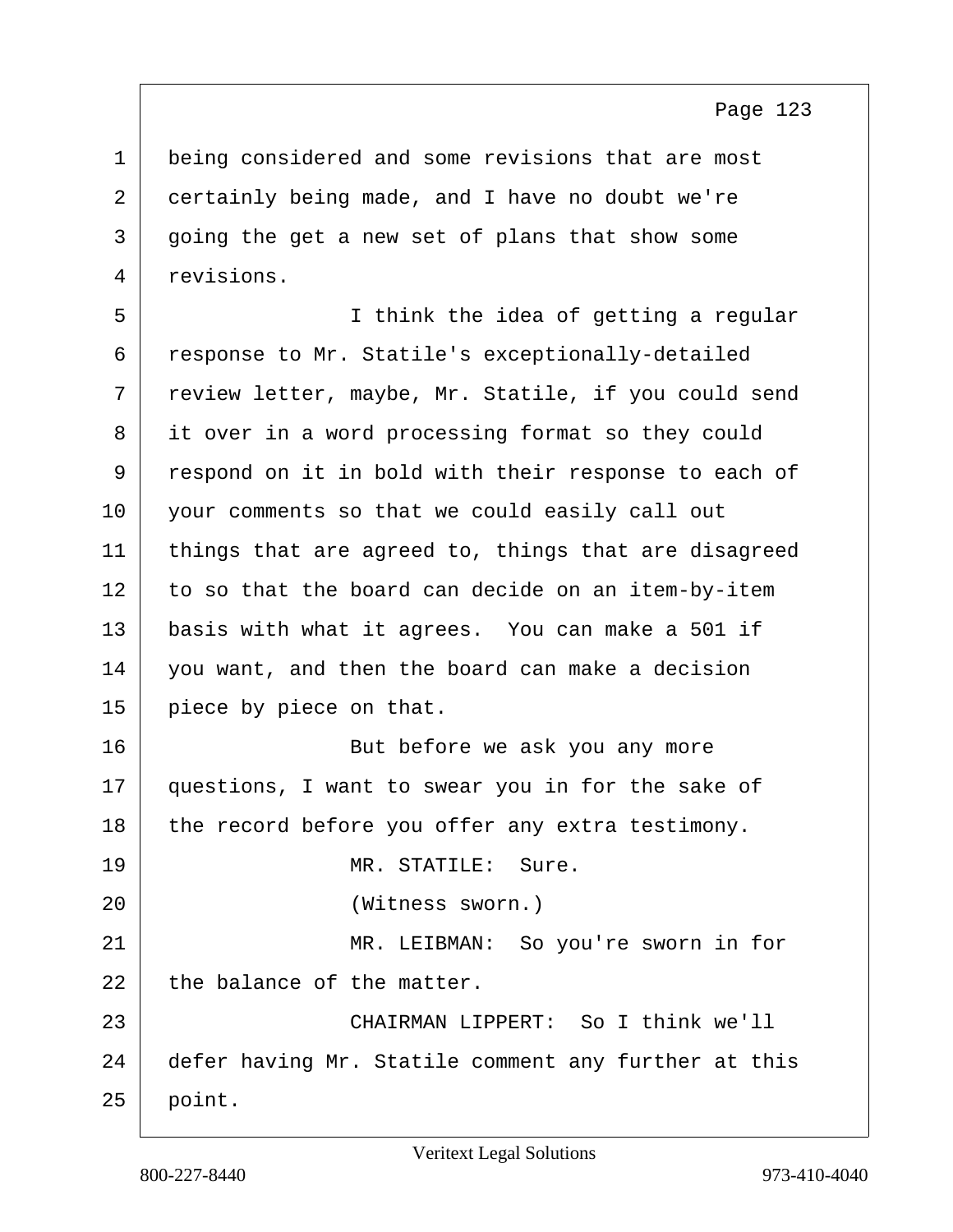being considered and some revisions that are most certainly being made, and I have no doubt we're going the get a new set of plans that show some revisions.

I think the idea of getting a regular response to Mr. Statile's exceptionally-detailed review letter, maybe, Mr. Statile, if you could send it over in a word processing format so they could respond on it in bold with their response to each of your comments so that we could easily call out things that are agreed to, things that are disagreed to so that the board can decide on an item-by-item basis with what it agrees. You can make a 501 if you want, and then the board can make a decision piece by piece on that.

But before we ask you any more questions, I want to swear you in for the sake of the record before you offer any extra testimony.

MR. STATILE: Sure.

(Witness sworn.)

MR. LEIBMAN: So you're sworn in for the balance of the matter.

CHAIRMAN LIPPERT: So I think we'll defer having Mr. Statile comment any further at this point.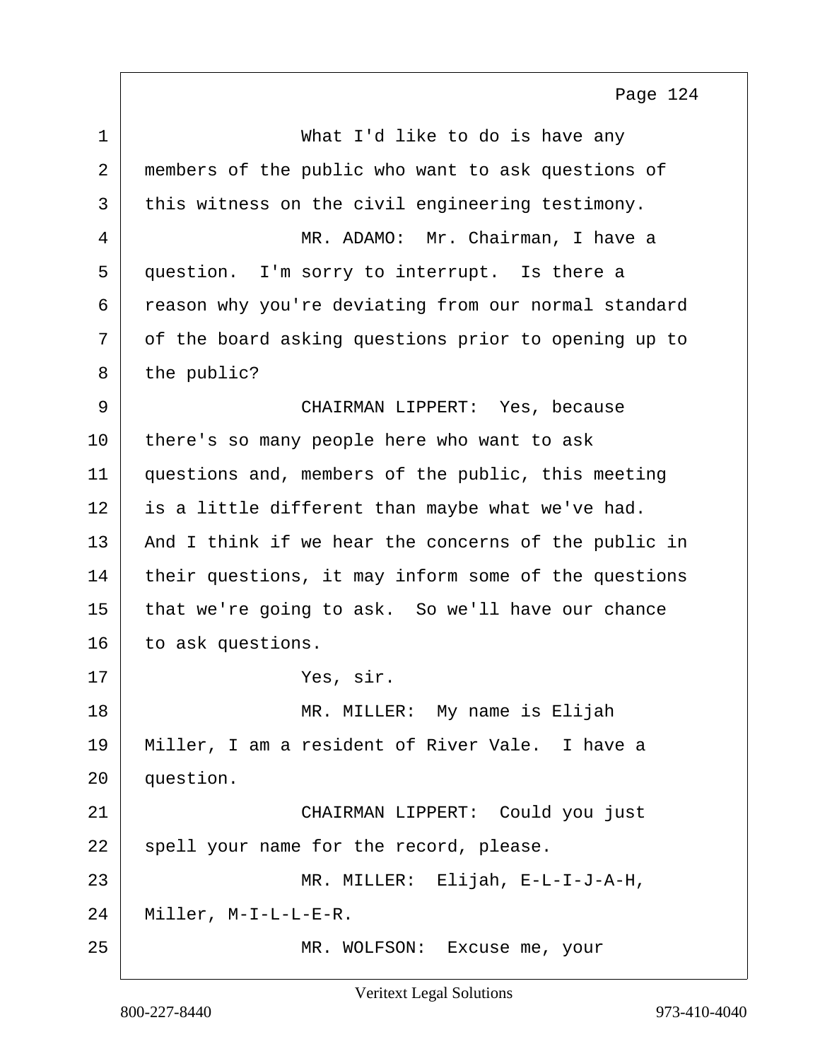1 What I'd like to do is have any
2 members of the public who want to ask questions of
3 this witness on the civil engineering testimony.
4 MR. ADAMO: Mr. Chairman, I have a
5 question. I'm sorry to interrupt. Is there a
6 reason why you're deviating from our normal standard
7 of the board asking questions prior to opening up to
8 the public?
9 CHAIRMAN LIPPERT: Yes, because
10 there's so many people here who want to ask
11 questions and, members of the public, this meeting
12 is a little different than maybe what we've had.
13 And I think if we hear the concerns of the public in
14 their questions, it may inform some of the questions
15 that we're going to ask. So we'll have our chance
16 to ask questions.
17 Yes, sir.
18 MR. MILLER: My name is Elijah
19 Miller, I am a resident of River Vale. I have a
20 question.
21 CHAIRMAN LIPPERT: Could you just
22 spell your name for the record, please.
23 MR. MILLER: Elijah, E-L-I-J-A-H,
24 Miller, M-I-L-L-E-R.
25 MR. WOLFSON: Excuse me, your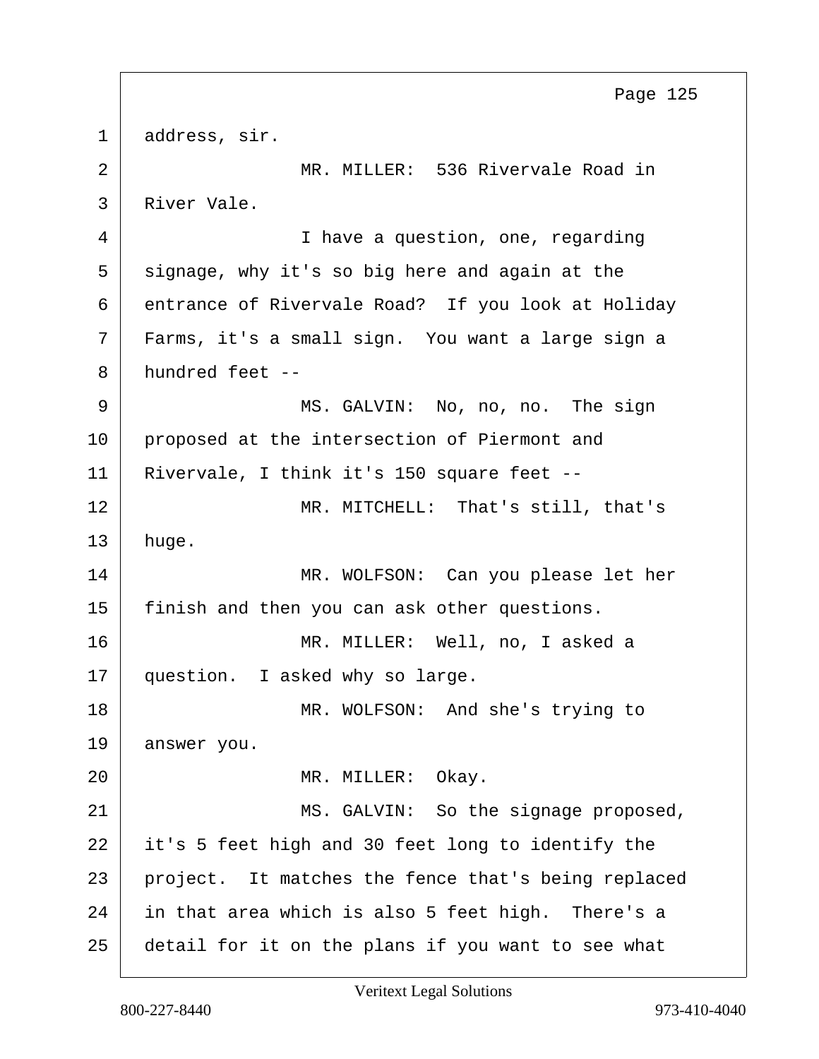address, sir.

MR. MILLER: 536 Rivervale Road in River Vale.

I have a question, one, regarding signage, why it's so big here and again at the entrance of Rivervale Road? If you look at Holiday Farms, it's a small sign. You want a large sign a hundred feet --

MS. GALVIN: No, no, no. The sign proposed at the intersection of Piermont and Rivervale, I think it's 150 square feet --

MR. MITCHELL: That's still, that's huge.

MR. WOLFSON: Can you please let her finish and then you can ask other questions.

MR. MILLER: Well, no, I asked a question. I asked why so large.

MR. WOLFSON: And she's trying to answer you.

MR. MILLER: Okay.

MS. GALVIN: So the signage proposed, it's 5 feet high and 30 feet long to identify the project. It matches the fence that's being replaced in that area which is also 5 feet high. There's a detail for it on the plans if you want to see what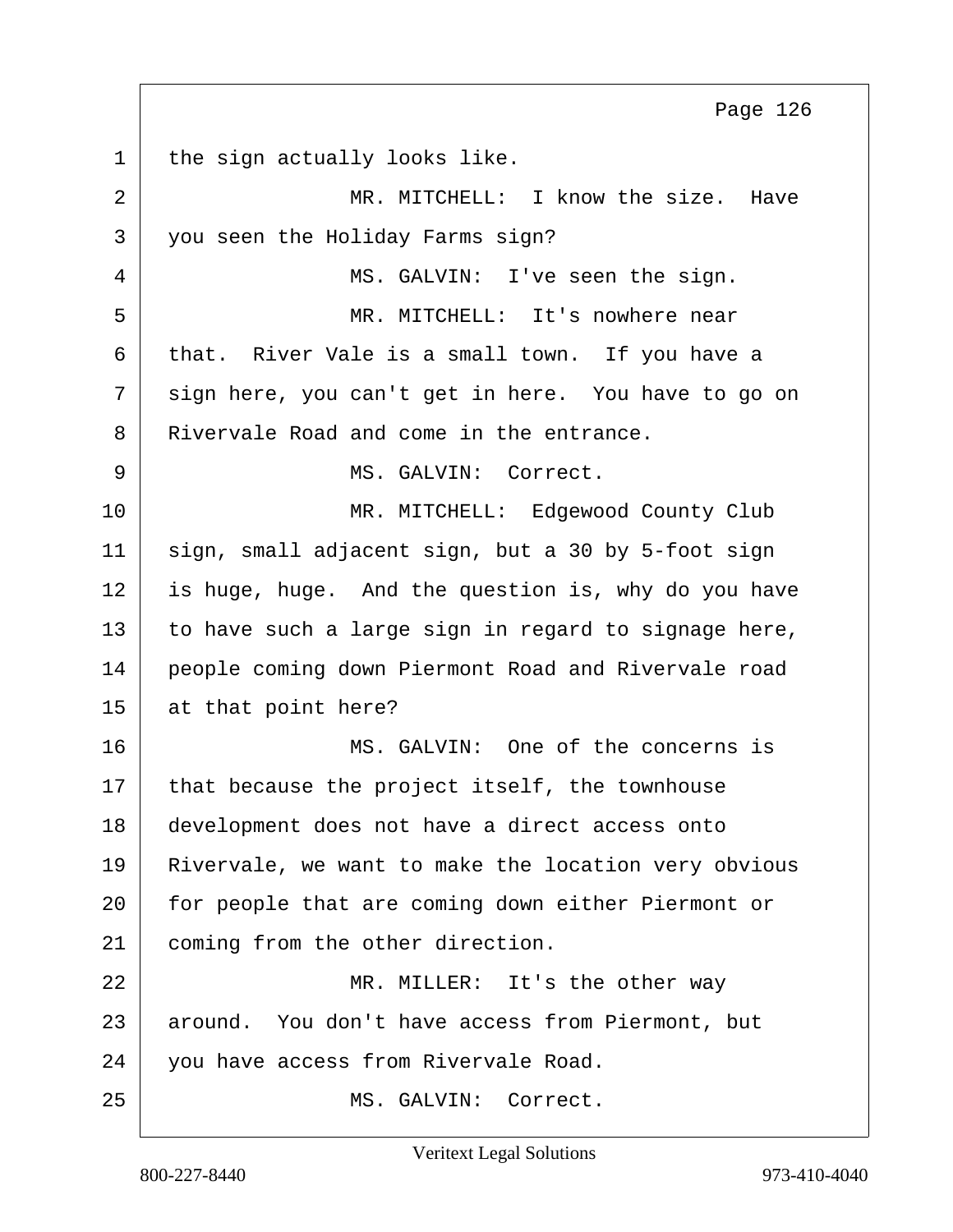the sign actually looks like.

MR. MITCHELL: I know the size. Have you seen the Holiday Farms sign?

MS. GALVIN: I've seen the sign.

MR. MITCHELL: It's nowhere near that. River Vale is a small town. If you have a sign here, you can't get in here. You have to go on Rivervale Road and come in the entrance.

MS. GALVIN: Correct.

MR. MITCHELL: Edgewood County Club sign, small adjacent sign, but a 30 by 5-foot sign is huge, huge. And the question is, why do you have to have such a large sign in regard to signage here, people coming down Piermont Road and Rivervale road at that point here?

MS. GALVIN: One of the concerns is that because the project itself, the townhouse development does not have a direct access onto Rivervale, we want to make the location very obvious for people that are coming down either Piermont or coming from the other direction.

MR. MILLER: It's the other way around. You don't have access from Piermont, but you have access from Rivervale Road.

MS. GALVIN: Correct.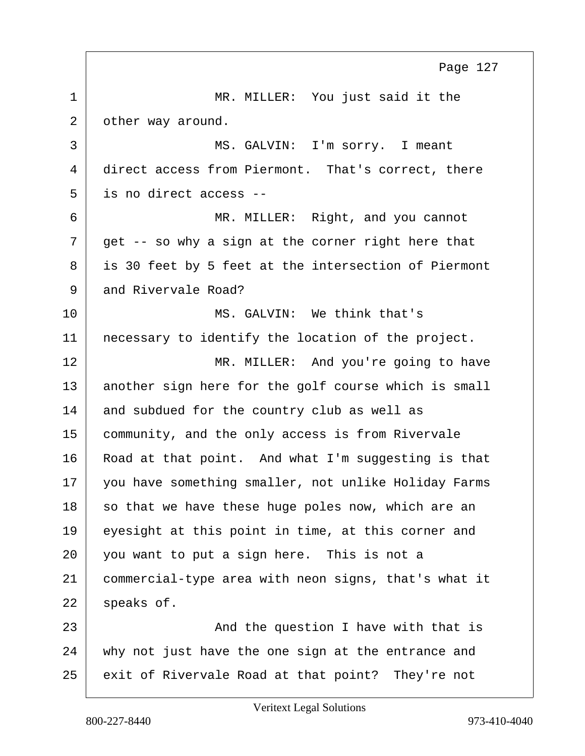MR. MILLER: You just said it the other way around.

MS. GALVIN: I'm sorry. I meant direct access from Piermont. That's correct, there is no direct access --

MR. MILLER: Right, and you cannot get -- so why a sign at the corner right here that is 30 feet by 5 feet at the intersection of Piermont and Rivervale Road?

MS. GALVIN: We think that's necessary to identify the location of the project.

MR. MILLER: And you're going to have another sign here for the golf course which is small and subdued for the country club as well as community, and the only access is from Rivervale Road at that point. And what I'm suggesting is that you have something smaller, not unlike Holiday Farms so that we have these huge poles now, which are an eyesight at this point in time, at this corner and you want to put a sign here. This is not a commercial-type area with neon signs, that's what it speaks of.

And the question I have with that is why not just have the one sign at the entrance and exit of Rivervale Road at that point? They're not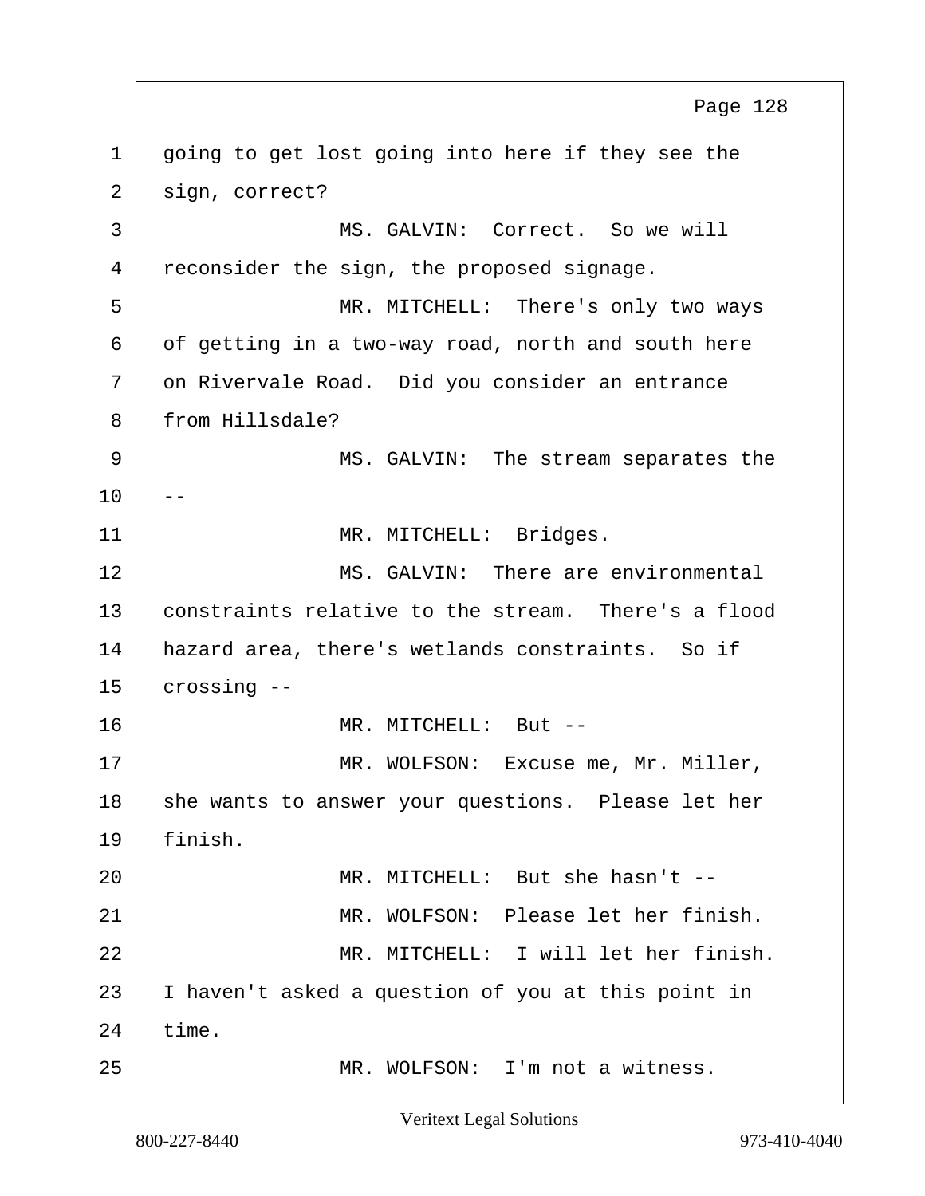1 going to get lost going into here if they see the
2 sign, correct?
3 MS. GALVIN: Correct. So we will
4 reconsider the sign, the proposed signage.
5 MR. MITCHELL: There's only two ways
6 of getting in a two-way road, north and south here
7 on Rivervale Road. Did you consider an entrance
8 from Hillsdale?
9 MS. GALVIN: The stream separates the
10 --
11 MR. MITCHELL: Bridges.
12 MS. GALVIN: There are environmental
13 constraints relative to the stream. There's a flood
14 hazard area, there's wetlands constraints. So if
15 crossing --
16 MR. MITCHELL: But --
17 MR. WOLFSON: Excuse me, Mr. Miller,
18 she wants to answer your questions. Please let her
19 finish.
20 MR. MITCHELL: But she hasn't --
21 MR. WOLFSON: Please let her finish.
22 MR. MITCHELL: I will let her finish.
23 I haven't asked a question of you at this point in
24 time.
25 MR. WOLFSON: I'm not a witness.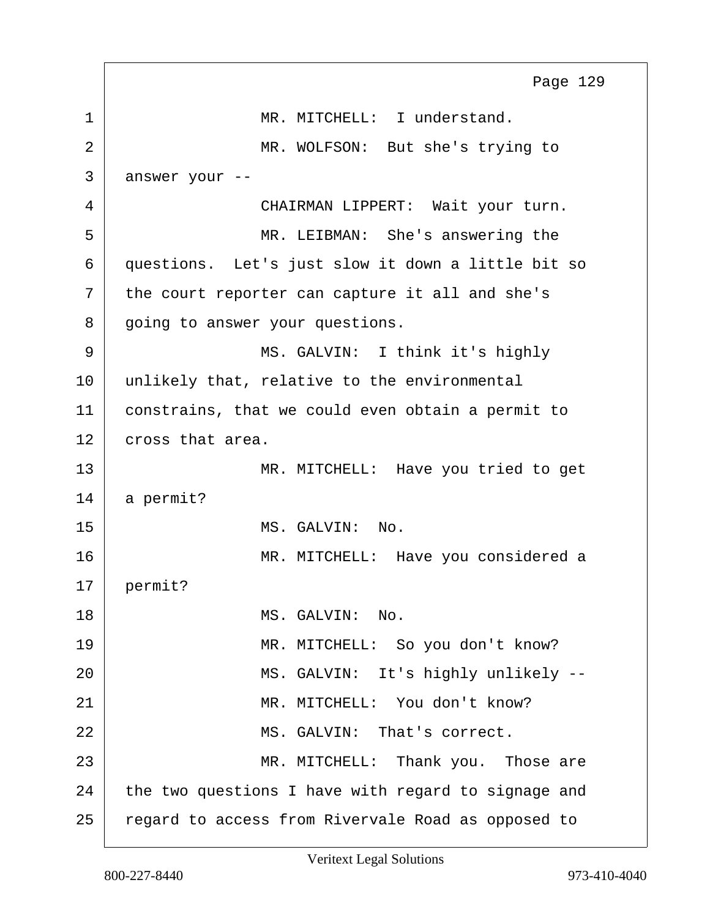MR. MITCHELL: I understand.

MR. WOLFSON: But she's trying to answer your --

CHAIRMAN LIPPERT: Wait your turn.

MR. LEIBMAN: She's answering the questions. Let's just slow it down a little bit so the court reporter can capture it all and she's going to answer your questions.

MS. GALVIN: I think it's highly unlikely that, relative to the environmental constrains, that we could even obtain a permit to cross that area.

MR. MITCHELL: Have you tried to get a permit?

MS. GALVIN: No.

MR. MITCHELL: Have you considered a permit?

MS. GALVIN: No.

MR. MITCHELL: So you don't know?

MS. GALVIN: It's highly unlikely --

MR. MITCHELL: You don't know?

MS. GALVIN: That's correct.

MR. MITCHELL: Thank you. Those are the two questions I have with regard to signage and regard to access from Rivervale Road as opposed to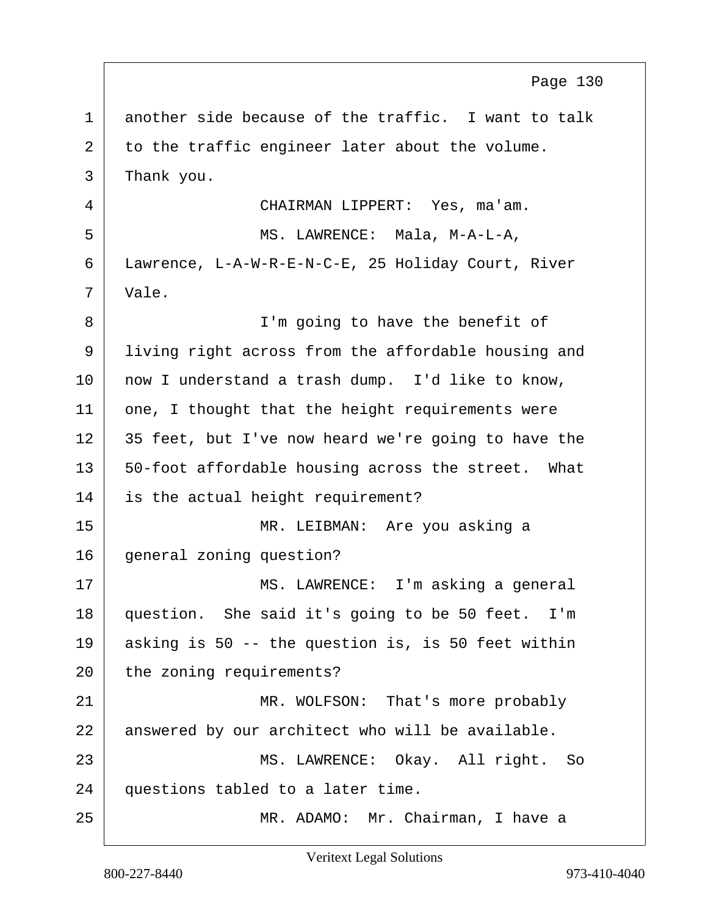another side because of the traffic. I want to talk to the traffic engineer later about the volume. Thank you.

CHAIRMAN LIPPERT: Yes, ma'am.

MS. LAWRENCE: Mala, M-A-L-A, Lawrence, L-A-W-R-E-N-C-E, 25 Holiday Court, River Vale.

I'm going to have the benefit of living right across from the affordable housing and now I understand a trash dump. I'd like to know, one, I thought that the height requirements were 35 feet, but I've now heard we're going to have the 50-foot affordable housing across the street. What is the actual height requirement?

MR. LEIBMAN: Are you asking a general zoning question?

MS. LAWRENCE: I'm asking a general question. She said it's going to be 50 feet. I'm asking is 50 -- the question is, is 50 feet within the zoning requirements?

MR. WOLFSON: That's more probably answered by our architect who will be available.

MS. LAWRENCE: Okay. All right. So questions tabled to a later time.

MR. ADAMO: Mr. Chairman, I have a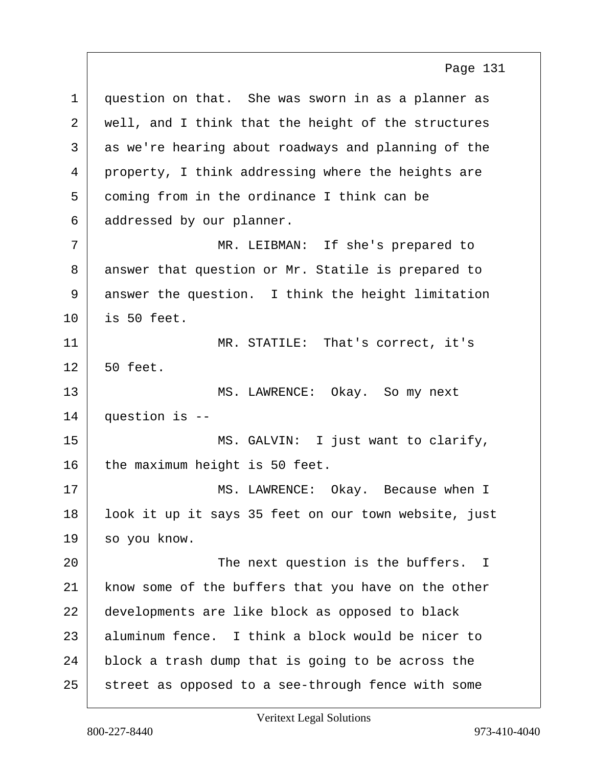question on that. She was sworn in as a planner as well, and I think that the height of the structures as we're hearing about roadways and planning of the property, I think addressing where the heights are coming from in the ordinance I think can be addressed by our planner.

MR. LEIBMAN: If she's prepared to answer that question or Mr. Statile is prepared to answer the question. I think the height limitation is 50 feet.

MR. STATILE: That's correct, it's 50 feet.

MS. LAWRENCE: Okay. So my next question is --

MS. GALVIN: I just want to clarify, the maximum height is 50 feet.

MS. LAWRENCE: Okay. Because when I look it up it says 35 feet on our town website, just so you know.

The next question is the buffers. I know some of the buffers that you have on the other developments are like block as opposed to black aluminum fence. I think a block would be nicer to block a trash dump that is going to be across the street as opposed to a see-through fence with some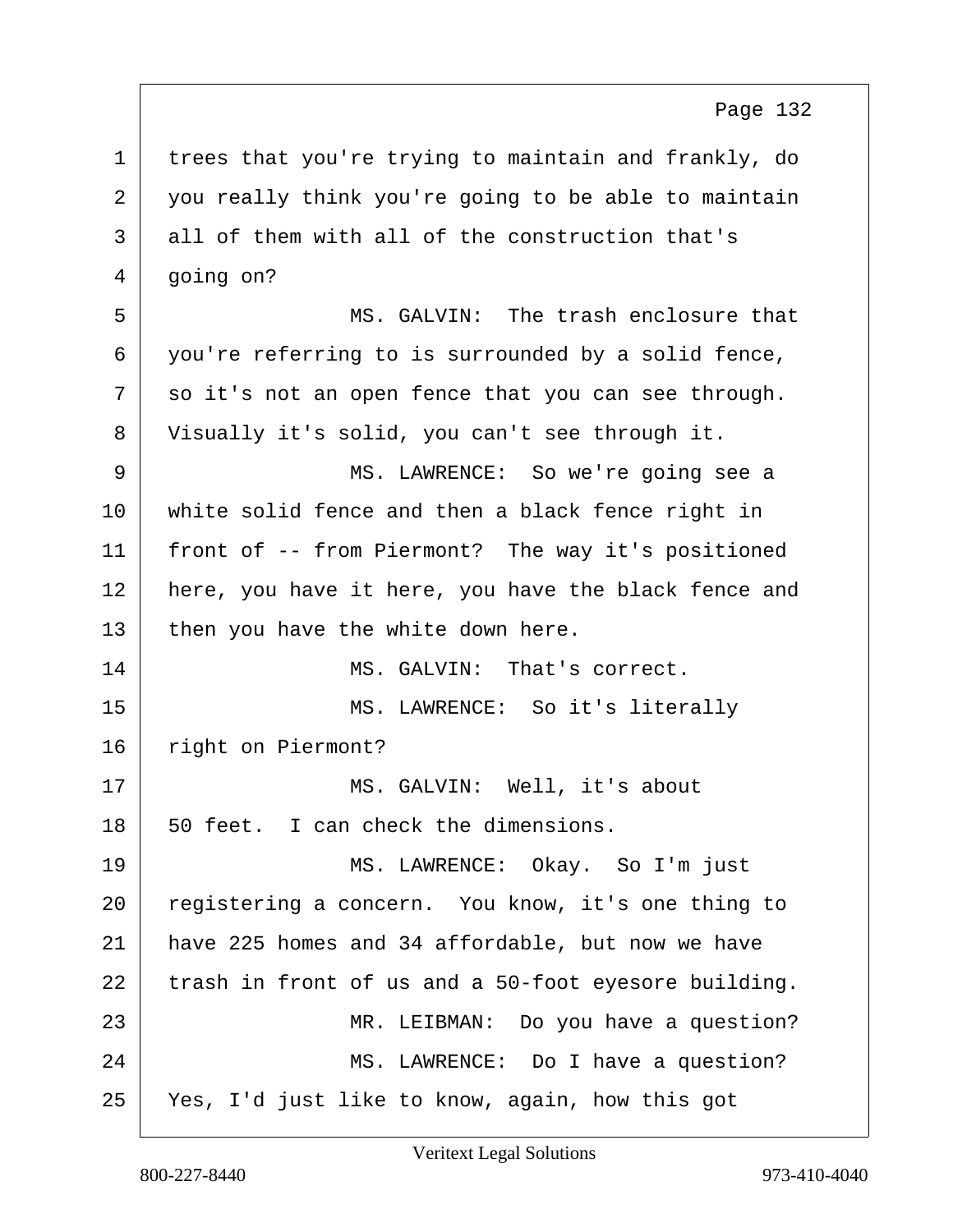trees that you're trying to maintain and frankly, do you really think you're going to be able to maintain all of them with all of the construction that's going on?

MS. GALVIN: The trash enclosure that you're referring to is surrounded by a solid fence, so it's not an open fence that you can see through. Visually it's solid, you can't see through it.

MS. LAWRENCE: So we're going see a white solid fence and then a black fence right in front of -- from Piermont? The way it's positioned here, you have it here, you have the black fence and then you have the white down here.

MS. GALVIN: That's correct.

MS. LAWRENCE: So it's literally right on Piermont?

MS. GALVIN: Well, it's about 50 feet. I can check the dimensions.

MS. LAWRENCE: Okay. So I'm just registering a concern. You know, it's one thing to have 225 homes and 34 affordable, but now we have trash in front of us and a 50-foot eyesore building.

MR. LEIBMAN: Do you have a question?

MS. LAWRENCE: Do I have a question? Yes, I'd just like to know, again, how this got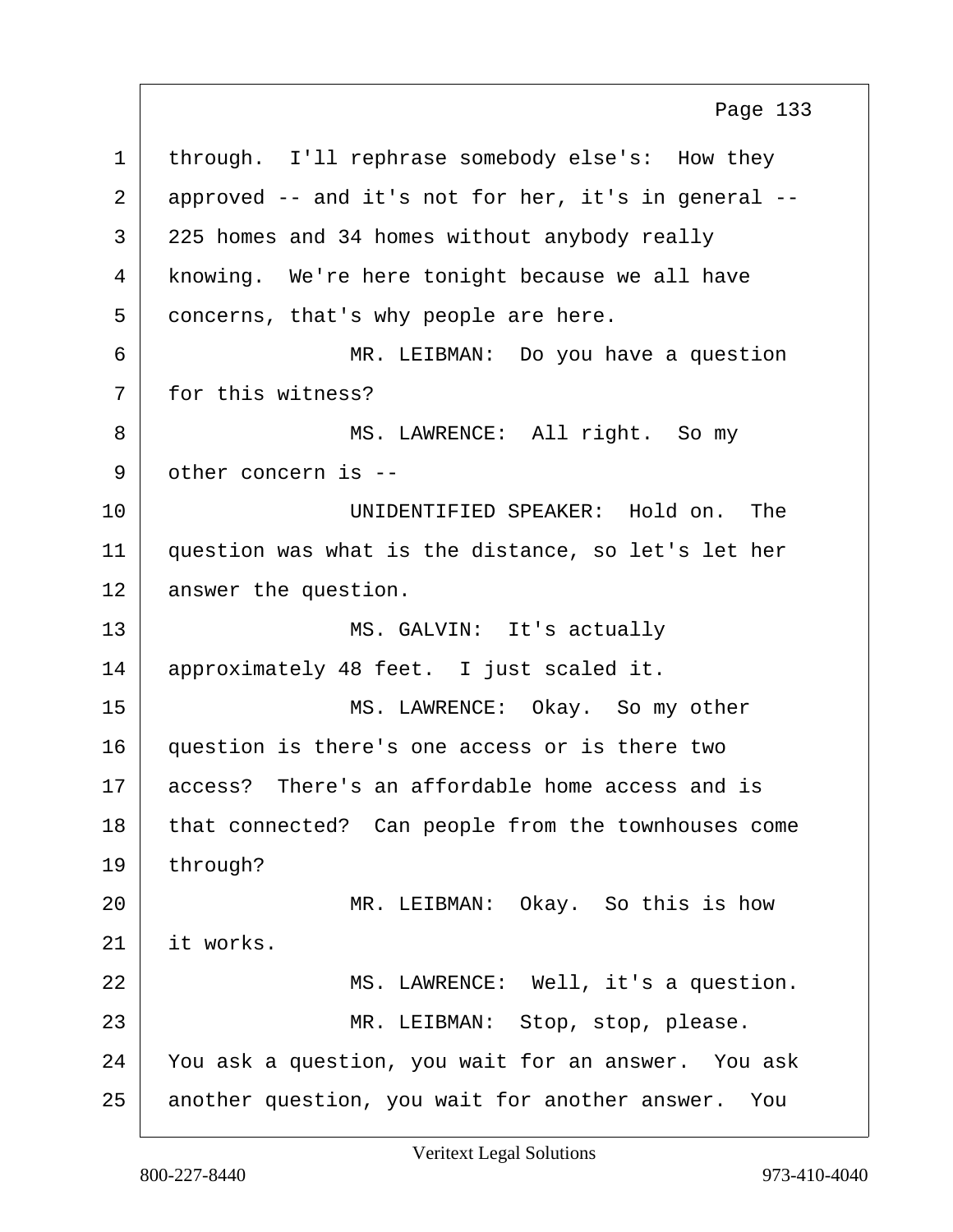through. I'll rephrase somebody else's: How they approved -- and it's not for her, it's in general -- 225 homes and 34 homes without anybody really knowing. We're here tonight because we all have concerns, that's why people are here.

MR. LEIBMAN: Do you have a question for this witness?

MS. LAWRENCE: All right. So my other concern is --

UNIDENTIFIED SPEAKER: Hold on. The question was what is the distance, so let's let her answer the question.

MS. GALVIN: It's actually approximately 48 feet. I just scaled it.

MS. LAWRENCE: Okay. So my other question is there's one access or is there two access? There's an affordable home access and is that connected? Can people from the townhouses come through?

MR. LEIBMAN: Okay. So this is how it works.

MS. LAWRENCE: Well, it's a question.

MR. LEIBMAN: Stop, stop, please. You ask a question, you wait for an answer. You ask another question, you wait for another answer. You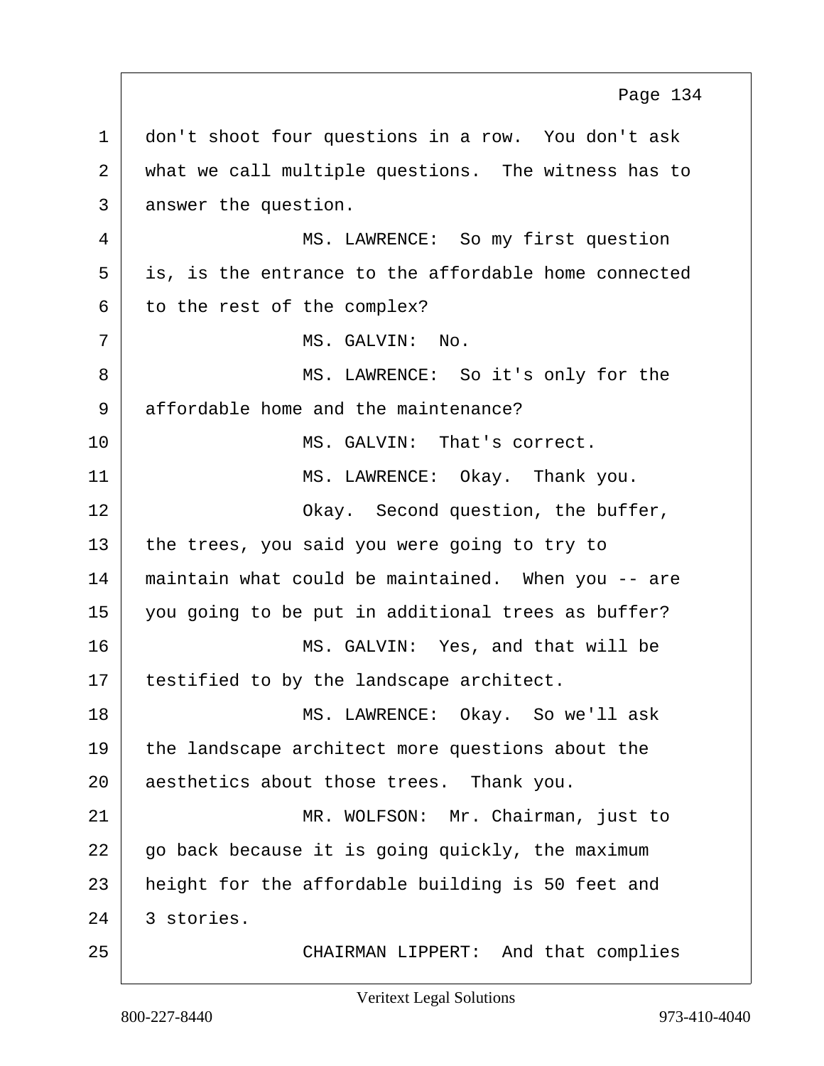1 don't shoot four questions in a row. You don't ask
2 what we call multiple questions. The witness has to
3 answer the question.

4 MS. LAWRENCE: So my first question
5 is, is the entrance to the affordable home connected
6 to the rest of the complex?

7 MS. GALVIN: No.

8 MS. LAWRENCE: So it's only for the
9 affordable home and the maintenance?

10 MS. GALVIN: That's correct.

11 MS. LAWRENCE: Okay. Thank you.

12 Okay. Second question, the buffer,
13 the trees, you said you were going to try to
14 maintain what could be maintained. When you -- are
15 you going to be put in additional trees as buffer?

16 MS. GALVIN: Yes, and that will be
17 testified to by the landscape architect.

18 MS. LAWRENCE: Okay. So we'll ask
19 the landscape architect more questions about the
20 aesthetics about those trees. Thank you.

21 MR. WOLFSON: Mr. Chairman, just to
22 go back because it is going quickly, the maximum
23 height for the affordable building is 50 feet and
24 3 stories.

25 CHAIRMAN LIPPERT: And that complies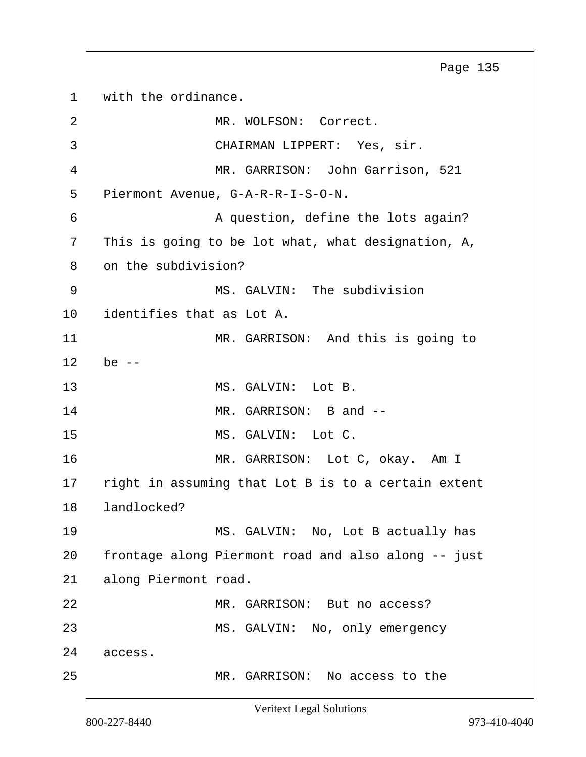1 with the ordinance.

2 MR. WOLFSON: Correct.

3 CHAIRMAN LIPPERT: Yes, sir.

4 MR. GARRISON: John Garrison, 521

5 Piermont Avenue, G-A-R-R-I-S-O-N.

6 A question, define the lots again?

7 This is going to be lot what, what designation, A,

8 on the subdivision?

9 MS. GALVIN: The subdivision

10 identifies that as Lot A.

11 MR. GARRISON: And this is going to

12 be --

13 MS. GALVIN: Lot B.

14 MR. GARRISON: B and --

15 MS. GALVIN: Lot C.

16 MR. GARRISON: Lot C, okay. Am I

17 right in assuming that Lot B is to a certain extent

18 landlocked?

19 MS. GALVIN: No, Lot B actually has

20 frontage along Piermont road and also along -- just

21 along Piermont road.

22 MR. GARRISON: But no access?

23 MS. GALVIN: No, only emergency

24 access.

25 MR. GARRISON: No access to the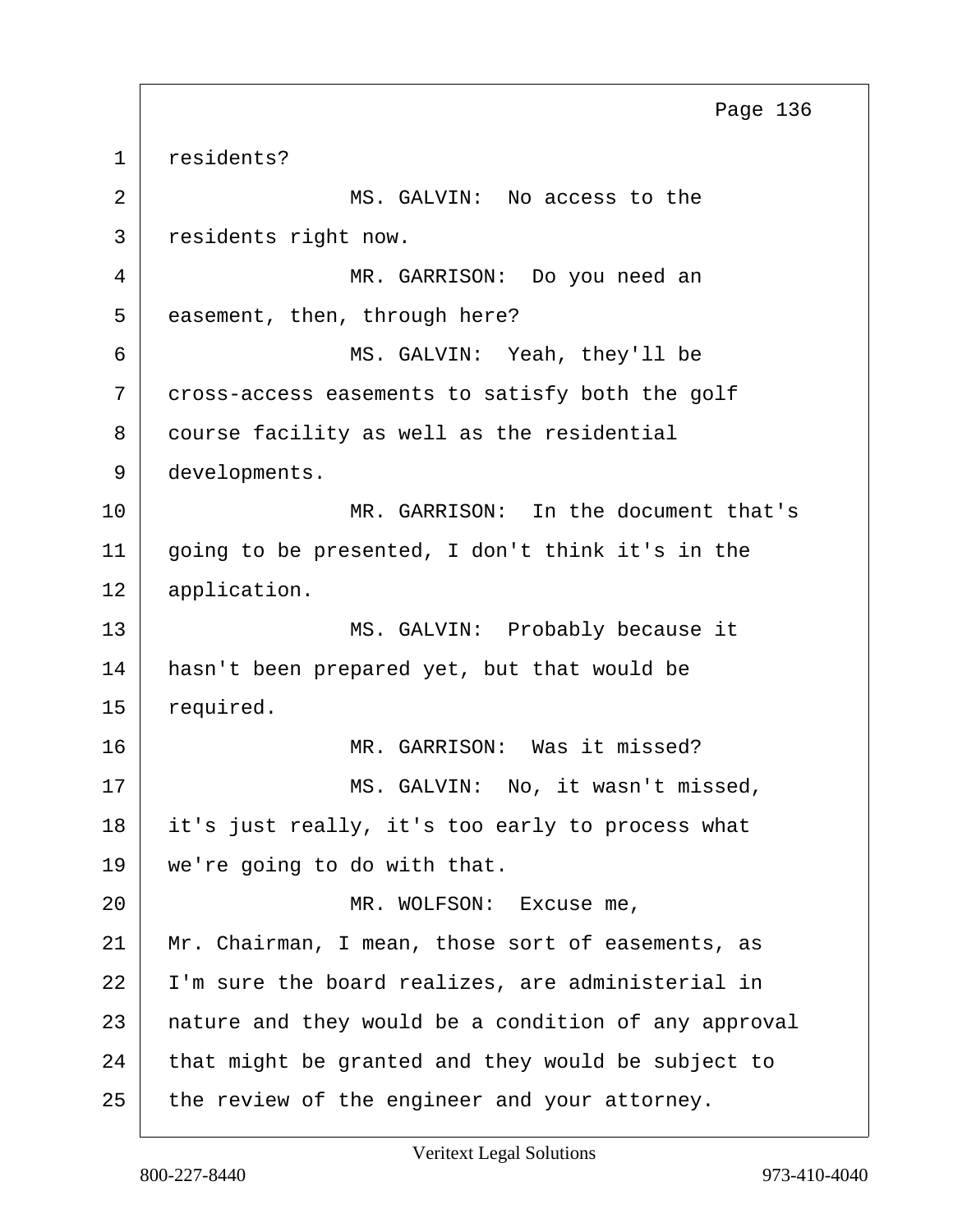residents?

MS. GALVIN: No access to the residents right now.

MR. GARRISON: Do you need an easement, then, through here?

MS. GALVIN: Yeah, they'll be cross-access easements to satisfy both the golf course facility as well as the residential developments.

MR. GARRISON: In the document that's going to be presented, I don't think it's in the application.

MS. GALVIN: Probably because it hasn't been prepared yet, but that would be required.

MR. GARRISON: Was it missed?

MS. GALVIN: No, it wasn't missed, it's just really, it's too early to process what we're going to do with that.

MR. WOLFSON: Excuse me, Mr. Chairman, I mean, those sort of easements, as I'm sure the board realizes, are administerial in nature and they would be a condition of any approval that might be granted and they would be subject to the review of the engineer and your attorney.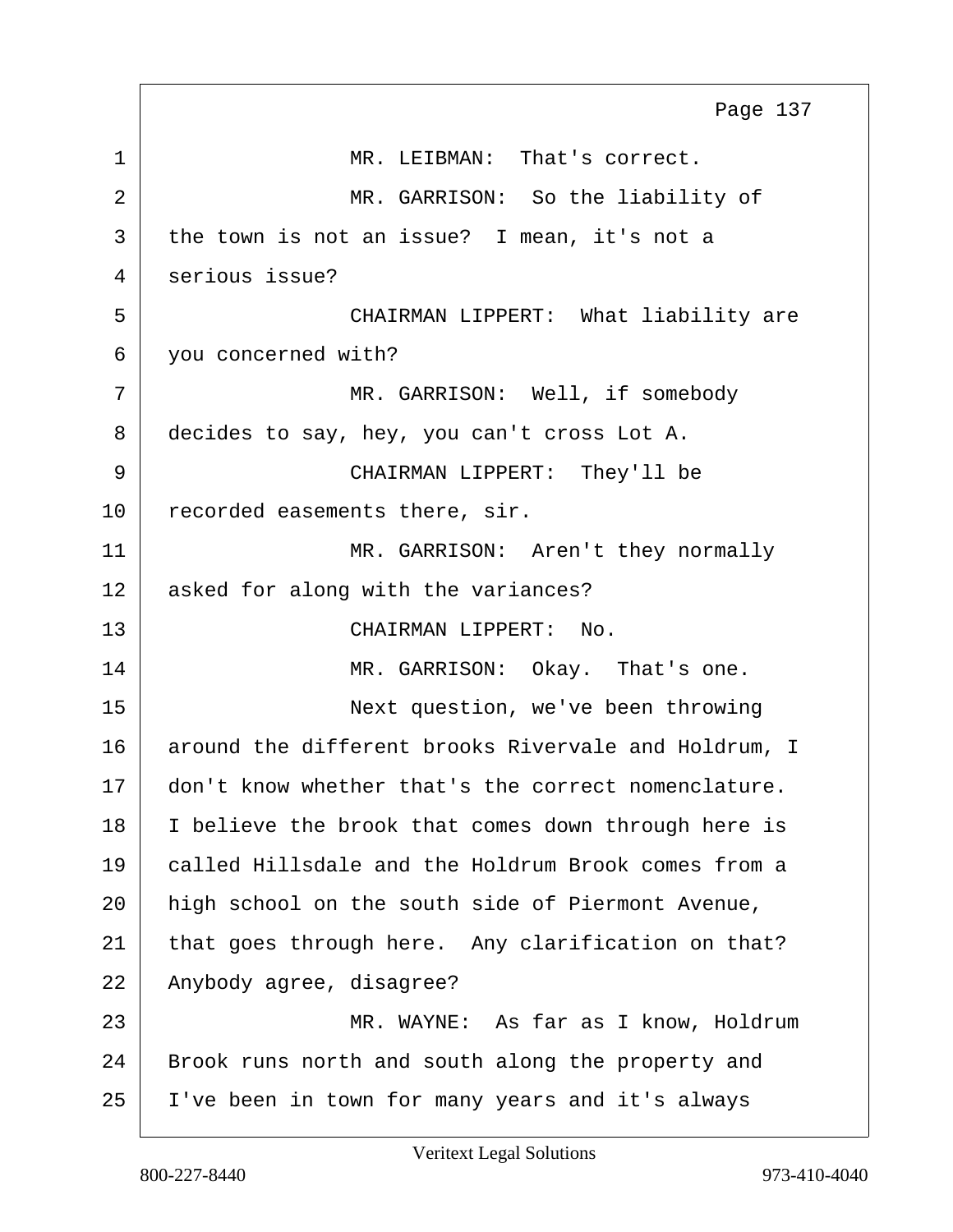MR. LEIBMAN: That's correct.

MR. GARRISON: So the liability of the town is not an issue? I mean, it's not a serious issue?

CHAIRMAN LIPPERT: What liability are you concerned with?

MR. GARRISON: Well, if somebody decides to say, hey, you can't cross Lot A.

CHAIRMAN LIPPERT: They'll be recorded easements there, sir.

MR. GARRISON: Aren't they normally asked for along with the variances?

CHAIRMAN LIPPERT: No.

MR. GARRISON: Okay. That's one.

Next question, we've been throwing around the different brooks Rivervale and Holdrum, I don't know whether that's the correct nomenclature. I believe the brook that comes down through here is called Hillsdale and the Holdrum Brook comes from a high school on the south side of Piermont Avenue, that goes through here. Any clarification on that? Anybody agree, disagree?

MR. WAYNE: As far as I know, Holdrum Brook runs north and south along the property and I've been in town for many years and it's always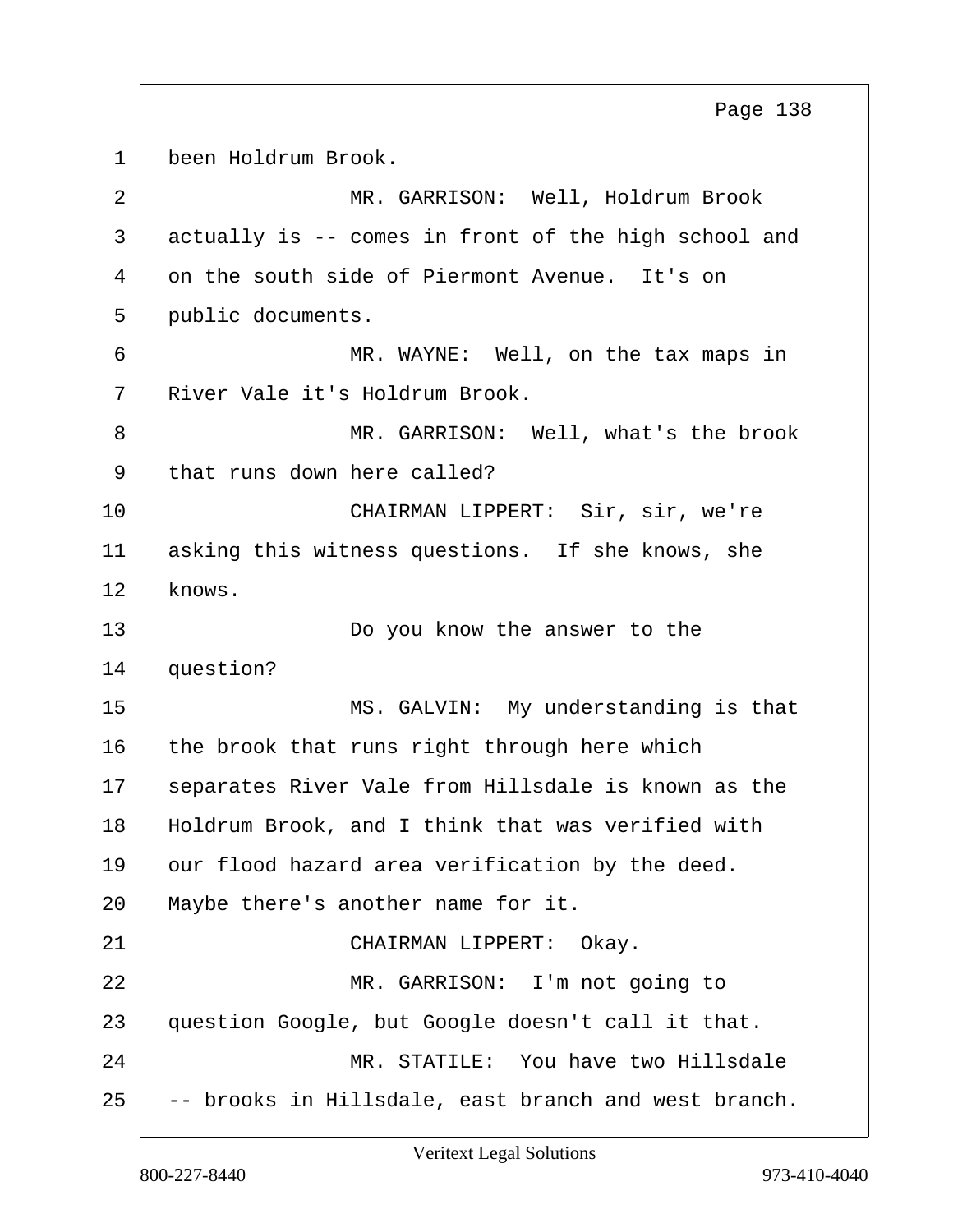been Holdrum Brook.

MR. GARRISON: Well, Holdrum Brook actually is -- comes in front of the high school and on the south side of Piermont Avenue. It's on public documents.

MR. WAYNE: Well, on the tax maps in River Vale it's Holdrum Brook.

MR. GARRISON: Well, what's the brook that runs down here called?

CHAIRMAN LIPPERT: Sir, sir, we're asking this witness questions. If she knows, she knows.

Do you know the answer to the question?

MS. GALVIN: My understanding is that the brook that runs right through here which separates River Vale from Hillsdale is known as the Holdrum Brook, and I think that was verified with our flood hazard area verification by the deed. Maybe there's another name for it.

CHAIRMAN LIPPERT: Okay.

MR. GARRISON: I'm not going to question Google, but Google doesn't call it that.

MR. STATILE: You have two Hillsdale -- brooks in Hillsdale, east branch and west branch.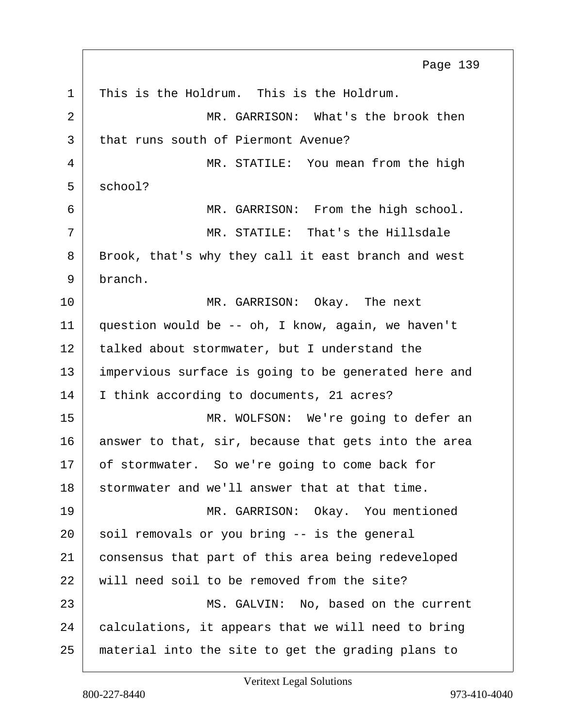1 This is the Holdrum. This is the Holdrum.

2 MR. GARRISON: What's the brook then

3 that runs south of Piermont Avenue?

4 MR. STATILE: You mean from the high

5 school?

6 MR. GARRISON: From the high school.

7 MR. STATILE: That's the Hillsdale

8 Brook, that's why they call it east branch and west

9 branch.

10 MR. GARRISON: Okay. The next

11 question would be -- oh, I know, again, we haven't

12 talked about stormwater, but I understand the

13 impervious surface is going to be generated here and

14 I think according to documents, 21 acres?

15 MR. WOLFSON: We're going to defer an

16 answer to that, sir, because that gets into the area

17 of stormwater. So we're going to come back for

18 stormwater and we'll answer that at that time.

19 MR. GARRISON: Okay. You mentioned

20 soil removals or you bring -- is the general

21 consensus that part of this area being redeveloped

22 will need soil to be removed from the site?

23 MS. GALVIN: No, based on the current

24 calculations, it appears that we will need to bring

25 material into the site to get the grading plans to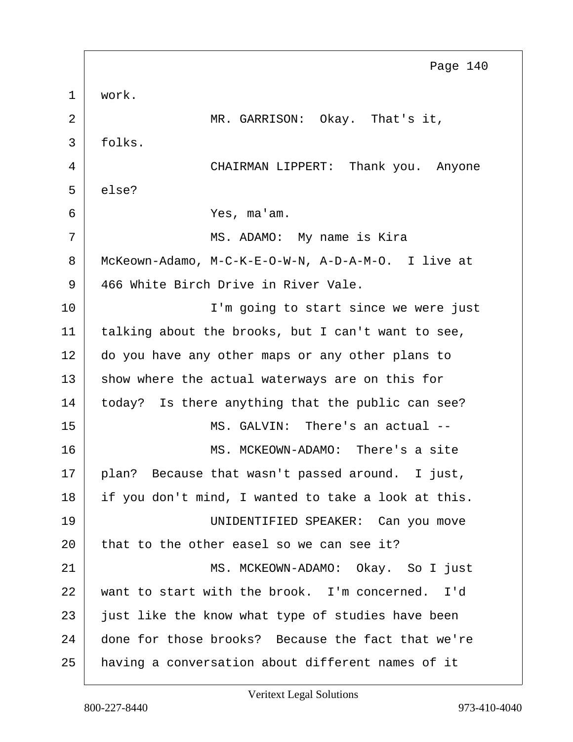1 work.

2 MR. GARRISON: Okay. That's it,

3 folks.

4 CHAIRMAN LIPPERT: Thank you. Anyone

5 else?

6 Yes, ma'am.

7 MS. ADAMO: My name is Kira

8 McKeown-Adamo, M-C-K-E-O-W-N, A-D-A-M-O. I live at

9 466 White Birch Drive in River Vale.

10 I'm going to start since we were just

11 talking about the brooks, but I can't want to see,

12 do you have any other maps or any other plans to

13 show where the actual waterways are on this for

14 today? Is there anything that the public can see?

15 MS. GALVIN: There's an actual --

16 MS. MCKEOWN-ADAMO: There's a site

17 plan? Because that wasn't passed around. I just,

18 if you don't mind, I wanted to take a look at this.

19 UNIDENTIFIED SPEAKER: Can you move

20 that to the other easel so we can see it?

21 MS. MCKEOWN-ADAMO: Okay. So I just

22 want to start with the brook. I'm concerned. I'd

23 just like the know what type of studies have been

24 done for those brooks? Because the fact that we're

25 having a conversation about different names of it

Veritext Legal Solutions

800-227-8440 973-410-4040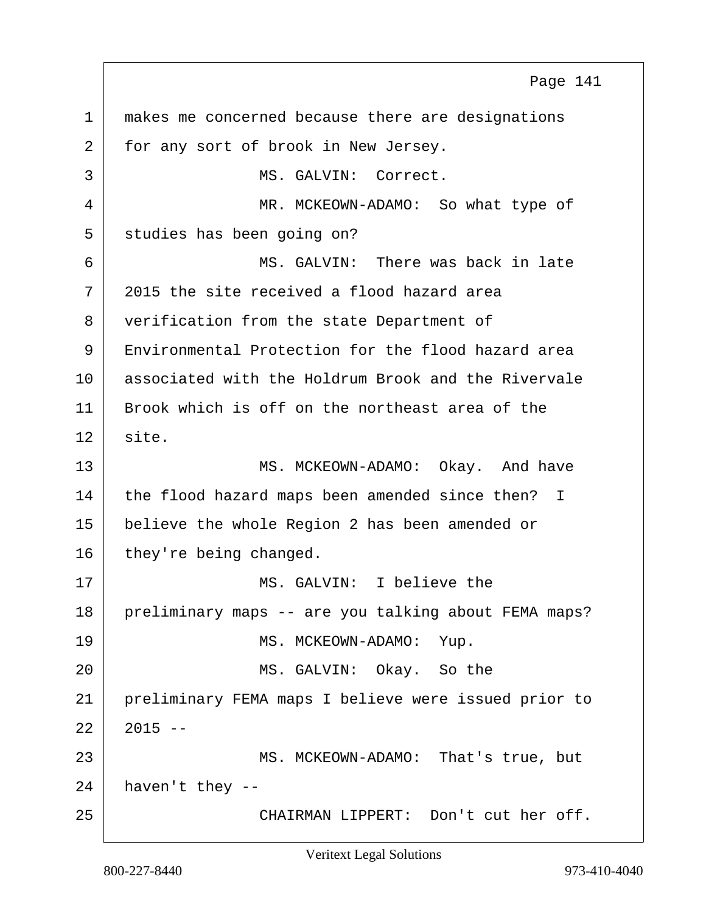makes me concerned because there are designations for any sort of brook in New Jersey.

MS. GALVIN: Correct.

MR. MCKEOWN-ADAMO: So what type of studies has been going on?

MS. GALVIN: There was back in late 2015 the site received a flood hazard area verification from the state Department of Environmental Protection for the flood hazard area associated with the Holdrum Brook and the Rivervale Brook which is off on the northeast area of the site.

MS. MCKEOWN-ADAMO: Okay. And have the flood hazard maps been amended since then? I believe the whole Region 2 has been amended or they're being changed.

MS. GALVIN: I believe the preliminary maps -- are you talking about FEMA maps?

MS. MCKEOWN-ADAMO: Yup.

MS. GALVIN: Okay. So the preliminary FEMA maps I believe were issued prior to 2015 --

MS. MCKEOWN-ADAMO: That's true, but haven't they --

CHAIRMAN LIPPERT: Don't cut her off.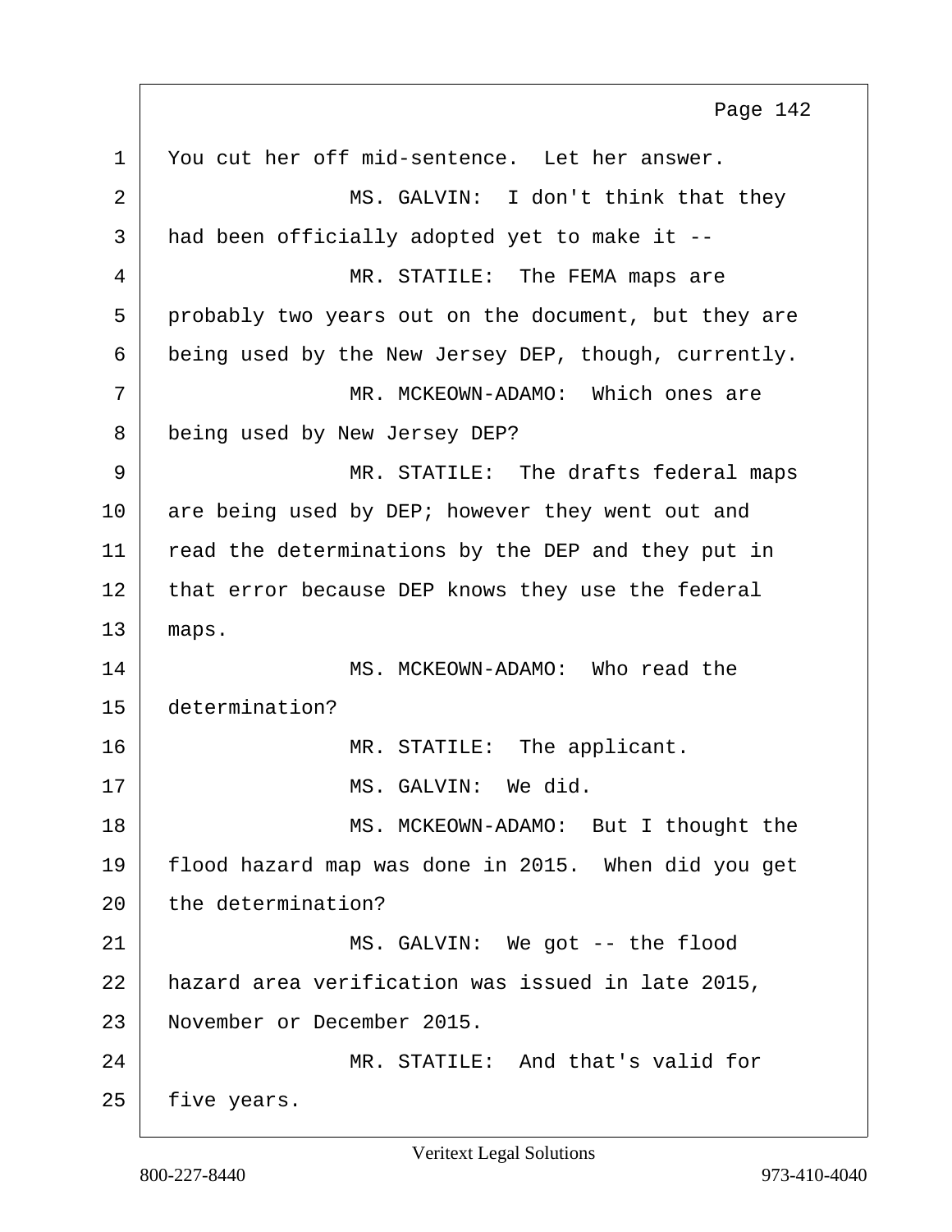You cut her off mid-sentence. Let her answer.

MS. GALVIN: I don't think that they had been officially adopted yet to make it --

MR. STATILE: The FEMA maps are probably two years out on the document, but they are being used by the New Jersey DEP, though, currently.

MR. MCKEOWN-ADAMO: Which ones are being used by New Jersey DEP?

MR. STATILE: The drafts federal maps are being used by DEP; however they went out and read the determinations by the DEP and they put in that error because DEP knows they use the federal maps.

MS. MCKEOWN-ADAMO: Who read the determination?

MR. STATILE: The applicant.

MS. GALVIN: We did.

MS. MCKEOWN-ADAMO: But I thought the flood hazard map was done in 2015. When did you get the determination?

MS. GALVIN: We got -- the flood hazard area verification was issued in late 2015, November or December 2015.

MR. STATILE: And that's valid for five years.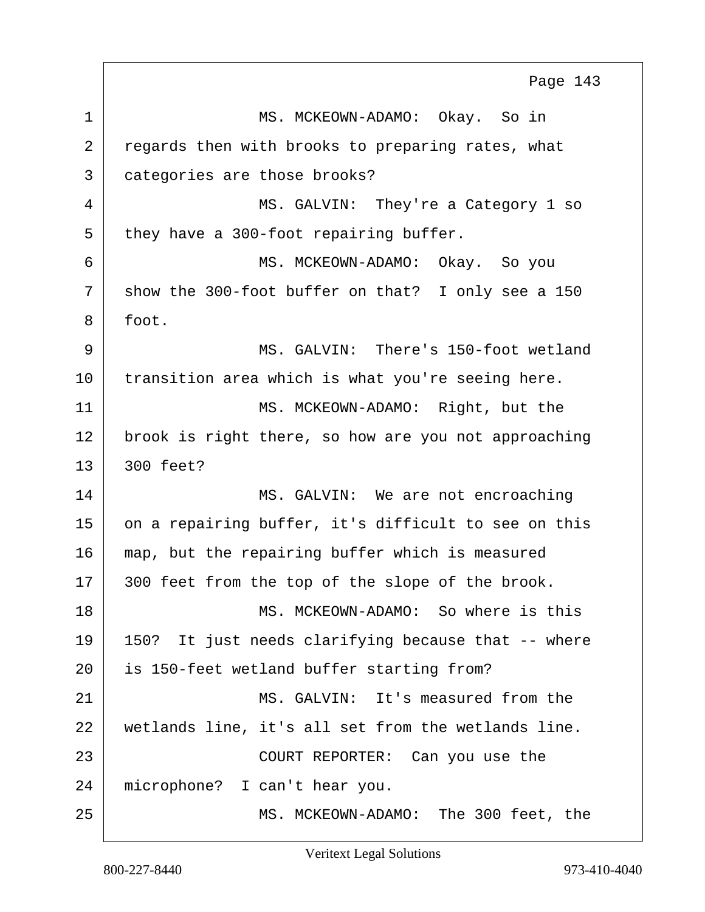1 MS. MCKEOWN-ADAMO: Okay. So in
2 regards then with brooks to preparing rates, what
3 categories are those brooks?
4 MS. GALVIN: They're a Category 1 so
5 they have a 300-foot repairing buffer.
6 MS. MCKEOWN-ADAMO: Okay. So you
7 show the 300-foot buffer on that? I only see a 150
8 foot.
9 MS. GALVIN: There's 150-foot wetland
10 transition area which is what you're seeing here.
11 MS. MCKEOWN-ADAMO: Right, but the
12 brook is right there, so how are you not approaching
13 300 feet?
14 MS. GALVIN: We are not encroaching
15 on a repairing buffer, it's difficult to see on this
16 map, but the repairing buffer which is measured
17 300 feet from the top of the slope of the brook.
18 MS. MCKEOWN-ADAMO: So where is this
19 150? It just needs clarifying because that -- where
20 is 150-feet wetland buffer starting from?
21 MS. GALVIN: It's measured from the
22 wetlands line, it's all set from the wetlands line.
23 COURT REPORTER: Can you use the
24 microphone? I can't hear you.
25 MS. MCKEOWN-ADAMO: The 300 feet, the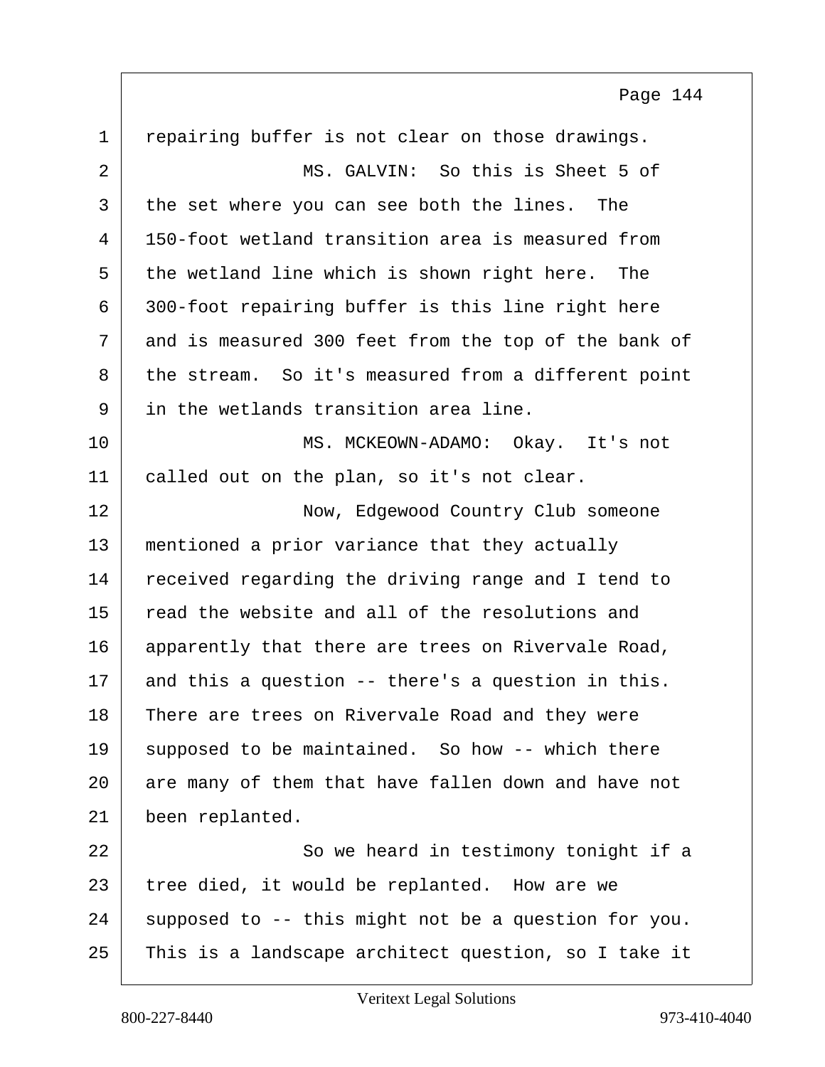1 repairing buffer is not clear on those drawings.

2 MS. GALVIN: So this is Sheet 5 of

3 the set where you can see both the lines. The

4 150-foot wetland transition area is measured from

5 the wetland line which is shown right here. The

6 300-foot repairing buffer is this line right here

7 and is measured 300 feet from the top of the bank of

8 the stream. So it's measured from a different point

9 in the wetlands transition area line.

10 MS. MCKEOWN-ADAMO: Okay. It's not

11 called out on the plan, so it's not clear.

12 Now, Edgewood Country Club someone

13 mentioned a prior variance that they actually

14 received regarding the driving range and I tend to

15 read the website and all of the resolutions and

16 apparently that there are trees on Rivervale Road,

17 and this a question -- there's a question in this.

18 There are trees on Rivervale Road and they were

19 supposed to be maintained. So how -- which there

20 are many of them that have fallen down and have not

21 been replanted.

22 So we heard in testimony tonight if a

23 tree died, it would be replanted. How are we

24 supposed to -- this might not be a question for you.

25 This is a landscape architect question, so I take it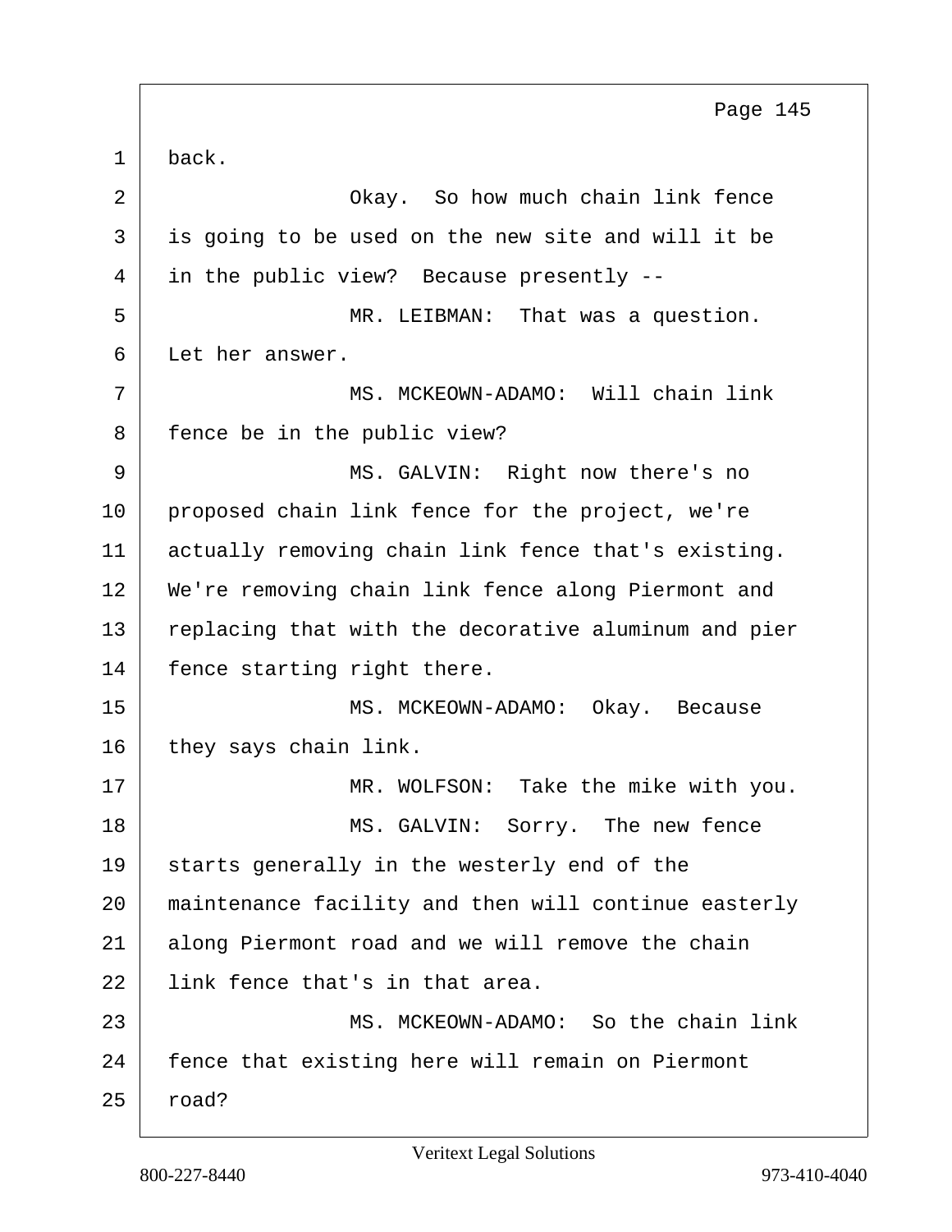1 back.

2 Okay. So how much chain link fence
3 is going to be used on the new site and will it be
4 in the public view? Because presently --

5 MR. LEIBMAN: That was a question.
6 Let her answer.

7 MS. MCKEOWN-ADAMO: Will chain link
8 fence be in the public view?

9 MS. GALVIN: Right now there's no
10 proposed chain link fence for the project, we're
11 actually removing chain link fence that's existing.
12 We're removing chain link fence along Piermont and
13 replacing that with the decorative aluminum and pier
14 fence starting right there.

15 MS. MCKEOWN-ADAMO: Okay. Because
16 they says chain link.

17 MR. WOLFSON: Take the mike with you.

18 MS. GALVIN: Sorry. The new fence
19 starts generally in the westerly end of the
20 maintenance facility and then will continue easterly
21 along Piermont road and we will remove the chain
22 link fence that's in that area.

23 MS. MCKEOWN-ADAMO: So the chain link
24 fence that existing here will remain on Piermont
25 road?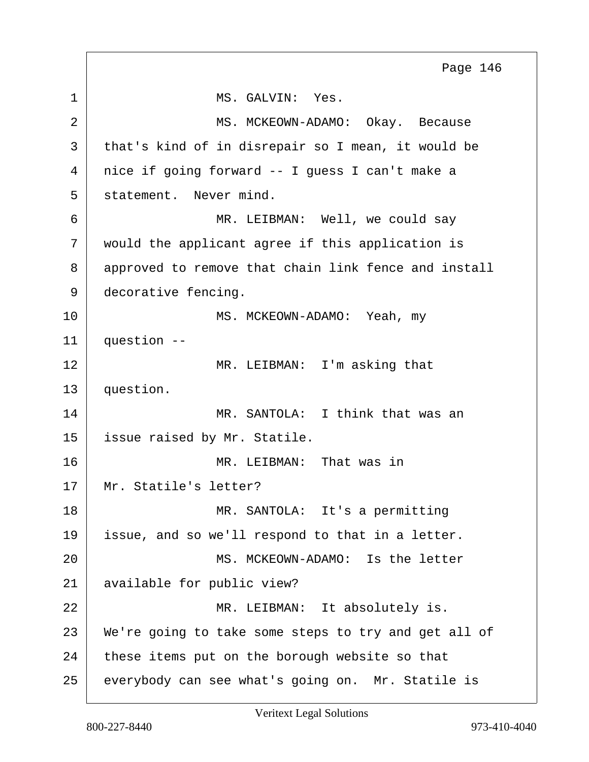MS. GALVIN: Yes.

MS. MCKEOWN-ADAMO: Okay. Because that's kind of in disrepair so I mean, it would be nice if going forward -- I guess I can't make a statement. Never mind.

MR. LEIBMAN: Well, we could say would the applicant agree if this application is approved to remove that chain link fence and install decorative fencing.

MS. MCKEOWN-ADAMO: Yeah, my question --

MR. LEIBMAN: I'm asking that question.

MR. SANTOLA: I think that was an issue raised by Mr. Statile.

MR. LEIBMAN: That was in Mr. Statile's letter?

MR. SANTOLA: It's a permitting issue, and so we'll respond to that in a letter.

MS. MCKEOWN-ADAMO: Is the letter available for public view?

MR. LEIBMAN: It absolutely is. We're going to take some steps to try and get all of these items put on the borough website so that everybody can see what's going on. Mr. Statile is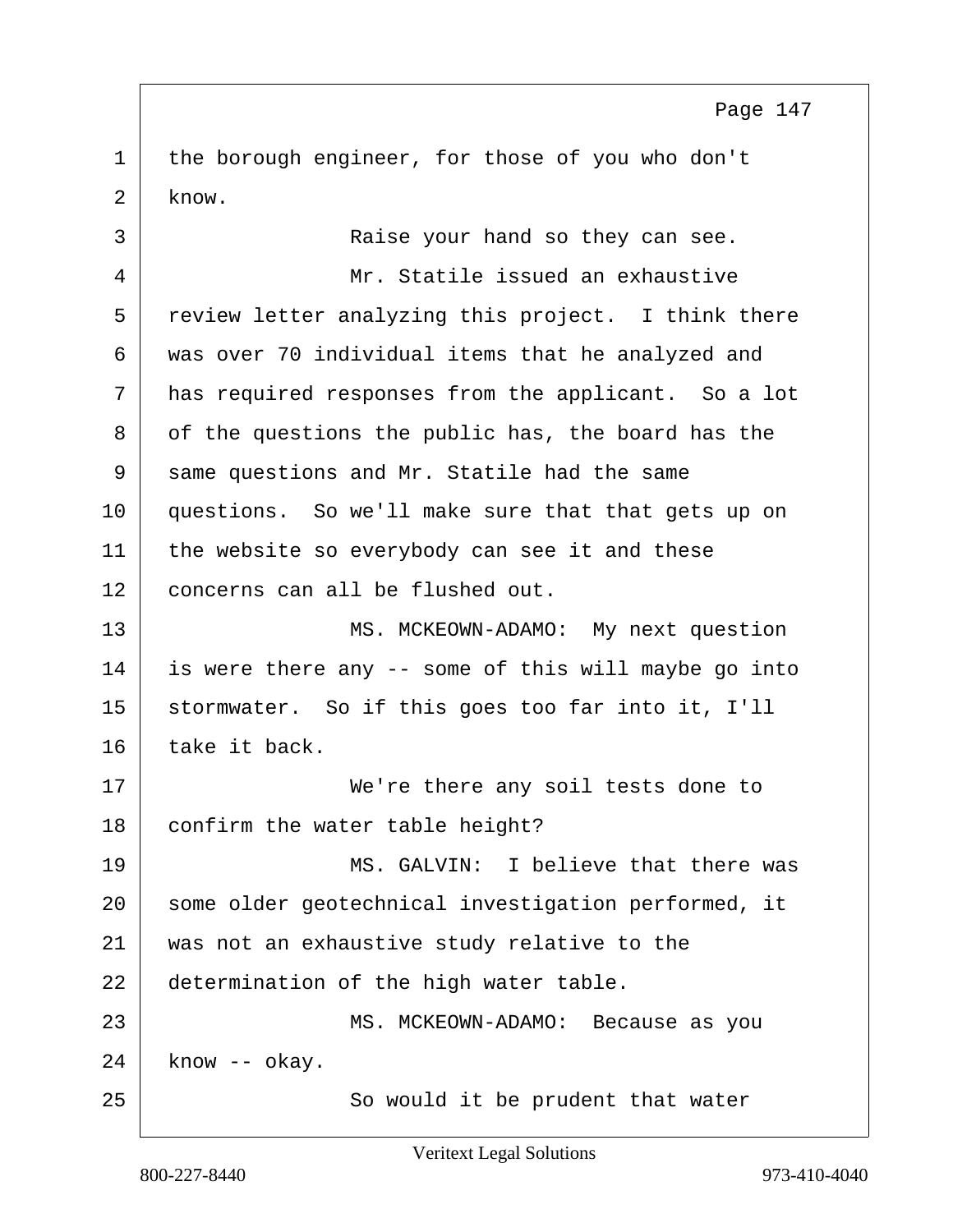1 the borough engineer, for those of you who don't
2 know.
3 Raise your hand so they can see.
4 Mr. Statile issued an exhaustive
5 review letter analyzing this project. I think there
6 was over 70 individual items that he analyzed and
7 has required responses from the applicant. So a lot
8 of the questions the public has, the board has the
9 same questions and Mr. Statile had the same
10 questions. So we'll make sure that that gets up on
11 the website so everybody can see it and these
12 concerns can all be flushed out.
13 MS. MCKEOWN-ADAMO: My next question
14 is were there any -- some of this will maybe go into
15 stormwater. So if this goes too far into it, I'll
16 take it back.
17 We're there any soil tests done to
18 confirm the water table height?
19 MS. GALVIN: I believe that there was
20 some older geotechnical investigation performed, it
21 was not an exhaustive study relative to the
22 determination of the high water table.
23 MS. MCKEOWN-ADAMO: Because as you
24 know -- okay.
25 So would it be prudent that water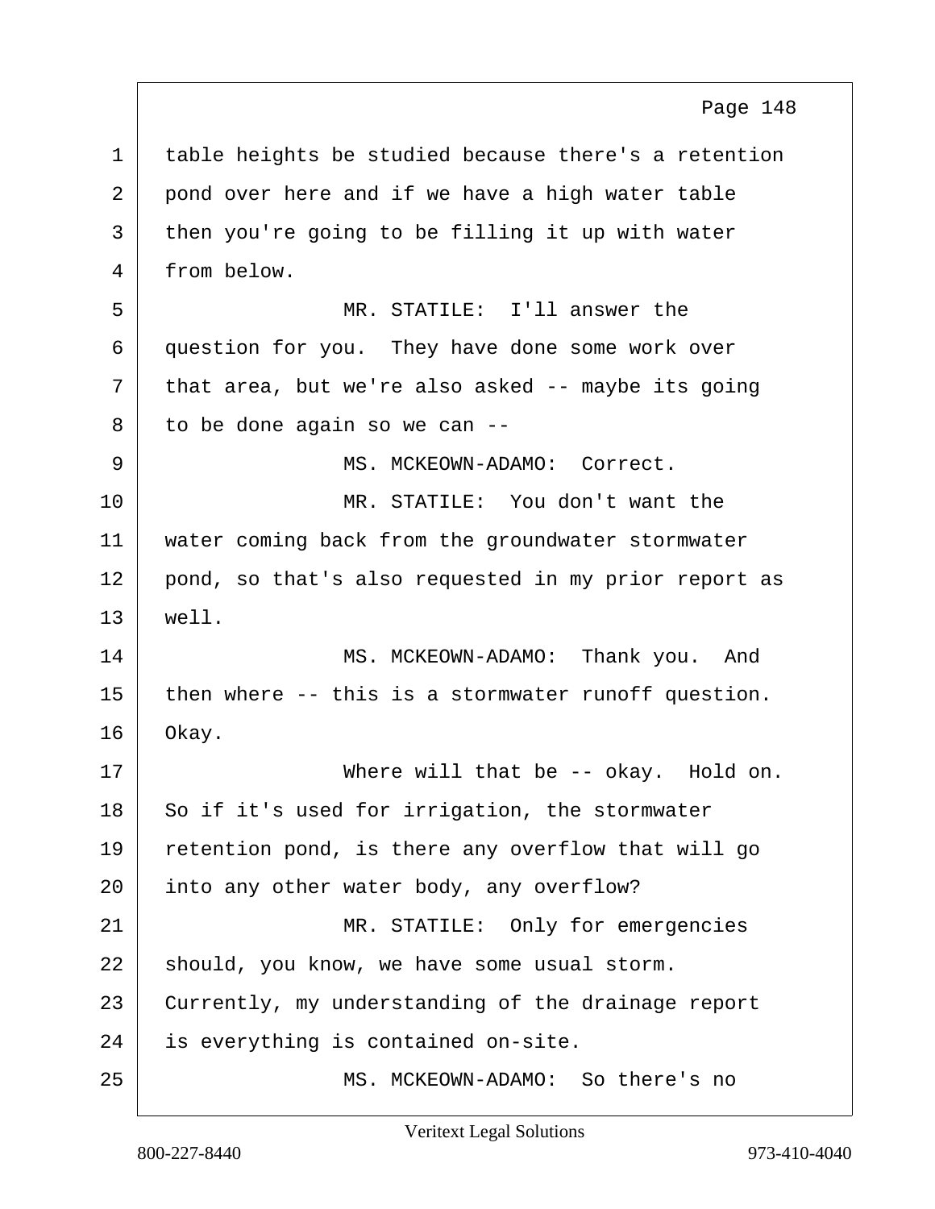1 table heights be studied because there's a retention
2 pond over here and if we have a high water table
3 then you're going to be filling it up with water
4 from below.

5 MR. STATILE: I'll answer the
6 question for you. They have done some work over
7 that area, but we're also asked -- maybe its going
8 to be done again so we can --

9 MS. MCKEOWN-ADAMO: Correct.

10 MR. STATILE: You don't want the
11 water coming back from the groundwater stormwater
12 pond, so that's also requested in my prior report as
13 well.

14 MS. MCKEOWN-ADAMO: Thank you. And
15 then where -- this is a stormwater runoff question.
16 Okay.

17 Where will that be -- okay. Hold on.
18 So if it's used for irrigation, the stormwater
19 retention pond, is there any overflow that will go
20 into any other water body, any overflow?

21 MR. STATILE: Only for emergencies
22 should, you know, we have some usual storm.
23 Currently, my understanding of the drainage report
24 is everything is contained on-site.

25 MS. MCKEOWN-ADAMO: So there's no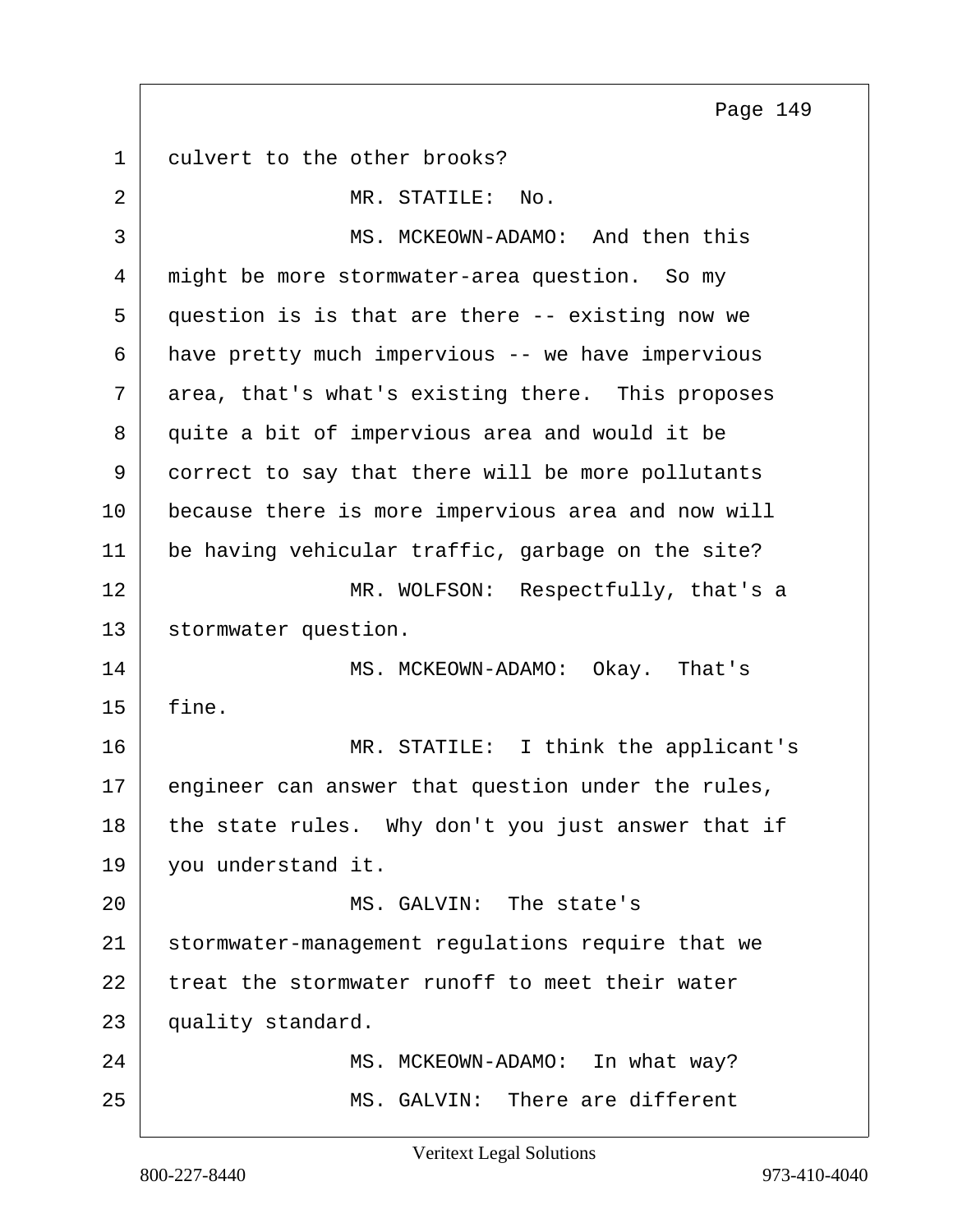culvert to the other brooks?

MR. STATILE: No.

MS. MCKEOWN-ADAMO: And then this might be more stormwater-area question. So my question is is that are there -- existing now we have pretty much impervious -- we have impervious area, that's what's existing there. This proposes quite a bit of impervious area and would it be correct to say that there will be more pollutants because there is more impervious area and now will be having vehicular traffic, garbage on the site?

MR. WOLFSON: Respectfully, that's a stormwater question.

MS. MCKEOWN-ADAMO: Okay. That's fine.

MR. STATILE: I think the applicant's engineer can answer that question under the rules, the state rules. Why don't you just answer that if you understand it.

MS. GALVIN: The state's stormwater-management regulations require that we treat the stormwater runoff to meet their water quality standard.

MS. MCKEOWN-ADAMO: In what way?

MS. GALVIN: There are different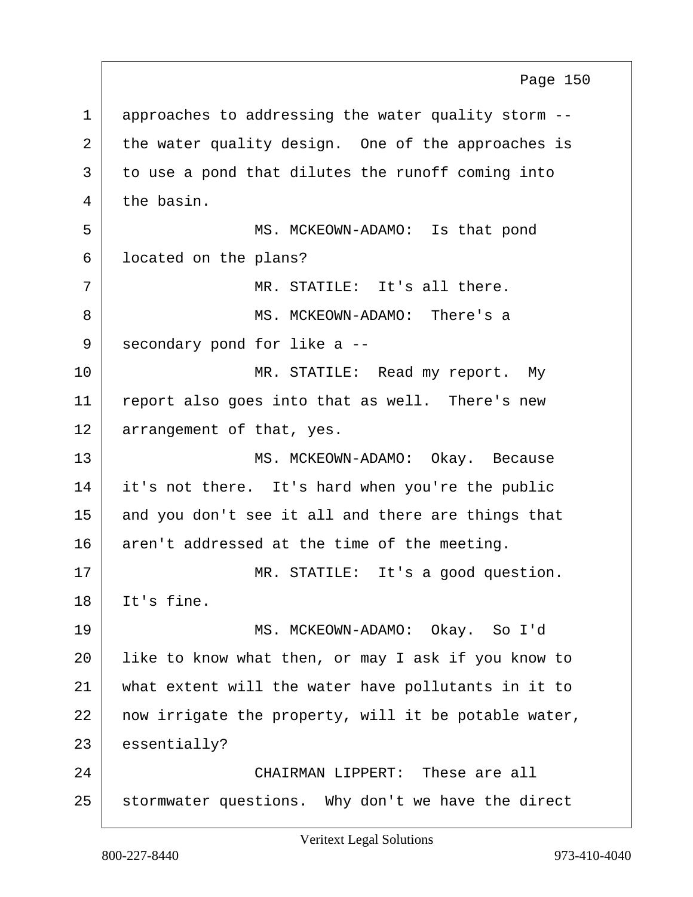approaches to addressing the water quality storm -- the water quality design. One of the approaches is to use a pond that dilutes the runoff coming into the basin.

MS. MCKEOWN-ADAMO: Is that pond located on the plans?

MR. STATILE: It's all there.

MS. MCKEOWN-ADAMO: There's a secondary pond for like a --

MR. STATILE: Read my report. My report also goes into that as well. There's new arrangement of that, yes.

MS. MCKEOWN-ADAMO: Okay. Because it's not there. It's hard when you're the public and you don't see it all and there are things that aren't addressed at the time of the meeting.

MR. STATILE: It's a good question. It's fine.

MS. MCKEOWN-ADAMO: Okay. So I'd like to know what then, or may I ask if you know to what extent will the water have pollutants in it to now irrigate the property, will it be potable water, essentially?

CHAIRMAN LIPPERT: These are all stormwater questions. Why don't we have the direct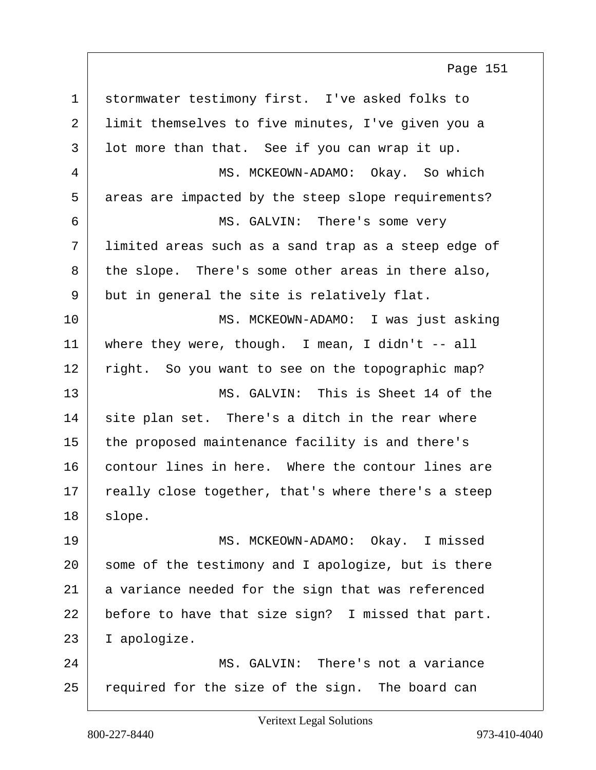stormwater testimony first. I've asked folks to limit themselves to five minutes, I've given you a lot more than that. See if you can wrap it up.

MS. MCKEOWN-ADAMO: Okay. So which areas are impacted by the steep slope requirements?

MS. GALVIN: There's some very limited areas such as a sand trap as a steep edge of the slope. There's some other areas in there also, but in general the site is relatively flat.

MS. MCKEOWN-ADAMO: I was just asking where they were, though. I mean, I didn't -- all right. So you want to see on the topographic map?

MS. GALVIN: This is Sheet 14 of the site plan set. There's a ditch in the rear where the proposed maintenance facility is and there's contour lines in here. Where the contour lines are really close together, that's where there's a steep slope.

MS. MCKEOWN-ADAMO: Okay. I missed some of the testimony and I apologize, but is there a variance needed for the sign that was referenced before to have that size sign? I missed that part. I apologize.

MS. GALVIN: There's not a variance required for the size of the sign. The board can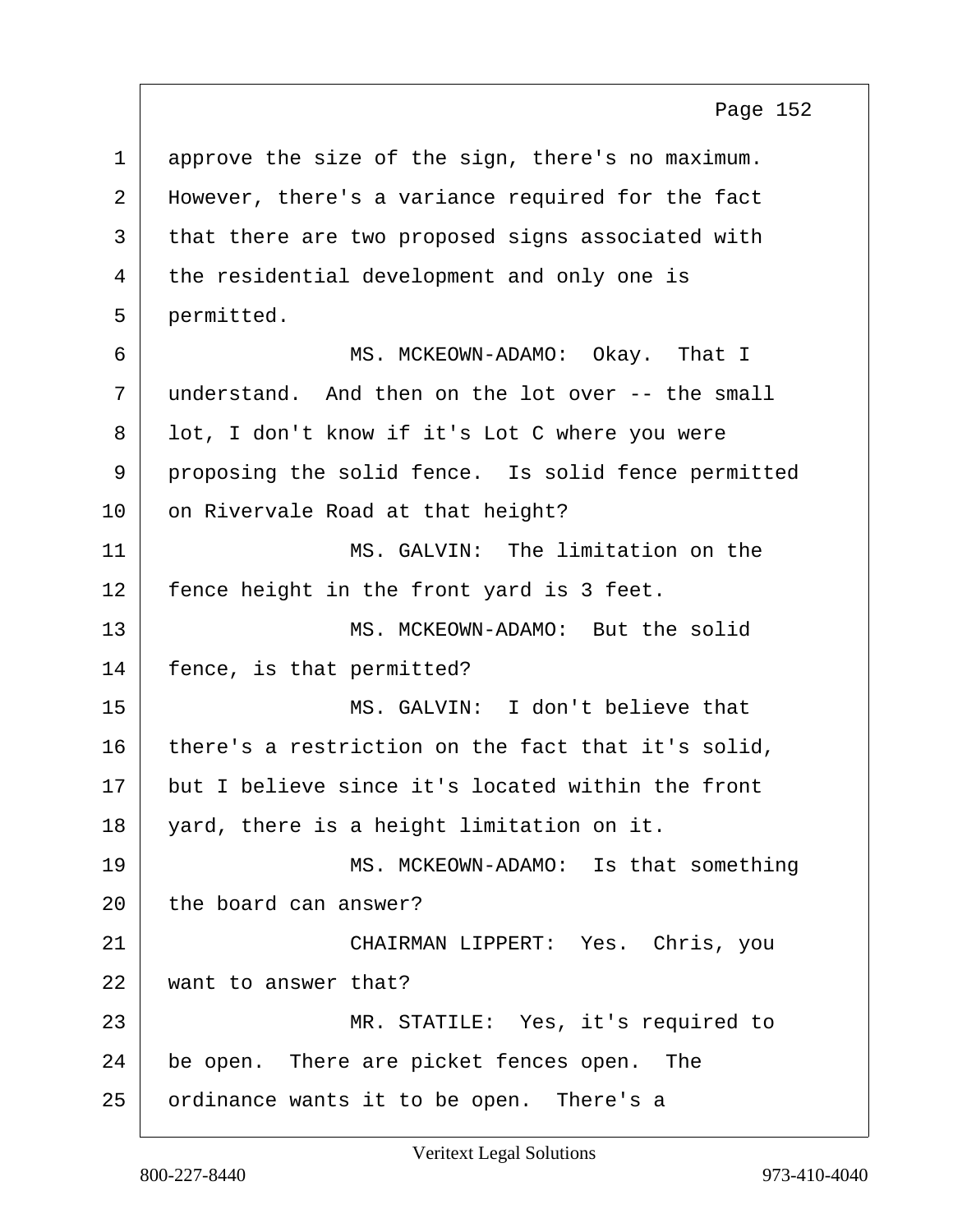approve the size of the sign, there's no maximum. However, there's a variance required for the fact that there are two proposed signs associated with the residential development and only one is permitted.

MS. MCKEOWN-ADAMO: Okay. That I understand. And then on the lot over -- the small lot, I don't know if it's Lot C where you were proposing the solid fence. Is solid fence permitted on Rivervale Road at that height?

MS. GALVIN: The limitation on the fence height in the front yard is 3 feet.

MS. MCKEOWN-ADAMO: But the solid fence, is that permitted?

MS. GALVIN: I don't believe that there's a restriction on the fact that it's solid, but I believe since it's located within the front yard, there is a height limitation on it.

MS. MCKEOWN-ADAMO: Is that something the board can answer?

CHAIRMAN LIPPERT: Yes. Chris, you want to answer that?

MR. STATILE: Yes, it's required to be open. There are picket fences open. The ordinance wants it to be open. There's a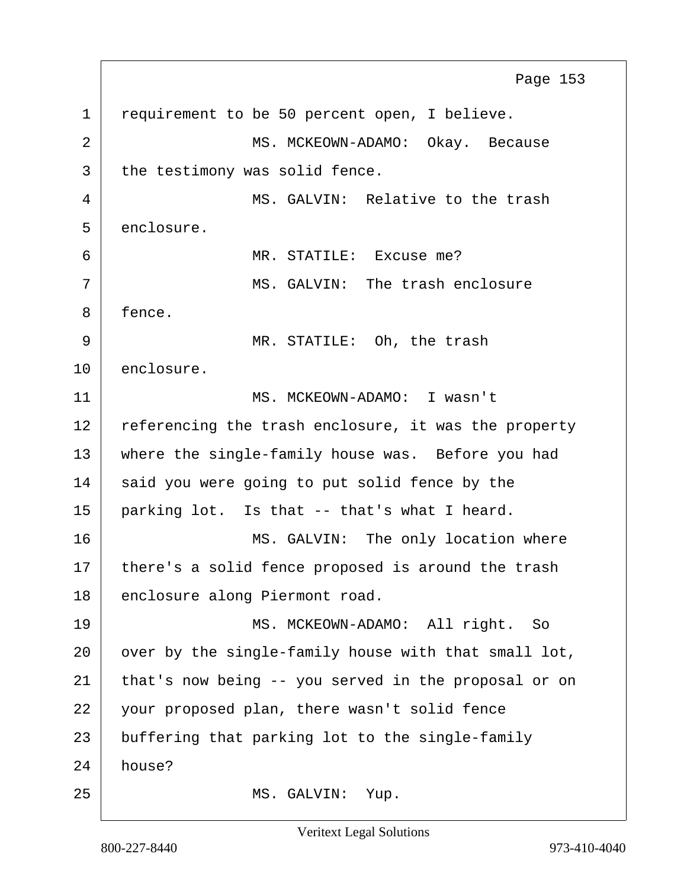requirement to be 50 percent open, I believe.

MS. MCKEOWN-ADAMO: Okay. Because the testimony was solid fence.

MS. GALVIN: Relative to the trash enclosure.

MR. STATILE: Excuse me?

MS. GALVIN: The trash enclosure fence.

MR. STATILE: Oh, the trash enclosure.

MS. MCKEOWN-ADAMO: I wasn't referencing the trash enclosure, it was the property where the single-family house was. Before you had said you were going to put solid fence by the parking lot. Is that -- that's what I heard.

MS. GALVIN: The only location where there's a solid fence proposed is around the trash enclosure along Piermont road.

MS. MCKEOWN-ADAMO: All right. So over by the single-family house with that small lot, that's now being -- you served in the proposal or on your proposed plan, there wasn't solid fence buffering that parking lot to the single-family house?

MS. GALVIN: Yup.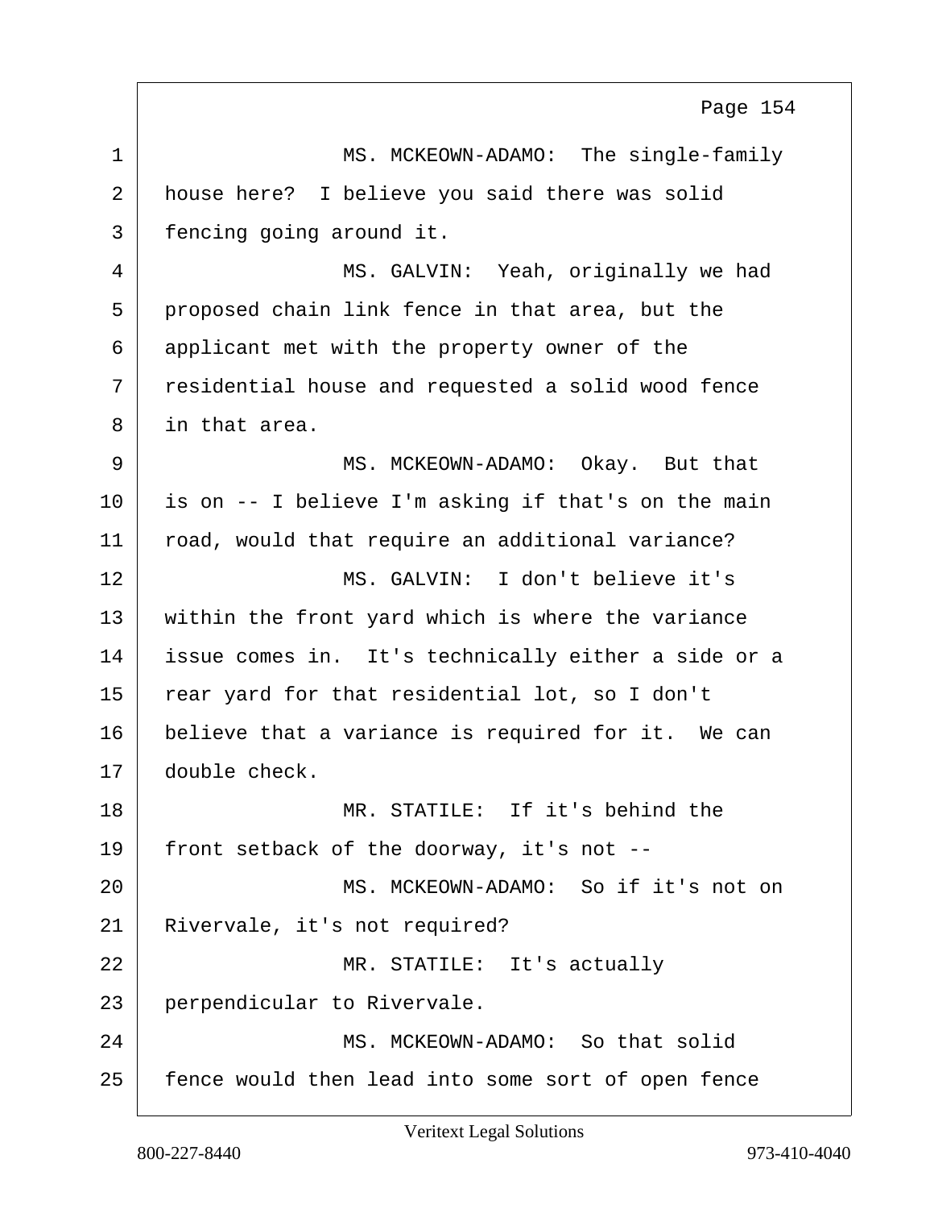MS. MCKEOWN-ADAMO: The single-family house here? I believe you said there was solid fencing going around it.

MS. GALVIN: Yeah, originally we had proposed chain link fence in that area, but the applicant met with the property owner of the residential house and requested a solid wood fence in that area.

MS. MCKEOWN-ADAMO: Okay. But that is on -- I believe I'm asking if that's on the main road, would that require an additional variance?

MS. GALVIN: I don't believe it's within the front yard which is where the variance issue comes in. It's technically either a side or a rear yard for that residential lot, so I don't believe that a variance is required for it. We can double check.

MR. STATILE: If it's behind the front setback of the doorway, it's not --

MS. MCKEOWN-ADAMO: So if it's not on Rivervale, it's not required?

MR. STATILE: It's actually perpendicular to Rivervale.

MS. MCKEOWN-ADAMO: So that solid fence would then lead into some sort of open fence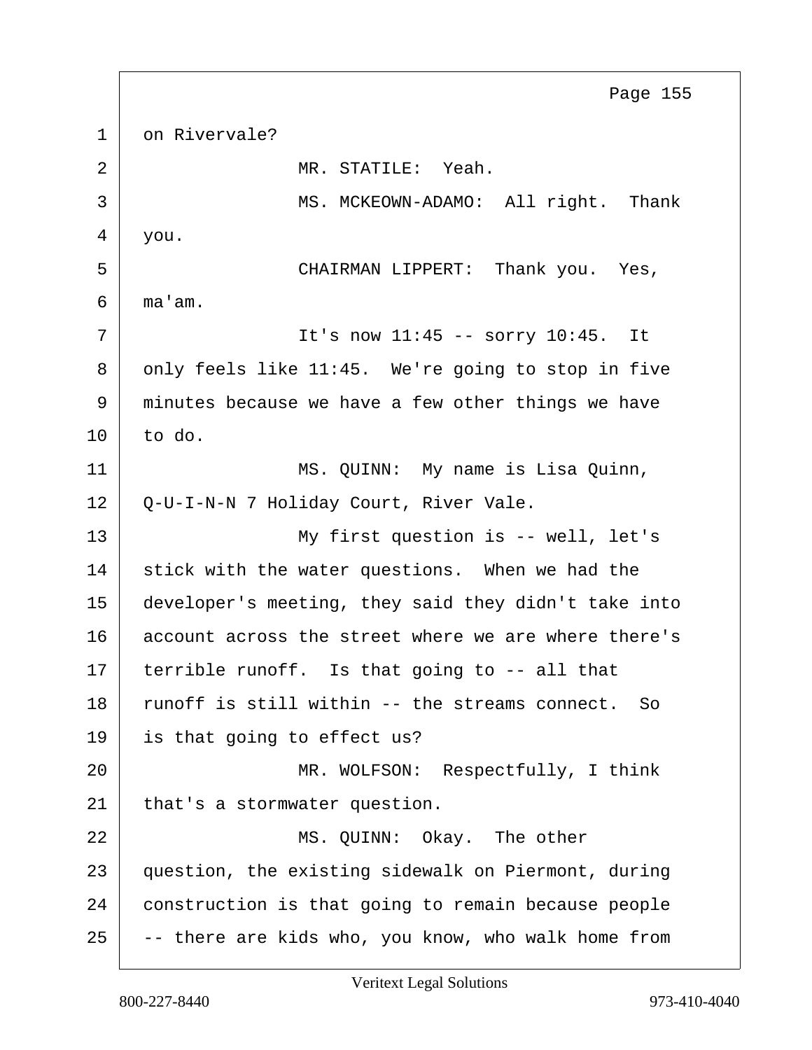1 on Rivervale?

2 MR. STATILE: Yeah.

3 MS. MCKEOWN-ADAMO: All right. Thank

4 you.

5 CHAIRMAN LIPPERT: Thank you. Yes,

6 ma'am.

7 It's now 11:45 -- sorry 10:45. It

8 only feels like 11:45. We're going to stop in five

9 minutes because we have a few other things we have

10 to do.

11 MS. QUINN: My name is Lisa Quinn,

12 Q-U-I-N-N 7 Holiday Court, River Vale.

13 My first question is -- well, let's

14 stick with the water questions. When we had the

15 developer's meeting, they said they didn't take into

16 account across the street where we are where there's

17 terrible runoff. Is that going to -- all that

18 runoff is still within -- the streams connect. So

19 is that going to effect us?

20 MR. WOLFSON: Respectfully, I think

21 that's a stormwater question.

22 MS. QUINN: Okay. The other

23 question, the existing sidewalk on Piermont, during

24 construction is that going to remain because people

25 -- there are kids who, you know, who walk home from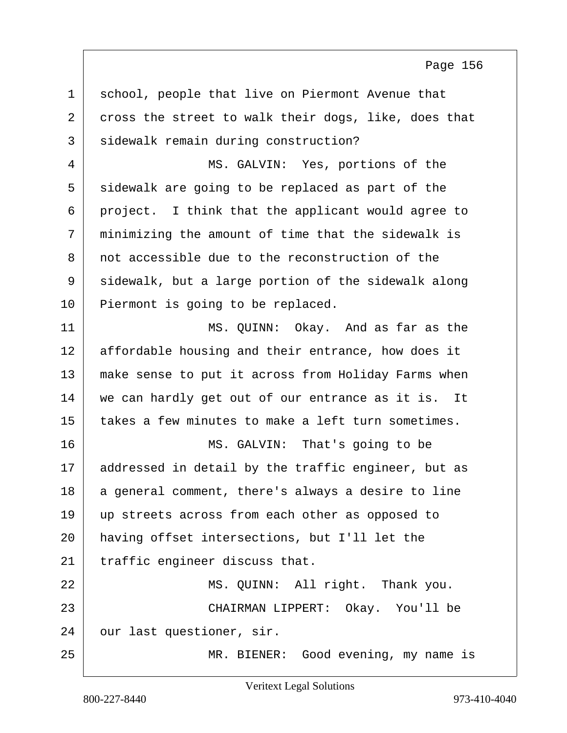school, people that live on Piermont Avenue that cross the street to walk their dogs, like, does that sidewalk remain during construction?

MS. GALVIN: Yes, portions of the sidewalk are going to be replaced as part of the project. I think that the applicant would agree to minimizing the amount of time that the sidewalk is not accessible due to the reconstruction of the sidewalk, but a large portion of the sidewalk along Piermont is going to be replaced.

MS. QUINN: Okay. And as far as the affordable housing and their entrance, how does it make sense to put it across from Holiday Farms when we can hardly get out of our entrance as it is. It takes a few minutes to make a left turn sometimes.

MS. GALVIN: That's going to be addressed in detail by the traffic engineer, but as a general comment, there's always a desire to line up streets across from each other as opposed to having offset intersections, but I'll let the traffic engineer discuss that.

MS. QUINN: All right. Thank you.

CHAIRMAN LIPPERT: Okay. You'll be our last questioner, sir.

MR. BIENER: Good evening, my name is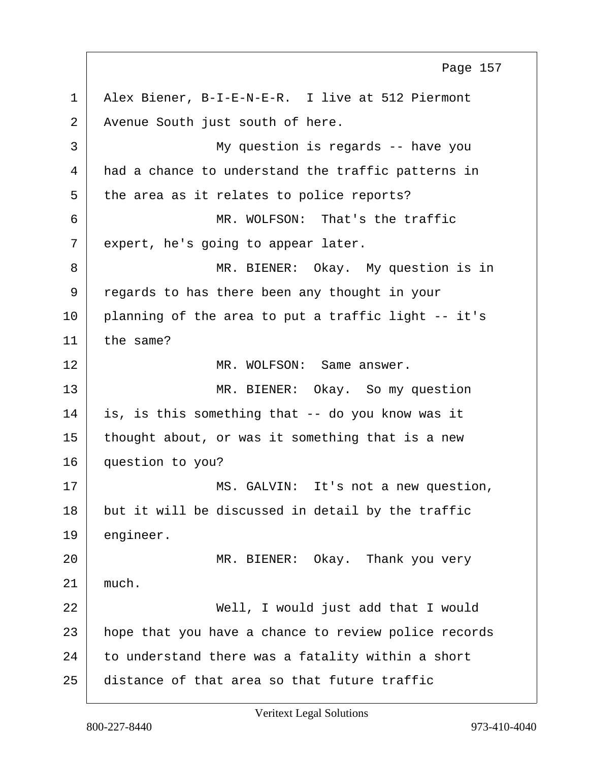Alex Biener, B-I-E-N-E-R. I live at 512 Piermont Avenue South just south of here.

My question is regards -- have you had a chance to understand the traffic patterns in the area as it relates to police reports?

MR. WOLFSON: That's the traffic expert, he's going to appear later.

MR. BIENER: Okay. My question is in regards to has there been any thought in your planning of the area to put a traffic light -- it's the same?

MR. WOLFSON: Same answer.

MR. BIENER: Okay. So my question is, is this something that -- do you know was it thought about, or was it something that is a new question to you?

MS. GALVIN: It's not a new question, but it will be discussed in detail by the traffic engineer.

MR. BIENER: Okay. Thank you very much.

Well, I would just add that I would hope that you have a chance to review police records to understand there was a fatality within a short distance of that area so that future traffic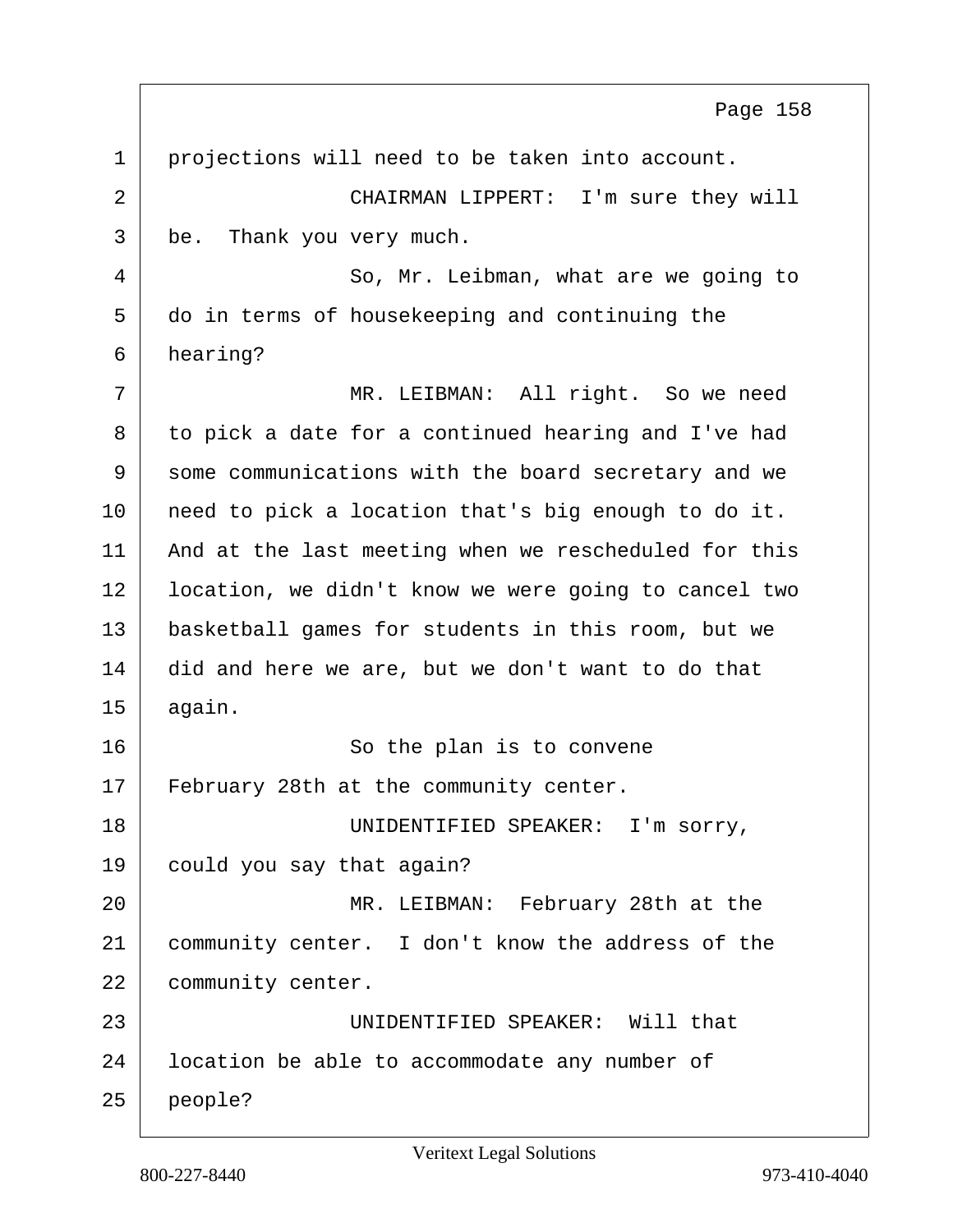1 projections will need to be taken into account.

2 CHAIRMAN LIPPERT: I'm sure they will

3 be. Thank you very much.

4 So, Mr. Leibman, what are we going to

5 do in terms of housekeeping and continuing the

6 hearing?

7 MR. LEIBMAN: All right. So we need

8 to pick a date for a continued hearing and I've had

9 some communications with the board secretary and we

10 need to pick a location that's big enough to do it.

11 And at the last meeting when we rescheduled for this

12 location, we didn't know we were going to cancel two

13 basketball games for students in this room, but we

14 did and here we are, but we don't want to do that

15 again.

16 So the plan is to convene

17 February 28th at the community center.

18 UNIDENTIFIED SPEAKER: I'm sorry,

19 could you say that again?

20 MR. LEIBMAN: February 28th at the

21 community center. I don't know the address of the

22 community center.

23 UNIDENTIFIED SPEAKER: Will that

24 location be able to accommodate any number of

25 people?

Veritext Legal Solutions

800-227-8440 973-410-4040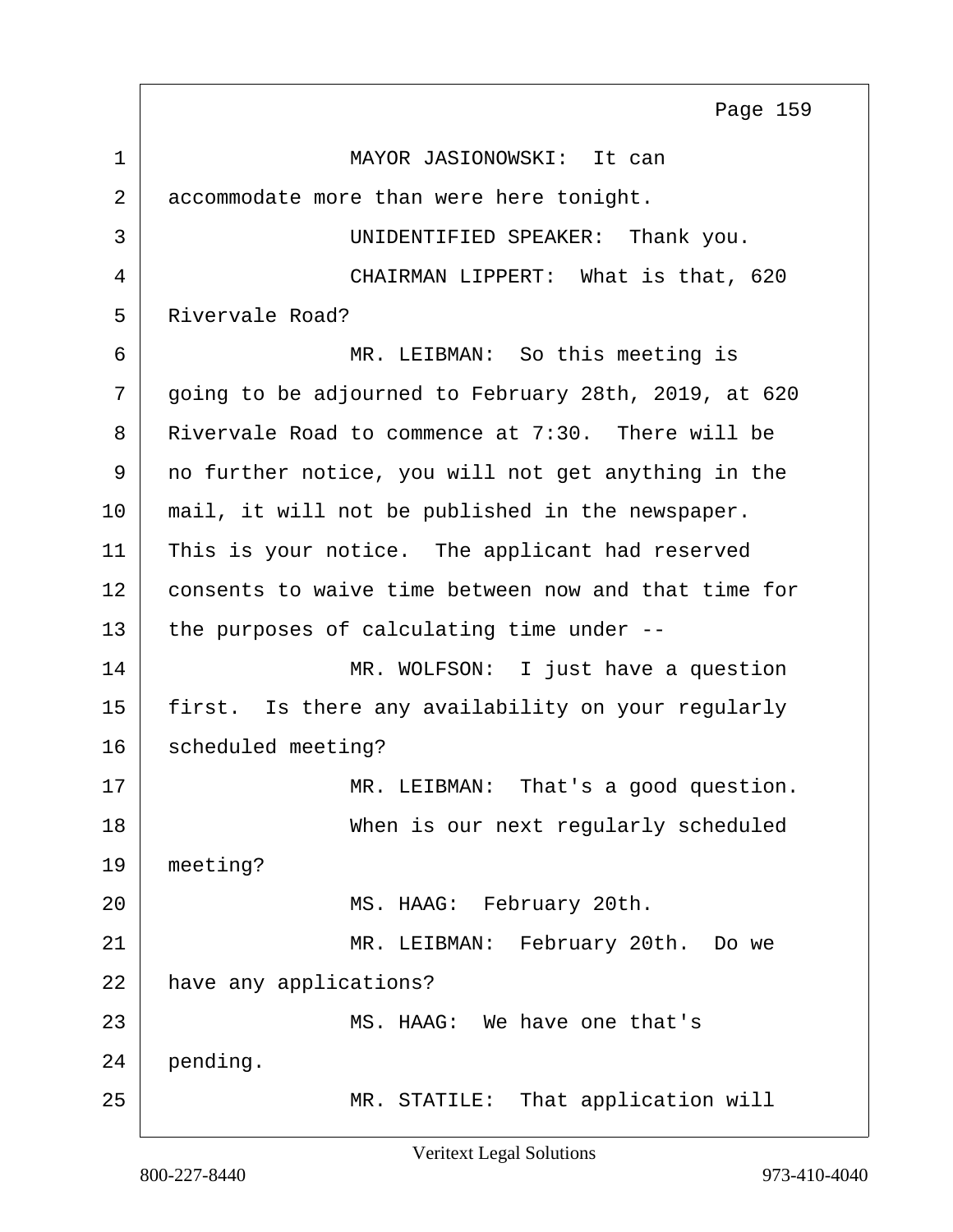1 MAYOR JASIONOWSKI: It can
2 accommodate more than were here tonight.
3 UNIDENTIFIED SPEAKER: Thank you.
4 CHAIRMAN LIPPERT: What is that, 620
5 Rivervale Road?
6 MR. LEIBMAN: So this meeting is
7 going to be adjourned to February 28th, 2019, at 620
8 Rivervale Road to commence at 7:30. There will be
9 no further notice, you will not get anything in the
10 mail, it will not be published in the newspaper.
11 This is your notice. The applicant had reserved
12 consents to waive time between now and that time for
13 the purposes of calculating time under --
14 MR. WOLFSON: I just have a question
15 first. Is there any availability on your regularly
16 scheduled meeting?
17 MR. LEIBMAN: That's a good question.
18 When is our next regularly scheduled
19 meeting?
20 MS. HAAG: February 20th.
21 MR. LEIBMAN: February 20th. Do we
22 have any applications?
23 MS. HAAG: We have one that's
24 pending.
25 MR. STATILE: That application will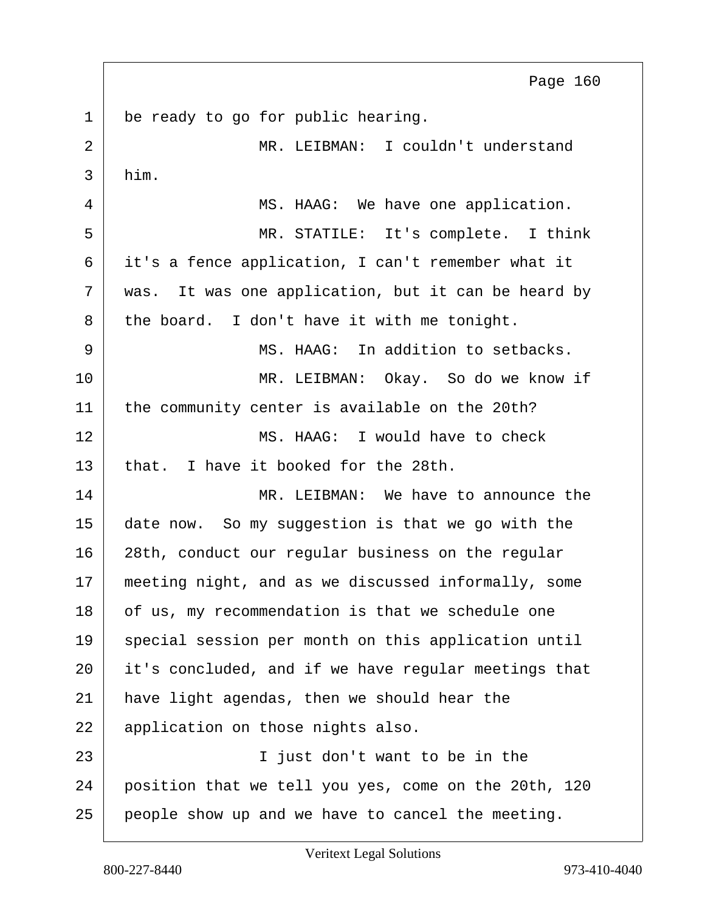be ready to go for public hearing.

MR. LEIBMAN: I couldn't understand him.

MS. HAAG: We have one application.

MR. STATILE: It's complete. I think it's a fence application, I can't remember what it was. It was one application, but it can be heard by the board. I don't have it with me tonight.

MS. HAAG: In addition to setbacks.

MR. LEIBMAN: Okay. So do we know if the community center is available on the 20th?

MS. HAAG: I would have to check that. I have it booked for the 28th.

MR. LEIBMAN: We have to announce the date now. So my suggestion is that we go with the 28th, conduct our regular business on the regular meeting night, and as we discussed informally, some of us, my recommendation is that we schedule one special session per month on this application until it's concluded, and if we have regular meetings that have light agendas, then we should hear the application on those nights also.

I just don't want to be in the position that we tell you yes, come on the 20th, 120 people show up and we have to cancel the meeting.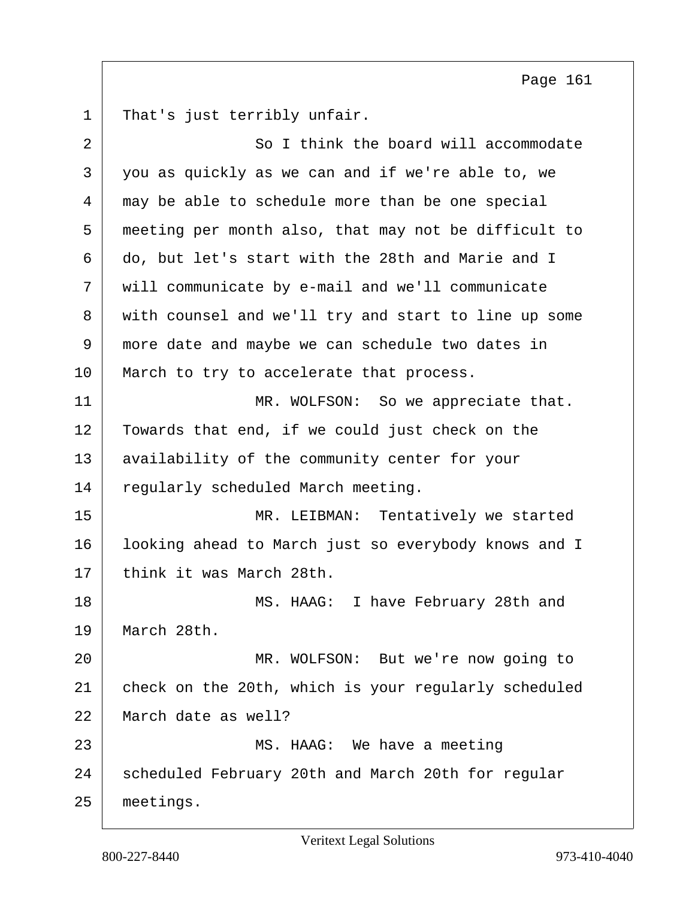That's just terribly unfair.

So I think the board will accommodate you as quickly as we can and if we're able to, we may be able to schedule more than be one special meeting per month also, that may not be difficult to do, but let's start with the 28th and Marie and I will communicate by e-mail and we'll communicate with counsel and we'll try and start to line up some more date and maybe we can schedule two dates in March to try to accelerate that process.

MR. WOLFSON: So we appreciate that. Towards that end, if we could just check on the availability of the community center for your regularly scheduled March meeting.

MR. LEIBMAN: Tentatively we started looking ahead to March just so everybody knows and I think it was March 28th.

MS. HAAG: I have February 28th and March 28th.

MR. WOLFSON: But we're now going to check on the 20th, which is your regularly scheduled March date as well?

MS. HAAG: We have a meeting scheduled February 20th and March 20th for regular meetings.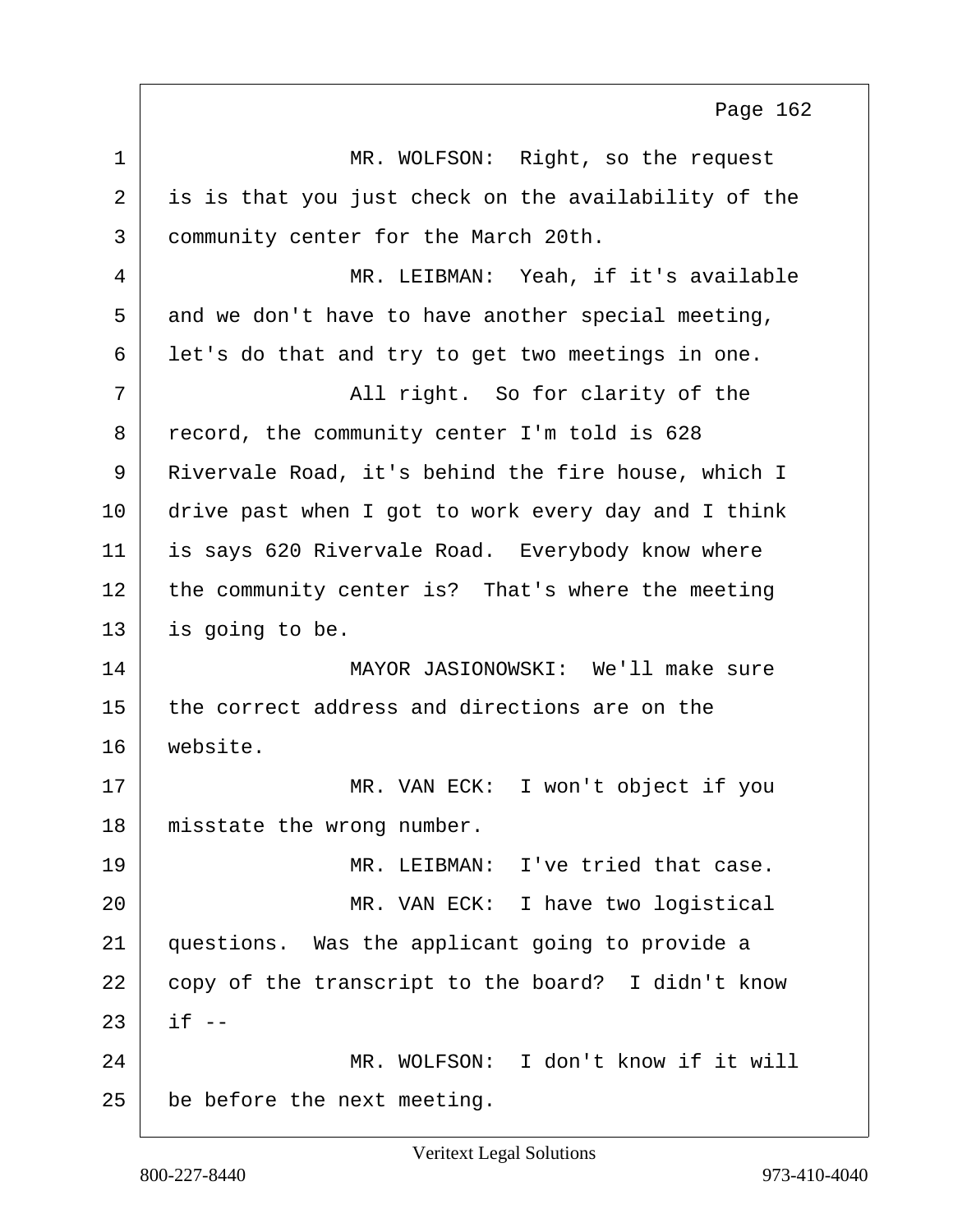MR. WOLFSON: Right, so the request is is that you just check on the availability of the community center for the March 20th.

MR. LEIBMAN: Yeah, if it's available and we don't have to have another special meeting, let's do that and try to get two meetings in one.

All right. So for clarity of the record, the community center I'm told is 628 Rivervale Road, it's behind the fire house, which I drive past when I got to work every day and I think is says 620 Rivervale Road. Everybody know where the community center is? That's where the meeting is going to be.

MAYOR JASIONOWSKI: We'll make sure the correct address and directions are on the website.

MR. VAN ECK: I won't object if you misstate the wrong number.

MR. LEIBMAN: I've tried that case.

MR. VAN ECK: I have two logistical questions. Was the applicant going to provide a copy of the transcript to the board? I didn't know if --

MR. WOLFSON: I don't know if it will be before the next meeting.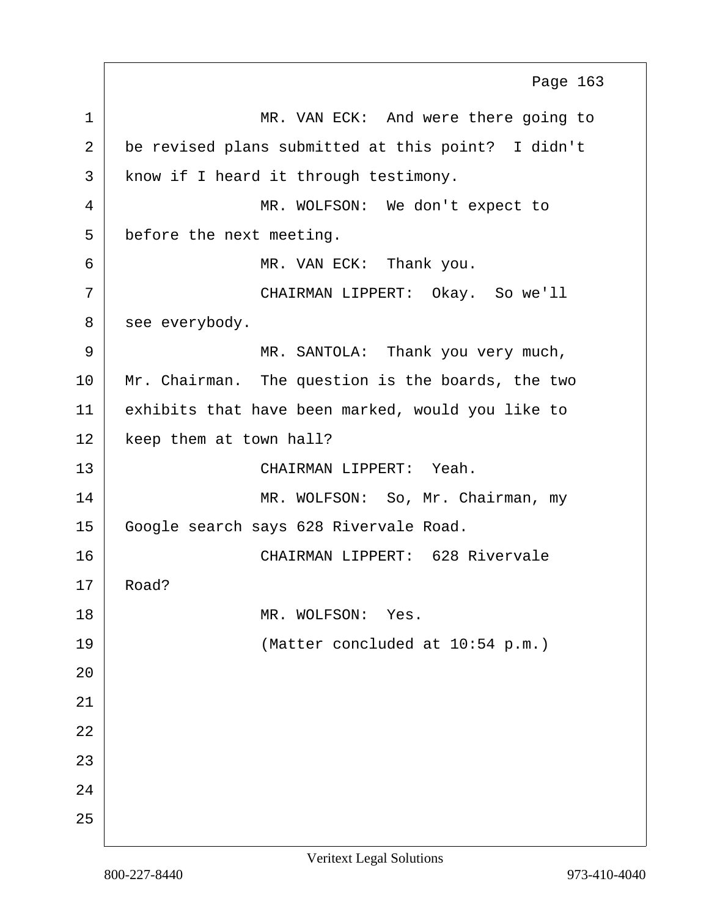MR. VAN ECK: And were there going to be revised plans submitted at this point? I didn't know if I heard it through testimony.

MR. WOLFSON: We don't expect to before the next meeting.

MR. VAN ECK: Thank you.

CHAIRMAN LIPPERT: Okay. So we'll see everybody.

MR. SANTOLA: Thank you very much, Mr. Chairman. The question is the boards, the two exhibits that have been marked, would you like to keep them at town hall?

CHAIRMAN LIPPERT: Yeah.

MR. WOLFSON: So, Mr. Chairman, my Google search says 628 Rivervale Road.

CHAIRMAN LIPPERT: 628 Rivervale Road?

MR. WOLFSON: Yes.

(Matter concluded at 10:54 p.m.)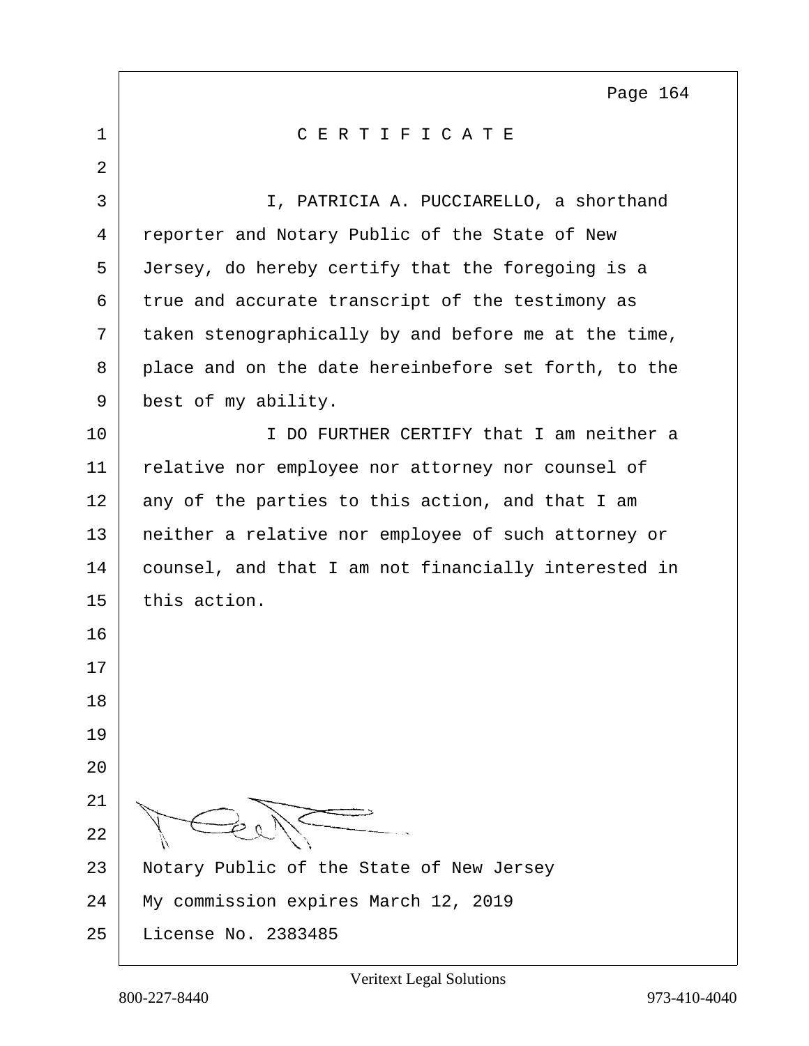# C E R T I F I C A T E

I, PATRICIA A. PUCCIARELLO, a shorthand reporter and Notary Public of the State of New Jersey, do hereby certify that the foregoing is a true and accurate transcript of the testimony as taken stenographically by and before me at the time, place and on the date hereinbefore set forth, to the best of my ability.

I DO FURTHER CERTIFY that I am neither a relative nor employee nor attorney nor counsel of any of the parties to this action, and that I am neither a relative nor employee of such attorney or counsel, and that I am not financially interested in this action.

Notary Public of the State of New Jersey
My commission expires March 12, 2019
License No. 2383485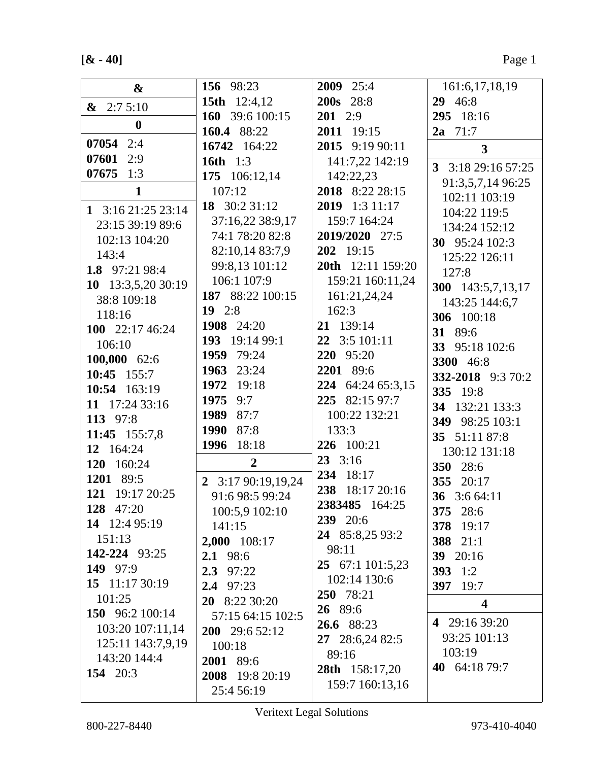**[& - 40]**

**&**

**&** 2:7 5:10

**0**

**07054** 2:4
**07601** 2:9
**07675** 1:3

**1**

**1** 3:16 21:25 23:14 23:15 39:19 89:6 102:13 104:20 143:4
**1.8** 97:21 98:4
**10** 13:3,5,20 30:19 38:8 109:18 118:16
**100** 22:17 46:24 106:10
**100,000** 62:6
**10:45** 155:7
**10:54** 163:19
**11** 17:24 33:16
**113** 97:8
**11:45** 155:7,8
**12** 164:24
**120** 160:24
**1201** 89:5
**121** 19:17 20:25
**128** 47:20
**14** 12:4 95:19 151:13
**142-224** 93:25
**149** 97:9
**15** 11:17 30:19 101:25
**150** 96:2 100:14 103:20 107:11,14 125:11 143:7,9,19 143:20 144:4
**154** 20:3
**156** 98:23
**15th** 12:4,12
**160** 39:6 100:15
**160.4** 88:22
**16742** 164:22
**16th** 1:3
**175** 106:12,14 107:12
**18** 30:2 31:12 37:16,22 38:9,17 74:1 78:20 82:8 82:10,14 83:7,9 99:8,13 101:12 106:1 107:9
**187** 88:22 100:15
**19** 2:8
**1908** 24:20
**193** 19:14 99:1
**1959** 79:24
**1963** 23:24
**1972** 19:18
**1975** 9:7
**1989** 87:7
**1990** 87:8
**1996** 18:18

**2**

**2** 3:17 90:19,19,24 91:6 98:5 99:24 100:5,9 102:10 141:15
**2,000** 108:17
**2.1** 98:6
**2.3** 97:22
**2.4** 97:23
**20** 8:22 30:20 57:15 64:15 102:5
**200** 29:6 52:12 100:18
**2001** 89:6
**2008** 19:8 20:19 25:4 56:19
**2009** 25:4
**200s** 28:8
**201** 2:9
**2011** 19:15
**2015** 9:19 90:11 141:7,22 142:19 142:22,23
**2018** 8:22 28:15
**2019** 1:3 11:17 159:7 164:24
**2019/2020** 27:5
**202** 19:15
**20th** 12:11 159:20 159:21 160:11,24 161:21,24,24 162:3
**21** 139:14
**22** 3:5 101:11
**220** 95:20
**2201** 89:6
**224** 64:24 65:3,15
**225** 82:15 97:7 100:22 132:21 133:3
**226** 100:21
**23** 3:16
**234** 18:17
**238** 18:17 20:16
**2383485** 164:25
**239** 20:6
**24** 85:8,25 93:2 98:11
**25** 67:1 101:5,23 102:14 130:6
**250** 78:21
**26** 89:6
**26.6** 88:23
**27** 28:6,24 82:5 89:16
**28th** 158:17,20 159:7 160:13,16 161:6,17,18,19
**29** 46:8
**295** 18:16
**2a** 71:7

**3**

**3** 3:18 29:16 57:25 91:3,5,7,14 96:25 102:11 103:19 104:22 119:5 134:24 152:12
**30** 95:24 102:3 125:22 126:11 127:8
**300** 143:5,7,13,17 143:25 144:6,7
**306** 100:18
**31** 89:6
**33** 95:18 102:6
**3300** 46:8
**332-2018** 9:3 70:2
**335** 19:8
**34** 132:21 133:3
**349** 98:25 103:1
**35** 51:11 87:8 130:12 131:18
**350** 28:6
**355** 20:17
**36** 3:6 64:11
**375** 28:6
**378** 19:17
**388** 21:1
**39** 20:16
**393** 1:2
**397** 19:7

**4**

**4** 29:16 39:20 93:25 101:13 103:19
**40** 64:18 79:7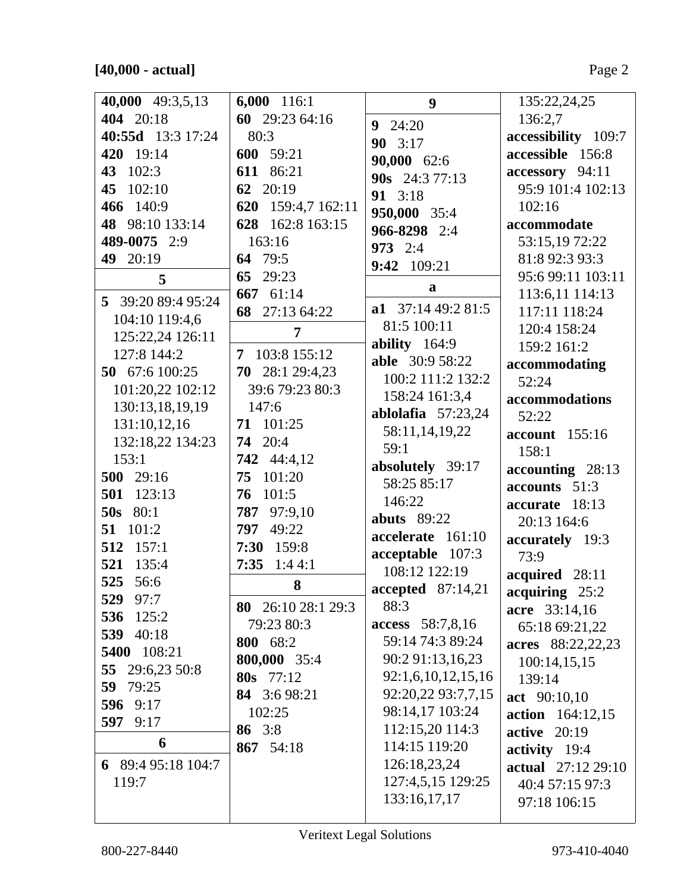**[40,000 - actual]**

**40,000** 49:3,5,13
**404** 20:18
**40:55d** 13:3 17:24
**420** 19:14
**43** 102:3
**45** 102:10
**466** 140:9
**48** 98:10 133:14
**489-0075** 2:9
**49** 20:19

**5**

**5** 39:20 89:4 95:24 104:10 119:4,6 125:22,24 126:11 127:8 144:2
**50** 67:6 100:25 101:20,22 102:12 130:13,18,19,19 131:10,12,16 132:18,22 134:23 153:1
**500** 29:16
**501** 123:13
**50s** 80:1
**51** 101:2
**512** 157:1
**521** 135:4
**525** 56:6
**529** 97:7
**536** 125:2
**539** 40:18
**5400** 108:21
**55** 29:6,23 50:8
**59** 79:25
**596** 9:17
**597** 9:17

**6**

**6** 89:4 95:18 104:7 119:7
**6,000** 116:1
**60** 29:23 64:16 80:3
**600** 59:21
**611** 86:21
**62** 20:19
**620** 159:4,7 162:11
**628** 162:8 163:15 163:16
**64** 79:5
**65** 29:23
**667** 61:14
**68** 27:13 64:22

**7**

**7** 103:8 155:12
**70** 28:1 29:4,23 39:6 79:23 80:3 147:6
**71** 101:25
**74** 20:4
**742** 44:4,12
**75** 101:20
**76** 101:5
**787** 97:9,10
**797** 49:22
**7:30** 159:8
**7:35** 1:4 4:1

**8**

**80** 26:10 28:1 29:3 79:23 80:3
**800** 68:2
**800,000** 35:4
**80s** 77:12
**84** 3:6 98:21 102:25
**86** 3:8
**867** 54:18

**9**

**9** 24:20
**90** 3:17
**90,000** 62:6
**90s** 24:3 77:13
**91** 3:18
**950,000** 35:4
**966-8298** 2:4
**973** 2:4
**9:42** 109:21

**a**

**a1** 37:14 49:2 81:5 81:5 100:11
**ability** 164:9
**able** 30:9 58:22 100:2 111:2 132:2 158:24 161:3,4
**ablolafia** 57:23,24 58:11,14,19,22 59:1
**absolutely** 39:17 58:25 85:17 146:22
**abuts** 89:22
**accelerate** 161:10
**acceptable** 107:3 108:12 122:19
**accepted** 87:14,21 88:3
**access** 58:7,8,16 59:14 74:3 89:24 90:2 91:13,16,23 92:1,6,10,12,15,16 92:20,22 93:7,7,15 98:14,17 103:24 112:15,20 114:3 114:15 119:20 126:18,23,24 127:4,5,15 129:25 133:16,17,17 135:22,24,25 136:2,7
**accessibility** 109:7
**accessible** 156:8
**accessory** 94:11 95:9 101:4 102:13 102:16
**accommodate** 53:15,19 72:22 81:8 92:3 93:3 95:6 99:11 103:11 113:6,11 114:13 117:11 118:24 120:4 158:24 159:2 161:2
**accommodating** 52:24
**accommodations** 52:22
**account** 155:16 158:1
**accounting** 28:13
**accounts** 51:3
**accurate** 18:13 20:13 164:6
**accurately** 19:3 73:9
**acquired** 28:11
**acquiring** 25:2
**acre** 33:14,16 65:18 69:21,22
**acres** 88:22,22,23 100:14,15,15 139:14
**act** 90:10,10
**action** 164:12,15
**active** 20:19
**activity** 19:4
**actual** 27:12 29:10 40:4 57:15 97:3 97:18 106:15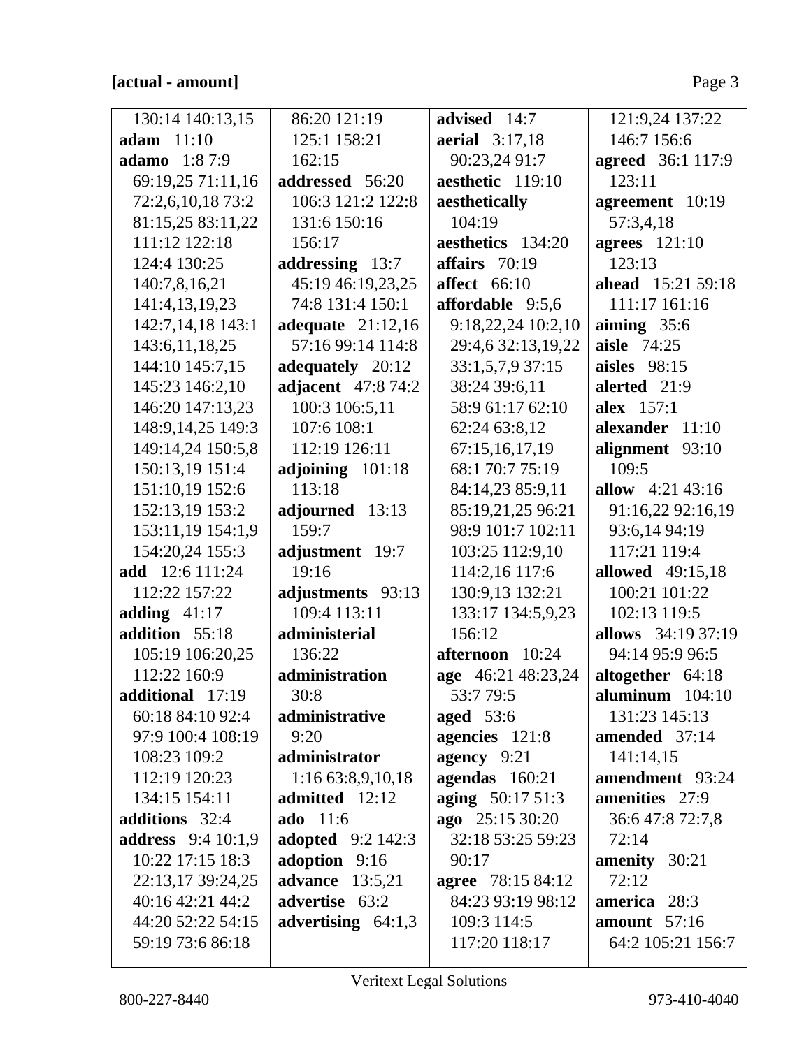[actual - amount]

130:14 140:13,15
**adam** 11:10
**adamo** 1:8 7:9
69:19,25 71:11,16
72:2,6,10,18 73:2
81:15,25 83:11,22
111:12 122:18
124:4 130:25
140:7,8,16,21
141:4,13,19,23
142:7,14,18 143:1
143:6,11,18,25
144:10 145:7,15
145:23 146:2,10
146:20 147:13,23
148:9,14,25 149:3
149:14,24 150:5,8
150:13,19 151:4
151:10,19 152:6
152:13,19 153:2
153:11,19 154:1,9
154:20,24 155:3
**add** 12:6 111:24
112:22 157:22
**adding** 41:17
**addition** 55:18
105:19 106:20,25
112:22 160:9
**additional** 17:19
60:18 84:10 92:4
97:9 100:4 108:19
108:23 109:2
112:19 120:23
134:15 154:11
**additions** 32:4
**address** 9:4 10:1,9
10:22 17:15 18:3
22:13,17 39:24,25
40:16 42:21 44:2
44:20 52:22 54:15
59:19 73:6 86:18
86:20 121:19
125:1 158:21
162:15
**addressed** 56:20
106:3 121:2 122:8
131:6 150:16
156:17
**addressing** 13:7
45:19 46:19,23,25
74:8 131:4 150:1
**adequate** 21:12,16
57:16 99:14 114:8
**adequately** 20:12
**adjacent** 47:8 74:2
100:3 106:5,11
107:6 108:1
112:19 126:11
**adjoining** 101:18
113:18
**adjourned** 13:13
159:7
**adjustment** 19:7
19:16
**adjustments** 93:13
109:4 113:11
**administerial**
136:22
**administration**
30:8
**administrative**
9:20
**administrator**
1:16 63:8,9,10,18
**admitted** 12:12
**ado** 11:6
**adopted** 9:2 142:3
**adoption** 9:16
**advance** 13:5,21
**advertise** 63:2
**advertising** 64:1,3
**advised** 14:7
**aerial** 3:17,18
90:23,24 91:7
**aesthetic** 119:10
**aesthetically**
104:19
**aesthetics** 134:20
**affairs** 70:19
**affect** 66:10
**affordable** 9:5,6
9:18,22,24 10:2,10
29:4,6 32:13,19,22
33:1,5,7,9 37:15
38:24 39:6,11
58:9 61:17 62:10
62:24 63:8,12
67:15,16,17,19
68:1 70:7 75:19
84:14,23 85:9,11
85:19,21,25 96:21
98:9 101:7 102:11
103:25 112:9,10
114:2,16 117:6
130:9,13 132:21
133:17 134:5,9,23
156:12
**afternoon** 10:24
**age** 46:21 48:23,24
53:7 79:5
**aged** 53:6
**agencies** 121:8
**agency** 9:21
**agendas** 160:21
**aging** 50:17 51:3
**ago** 25:15 30:20
32:18 53:25 59:23
90:17
**agree** 78:15 84:12
84:23 93:19 98:12
109:3 114:5
117:20 118:17
121:9,24 137:22
146:7 156:6
**agreed** 36:1 117:9
123:11
**agreement** 10:19
57:3,4,18
**agrees** 121:10
123:13
**ahead** 15:21 59:18
111:17 161:16
**aiming** 35:6
**aisle** 74:25
**aisles** 98:15
**alerted** 21:9
**alex** 157:1
**alexander** 11:10
**alignment** 93:10
109:5
**allow** 4:21 43:16
91:16,22 92:16,19
93:6,14 94:19
117:21 119:4
**allowed** 49:15,18
100:21 101:22
102:13 119:5
**allows** 34:19 37:19
94:14 95:9 96:5
**altogether** 64:18
**aluminum** 104:10
131:23 145:13
**amended** 37:14
141:14,15
**amendment** 93:24
**amenities** 27:9
36:6 47:8 72:7,8
72:14
**amenity** 30:21
72:12
**america** 28:3
**amount** 57:16
64:2 105:21 156:7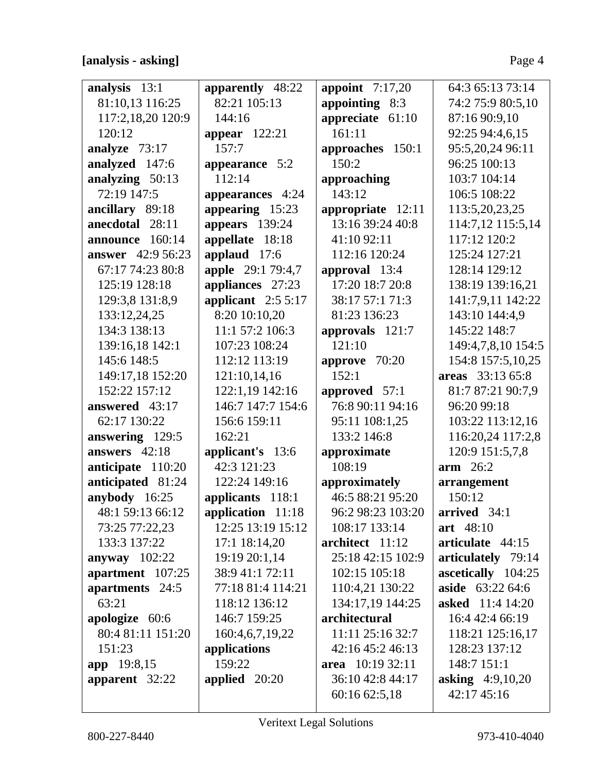[analysis - asking]

**analysis** 13:1 81:10,13 116:25 117:2,18,20 120:9 120:12
**analyze** 73:17
**analyzed** 147:6
**analyzing** 50:13 72:19 147:5
**ancillary** 89:18
**anecdotal** 28:11
**announce** 160:14
**answer** 42:9 56:23 67:17 74:23 80:8 125:19 128:18 129:3,8 131:8,9 133:12,24,25 134:3 138:13 139:16,18 142:1 145:6 148:5 149:17,18 152:20 152:22 157:12
**answered** 43:17 62:17 130:22
**answering** 129:5
**answers** 42:18
**anticipate** 110:20
**anticipated** 81:24
**anybody** 16:25 48:1 59:13 66:12 73:25 77:22,23 133:3 137:22
**anyway** 102:22
**apartment** 107:25
**apartments** 24:5 63:21
**apologize** 60:6 80:4 81:11 151:20 151:23
**app** 19:8,15
**apparent** 32:22
**apparently** 48:22 82:21 105:13 144:16
**appear** 122:21 157:7
**appearance** 5:2 112:14
**appearances** 4:24
**appearing** 15:23
**appears** 139:24
**appellate** 18:18
**applaud** 17:6
**apple** 29:1 79:4,7
**appliances** 27:23
**applicant** 2:5 5:17 8:20 10:10,20 11:1 57:2 106:3 107:23 108:24 112:12 113:19 121:10,14,16 122:1,19 142:16 146:7 147:7 154:6 156:6 159:11 162:21
**applicant's** 13:6 42:3 121:23 122:24 149:16
**applicants** 118:1
**application** 11:18 12:25 13:19 15:12 17:1 18:14,20 19:19 20:1,14 38:9 41:1 72:11 77:18 81:4 114:21 118:12 136:12 146:7 159:25 160:4,6,7,19,22
**applications** 159:22
**applied** 20:20
**appoint** 7:17,20
**appointing** 8:3
**appreciate** 61:10 161:11
**approaches** 150:1 150:2
**approaching** 143:12
**appropriate** 12:11 13:16 39:24 40:8 41:10 92:11 112:16 120:24
**approval** 13:4 17:20 18:7 20:8 38:17 57:1 71:3 81:23 136:23
**approvals** 121:7 121:10
**approve** 70:20 152:1
**approved** 57:1 76:8 90:11 94:16 95:11 108:1,25 133:2 146:8
**approximate** 108:19
**approximately** 46:5 88:21 95:20 96:2 98:23 103:20 108:17 133:14
**architect** 11:12 25:18 42:15 102:9 102:15 105:18 110:4,21 130:22 134:17,19 144:25
**architectural** 11:11 25:16 32:7 42:16 45:2 46:13
**area** 10:19 32:11 36:10 42:8 44:17 60:16 62:5,18 64:3 65:13 73:14 74:2 75:9 80:5,10 87:16 90:9,10 92:25 94:4,6,15 95:5,20,24 96:11 96:25 100:13 103:7 104:14 106:5 108:22 113:5,20,23,25 114:7,12 115:5,14 117:12 120:2 125:24 127:21 128:14 129:12 138:19 139:16,21 141:7,9,11 142:22 143:10 144:4,9 145:22 148:7 149:4,7,8,10 154:5 154:8 157:5,10,25
**areas** 33:13 65:8 81:7 87:21 90:7,9 96:20 99:18 103:22 113:12,16 116:20,24 117:2,8 120:9 151:5,7,8
**arm** 26:2
**arrangement** 150:12
**arrived** 34:1
**art** 48:10
**articulate** 44:15
**articulately** 79:14
**ascetically** 104:25
**aside** 63:22 64:6
**asked** 11:4 14:20 16:4 42:4 66:19 118:21 125:16,17 128:23 137:12 148:7 151:1
**asking** 4:9,10,20 42:17 45:16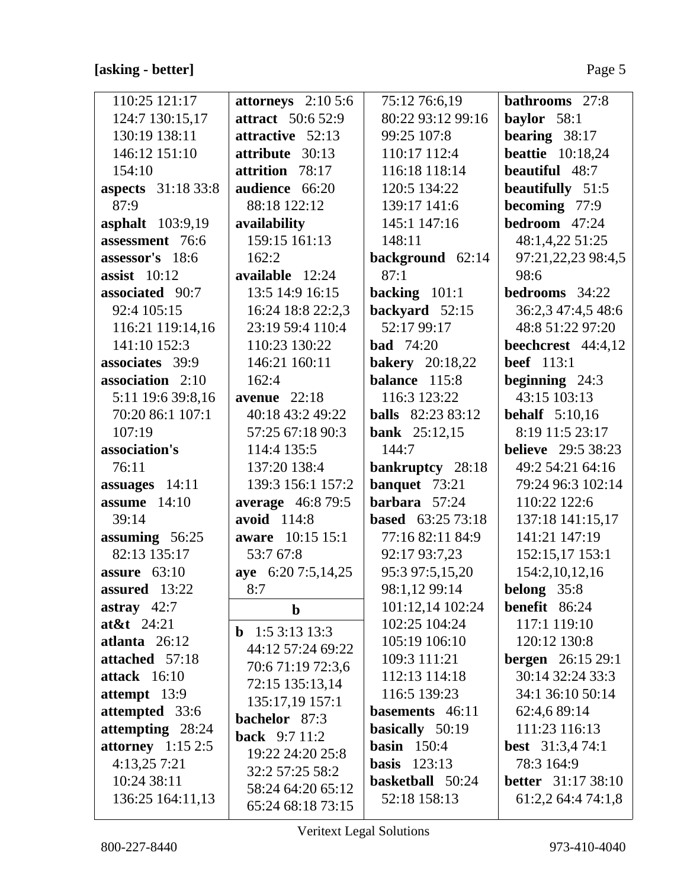**[asking - better]**

110:25 121:17 124:7 130:15,17 130:19 138:11 146:12 151:10 154:10

**aspects** 31:18 33:8 87:9

**asphalt** 103:9,19

**assessment** 76:6

**assessor's** 18:6

**assist** 10:12

**associated** 90:7 92:4 105:15 116:21 119:14,16 141:10 152:3

**associates** 39:9

**association** 2:10 5:11 19:6 39:8,16 70:20 86:1 107:1 107:19

**association's** 76:11

**assuages** 14:11

**assume** 14:10 39:14

**assuming** 56:25 82:13 135:17

**assure** 63:10

**assured** 13:22

**astray** 42:7

**at&t** 24:21

**atlanta** 26:12

**attached** 57:18

**attack** 16:10

**attempt** 13:9

**attempted** 33:6

**attempting** 28:24

**attorney** 1:15 2:5 4:13,25 7:21 10:24 38:11 136:25 164:11,13

**attorneys** 2:10 5:6

**attract** 50:6 52:9

**attractive** 52:13

**attribute** 30:13

**attrition** 78:17

**audience** 66:20 88:18 122:12

**availability** 159:15 161:13 162:2

**available** 12:24 13:5 14:9 16:15 16:24 18:8 22:2,3 23:19 59:4 110:4 110:23 130:22 146:21 160:11 162:4

**avenue** 22:18 40:18 43:2 49:22 57:25 67:18 90:3 114:4 135:5 137:20 138:4 139:3 156:1 157:2

**average** 46:8 79:5

**avoid** 114:8

**aware** 10:15 15:1 53:7 67:8

**aye** 6:20 7:5,14,25 8:7

**b**

**b** 1:5 3:13 13:3 44:12 57:24 69:22 70:6 71:19 72:3,6 72:15 135:13,14 135:17,19 157:1

**bachelor** 87:3

**back** 9:7 11:2 19:22 24:20 25:8 32:2 57:25 58:2 58:24 64:20 65:12 65:24 68:18 73:15 75:12 76:6,19 80:22 93:12 99:16 99:25 107:8 110:17 112:4 116:18 118:14 120:5 134:22 139:17 141:6 145:1 147:16 148:11

**background** 62:14 87:1

**backing** 101:1

**backyard** 52:15 52:17 99:17

**bad** 74:20

**bakery** 20:18,22

**balance** 115:8 116:3 123:22

**balls** 82:23 83:12

**bank** 25:12,15 144:7

**bankruptcy** 28:18

**banquet** 73:21

**barbara** 57:24

**based** 63:25 73:18 77:16 82:11 84:9 92:17 93:7,23 95:3 97:5,15,20 98:1,12 99:14 101:12,14 102:24 102:25 104:24 105:19 106:10 109:3 111:21 112:13 114:18 116:5 139:23

**basements** 46:11

**basically** 50:19

**basin** 150:4

**basis** 123:13

**basketball** 50:24 52:18 158:13

**bathrooms** 27:8

**baylor** 58:1

**bearing** 38:17

**beattie** 10:18,24

**beautiful** 48:7

**beautifully** 51:5

**becoming** 77:9

**bedroom** 47:24 48:1,4,22 51:25 97:21,22,23 98:4,5 98:6

**bedrooms** 34:22 36:2,3 47:4,5 48:6 48:8 51:22 97:20

**beechcrest** 44:4,12

**beef** 113:1

**beginning** 24:3 43:15 103:13

**behalf** 5:10,16 8:19 11:5 23:17

**believe** 29:5 38:23 49:2 54:21 64:16 79:24 96:3 102:14 110:22 122:6 137:18 141:15,17 141:21 147:19 152:15,17 153:1 154:2,10,12,16

**belong** 35:8

**benefit** 86:24 117:1 119:10 120:12 130:8

**bergen** 26:15 29:1 30:14 32:24 33:3 34:1 36:10 50:14 62:4,6 89:14 111:23 116:13

**best** 31:3,4 74:1 78:3 164:9

**better** 31:17 38:10 61:2,2 64:4 74:1,8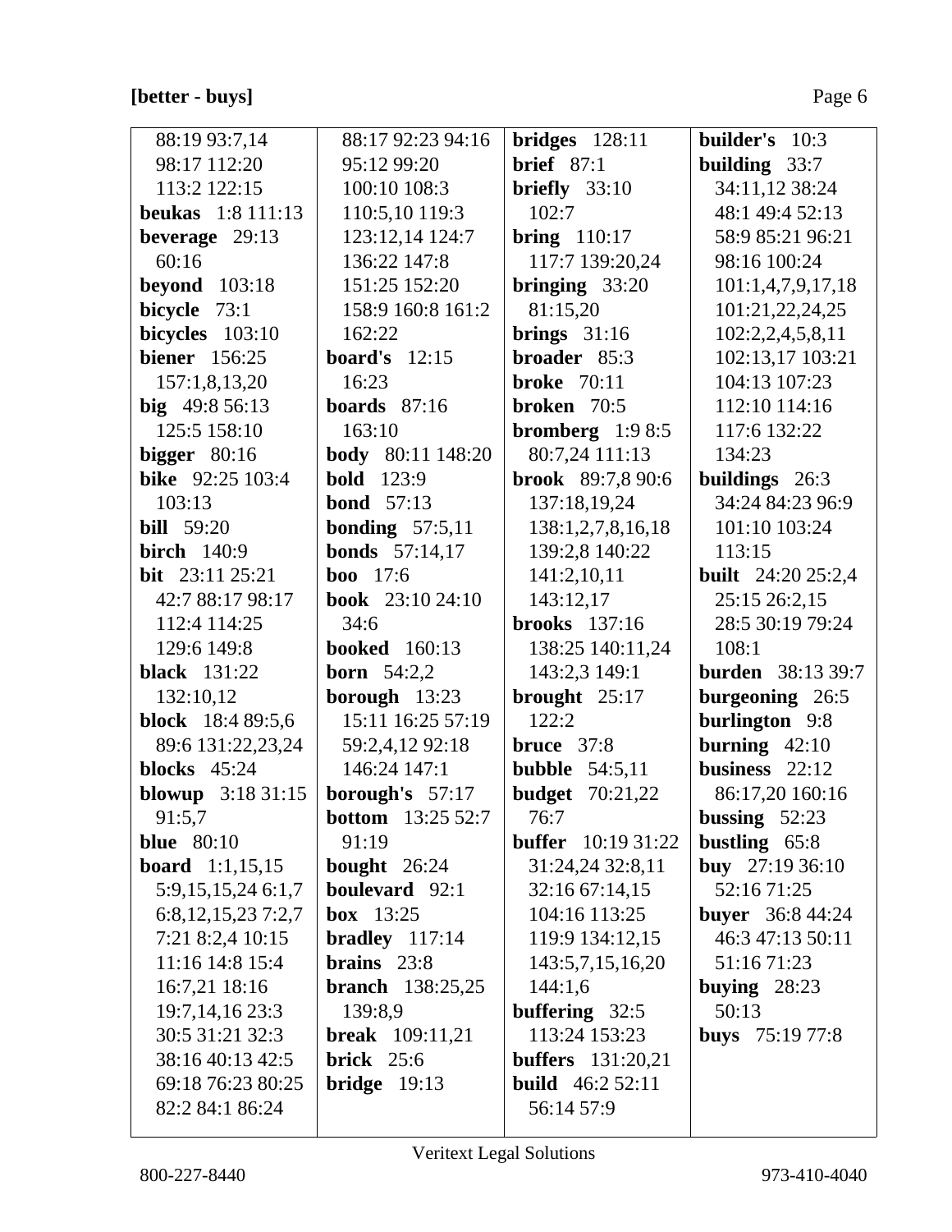**[better - buys]**

88:19 93:7,14
98:17 112:20
113:2 122:15

**beukas** 1:8 111:13
**beverage** 29:13
60:16
**beyond** 103:18
**bicycle** 73:1
**bicycles** 103:10
**biener** 156:25
157:1,8,13,20
**big** 49:8 56:13
125:5 158:10
**bigger** 80:16
**bike** 92:25 103:4
103:13
**bill** 59:20
**birch** 140:9
**bit** 23:11 25:21
42:7 88:17 98:17
112:4 114:25
129:6 149:8
**black** 131:22
132:10,12
**block** 18:4 89:5,6
89:6 131:22,23,24
**blocks** 45:24
**blowup** 3:18 31:15
91:5,7
**blue** 80:10
**board** 1:1,15,15
5:9,15,15,24 6:1,7
6:8,12,15,23 7:2,7
7:21 8:2,4 10:15
11:16 14:8 15:4
16:7,21 18:16
19:7,14,16 23:3
30:5 31:21 32:3
38:16 40:13 42:5
69:18 76:23 80:25
82:2 84:1 86:24
88:17 92:23 94:16
95:12 99:20
100:10 108:3
110:5,10 119:3
123:12,14 124:7
136:22 147:8
151:25 152:20
158:9 160:8 161:2
162:22
**board's** 12:15
16:23
**boards** 87:16
163:10
**body** 80:11 148:20
**bold** 123:9
**bond** 57:13
**bonding** 57:5,11
**bonds** 57:14,17
**boo** 17:6
**book** 23:10 24:10
34:6
**booked** 160:13
**born** 54:2,2
**borough** 13:23
15:11 16:25 57:19
59:2,4,12 92:18
146:24 147:1
**borough's** 57:17
**bottom** 13:25 52:7
91:19
**bought** 26:24
**boulevard** 92:1
**box** 13:25
**bradley** 117:14
**brains** 23:8
**branch** 138:25,25
139:8,9
**break** 109:11,21
**brick** 25:6
**bridge** 19:13
**bridges** 128:11
**brief** 87:1
**briefly** 33:10
102:7
**bring** 110:17
117:7 139:20,24
**bringing** 33:20
81:15,20
**brings** 31:16
**broader** 85:3
**broke** 70:11
**broken** 70:5
**bromberg** 1:9 8:5
80:7,24 111:13
**brook** 89:7,8 90:6
137:18,19,24
138:1,2,7,8,16,18
139:2,8 140:22
141:2,10,11
143:12,17
**brooks** 137:16
138:25 140:11,24
143:2,3 149:1
**brought** 25:17
122:2
**bruce** 37:8
**bubble** 54:5,11
**budget** 70:21,22
76:7
**buffer** 10:19 31:22
31:24,24 32:8,11
32:16 67:14,15
104:16 113:25
119:9 134:12,15
143:5,7,15,16,20
144:1,6
**buffering** 32:5
113:24 153:23
**buffers** 131:20,21
**build** 46:2 52:11
56:14 57:9
**builder's** 10:3
**building** 33:7
34:11,12 38:24
48:1 49:4 52:13
58:9 85:21 96:21
98:16 100:24
101:1,4,7,9,17,18
101:21,22,24,25
102:2,2,4,5,8,11
102:13,17 103:21
104:13 107:23
112:10 114:16
117:6 132:22
134:23
**buildings** 26:3
34:24 84:23 96:9
101:10 103:24
113:15
**built** 24:20 25:2,4
25:15 26:2,15
28:5 30:19 79:24
108:1
**burden** 38:13 39:7
**burgeoning** 26:5
**burlington** 9:8
**burning** 42:10
**business** 22:12
86:17,20 160:16
**bussing** 52:23
**bustling** 65:8
**buy** 27:19 36:10
52:16 71:25
**buyer** 36:8 44:24
46:3 47:13 50:11
51:16 71:23
**buying** 28:23
50:13
**buys** 75:19 77:8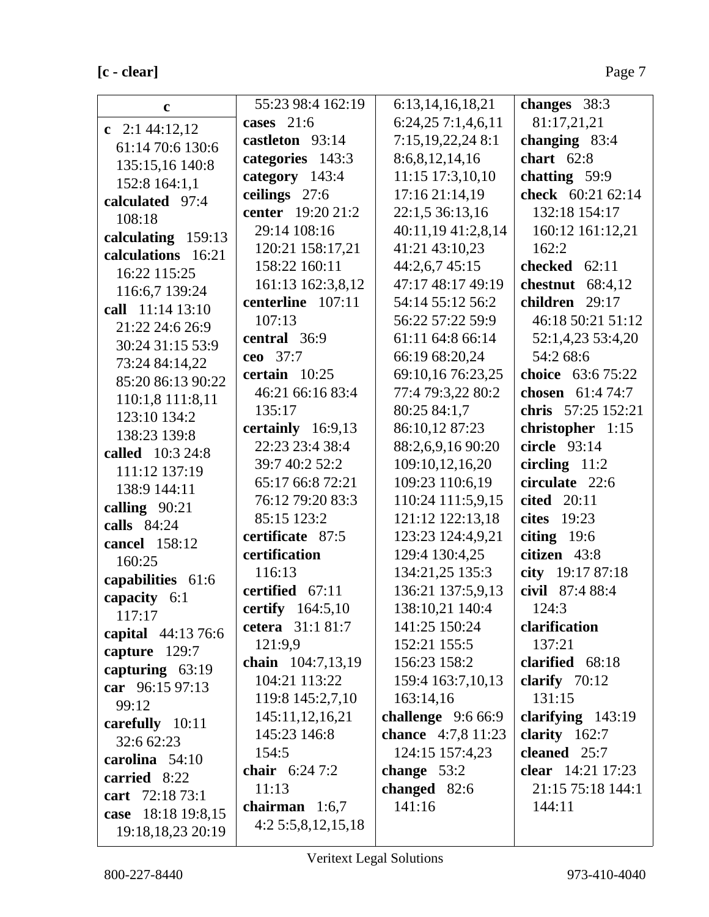**c**

**c** 2:1 44:12,12 61:14 70:6 130:6 135:15,16 140:8 152:8 164:1,1
**calculated** 97:4 108:18
**calculating** 159:13
**calculations** 16:21 16:22 115:25 116:6,7 139:24
**call** 11:14 13:10 21:22 24:6 26:9 30:24 31:15 53:9 73:24 84:14,22 85:20 86:13 90:22 110:1,8 111:8,11 123:10 134:2 138:23 139:8
**called** 10:3 24:8 111:12 137:19 138:9 144:11
**calling** 90:21
**calls** 84:24
**cancel** 158:12 160:25
**capabilities** 61:6
**capacity** 6:1 117:17
**capital** 44:13 76:6
**capture** 129:7
**capturing** 63:19
**car** 96:15 97:13 99:12
**carefully** 10:11 32:6 62:23
**carolina** 54:10
**carried** 8:22
**cart** 72:18 73:1
**case** 18:18 19:8,15 19:18,18,23 20:19 55:23 98:4 162:19
**cases** 21:6
**castleton** 93:14
**categories** 143:3
**category** 143:4
**ceilings** 27:6
**center** 19:20 21:2 29:14 108:16 120:21 158:17,21 158:22 160:11 161:13 162:3,8,12
**centerline** 107:11 107:13
**central** 36:9
**ceo** 37:7
**certain** 10:25 46:21 66:16 83:4 135:17
**certainly** 16:9,13 22:23 23:4 38:4 39:7 40:2 52:2 65:17 66:8 72:21 76:12 79:20 83:3 85:15 123:2
**certificate** 87:5
**certification** 116:13
**certified** 67:11
**certify** 164:5,10
**cetera** 31:1 81:7 121:9,9
**chain** 104:7,13,19 104:21 113:22 119:8 145:2,7,10 145:11,12,16,21 145:23 146:8 154:5
**chair** 6:24 7:2 11:13
**chairman** 1:6,7 4:2 5:5,8,12,15,18 6:13,14,16,18,21 6:24,25 7:1,4,6,11 7:15,19,22,24 8:1 8:6,8,12,14,16 11:15 17:3,10,10 17:16 21:14,19 22:1,5 36:13,16 40:11,19 41:2,8,14 41:21 43:10,23 44:2,6,7 45:15 47:17 48:17 49:19 54:14 55:12 56:2 56:22 57:22 59:9 61:11 64:8 66:14 66:19 68:20,24 69:10,16 76:23,25 77:4 79:3,22 80:2 80:25 84:1,7 86:10,12 87:23 88:2,6,9,16 90:20 109:10,12,16,20 109:23 110:6,19 110:24 111:5,9,15 121:12 122:13,18 123:23 124:4,9,21 129:4 130:4,25 134:21,25 135:3 136:21 137:5,9,13 138:10,21 140:4 141:25 150:24 152:21 155:5 156:23 158:2 159:4 163:7,10,13 163:14,16
**challenge** 9:6 66:9
**chance** 4:7,8 11:23 124:15 157:4,23
**change** 53:2
**changed** 82:6 141:16
**changes** 38:3 81:17,21,21
**changing** 83:4
**chart** 62:8
**chatting** 59:9
**check** 60:21 62:14 132:18 154:17 160:12 161:12,21 162:2
**checked** 62:11
**chestnut** 68:4,12
**children** 29:17 46:18 50:21 51:12 52:1,4,23 53:4,20 54:2 68:6
**choice** 63:6 75:22
**chosen** 61:4 74:7
**chris** 57:25 152:21
**christopher** 1:15
**circle** 93:14
**circling** 11:2
**circulate** 22:6
**cited** 20:11
**cites** 19:23
**citing** 19:6
**citizen** 43:8
**city** 19:17 87:18
**civil** 87:4 88:4 124:3
**clarification** 137:21
**clarified** 68:18
**clarify** 70:12 131:15
**clarifying** 143:19
**clarity** 162:7
**cleaned** 25:7
**clear** 14:21 17:23 21:15 75:18 144:1 144:11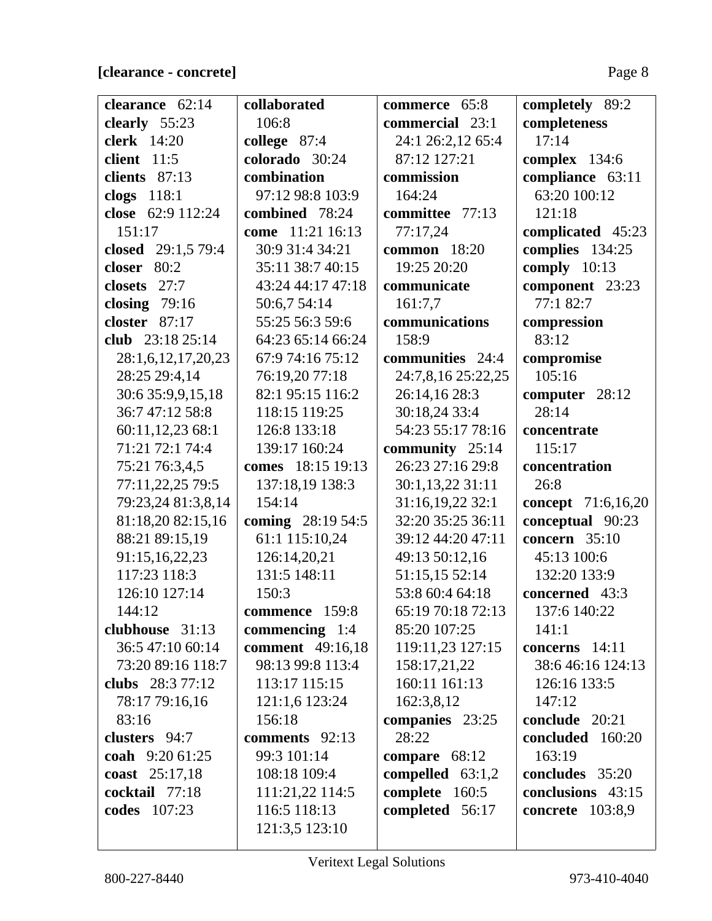**[clearance - concrete]**

**clearance** 62:14
**clearly** 55:23
**clerk** 14:20
**client** 11:5
**clients** 87:13
**clogs** 118:1
**close** 62:9 112:24 151:17
**closed** 29:1,5 79:4
**closer** 80:2
**closets** 27:7
**closing** 79:16
**closter** 87:17
**club** 23:18 25:14 28:1,6,12,17,20,23 28:25 29:4,14 30:6 35:9,9,15,18 36:7 47:12 58:8 60:11,12,23 68:1 71:21 72:1 74:4 75:21 76:3,4,5 77:11,22,25 79:5 79:23,24 81:3,8,14 81:18,20 82:15,16 88:21 89:15,19 91:15,16,22,23 117:23 118:3 126:10 127:14 144:12
**clubhouse** 31:13 36:5 47:10 60:14 73:20 89:16 118:7
**clubs** 28:3 77:12 78:17 79:16,16 83:16
**clusters** 94:7
**coah** 9:20 61:25
**coast** 25:17,18
**cocktail** 77:18
**codes** 107:23
**collaborated** 106:8
**college** 87:4
**colorado** 30:24
**combination** 97:12 98:8 103:9
**combined** 78:24
**come** 11:21 16:13 30:9 31:4 34:21 35:11 38:7 40:15 43:24 44:17 47:18 50:6,7 54:14 55:25 56:3 59:6 64:23 65:14 66:24 67:9 74:16 75:12 76:19,20 77:18 82:1 95:15 116:2 118:15 119:25 126:8 133:18 139:17 160:24
**comes** 18:15 19:13 137:18,19 138:3 154:14
**coming** 28:19 54:5 61:1 115:10,24 126:14,20,21 131:5 148:11 150:3
**commence** 159:8
**commencing** 1:4
**comment** 49:16,18 98:13 99:8 113:4 113:17 115:15 121:1,6 123:24 156:18
**comments** 92:13 99:3 101:14 108:18 109:4 111:21,22 114:5 116:5 118:13 121:3,5 123:10
**commerce** 65:8
**commercial** 23:1 24:1 26:2,12 65:4 87:12 127:21
**commission** 164:24
**committee** 77:13 77:17,24
**common** 18:20 19:25 20:20
**communicate** 161:7,7
**communications** 158:9
**communities** 24:4 24:7,8,16 25:22,25 26:14,16 28:3 30:18,24 33:4 54:23 55:17 78:16
**community** 25:14 26:23 27:16 29:8 30:1,13,22 31:11 31:16,19,22 32:1 32:20 35:25 36:11 39:12 44:20 47:11 49:13 50:12,16 51:15,15 52:14 53:8 60:4 64:18 65:19 70:18 72:13 85:20 107:25 119:11,23 127:15 158:17,21,22 160:11 161:13 162:3,8,12
**companies** 23:25 28:22
**compare** 68:12
**compelled** 63:1,2
**complete** 160:5
**completed** 56:17
**completely** 89:2
**completeness** 17:14
**complex** 134:6
**compliance** 63:11 63:20 100:12 121:18
**complicated** 45:23
**complies** 134:25
**comply** 10:13
**component** 23:23 77:1 82:7
**compression** 83:12
**compromise** 105:16
**computer** 28:12 28:14
**concentrate** 115:17
**concentration** 26:8
**concept** 71:6,16,20
**conceptual** 90:23
**concern** 35:10 45:13 100:6 132:20 133:9
**concerned** 43:3 137:6 140:22 141:1
**concerns** 14:11 38:6 46:16 124:13 126:16 133:5 147:12
**conclude** 20:21
**concluded** 160:20 163:19
**concludes** 35:20
**conclusions** 43:15
**concrete** 103:8,9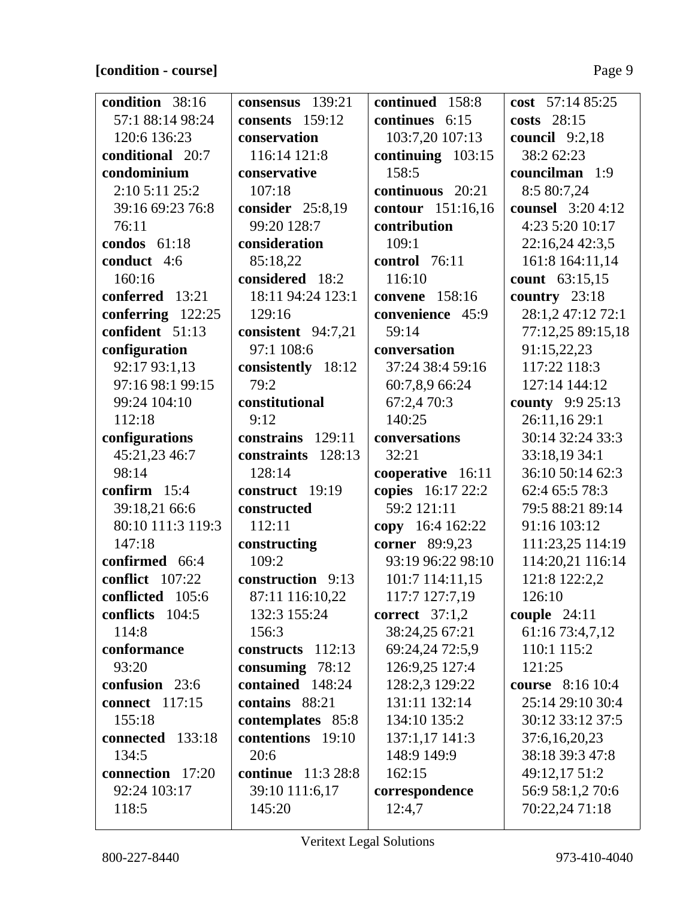**[condition - course]**

**condition** 38:16 57:1 88:14 98:24 120:6 136:23
**conditional** 20:7
**condominium** 2:10 5:11 25:2 39:16 69:23 76:8 76:11
**condos** 61:18
**conduct** 4:6 160:16
**conferred** 13:21
**conferring** 122:25
**confident** 51:13
**configuration** 92:17 93:1,13 97:16 98:1 99:15 99:24 104:10 112:18
**configurations** 45:21,23 46:7 98:14
**confirm** 15:4 39:18,21 66:6 80:10 111:3 119:3 147:18
**confirmed** 66:4
**conflict** 107:22
**conflicted** 105:6
**conflicts** 104:5 114:8
**conformance** 93:20
**confusion** 23:6
**connect** 117:15 155:18
**connected** 133:18 134:5
**connection** 17:20 92:24 103:17 118:5

**consensus** 139:21
**consents** 159:12
**conservation** 116:14 121:8
**conservative** 107:18
**consider** 25:8,19 99:20 128:7
**consideration** 85:18,22
**considered** 18:2 18:11 94:24 123:1 129:16
**consistent** 94:7,21 97:1 108:6
**consistently** 18:12 79:2
**constitutional** 9:12
**constrains** 129:11
**constraints** 128:13 128:14
**construct** 19:19
**constructed** 112:11
**constructing** 109:2
**construction** 9:13 87:11 116:10,22 132:3 155:24 156:3
**constructs** 112:13
**consuming** 78:12
**contained** 148:24
**contains** 88:21
**contemplates** 85:8
**contentions** 19:10 20:6
**continue** 11:3 28:8 39:10 111:6,17 145:20

**continued** 158:8
**continues** 6:15 103:7,20 107:13
**continuing** 103:15 158:5
**continuous** 20:21
**contour** 151:16,16
**contribution** 109:1
**control** 76:11 116:10
**convene** 158:16
**convenience** 45:9 59:14
**conversation** 37:24 38:4 59:16 60:7,8,9 66:24 67:2,4 70:3 140:25
**conversations** 32:21
**cooperative** 16:11
**copies** 16:17 22:2 59:2 121:11
**copy** 16:4 162:22
**corner** 89:9,23 93:19 96:22 98:10 101:7 114:11,15 117:7 127:7,19
**correct** 37:1,2 38:24,25 67:21 69:24,24 72:5,9 126:9,25 127:4 128:2,3 129:22 131:11 132:14 134:10 135:2 137:1,17 141:3 148:9 149:9 162:15
**correspondence** 12:4,7

**cost** 57:14 85:25
**costs** 28:15
**council** 9:2,18 38:2 62:23
**councilman** 1:9 8:5 80:7,24
**counsel** 3:20 4:12 4:23 5:20 10:17 22:16,24 42:3,5 161:8 164:11,14
**count** 63:15,15
**country** 23:18 28:1,2 47:12 72:1 77:12,25 89:15,18 91:15,22,23 117:22 118:3 127:14 144:12
**county** 9:9 25:13 26:11,16 29:1 30:14 32:24 33:3 33:18,19 34:1 36:10 50:14 62:3 62:4 65:5 78:3 79:5 88:21 89:14 91:16 103:12 111:23,25 114:19 114:20,21 116:14 121:8 122:2,2 126:10
**couple** 24:11 61:16 73:4,7,12 110:1 115:2 121:25
**course** 8:16 10:4 25:14 29:10 30:4 30:12 33:12 37:5 37:6,16,20,23 38:18 39:3 47:8 49:12,17 51:2 56:9 58:1,2 70:6 70:22,24 71:18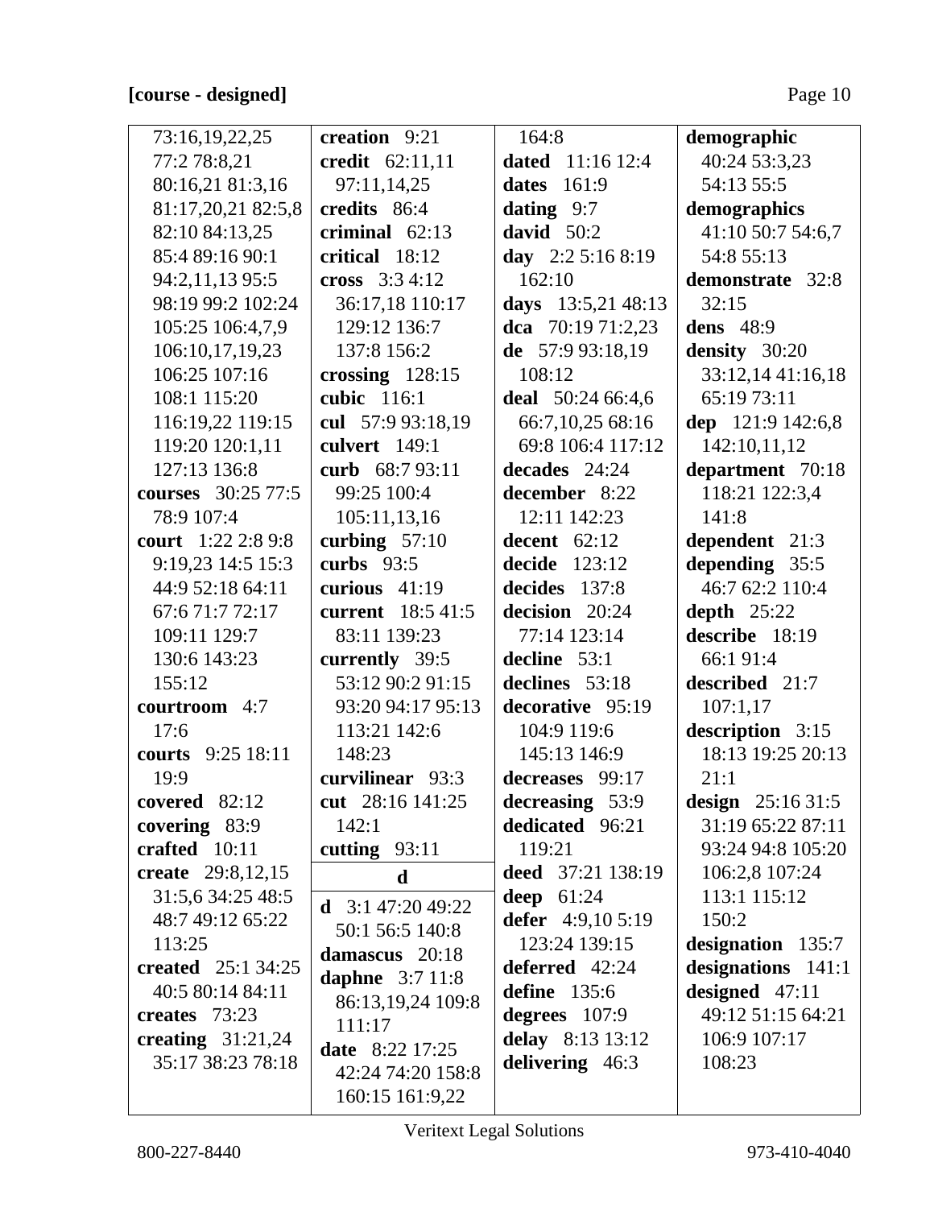**[course - designed]**

73:16,19,22,25
77:2 78:8,21
80:16,21 81:3,16
81:17,20,21 82:5,8
82:10 84:13,25
85:4 89:16 90:1
94:2,11,13 95:5
98:19 99:2 102:24
105:25 106:4,7,9
106:10,17,19,23
106:25 107:16
108:1 115:20
116:19,22 119:15
119:20 120:1,11
127:13 136:8

**courses** 30:25 77:5 78:9 107:4

**court** 1:22 2:8 9:8 9:19,23 14:5 15:3 44:9 52:18 64:11 67:6 71:7 72:17 109:11 129:7 130:6 143:23 155:12

**courtroom** 4:7 17:6

**courts** 9:25 18:11 19:9

**covered** 82:12

**covering** 83:9

**crafted** 10:11

**create** 29:8,12,15 31:5,6 34:25 48:5 48:7 49:12 65:22 113:25

**created** 25:1 34:25 40:5 80:14 84:11

**creates** 73:23

**creating** 31:21,24 35:17 38:23 78:18

**creation** 9:21

**credit** 62:11,11 97:11,14,25

**credits** 86:4

**criminal** 62:13

**critical** 18:12

**cross** 3:3 4:12 36:17,18 110:17 129:12 136:7 137:8 156:2

**crossing** 128:15

**cubic** 116:1

**cul** 57:9 93:18,19

**culvert** 149:1

**curb** 68:7 93:11 99:25 100:4 105:11,13,16

**curbing** 57:10

**curbs** 93:5

**curious** 41:19

**current** 18:5 41:5 83:11 139:23

**currently** 39:5 53:12 90:2 91:15 93:20 94:17 95:13 113:21 142:6 148:23

**curvilinear** 93:3

**cut** 28:16 141:25 142:1

**cutting** 93:11

**d**

**d** 3:1 47:20 49:22 50:1 56:5 140:8

**damascus** 20:18

**daphne** 3:7 11:8 86:13,19,24 109:8 111:17

**date** 8:22 17:25 42:24 74:20 158:8 160:15 161:9,22 164:8

**dated** 11:16 12:4

**dates** 161:9

**dating** 9:7

**david** 50:2

**day** 2:2 5:16 8:19 162:10

**days** 13:5,21 48:13

**dca** 70:19 71:2,23

**de** 57:9 93:18,19 108:12

**deal** 50:24 66:4,6 66:7,10,25 68:16 69:8 106:4 117:12

**decades** 24:24

**december** 8:22 12:11 142:23

**decent** 62:12

**decide** 123:12

**decides** 137:8

**decision** 20:24 77:14 123:14

**decline** 53:1

**declines** 53:18

**decorative** 95:19 104:9 119:6 145:13 146:9

**decreases** 99:17

**decreasing** 53:9

**dedicated** 96:21 119:21

**deed** 37:21 138:19

**deep** 61:24

**defer** 4:9,10 5:19 123:24 139:15

**deferred** 42:24

**define** 135:6

**degrees** 107:9

**delay** 8:13 13:12

**delivering** 46:3

**demographic** 40:24 53:3,23 54:13 55:5

**demographics** 41:10 50:7 54:6,7 54:8 55:13

**demonstrate** 32:8 32:15

**dens** 48:9

**density** 30:20 33:12,14 41:16,18 65:19 73:11

**dep** 121:9 142:6,8 142:10,11,12

**department** 70:18 118:21 122:3,4 141:8

**dependent** 21:3

**depending** 35:5 46:7 62:2 110:4

**depth** 25:22

**describe** 18:19 66:1 91:4

**described** 21:7 107:1,17

**description** 3:15 18:13 19:25 20:13 21:1

**design** 25:16 31:5 31:19 65:22 87:11 93:24 94:8 105:20 106:2,8 107:24 113:1 115:12 150:2

**designation** 135:7

**designations** 141:1

**designed** 47:11 49:12 51:15 64:21 106:9 107:17 108:23

Veritext Legal Solutions

800-227-8440 973-410-4040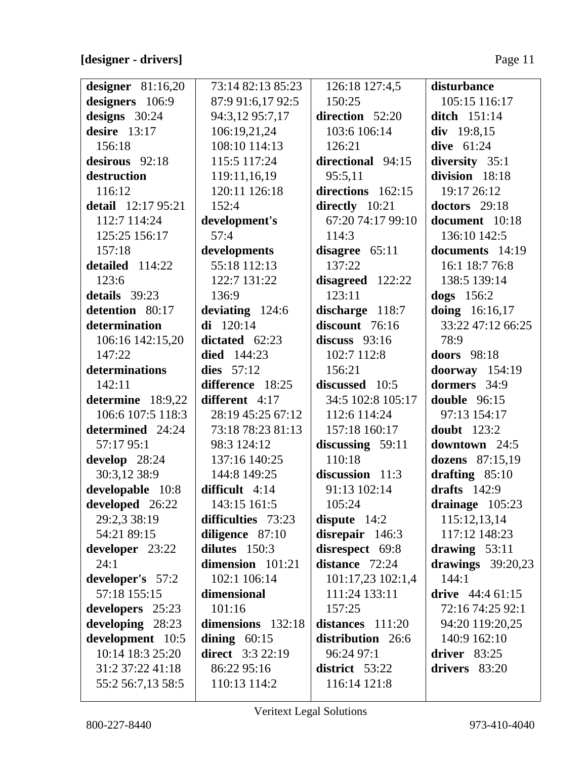**[designer - drivers]**

**designer** 81:16,20
**designers** 106:9
**designs** 30:24
**desire** 13:17 156:18
**desirous** 92:18
**destruction** 116:12
**detail** 12:17 95:21 112:7 114:24 125:25 156:17 157:18
**detailed** 114:22 123:6
**details** 39:23
**detention** 80:17
**determination** 106:16 142:15,20 147:22
**determinations** 142:11
**determine** 18:9,22 106:6 107:5 118:3
**determined** 24:24 57:17 95:1
**develop** 28:24 30:3,12 38:9
**developable** 10:8
**developed** 26:22 29:2,3 38:19 54:21 89:15
**developer** 23:22 24:1
**developer's** 57:2 57:18 155:15
**developers** 25:23
**developing** 28:23
**development** 10:5 10:14 18:3 25:20 31:2 37:22 41:18 55:2 56:7,13 58:5 73:14 82:13 85:23 87:9 91:6,17 92:5 94:3,12 95:7,17 106:19,21,24 108:10 114:13 115:5 117:24 119:11,16,19 120:11 126:18 152:4
**development's** 57:4
**developments** 55:18 112:13 122:7 131:22 136:9
**deviating** 124:6
**di** 120:14
**dictated** 62:23
**died** 144:23
**dies** 57:12
**difference** 18:25
**different** 4:17 28:19 45:25 67:12 73:18 78:23 81:13 98:3 124:12 137:16 140:25 144:8 149:25
**difficult** 4:14 143:15 161:5
**difficulties** 73:23
**diligence** 87:10
**dilutes** 150:3
**dimension** 101:21 102:1 106:14
**dimensional** 101:16
**dimensions** 132:18
**dining** 60:15
**direct** 3:3 22:19 86:22 95:16 110:13 114:2 126:18 127:4,5 150:25
**direction** 52:20 103:6 106:14 126:21
**directional** 94:15 95:5,11
**directions** 162:15
**directly** 10:21 67:20 74:17 99:10 114:3
**disagree** 65:11 137:22
**disagreed** 122:22 123:11
**discharge** 118:7
**discount** 76:16
**discuss** 93:16 102:7 112:8 156:21
**discussed** 10:5 34:5 102:8 105:17 112:6 114:24 157:18 160:17
**discussing** 59:11 110:18
**discussion** 11:3 91:13 102:14 105:24
**dispute** 14:2
**disrepair** 146:3
**disrespect** 69:8
**distance** 72:24 101:17,23 102:1,4 111:24 133:11 157:25
**distances** 111:20
**distribution** 26:6 96:24 97:1
**district** 53:22 116:14 121:8
**disturbance** 105:15 116:17
**ditch** 151:14
**div** 19:8,15
**dive** 61:24
**diversity** 35:1
**division** 18:18 19:17 26:12
**doctors** 29:18
**document** 10:18 136:10 142:5
**documents** 14:19 16:1 18:7 76:8 138:5 139:14
**dogs** 156:2
**doing** 16:16,17 33:22 47:12 66:25 78:9
**doors** 98:18
**doorway** 154:19
**dormers** 34:9
**double** 96:15 97:13 154:17
**doubt** 123:2
**downtown** 24:5
**dozens** 87:15,19
**drafting** 85:10
**drafts** 142:9
**drainage** 105:23 115:12,13,14 117:12 148:23
**drawing** 53:11
**drawings** 39:20,23 144:1
**drive** 44:4 61:15 72:16 74:25 92:1 94:20 119:20,25 140:9 162:10
**driver** 83:25
**drivers** 83:20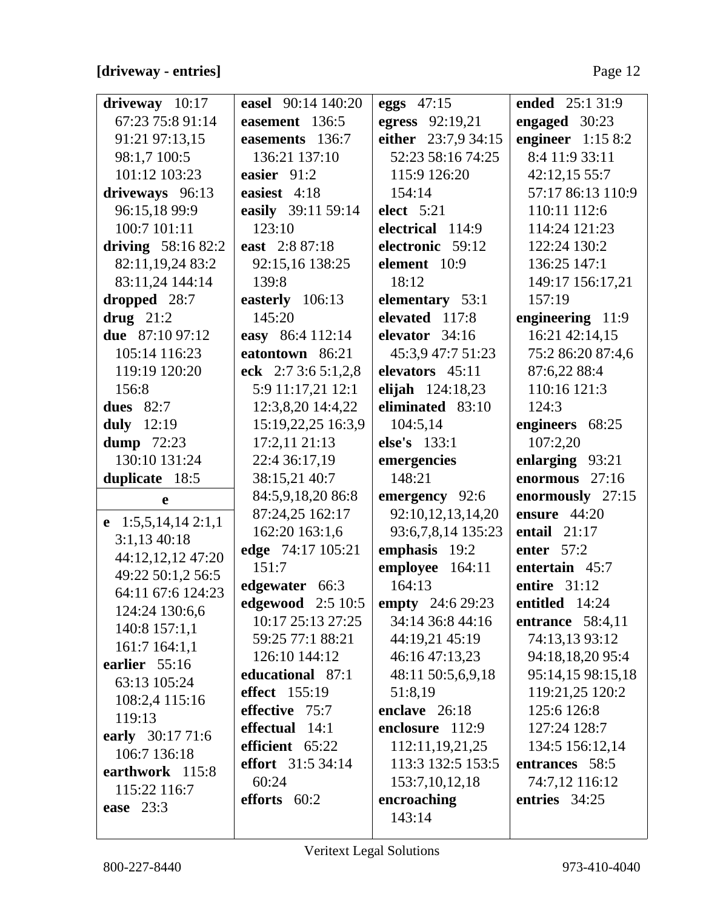**[driveway - entries]**

**driveway** 10:17 67:23 75:8 91:14 91:21 97:13,15 98:1,7 100:5 101:12 103:23
**driveways** 96:13 96:15,18 99:9 100:7 101:11
**driving** 58:16 82:2 82:11,19,24 83:2 83:11,24 144:14
**dropped** 28:7
**drug** 21:2
**due** 87:10 97:12 105:14 116:23 119:19 120:20 156:8
**dues** 82:7
**duly** 12:19
**dump** 72:23 130:10 131:24
**duplicate** 18:5

**e**

**e** 1:5,5,14,14 2:1,1 3:1,13 40:18 44:12,12,12 47:20 49:22 50:1,2 56:5 64:11 67:6 124:23 124:24 130:6,6 140:8 157:1,1 161:7 164:1,1
**earlier** 55:16 63:13 105:24 108:2,4 115:16 119:13
**early** 30:17 71:6 106:7 136:18
**earthwork** 115:8 115:22 116:7
**ease** 23:3
**easel** 90:14 140:20
**easement** 136:5
**easements** 136:7 136:21 137:10
**easier** 91:2
**easiest** 4:18
**easily** 39:11 59:14 123:10
**east** 2:8 87:18 92:15,16 138:25 139:8
**easterly** 106:13 145:20
**easy** 86:4 112:14
**eatontown** 86:21
**eck** 2:7 3:6 5:1,2,8 5:9 11:17,21 12:1 12:3,8,20 14:4,22 15:19,22,25 16:3,9 17:2,11 21:13 22:4 36:17,19 38:15,21 40:7 84:5,9,18,20 86:8 87:24,25 162:17 162:20 163:1,6
**edge** 74:17 105:21 151:7
**edgewater** 66:3
**edgewood** 2:5 10:5 10:17 25:13 27:25 59:25 77:1 88:21 126:10 144:12
**educational** 87:1
**effect** 155:19
**effective** 75:7
**effectual** 14:1
**efficient** 65:22
**effort** 31:5 34:14 60:24
**efforts** 60:2
**eggs** 47:15
**egress** 92:19,21
**either** 23:7,9 34:15 52:23 58:16 74:25 115:9 126:20 154:14
**elect** 5:21
**electrical** 114:9
**electronic** 59:12
**element** 10:9 18:12
**elementary** 53:1
**elevated** 117:8
**elevator** 34:16 45:3,9 47:7 51:23
**elevators** 45:11
**elijah** 124:18,23
**eliminated** 83:10 104:5,14
**else's** 133:1
**emergencies** 148:21
**emergency** 92:6 92:10,12,13,14,20 93:6,7,8,14 135:23
**emphasis** 19:2
**employee** 164:11 164:13
**empty** 24:6 29:23 34:14 36:8 44:16 44:19,21 45:19 46:16 47:13,23 48:11 50:5,6,9,18 51:8,19
**enclave** 26:18
**enclosure** 112:9 112:11,19,21,25 113:3 132:5 153:5 153:7,10,12,18
**encroaching** 143:14
**ended** 25:1 31:9
**engaged** 30:23
**engineer** 1:15 8:2 8:4 11:9 33:11 42:12,15 55:7 57:17 86:13 110:9 110:11 112:6 114:24 121:23 122:24 130:2 136:25 147:1 149:17 156:17,21 157:19
**engineering** 11:9 16:21 42:14,15 75:2 86:20 87:4,6 87:6,22 88:4 110:16 121:3 124:3
**engineers** 68:25 107:2,20
**enlarging** 93:21
**enormous** 27:16
**enormously** 27:15
**ensure** 44:20
**entail** 21:17
**enter** 57:2
**entertain** 45:7
**entire** 31:12
**entitled** 14:24
**entrance** 58:4,11 74:13,13 93:12 94:18,18,20 95:4 95:14,15 98:15,18 119:21,25 120:2 125:6 126:8 127:24 128:7 134:5 156:12,14
**entrances** 58:5 74:7,12 116:12
**entries** 34:25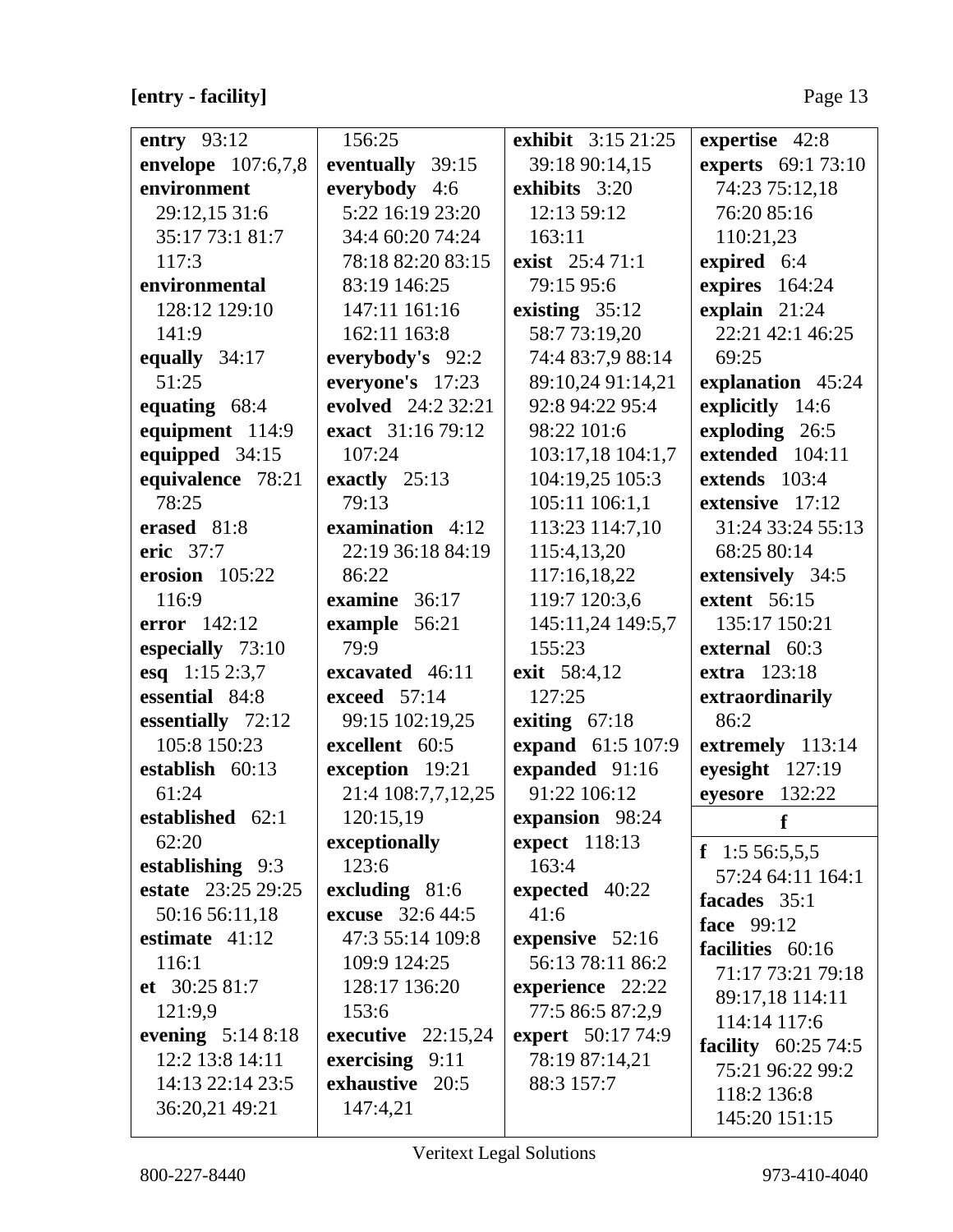**[entry - facility]**

**entry** 93:12
**envelope** 107:6,7,8
**environment** 29:12,15 31:6 35:17 73:1 81:7 117:3
**environmental** 128:12 129:10 141:9
**equally** 34:17 51:25
**equating** 68:4
**equipment** 114:9
**equipped** 34:15
**equivalence** 78:21 78:25
**erased** 81:8
**eric** 37:7
**erosion** 105:22 116:9
**error** 142:12
**especially** 73:10
**esq** 1:15 2:3,7
**essential** 84:8
**essentially** 72:12 105:8 150:23
**establish** 60:13 61:24
**established** 62:1 62:20
**establishing** 9:3
**estate** 23:25 29:25 50:16 56:11,18
**estimate** 41:12 116:1
**et** 30:25 81:7 121:9,9
**evening** 5:14 8:18 12:2 13:8 14:11 14:13 22:14 23:5 36:20,21 49:21 156:25
**eventually** 39:15
**everybody** 4:6 5:22 16:19 23:20 34:4 60:20 74:24 78:18 82:20 83:15 83:19 146:25 147:11 161:16 162:11 163:8
**everybody's** 92:2
**everyone's** 17:23
**evolved** 24:2 32:21
**exact** 31:16 79:12 107:24
**exactly** 25:13 79:13
**examination** 4:12 22:19 36:18 84:19 86:22
**examine** 36:17
**example** 56:21 79:9
**excavated** 46:11
**exceed** 57:14 99:15 102:19,25
**excellent** 60:5
**exception** 19:21 21:4 108:7,7,12,25 120:15,19
**exceptionally** 123:6
**excluding** 81:6
**excuse** 32:6 44:5 47:3 55:14 109:8 109:9 124:25 128:17 136:20 153:6
**executive** 22:15,24
**exercising** 9:11
**exhaustive** 20:5 147:4,21
**exhibit** 3:15 21:25 39:18 90:14,15
**exhibits** 3:20 12:13 59:12 163:11
**exist** 25:4 71:1 79:15 95:6
**existing** 35:12 58:7 73:19,20 74:4 83:7,9 88:14 89:10,24 91:14,21 92:8 94:22 95:4 98:22 101:6 103:17,18 104:1,7 104:19,25 105:3 105:11 106:1,1 113:23 114:7,10 115:4,13,20 117:16,18,22 119:7 120:3,6 145:11,24 149:5,7 155:23
**exit** 58:4,12 127:25
**exiting** 67:18
**expand** 61:5 107:9
**expanded** 91:16 91:22 106:12
**expansion** 98:24
**expect** 118:13 163:4
**expected** 40:22 41:6
**expensive** 52:16 56:13 78:11 86:2
**experience** 22:22 77:5 86:5 87:2,9
**expert** 50:17 74:9 78:19 87:14,21 88:3 157:7
**expertise** 42:8
**experts** 69:1 73:10 74:23 75:12,18 76:20 85:16 110:21,23
**expired** 6:4
**expires** 164:24
**explain** 21:24 22:21 42:1 46:25 69:25
**explanation** 45:24
**explicitly** 14:6
**exploding** 26:5
**extended** 104:11
**extends** 103:4
**extensive** 17:12 31:24 33:24 55:13 68:25 80:14
**extensively** 34:5
**extent** 56:15 135:17 150:21
**external** 60:3
**extra** 123:18
**extraordinarily** 86:2
**extremely** 113:14
**eyesight** 127:19
**eyesore** 132:22

**f**

**f** 1:5 56:5,5,5 57:24 64:11 164:1
**facades** 35:1
**face** 99:12
**facilities** 60:16 71:17 73:21 79:18 89:17,18 114:11 114:14 117:6
**facility** 60:25 74:5 75:21 96:22 99:2 118:2 136:8 145:20 151:15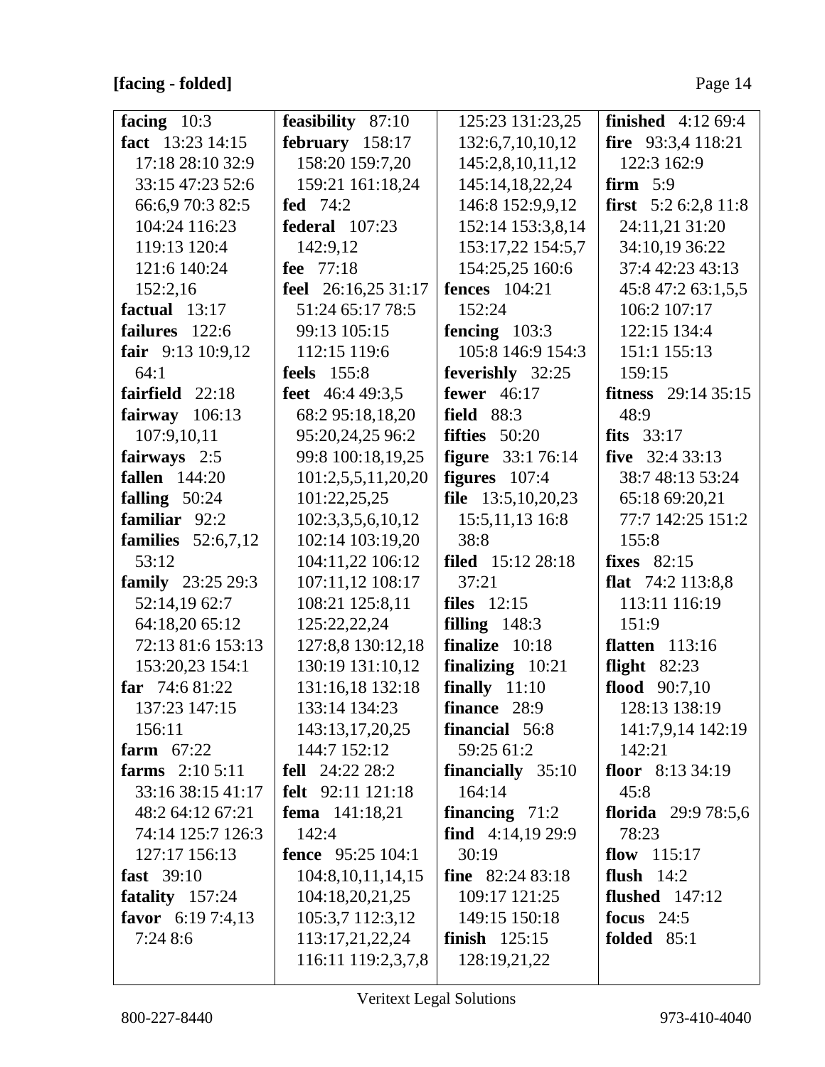**[facing - folded]**

**facing** 10:3
**fact** 13:23 14:15 17:18 28:10 32:9 33:15 47:23 52:6 66:6,9 70:3 82:5 104:24 116:23 119:13 120:4 121:6 140:24 152:2,16
**factual** 13:17
**failures** 122:6
**fair** 9:13 10:9,12 64:1
**fairfield** 22:18
**fairway** 106:13 107:9,10,11
**fairways** 2:5
**fallen** 144:20
**falling** 50:24
**familiar** 92:2
**families** 52:6,7,12 53:12
**family** 23:25 29:3 52:14,19 62:7 64:18,20 65:12 72:13 81:6 153:13 153:20,23 154:1
**far** 74:6 81:22 137:23 147:15 156:11
**farm** 67:22
**farms** 2:10 5:11 33:16 38:15 41:17 48:2 64:12 67:21 74:14 125:7 126:3 127:17 156:13
**fast** 39:10
**fatality** 157:24
**favor** 6:19 7:4,13 7:24 8:6
**feasibility** 87:10
**february** 158:17 158:20 159:7,20 159:21 161:18,24
**fed** 74:2
**federal** 107:23 142:9,12
**fee** 77:18
**feel** 26:16,25 31:17 51:24 65:17 78:5 99:13 105:15 112:15 119:6
**feels** 155:8
**feet** 46:4 49:3,5 68:2 95:18,18,20 95:20,24,25 96:2 99:8 100:18,19,25 101:2,5,5,11,20,20 101:22,25,25 102:3,3,5,6,10,12 102:14 103:19,20 104:11,22 106:12 107:11,12 108:17 108:21 125:8,11 125:22,22,24 127:8,8 130:12,18 130:19 131:10,12 131:16,18 132:18 133:14 134:23 143:13,17,20,25 144:7 152:12
**fell** 24:22 28:2
**felt** 92:11 121:18
**fema** 141:18,21 142:4
**fence** 95:25 104:1 104:8,10,11,14,15 104:18,20,21,25 105:3,7 112:3,12 113:17,21,22,24 116:11 119:2,3,7,8 125:23 131:23,25 132:6,7,10,10,12 145:2,8,10,11,12 145:14,18,22,24 146:8 152:9,9,12 152:14 153:3,8,14 153:17,22 154:5,7 154:25,25 160:6
**fences** 104:21 152:24
**fencing** 103:3 105:8 146:9 154:3
**feverishly** 32:25
**fewer** 46:17
**field** 88:3
**fifties** 50:20
**figure** 33:1 76:14
**figures** 107:4
**file** 13:5,10,20,23 15:5,11,13 16:8 38:8
**filed** 15:12 28:18 37:21
**files** 12:15
**filling** 148:3
**finalize** 10:18
**finalizing** 10:21
**finally** 11:10
**finance** 28:9
**financial** 56:8 59:25 61:2
**financially** 35:10 164:14
**financing** 71:2
**find** 4:14,19 29:9 30:19
**fine** 82:24 83:18 109:17 121:25 149:15 150:18
**finish** 125:15 128:19,21,22
**finished** 4:12 69:4
**fire** 93:3,4 118:21 122:3 162:9
**firm** 5:9
**first** 5:2 6:2,8 11:8 24:11,21 31:20 34:10,19 36:22 37:4 42:23 43:13 45:8 47:2 63:1,5,5 106:2 107:17 122:15 134:4 151:1 155:13 159:15
**fitness** 29:14 35:15 48:9
**fits** 33:17
**five** 32:4 33:13 38:7 48:13 53:24 65:18 69:20,21 77:7 142:25 151:2 155:8
**fixes** 82:15
**flat** 74:2 113:8,8 113:11 116:19 151:9
**flatten** 113:16
**flight** 82:23
**flood** 90:7,10 128:13 138:19 141:7,9,14 142:19 142:21
**floor** 8:13 34:19 45:8
**florida** 29:9 78:5,6 78:23
**flow** 115:17
**flush** 14:2
**flushed** 147:12
**focus** 24:5
**folded** 85:1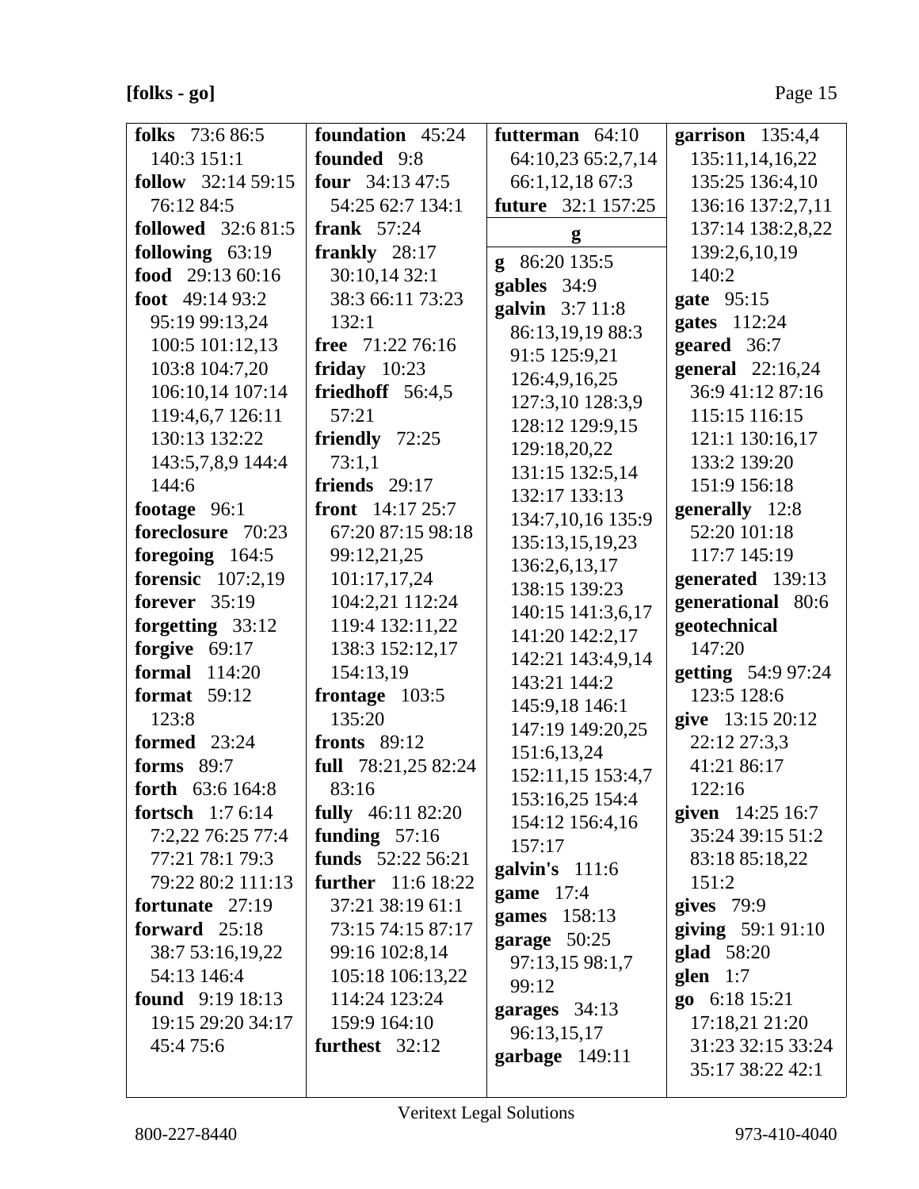**folks** 73:6 86:5 140:3 151:1
**follow** 32:14 59:15 76:12 84:5
**followed** 32:6 81:5
**following** 63:19
**food** 29:13 60:16
**foot** 49:14 93:2 95:19 99:13,24 100:5 101:12,13 103:8 104:7,20 106:10,14 107:14 119:4,6,7 126:11 130:13 132:22 143:5,7,8,9 144:4 144:6
**footage** 96:1
**foreclosure** 70:23
**foregoing** 164:5
**forensic** 107:2,19
**forever** 35:19
**forgetting** 33:12
**forgive** 69:17
**formal** 114:20
**format** 59:12 123:8
**formed** 23:24
**forms** 89:7
**forth** 63:6 164:8
**fortsch** 1:7 6:14 7:2,22 76:25 77:4 77:21 78:1 79:3 79:22 80:2 111:13
**fortunate** 27:19
**forward** 25:18 38:7 53:16,19,22 54:13 146:4
**found** 9:19 18:13 19:15 29:20 34:17 45:4 75:6
**foundation** 45:24
**founded** 9:8
**four** 34:13 47:5 54:25 62:7 134:1
**frank** 57:24
**frankly** 28:17 30:10,14 32:1 38:3 66:11 73:23 132:1
**free** 71:22 76:16
**friday** 10:23
**friedhoff** 56:4,5 57:21
**friendly** 72:25 73:1,1
**friends** 29:17
**front** 14:17 25:7 67:20 87:15 98:18 99:12,21,25 101:17,17,24 104:2,21 112:24 119:4 132:11,22 138:3 152:12,17 154:13,19
**frontage** 103:5 135:20
**fronts** 89:12
**full** 78:21,25 82:24 83:16
**fully** 46:11 82:20
**funding** 57:16
**funds** 52:22 56:21
**further** 11:6 18:22 37:21 38:19 61:1 73:15 74:15 87:17 99:16 102:8,14 105:18 106:13,22 114:24 123:24 159:9 164:10
**furthest** 32:12
**futterman** 64:10 64:10,23 65:2,7,14 66:1,12,18 67:3
**future** 32:1 157:25

**g**

**g** 86:20 135:5
**gables** 34:9
**galvin** 3:7 11:8 86:13,19,19 88:3 91:5 125:9,21 126:4,9,16,25 127:3,10 128:3,9 128:12 129:9,15 129:18,20,22 131:15 132:5,14 132:17 133:13 134:7,10,16 135:9 135:13,15,19,23 136:2,6,13,17 138:15 139:23 140:15 141:3,6,17 141:20 142:2,17 142:21 143:4,9,14 143:21 144:2 145:9,18 146:1 147:19 149:20,25 151:6,13,24 152:11,15 153:4,7 153:16,25 154:4 154:12 156:4,16 157:17
**galvin's** 111:6
**game** 17:4
**games** 158:13
**garage** 50:25 97:13,15 98:1,7 99:12
**garages** 34:13 96:13,15,17
**garbage** 149:11
**garrison** 135:4,4 135:11,14,16,22 135:25 136:4,10 136:16 137:2,7,11 137:14 138:2,8,22 139:2,6,10,19 140:2
**gate** 95:15
**gates** 112:24
**geared** 36:7
**general** 22:16,24 36:9 41:12 87:16 115:15 116:15 121:1 130:16,17 133:2 139:20 151:9 156:18
**generally** 12:8 52:20 101:18 117:7 145:19
**generated** 139:13
**generational** 80:6
**geotechnical** 147:20
**getting** 54:9 97:24 123:5 128:6
**give** 13:15 20:12 22:12 27:3,3 41:21 86:17 122:16
**given** 14:25 16:7 35:24 39:15 51:2 83:18 85:18,22 151:2
**gives** 79:9
**giving** 59:1 91:10
**glad** 58:20
**glen** 1:7
**go** 6:18 15:21 17:18,21 21:20 31:23 32:15 33:24 35:17 38:22 42:1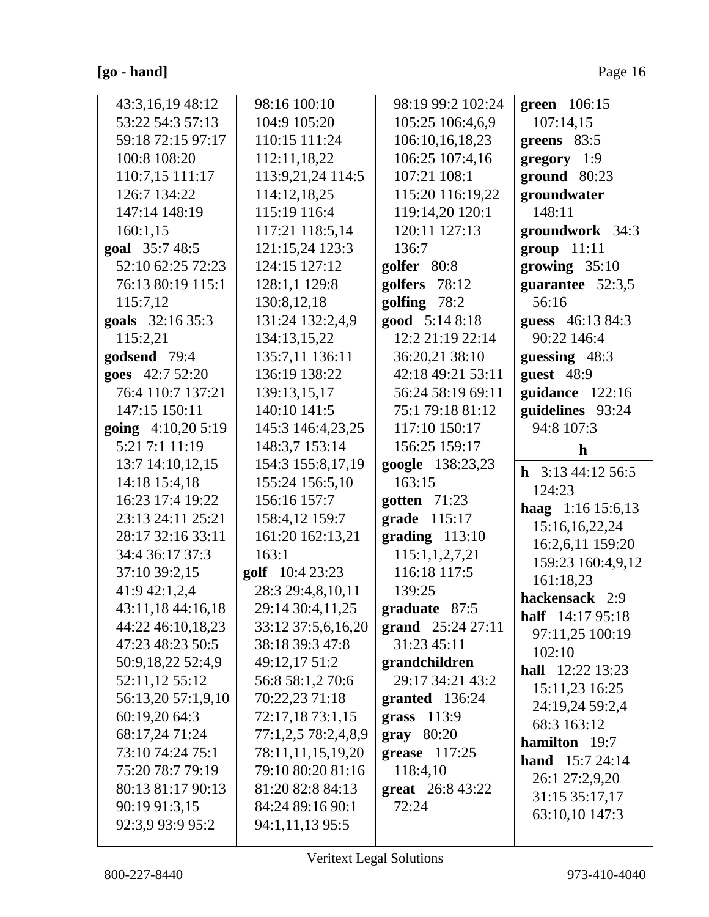**[go - hand]**

43:3,16,19 48:12 53:22 54:3 57:13 59:18 72:15 97:17 100:8 108:20 110:7,15 111:17 126:7 134:22 147:14 148:19 160:1,15

**goal** 35:7 48:5 52:10 62:25 72:23 76:13 80:19 115:1 115:7,12

**goals** 32:16 35:3 115:2,21

**godsend** 79:4

**goes** 42:7 52:20 76:4 110:7 137:21 147:15 150:11

**going** 4:10,20 5:19 5:21 7:1 11:19 13:7 14:10,12,15 14:18 15:4,18 16:23 17:4 19:22 23:13 24:11 25:21 28:17 32:16 33:11 34:4 36:17 37:3 37:10 39:2,15 41:9 42:1,2,4 43:11,18 44:16,18 44:22 46:10,18,23 47:23 48:23 50:5 50:9,18,22 52:4,9 52:11,12 55:12 56:13,20 57:1,9,10 60:19,20 64:3 68:17,24 71:24 73:10 74:24 75:1 75:20 78:7 79:19 80:13 81:17 90:13 90:19 91:3,15 92:3,9 93:9 95:2 98:16 100:10 104:9 105:20 110:15 111:24 112:11,18,22 113:9,21,24 114:5 114:12,18,25 115:19 116:4 117:21 118:5,14 121:15,24 123:3 124:15 127:12 128:1,1 129:8 130:8,12,18 131:24 132:2,4,9 134:13,15,22 135:7,11 136:11 136:19 138:22 139:13,15,17 140:10 141:5 145:3 146:4,23,25 148:3,7 153:14 154:3 155:8,17,19 155:24 156:5,10 156:16 157:7 158:4,12 159:7 161:20 162:13,21 163:1

**golf** 10:4 23:23 28:3 29:4,8,10,11 29:14 30:4,11,25 33:12 37:5,6,16,20 38:18 39:3 47:8 49:12,17 51:2 56:8 58:1,2 70:6 70:22,23 71:18 72:17,18 73:1,15 77:1,2,5 78:2,4,8,9 78:11,11,15,19,20 79:10 80:20 81:16 81:20 82:8 84:13 84:24 89:16 90:1 94:1,11,13 95:5 98:19 99:2 102:24 105:25 106:4,6,9 106:10,16,18,23 106:25 107:4,16 107:21 108:1 115:20 116:19,22 119:14,20 120:1 120:11 127:13 136:7

**golfer** 80:8

**golfers** 78:12

**golfing** 78:2

**good** 5:14 8:18 12:2 21:19 22:14 36:20,21 38:10 42:18 49:21 53:11 56:24 58:19 69:11 75:1 79:18 81:12 117:10 150:17 156:25 159:17

**google** 138:23,23 163:15

**gotten** 71:23

**grade** 115:17

**grading** 113:10 115:1,1,2,7,21 116:18 117:5 139:25

**graduate** 87:5

**grand** 25:24 27:11 31:23 45:11

**grandchildren** 29:17 34:21 43:2

**granted** 136:24

**grass** 113:9

**gray** 80:20

**grease** 117:25 118:4,10

**great** 26:8 43:22 72:24

**green** 106:15 107:14,15

**greens** 83:5

**gregory** 1:9

**ground** 80:23

**groundwater** 148:11

**groundwork** 34:3

**group** 11:11

**growing** 35:10

**guarantee** 52:3,5 56:16

**guess** 46:13 84:3 90:22 146:4

**guessing** 48:3

**guest** 48:9

**guidance** 122:16

**guidelines** 93:24 94:8 107:3

## h

**h** 3:13 44:12 56:5 124:23

**haag** 1:16 15:6,13 15:16,16,22,24 16:2,6,11 159:20 159:23 160:4,9,12 161:18,23

**hackensack** 2:9

**half** 14:17 95:18 97:11,25 100:19 102:10

**hall** 12:22 13:23 15:11,23 16:25 24:19,24 59:2,4 68:3 163:12

**hamilton** 19:7

**hand** 15:7 24:14 26:1 27:2,9,20 31:15 35:17,17 63:10,10 147:3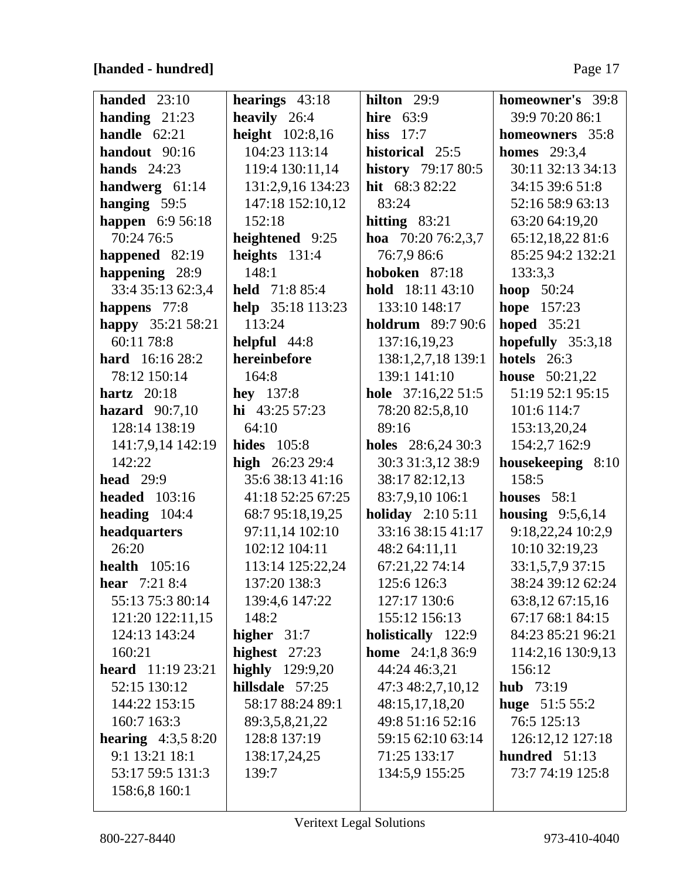**[handed - hundred]**

**handed** 23:10
**handing** 21:23
**handle** 62:21
**handout** 90:16
**hands** 24:23
**handwerg** 61:14
**hanging** 59:5
**happen** 6:9 56:18 70:24 76:5
**happened** 82:19
**happening** 28:9 33:4 35:13 62:3,4
**happens** 77:8
**happy** 35:21 58:21 60:11 78:8
**hard** 16:16 28:2 78:12 150:14
**hartz** 20:18
**hazard** 90:7,10 128:14 138:19 141:7,9,14 142:19 142:22
**head** 29:9
**headed** 103:16
**heading** 104:4
**headquarters** 26:20
**health** 105:16
**hear** 7:21 8:4 55:13 75:3 80:14 121:20 122:11,15 124:13 143:24 160:21
**heard** 11:19 23:21 52:15 130:12 144:22 153:15 160:7 163:3
**hearing** 4:3,5 8:20 9:1 13:21 18:1 53:17 59:5 131:3 158:6,8 160:1
**hearings** 43:18
**heavily** 26:4
**height** 102:8,16 104:23 113:14 119:4 130:11,14 131:2,9,16 134:23 147:18 152:10,12 152:18
**heightened** 9:25
**heights** 131:4 148:1
**held** 71:8 85:4
**help** 35:18 113:23 113:24
**helpful** 44:8
**hereinbefore** 164:8
**hey** 137:8
**hi** 43:25 57:23 64:10
**hides** 105:8
**high** 26:23 29:4 35:6 38:13 41:16 41:18 52:25 67:25 68:7 95:18,19,25 97:11,14 102:10 102:12 104:11 113:14 125:22,24 137:20 138:3 139:4,6 147:22 148:2
**higher** 31:7
**highest** 27:23
**highly** 129:9,20
**hillsdale** 57:25 58:17 88:24 89:1 89:3,5,8,21,22 128:8 137:19 138:17,24,25 139:7
**hilton** 29:9
**hire** 63:9
**hiss** 17:7
**historical** 25:5
**history** 79:17 80:5
**hit** 68:3 82:22 83:24
**hitting** 83:21
**hoa** 70:20 76:2,3,7 76:7,9 86:6
**hoboken** 87:18
**hold** 18:11 43:10 133:10 148:17
**holdrum** 89:7 90:6 137:16,19,23 138:1,2,7,18 139:1 139:1 141:10
**hole** 37:16,22 51:5 78:20 82:5,8,10 89:16
**holes** 28:6,24 30:3 30:3 31:3,12 38:9 38:17 82:12,13 83:7,9,10 106:1
**holiday** 2:10 5:11 33:16 38:15 41:17 48:2 64:11,11 67:21,22 74:14 125:6 126:3 127:17 130:6 155:12 156:13
**holistically** 122:9
**home** 24:1,8 36:9 44:24 46:3,21 47:3 48:2,7,10,12 48:15,17,18,20 49:8 51:16 52:16 59:15 62:10 63:14 71:25 133:17 134:5,9 155:25
**homeowner's** 39:8 39:9 70:20 86:1
**homeowners** 35:8
**homes** 29:3,4 30:11 32:13 34:13 34:15 39:6 51:8 52:16 58:9 63:13 63:20 64:19,20 65:12,18,22 81:6 85:25 94:2 132:21 133:3,3
**hoop** 50:24
**hope** 157:23
**hoped** 35:21
**hopefully** 35:3,18
**hotels** 26:3
**house** 50:21,22 51:19 52:1 95:15 101:6 114:7 153:13,20,24 154:2,7 162:9
**housekeeping** 8:10 158:5
**houses** 58:1
**housing** 9:5,6,14 9:18,22,24 10:2,9 10:10 32:19,23 33:1,5,7,9 37:15 38:24 39:12 62:24 63:8,12 67:15,16 67:17 68:1 84:15 84:23 85:21 96:21 114:2,16 130:9,13 156:12
**hub** 73:19
**huge** 51:5 55:2 76:5 125:13 126:12,12 127:18
**hundred** 51:13 73:7 74:19 125:8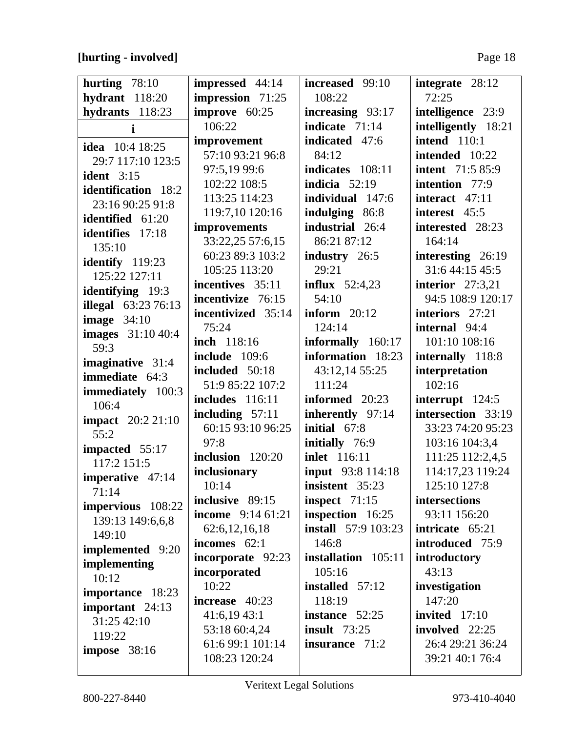**[hurting - involved]**

**hurting** 78:10
**hydrant** 118:20
**hydrants** 118:23

**i**

**idea** 10:4 18:25 29:7 117:10 123:5
**ident** 3:15
**identification** 18:2 23:16 90:25 91:8
**identified** 61:20
**identifies** 17:18 135:10
**identify** 119:23 125:22 127:11
**identifying** 19:3
**illegal** 63:23 76:13
**image** 34:10
**images** 31:10 40:4 59:3
**imaginative** 31:4
**immediate** 64:3
**immediately** 100:3 106:4
**impact** 20:2 21:10 55:2
**impacted** 55:17 117:2 151:5
**imperative** 47:14 71:14
**impervious** 108:22 139:13 149:6,6,8 149:10
**implemented** 9:20
**implementing** 10:12
**importance** 18:23
**important** 24:13 31:25 42:10 119:22
**impose** 38:16
**impressed** 44:14
**impression** 71:25
**improve** 60:25 106:22
**improvement** 57:10 93:21 96:8 97:5,19 99:6 102:22 108:5 113:25 114:23 119:7,10 120:16
**improvements** 33:22,25 57:6,15 60:23 89:3 103:2 105:25 113:20
**incentives** 35:11
**incentivize** 76:15
**incentivized** 35:14 75:24
**inch** 118:16
**include** 109:6
**included** 50:18 51:9 85:22 107:2
**includes** 116:11
**including** 57:11 60:15 93:10 96:25 97:8
**inclusion** 120:20
**inclusionary** 10:14
**inclusive** 89:15
**income** 9:14 61:21 62:6,12,16,18
**incomes** 62:1
**incorporate** 92:23
**incorporated** 10:22
**increase** 40:23 41:6,19 43:1 53:18 60:4,24 61:6 99:1 101:14 108:23 120:24
**increased** 99:10 108:22
**increasing** 93:17
**indicate** 71:14
**indicated** 47:6 84:12
**indicates** 108:11
**indicia** 52:19
**individual** 147:6
**indulging** 86:8
**industrial** 26:4 86:21 87:12
**industry** 26:5 29:21
**influx** 52:4,23 54:10
**inform** 20:12 124:14
**informally** 160:17
**information** 18:23 43:12,14 55:25 111:24
**informed** 20:23
**inherently** 97:14
**initial** 67:8
**initially** 76:9
**inlet** 116:11
**input** 93:8 114:18
**insistent** 35:23
**inspect** 71:15
**inspection** 16:25
**install** 57:9 103:23 146:8
**installation** 105:11 105:16
**installed** 57:12 118:19
**instance** 52:25
**insult** 73:25
**insurance** 71:2
**integrate** 28:12 72:25
**intelligence** 23:9
**intelligently** 18:21
**intend** 110:1
**intended** 10:22
**intent** 71:5 85:9
**intention** 77:9
**interact** 47:11
**interest** 45:5
**interested** 28:23 164:14
**interesting** 26:19 31:6 44:15 45:5
**interior** 27:3,21 94:5 108:9 120:17
**interiors** 27:21
**internal** 94:4 101:10 108:16
**internally** 118:8
**interpretation** 102:16
**interrupt** 124:5
**intersection** 33:19 33:23 74:20 95:23 103:16 104:3,4 111:25 112:2,4,5 114:17,23 119:24 125:10 127:8
**intersections** 93:11 156:20
**intricate** 65:21
**introduced** 75:9
**introductory** 43:13
**investigation** 147:20
**invited** 17:10
**involved** 22:25 26:4 29:21 36:24 39:21 40:1 76:4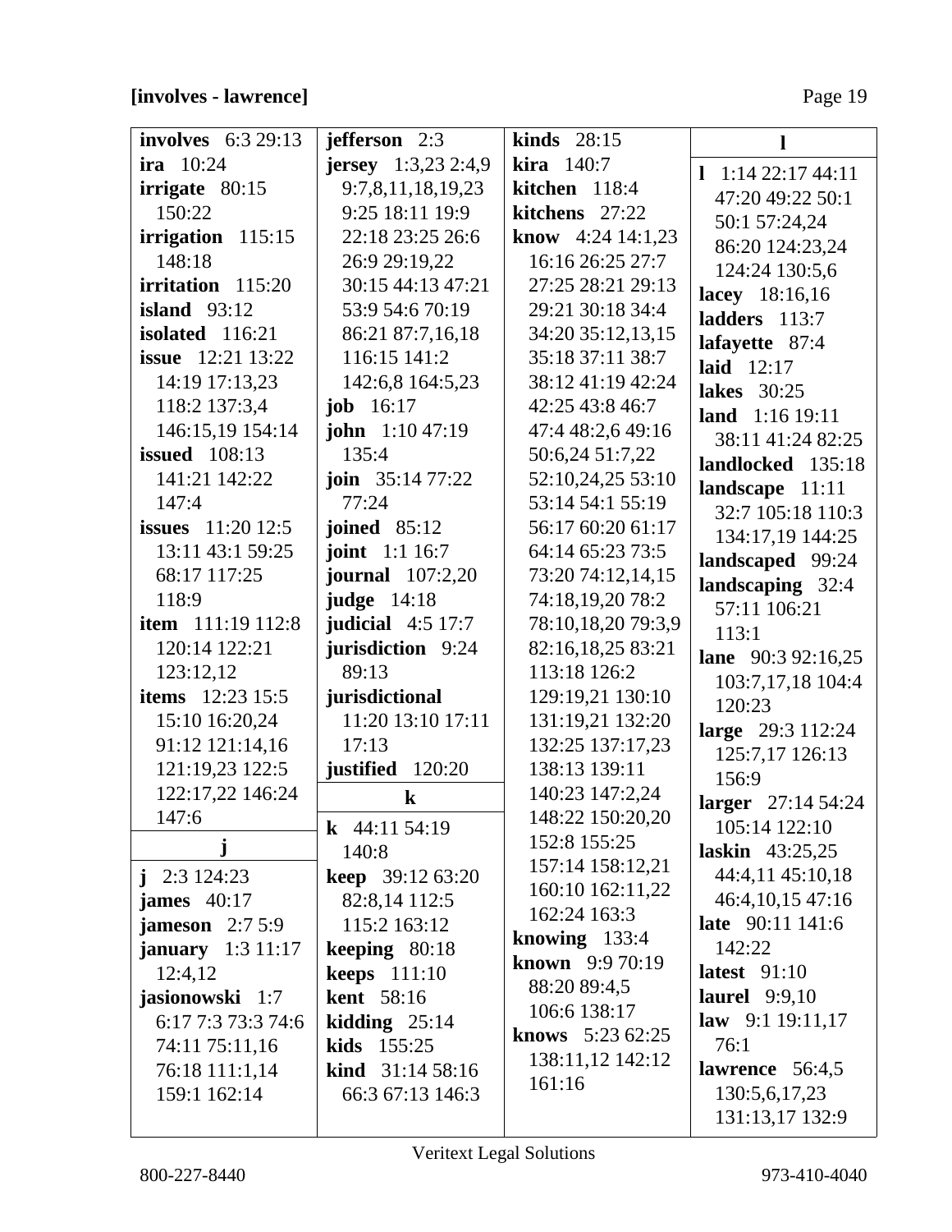**[involves - lawrence]**

**involves** 6:3 29:13
**ira** 10:24
**irrigate** 80:15 150:22
**irrigation** 115:15 148:18
**irritation** 115:20
**island** 93:12
**isolated** 116:21
**issue** 12:21 13:22 14:19 17:13,23 118:2 137:3,4 146:15,19 154:14
**issued** 108:13 141:21 142:22 147:4
**issues** 11:20 12:5 13:11 43:1 59:25 68:17 117:25 118:9
**item** 111:19 112:8 120:14 122:21 123:12,12
**items** 12:23 15:5 15:10 16:20,24 91:12 121:14,16 121:19,23 122:5 122:17,22 146:24 147:6

**j**

**j** 2:3 124:23
**james** 40:17
**jameson** 2:7 5:9
**january** 1:3 11:17 12:4,12
**jasionowski** 1:7 6:17 7:3 73:3 74:6 74:11 75:11,16 76:18 111:1,14 159:1 162:14
**jefferson** 2:3
**jersey** 1:3,23 2:4,9 9:7,8,11,18,19,23 9:25 18:11 19:9 22:18 23:25 26:6 26:9 29:19,22 30:15 44:13 47:21 53:9 54:6 70:19 86:21 87:7,16,18 116:15 141:2 142:6,8 164:5,23
**job** 16:17
**john** 1:10 47:19 135:4
**join** 35:14 77:22 77:24
**joined** 85:12
**joint** 1:1 16:7
**journal** 107:2,20
**judge** 14:18
**judicial** 4:5 17:7
**jurisdiction** 9:24 89:13
**jurisdictional** 11:20 13:10 17:11 17:13
**justified** 120:20

**k**

**k** 44:11 54:19 140:8
**keep** 39:12 63:20 82:8,14 112:5 115:2 163:12
**keeping** 80:18
**keeps** 111:10
**kent** 58:16
**kidding** 25:14
**kids** 155:25
**kind** 31:14 58:16 66:3 67:13 146:3
**kinds** 28:15
**kira** 140:7
**kitchen** 118:4
**kitchens** 27:22
**know** 4:24 14:1,23 16:16 26:25 27:7 27:25 28:21 29:13 29:21 30:18 34:4 34:20 35:12,13,15 35:18 37:11 38:7 38:12 41:19 42:24 42:25 43:8 46:7 47:4 48:2,6 49:16 50:6,24 51:7,22 52:10,24,25 53:10 53:14 54:1 55:19 56:17 60:20 61:17 64:14 65:23 73:5 73:20 74:12,14,15 74:18,19,20 78:2 78:10,18,20 79:3,9 82:16,18,25 83:21 113:18 126:2 129:19,21 130:10 131:19,21 132:20 132:25 137:17,23 138:13 139:11 140:23 147:2,24 148:22 150:20,20 152:8 155:25 157:14 158:12,21 160:10 162:11,22 162:24 163:3
**knowing** 133:4
**known** 9:9 70:19 88:20 89:4,5 106:6 138:17
**knows** 5:23 62:25 138:11,12 142:12 161:16

**l**

**l** 1:14 22:17 44:11 47:20 49:22 50:1 50:1 57:24,24 86:20 124:23,24 124:24 130:5,6
**lacey** 18:16,16
**ladders** 113:7
**lafayette** 87:4
**laid** 12:17
**lakes** 30:25
**land** 1:16 19:11 38:11 41:24 82:25
**landlocked** 135:18
**landscape** 11:11 32:7 105:18 110:3 134:17,19 144:25
**landscaped** 99:24
**landscaping** 32:4 57:11 106:21 113:1
**lane** 90:3 92:16,25 103:7,17,18 104:4 120:23
**large** 29:3 112:24 125:7,17 126:13 156:9
**larger** 27:14 54:24 105:14 122:10
**laskin** 43:25,25 44:4,11 45:10,18 46:4,10,15 47:16
**late** 90:11 141:6 142:22
**latest** 91:10
**laurel** 9:9,10
**law** 9:1 19:11,17 76:1
**lawrence** 56:4,5 130:5,6,17,23 131:13,17 132:9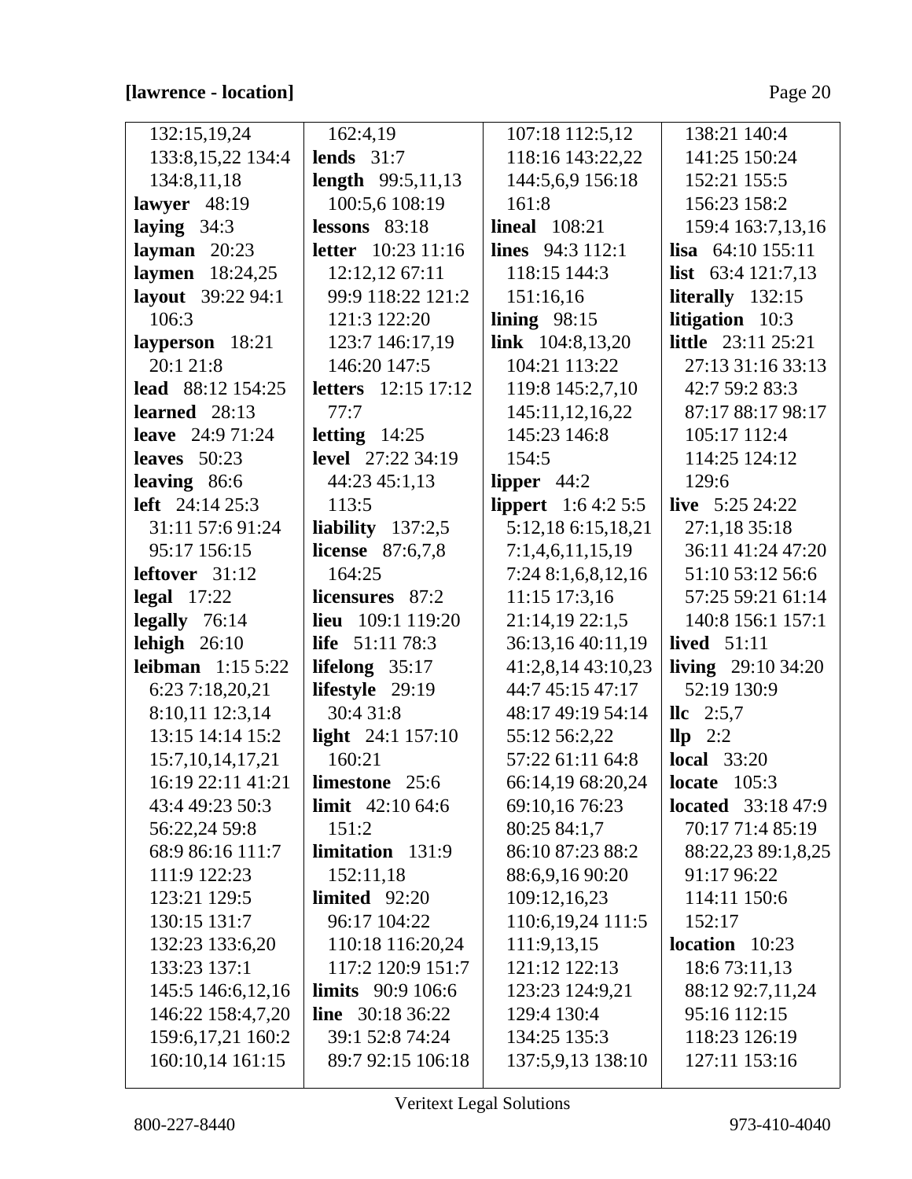**[lawrence - location]**

132:15,19,24
133:8,15,22 134:4
134:8,11,18
**lawyer** 48:19
**laying** 34:3
**layman** 20:23
**laymen** 18:24,25
**layout** 39:22 94:1
106:3
**layperson** 18:21
20:1 21:8
**lead** 88:12 154:25
**learned** 28:13
**leave** 24:9 71:24
**leaves** 50:23
**leaving** 86:6
**left** 24:14 25:3
31:11 57:6 91:24
95:17 156:15
**leftover** 31:12
**legal** 17:22
**legally** 76:14
**lehigh** 26:10
**leibman** 1:15 5:22
6:23 7:18,20,21
8:10,11 12:3,14
13:15 14:14 15:2
15:7,10,14,17,21
16:19 22:11 41:21
43:4 49:23 50:3
56:22,24 59:8
68:9 86:16 111:7
111:9 122:23
123:21 129:5
130:15 131:7
132:23 133:6,20
133:23 137:1
145:5 146:6,12,16
146:22 158:4,7,20
159:6,17,21 160:2
160:10,14 161:15

162:4,19
**lends** 31:7
**length** 99:5,11,13
100:5,6 108:19
**lessons** 83:18
**letter** 10:23 11:16
12:12,12 67:11
99:9 118:22 121:2
121:3 122:20
123:7 146:17,19
146:20 147:5
**letters** 12:15 17:12
77:7
**letting** 14:25
**level** 27:22 34:19
44:23 45:1,13
113:5
**liability** 137:2,5
**license** 87:6,7,8
164:25
**licensures** 87:2
**lieu** 109:1 119:20
**life** 51:11 78:3
**lifelong** 35:17
**lifestyle** 29:19
30:4 31:8
**light** 24:1 157:10
160:21
**limestone** 25:6
**limit** 42:10 64:6
151:2
**limitation** 131:9
152:11,18
**limited** 92:20
96:17 104:22
110:18 116:20,24
117:2 120:9 151:7
**limits** 90:9 106:6
**line** 30:18 36:22
39:1 52:8 74:24
89:7 92:15 106:18

107:18 112:5,12
118:16 143:22,22
144:5,6,9 156:18
161:8
**lineal** 108:21
**lines** 94:3 112:1
118:15 144:3
151:16,16
**lining** 98:15
**link** 104:8,13,20
104:21 113:22
119:8 145:2,7,10
145:11,12,16,22
145:23 146:8
154:5
**lipper** 44:2
**lippert** 1:6 4:2 5:5
5:12,18 6:15,18,21
7:1,4,6,11,15,19
7:24 8:1,6,8,12,16
11:15 17:3,16
21:14,19 22:1,5
36:13,16 40:11,19
41:2,8,14 43:10,23
44:7 45:15 47:17
48:17 49:19 54:14
55:12 56:2,22
57:22 61:11 64:8
66:14,19 68:20,24
69:10,16 76:23
80:25 84:1,7
86:10 87:23 88:2
88:6,9,16 90:20
109:12,16,23
110:6,19,24 111:5
111:9,13,15
121:12 122:13
123:23 124:9,21
129:4 130:4
134:25 135:3
137:5,9,13 138:10

138:21 140:4
141:25 150:24
152:21 155:5
156:23 158:2
159:4 163:7,13,16
**lisa** 64:10 155:11
**list** 63:4 121:7,13
**literally** 132:15
**litigation** 10:3
**little** 23:11 25:21
27:13 31:16 33:13
42:7 59:2 83:3
87:17 88:17 98:17
105:17 112:4
114:25 124:12
129:6
**live** 5:25 24:22
27:1,18 35:18
36:11 41:24 47:20
51:10 53:12 56:6
57:25 59:21 61:14
140:8 156:1 157:1
**lived** 51:11
**living** 29:10 34:20
52:19 130:9
**llc** 2:5,7
**llp** 2:2
**local** 33:20
**locate** 105:3
**located** 33:18 47:9
70:17 71:4 85:19
88:22,23 89:1,8,25
91:17 96:22
114:11 150:6
152:17
**location** 10:23
18:6 73:11,13
88:12 92:7,11,24
95:16 112:15
118:23 126:19
127:11 153:16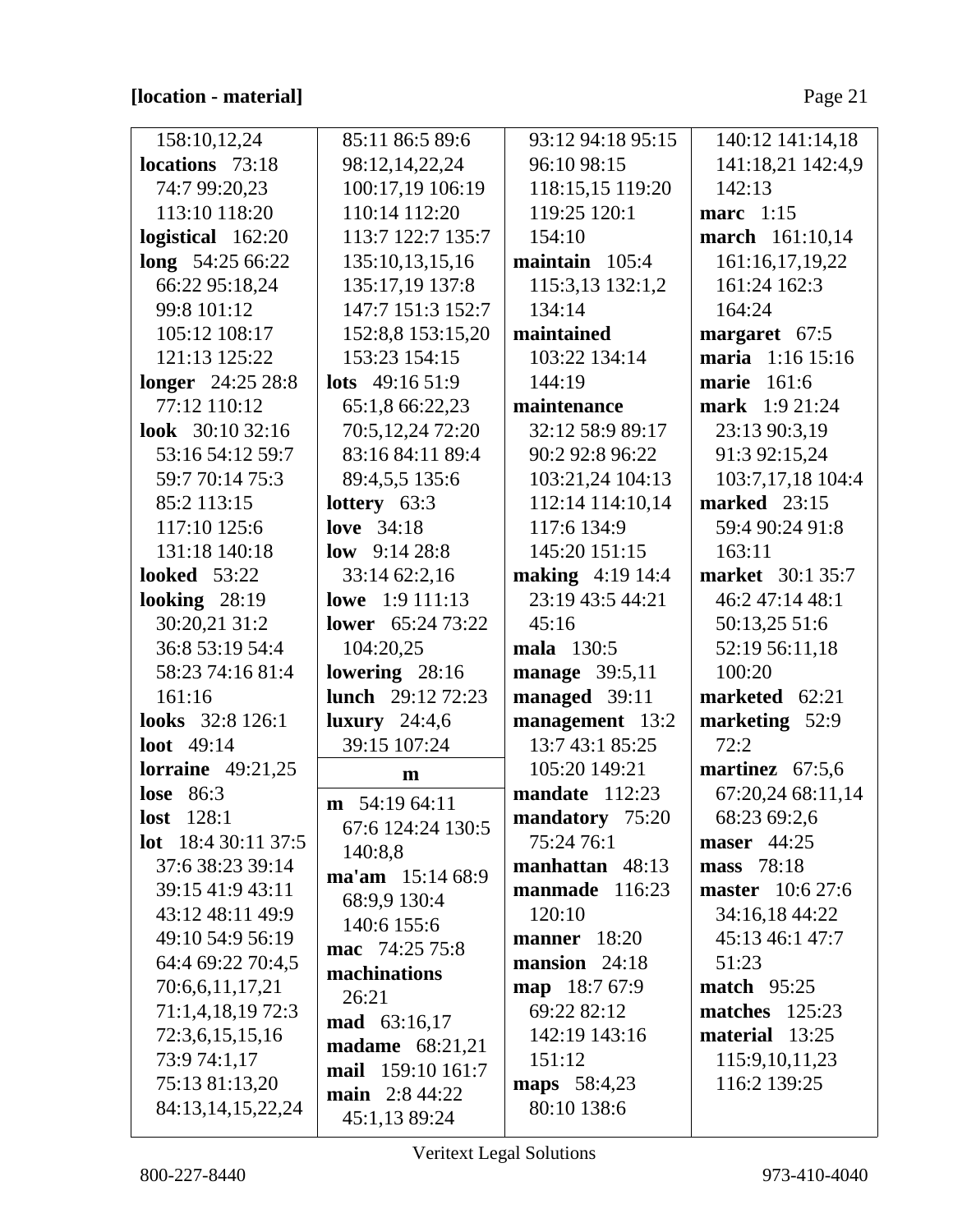**[location - material]**

158:10,12,24
**locations** 73:18 74:7 99:20,23 113:10 118:20
**logistical** 162:20
**long** 54:25 66:22 66:22 95:18,24 99:8 101:12 105:12 108:17 121:13 125:22
**longer** 24:25 28:8 77:12 110:12
**look** 30:10 32:16 53:16 54:12 59:7 59:7 70:14 75:3 85:2 113:15 117:10 125:6 131:18 140:18
**looked** 53:22
**looking** 28:19 30:20,21 31:2 36:8 53:19 54:4 58:23 74:16 81:4 161:16
**looks** 32:8 126:1
**loot** 49:14
**lorraine** 49:21,25
**lose** 86:3
**lost** 128:1
**lot** 18:4 30:11 37:5 37:6 38:23 39:14 39:15 41:9 43:11 43:12 48:11 49:9 49:10 54:9 56:19 64:4 69:22 70:4,5 70:6,6,11,17,21 71:1,4,18,19 72:3 72:3,6,15,15,16 73:9 74:1,17 75:13 81:13,20 84:13,14,15,22,24 85:11 86:5 89:6 98:12,14,22,24 100:17,19 106:19 110:14 112:20 113:7 122:7 135:7 135:10,13,15,16 135:17,19 137:8 147:7 151:3 152:7 152:8,8 153:15,20 153:23 154:15
**lots** 49:16 51:9 65:1,8 66:22,23 70:5,12,24 72:20 83:16 84:11 89:4 89:4,5,5 135:6
**lottery** 63:3
**love** 34:18
**low** 9:14 28:8 33:14 62:2,16
**lowe** 1:9 111:13
**lower** 65:24 73:22 104:20,25
**lowering** 28:16
**lunch** 29:12 72:23
**luxury** 24:4,6 39:15 107:24

**m**

**m** 54:19 64:11 67:6 124:24 130:5 140:8,8
**ma'am** 15:14 68:9 68:9,9 130:4 140:6 155:6
**mac** 74:25 75:8
**machinations** 26:21
**mad** 63:16,17
**madame** 68:21,21
**mail** 159:10 161:7
**main** 2:8 44:22 45:1,13 89:24 93:12 94:18 95:15 96:10 98:15 118:15,15 119:20 119:25 120:1 154:10
**maintain** 105:4 115:3,13 132:1,2 134:14
**maintained** 103:22 134:14 144:19
**maintenance** 32:12 58:9 89:17 90:2 92:8 96:22 103:21,24 104:13 112:14 114:10,14 117:6 134:9 145:20 151:15
**making** 4:19 14:4 23:19 43:5 44:21 45:16
**mala** 130:5
**manage** 39:5,11
**managed** 39:11
**management** 13:2 13:7 43:1 85:25 105:20 149:21
**mandate** 112:23
**mandatory** 75:20 75:24 76:1
**manhattan** 48:13
**manmade** 116:23 120:10
**manner** 18:20
**mansion** 24:18
**map** 18:7 67:9 69:22 82:12 142:19 143:16 151:12
**maps** 58:4,23 80:10 138:6
140:12 141:14,18 141:18,21 142:4,9 142:13
**marc** 1:15
**march** 161:10,14 161:16,17,19,22 161:24 162:3 164:24
**margaret** 67:5
**maria** 1:16 15:16
**marie** 161:6
**mark** 1:9 21:24 23:13 90:3,19 91:3 92:15,24 103:7,17,18 104:4
**marked** 23:15 59:4 90:24 91:8 163:11
**market** 30:1 35:7 46:2 47:14 48:1 50:13,25 51:6 52:19 56:11,18 100:20
**marketed** 62:21
**marketing** 52:9 72:2
**martinez** 67:5,6 67:20,24 68:11,14 68:23 69:2,6
**maser** 44:25
**mass** 78:18
**master** 10:6 27:6 34:16,18 44:22 45:13 46:1 47:7 51:23
**match** 95:25
**matches** 125:23
**material** 13:25 115:9,10,11,23 116:2 139:25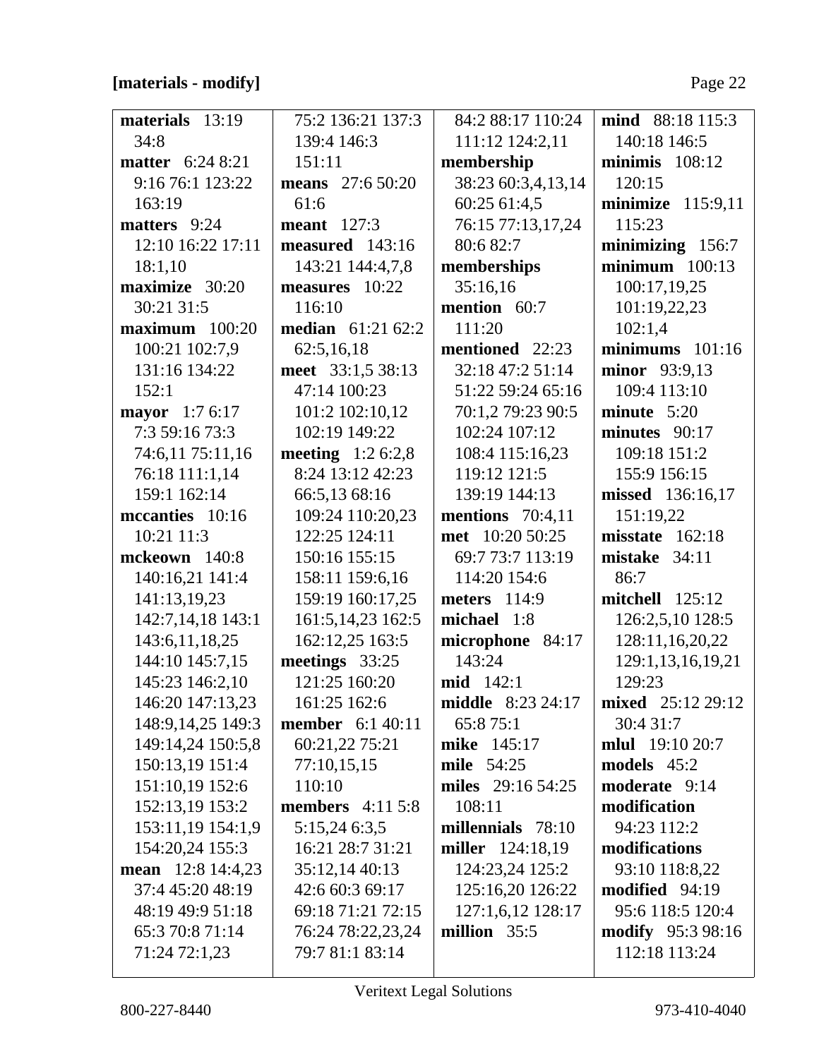**[materials - modify]**

**materials** 13:19 34:8
**matter** 6:24 8:21 9:16 76:1 123:22 163:19
**matters** 9:24 12:10 16:22 17:11 18:1,10
**maximize** 30:20 30:21 31:5
**maximum** 100:20 100:21 102:7,9 131:16 134:22 152:1
**mayor** 1:7 6:17 7:3 59:16 73:3 74:6,11 75:11,16 76:18 111:1,14 159:1 162:14
**mccanties** 10:16 10:21 11:3
**mckeown** 140:8 140:16,21 141:4 141:13,19,23 142:7,14,18 143:1 143:6,11,18,25 144:10 145:7,15 145:23 146:2,10 146:20 147:13,23 148:9,14,25 149:3 149:14,24 150:5,8 150:13,19 151:4 151:10,19 152:6 152:13,19 153:2 153:11,19 154:1,9 154:20,24 155:3
**mean** 12:8 14:4,23 37:4 45:20 48:19 48:19 49:9 51:18 65:3 70:8 71:14 71:24 72:1,23 75:2 136:21 137:3 139:4 146:3 151:11
**means** 27:6 50:20 61:6
**meant** 127:3
**measured** 143:16 143:21 144:4,7,8
**measures** 10:22 116:10
**median** 61:21 62:2 62:5,16,18
**meet** 33:1,5 38:13 47:14 100:23 101:2 102:10,12 102:19 149:22
**meeting** 1:2 6:2,8 8:24 13:12 42:23 66:5,13 68:16 109:24 110:20,23 122:25 124:11 150:16 155:15 158:11 159:6,16 159:19 160:17,25 161:5,14,23 162:5 162:12,25 163:5
**meetings** 33:25 121:25 160:20 161:25 162:6
**member** 6:1 40:11 60:21,22 75:21 77:10,15,15 110:10
**members** 4:11 5:8 5:15,24 6:3,5 16:21 28:7 31:21 35:12,14 40:13 42:6 60:3 69:17 69:18 71:21 72:15 76:24 78:22,23,24 79:7 81:1 83:14 84:2 88:17 110:24 111:12 124:2,11
**membership** 38:23 60:3,4,13,14 60:25 61:4,5 76:15 77:13,17,24 80:6 82:7
**memberships** 35:16,16
**mention** 60:7 111:20
**mentioned** 22:23 32:18 47:2 51:14 51:22 59:24 65:16 70:1,2 79:23 90:5 102:24 107:12 108:4 115:16,23 119:12 121:5 139:19 144:13
**mentions** 70:4,11
**met** 10:20 50:25 69:7 73:7 113:19 114:20 154:6
**meters** 114:9
**michael** 1:8
**microphone** 84:17 143:24
**mid** 142:1
**middle** 8:23 24:17 65:8 75:1
**mike** 145:17
**mile** 54:25
**miles** 29:16 54:25 108:11
**millennials** 78:10
**miller** 124:18,19 124:23,24 125:2 125:16,20 126:22 127:1,6,12 128:17
**million** 35:5
**mind** 88:18 115:3 140:18 146:5
**minimis** 108:12 120:15
**minimize** 115:9,11 115:23
**minimizing** 156:7
**minimum** 100:13 100:17,19,25 101:19,22,23 102:1,4
**minimums** 101:16
**minor** 93:9,13 109:4 113:10
**minute** 5:20
**minutes** 90:17 109:18 151:2 155:9 156:15
**missed** 136:16,17 151:19,22
**misstate** 162:18
**mistake** 34:11 86:7
**mitchell** 125:12 126:2,5,10 128:5 128:11,16,20,22 129:1,13,16,19,21 129:23
**mixed** 25:12 29:12 30:4 31:7
**mlul** 19:10 20:7
**models** 45:2
**moderate** 9:14
**modification** 94:23 112:2
**modifications** 93:10 118:8,22
**modified** 94:19 95:6 118:5 120:4
**modify** 95:3 98:16 112:18 113:24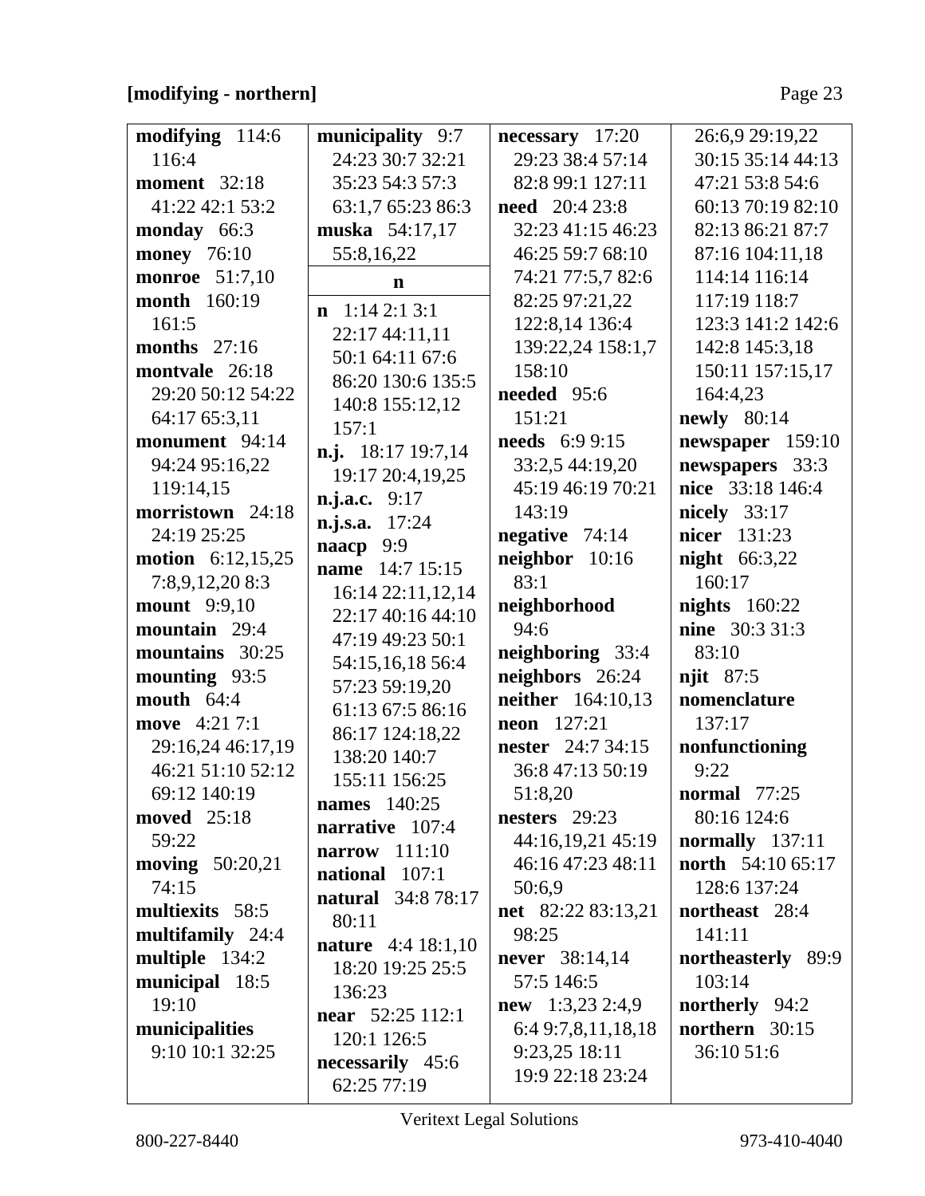**[modifying - northern]**

**modifying** 114:6 116:4
**moment** 32:18 41:22 42:1 53:2
**monday** 66:3
**money** 76:10
**monroe** 51:7,10
**month** 160:19 161:5
**months** 27:16
**montvale** 26:18 29:20 50:12 54:22 64:17 65:3,11
**monument** 94:14 94:24 95:16,22 119:14,15
**morristown** 24:18 24:19 25:25
**motion** 6:12,15,25 7:8,9,12,20 8:3
**mount** 9:9,10
**mountain** 29:4
**mountains** 30:25
**mounting** 93:5
**mouth** 64:4
**move** 4:21 7:1 29:16,24 46:17,19 46:21 51:10 52:12 69:12 140:19
**moved** 25:18 59:22
**moving** 50:20,21 74:15
**multiexits** 58:5
**multifamily** 24:4
**multiple** 134:2
**municipal** 18:5 19:10
**municipalities** 9:10 10:1 32:25
**municipality** 9:7 24:23 30:7 32:21 35:23 54:3 57:3 63:1,7 65:23 86:3
**muska** 54:17,17 55:8,16,22

**n**

**n** 1:14 2:1 3:1 22:17 44:11,11 50:1 64:11 67:6 86:20 130:6 135:5 140:8 155:12,12 157:1
**n.j.** 18:17 19:7,14 19:17 20:4,19,25
**n.j.a.c.** 9:17
**n.j.s.a.** 17:24
**naacp** 9:9
**name** 14:7 15:15 16:14 22:11,12,14 22:17 40:16 44:10 47:19 49:23 50:1 54:15,16,18 56:4 57:23 59:19,20 61:13 67:5 86:16 86:17 124:18,22 138:20 140:7 155:11 156:25
**names** 140:25
**narrative** 107:4
**narrow** 111:10
**national** 107:1
**natural** 34:8 78:17 80:11
**nature** 4:4 18:1,10 18:20 19:25 25:5 136:23
**near** 52:25 112:1 120:1 126:5
**necessarily** 45:6 62:25 77:19
**necessary** 17:20 29:23 38:4 57:14 82:8 99:1 127:11
**need** 20:4 23:8 32:23 41:15 46:23 46:25 59:7 68:10 74:21 77:5,7 82:6 82:25 97:21,22 122:8,14 136:4 139:22,24 158:1,7 158:10
**needed** 95:6 151:21
**needs** 6:9 9:15 33:2,5 44:19,20 45:19 46:19 70:21 143:19
**negative** 74:14
**neighbor** 10:16 83:1
**neighborhood** 94:6
**neighboring** 33:4
**neighbors** 26:24
**neither** 164:10,13
**neon** 127:21
**nester** 24:7 34:15 36:8 47:13 50:19 51:8,20
**nesters** 29:23 44:16,19,21 45:19 46:16 47:23 48:11 50:6,9
**net** 82:22 83:13,21 98:25
**never** 38:14,14 57:5 146:5
**new** 1:3,23 2:4,9 6:4 9:7,8,11,18,18 9:23,25 18:11 19:9 22:18 23:24 26:6,9 29:19,22 30:15 35:14 44:13 47:21 53:8 54:6 60:13 70:19 82:10 82:13 86:21 87:7 87:16 104:11,18 114:14 116:14 117:19 118:7 123:3 141:2 142:6 142:8 145:3,18 150:11 157:15,17 164:4,23
**newly** 80:14
**newspaper** 159:10
**newspapers** 33:3
**nice** 33:18 146:4
**nicely** 33:17
**nicer** 131:23
**night** 66:3,22 160:17
**nights** 160:22
**nine** 30:3 31:3 83:10
**njit** 87:5
**nomenclature** 137:17
**nonfunctioning** 9:22
**normal** 77:25 80:16 124:6
**normally** 137:11
**north** 54:10 65:17 128:6 137:24
**northeast** 28:4 141:11
**northeasterly** 89:9 103:14
**northerly** 94:2
**northern** 30:15 36:10 51:6

Veritext Legal Solutions

800-227-8440 973-410-4040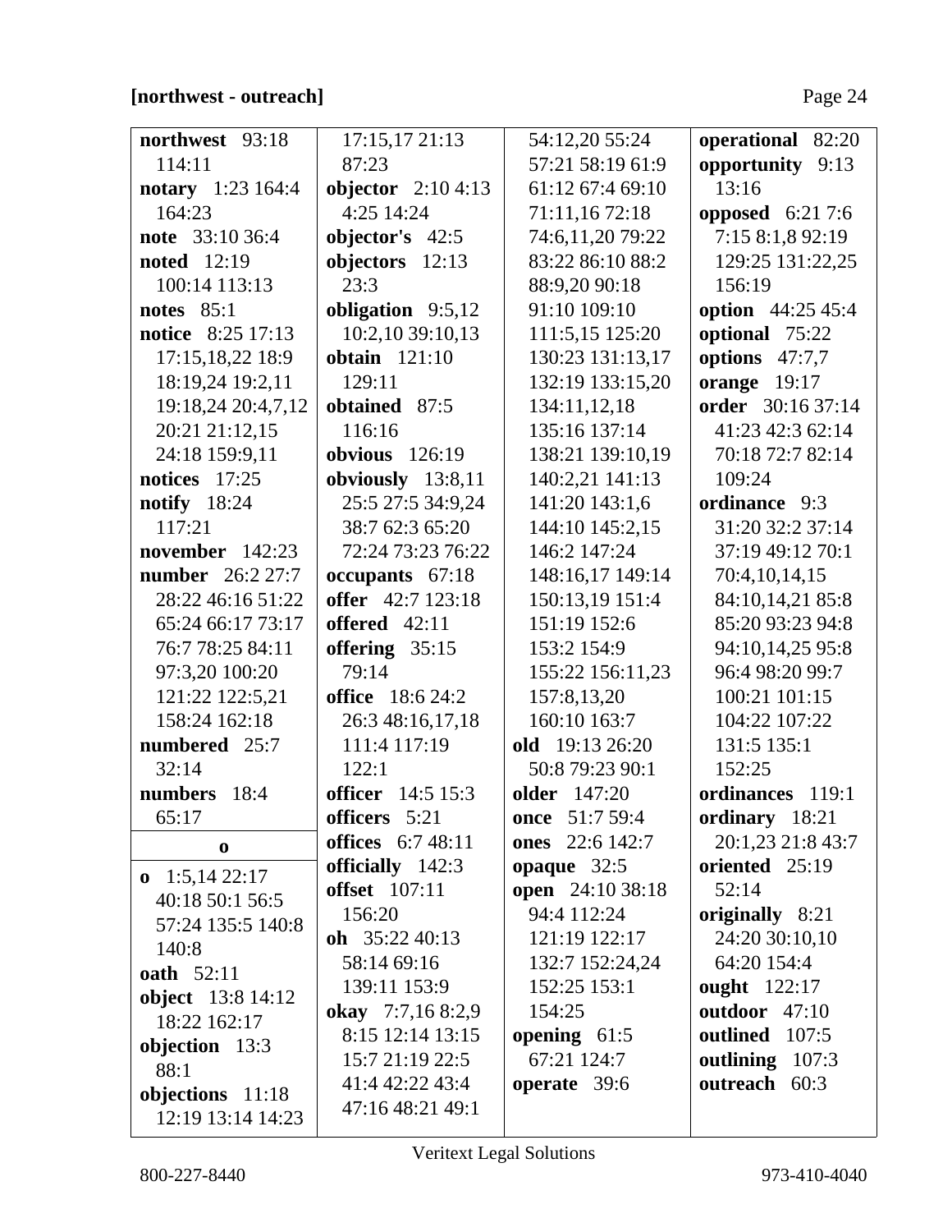**[northwest - outreach]**

**northwest** 93:18 114:11
**notary** 1:23 164:4 164:23
**note** 33:10 36:4
**noted** 12:19 100:14 113:13
**notes** 85:1
**notice** 8:25 17:13 17:15,18,22 18:9 18:19,24 19:2,11 19:18,24 20:4,7,12 20:21 21:12,15 24:18 159:9,11
**notices** 17:25
**notify** 18:24 117:21
**november** 142:23
**number** 26:2 27:7 28:22 46:16 51:22 65:24 66:17 73:17 76:7 78:25 84:11 97:3,20 100:20 121:22 122:5,21 158:24 162:18
**numbered** 25:7 32:14
**numbers** 18:4 65:17

**o**

**o** 1:5,14 22:17 40:18 50:1 56:5 57:24 135:5 140:8 140:8
**oath** 52:11
**object** 13:8 14:12 18:22 162:17
**objection** 13:3 88:1
**objections** 11:18 12:19 13:14 14:23 17:15,17 21:13 87:23
**objector** 2:10 4:13 4:25 14:24
**objector's** 42:5
**objectors** 12:13 23:3
**obligation** 9:5,12 10:2,10 39:10,13
**obtain** 121:10 129:11
**obtained** 87:5 116:16
**obvious** 126:19
**obviously** 13:8,11 25:5 27:5 34:9,24 38:7 62:3 65:20 72:24 73:23 76:22
**occupants** 67:18
**offer** 42:7 123:18
**offered** 42:11
**offering** 35:15 79:14
**office** 18:6 24:2 26:3 48:16,17,18 111:4 117:19 122:1
**officer** 14:5 15:3
**officers** 5:21
**offices** 6:7 48:11
**officially** 142:3
**offset** 107:11 156:20
**oh** 35:22 40:13 58:14 69:16 139:11 153:9
**okay** 7:7,16 8:2,9 8:15 12:14 13:15 15:7 21:19 22:5 41:4 42:22 43:4 47:16 48:21 49:1 54:12,20 55:24 57:21 58:19 61:9 61:12 67:4 69:10 71:11,16 72:18 74:6,11,20 79:22 83:22 86:10 88:2 88:9,20 90:18 91:10 109:10 111:5,15 125:20 130:23 131:13,17 132:19 133:15,20 134:11,12,18 135:16 137:14 138:21 139:10,19 140:2,21 141:13 141:20 143:1,6 144:10 145:2,15 146:2 147:24 148:16,17 149:14 150:13,19 151:4 151:19 152:6 153:2 154:9 155:22 156:11,23 157:8,13,20 160:10 163:7
**old** 19:13 26:20 50:8 79:23 90:1
**older** 147:20
**once** 51:7 59:4
**ones** 22:6 142:7
**opaque** 32:5
**open** 24:10 38:18 94:4 112:24 121:19 122:17 132:7 152:24,24 152:25 153:1 154:25
**opening** 61:5 67:21 124:7
**operate** 39:6
**operational** 82:20
**opportunity** 9:13 13:16
**opposed** 6:21 7:6 7:15 8:1,8 92:19 129:25 131:22,25 156:19
**option** 44:25 45:4
**optional** 75:22
**options** 47:7,7
**orange** 19:17
**order** 30:16 37:14 41:23 42:3 62:14 70:18 72:7 82:14 109:24
**ordinance** 9:3 31:20 32:2 37:14 37:19 49:12 70:1 70:4,10,14,15 84:10,14,21 85:8 85:20 93:23 94:8 94:10,14,25 95:8 96:4 98:20 99:7 100:21 101:15 104:22 107:22 131:5 135:1 152:25
**ordinances** 119:1
**ordinary** 18:21 20:1,23 21:8 43:7
**oriented** 25:19 52:14
**originally** 8:21 24:20 30:10,10 64:20 154:4
**ought** 122:17
**outdoor** 47:10
**outlined** 107:5
**outlining** 107:3
**outreach** 60:3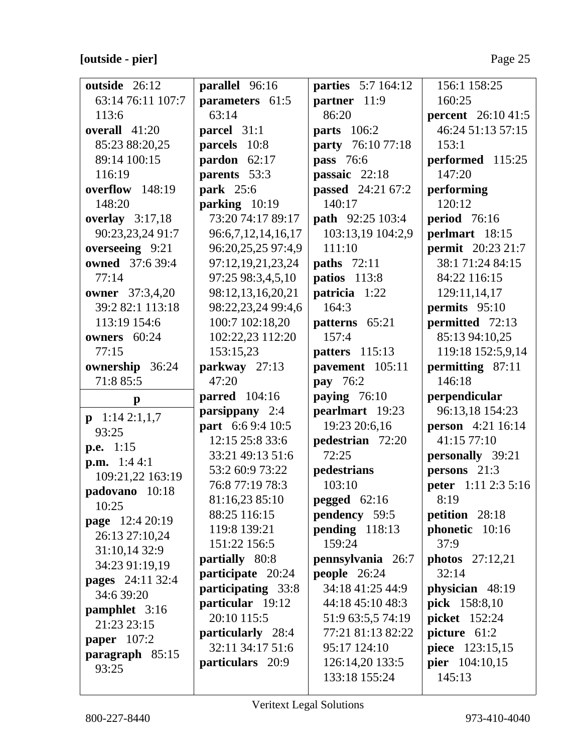**[outside - pier]**

**outside** 26:12 63:14 76:11 107:7 113:6
**overall** 41:20 85:23 88:20,25 89:14 100:15 116:19
**overflow** 148:19 148:20
**overlay** 3:17,18 90:23,23,24 91:7
**overseeing** 9:21
**owned** 37:6 39:4 77:14
**owner** 37:3,4,20 39:2 82:1 113:18 113:19 154:6
**owners** 60:24 77:15
**ownership** 36:24 71:8 85:5

**p**

**p** 1:14 2:1,1,7 93:25
**p.e.** 1:15
**p.m.** 1:4 4:1 109:21,22 163:19
**padovano** 10:18 10:25
**page** 12:4 20:19 26:13 27:10,24 31:10,14 32:9 34:23 91:19,19
**pages** 24:11 32:4 34:6 39:20
**pamphlet** 3:16 21:23 23:15
**paper** 107:2
**paragraph** 85:15 93:25
**parallel** 96:16
**parameters** 61:5 63:14
**parcel** 31:1
**parcels** 10:8
**pardon** 62:17
**parents** 53:3
**park** 25:6
**parking** 10:19 73:20 74:17 89:17 96:6,7,12,14,16,17 96:20,25,25 97:4,9 97:12,19,21,23,24 97:25 98:3,4,5,10 98:12,13,16,20,21 98:22,23,24 99:4,6 100:7 102:18,20 102:22,23 112:20 153:15,23
**parkway** 27:13 47:20
**parred** 104:16
**parsippany** 2:4
**part** 6:6 9:4 10:5 12:15 25:8 33:6 33:21 49:13 51:6 53:2 60:9 73:22 76:8 77:19 78:3 81:16,23 85:10 88:25 116:15 119:8 139:21 151:22 156:5
**partially** 80:8
**participate** 20:24
**participating** 33:8
**particular** 19:12 20:10 115:5
**particularly** 28:4 32:11 34:17 51:6
**particulars** 20:9
**parties** 5:7 164:12
**partner** 11:9 86:20
**parts** 106:2
**party** 76:10 77:18
**pass** 76:6
**passaic** 22:18
**passed** 24:21 67:2 140:17
**path** 92:25 103:4 103:13,19 104:2,9 111:10
**paths** 72:11
**patios** 113:8
**patricia** 1:22 164:3
**patterns** 65:21 157:4
**patters** 115:13
**pavement** 105:11
**pay** 76:2
**paying** 76:10
**pearlmart** 19:23 19:23 20:6,16
**pedestrian** 72:20 72:25
**pedestrians** 103:10
**pegged** 62:16
**pendency** 59:5
**pending** 118:13 159:24
**pennsylvania** 26:7
**people** 26:24 34:18 41:25 44:9 44:18 45:10 48:3 51:9 63:5,5 74:19 77:21 81:13 82:22 95:17 124:10 126:14,20 133:5 133:18 155:24 156:1 158:25 160:25
**percent** 26:10 41:5 46:24 51:13 57:15 153:1
**performed** 115:25 147:20
**performing** 120:12
**period** 76:16
**perlmart** 18:15
**permit** 20:23 21:7 38:1 71:24 84:15 84:22 116:15 129:11,14,17
**permits** 95:10
**permitted** 72:13 85:13 94:10,25 119:18 152:5,9,14
**permitting** 87:11 146:18
**perpendicular** 96:13,18 154:23
**person** 4:21 16:14 41:15 77:10
**personally** 39:21
**persons** 21:3
**peter** 1:11 2:3 5:16 8:19
**petition** 28:18
**phonetic** 10:16 37:9
**photos** 27:12,21 32:14
**physician** 48:19
**pick** 158:8,10
**picket** 152:24
**picture** 61:2
**piece** 123:15,15
**pier** 104:10,15 145:13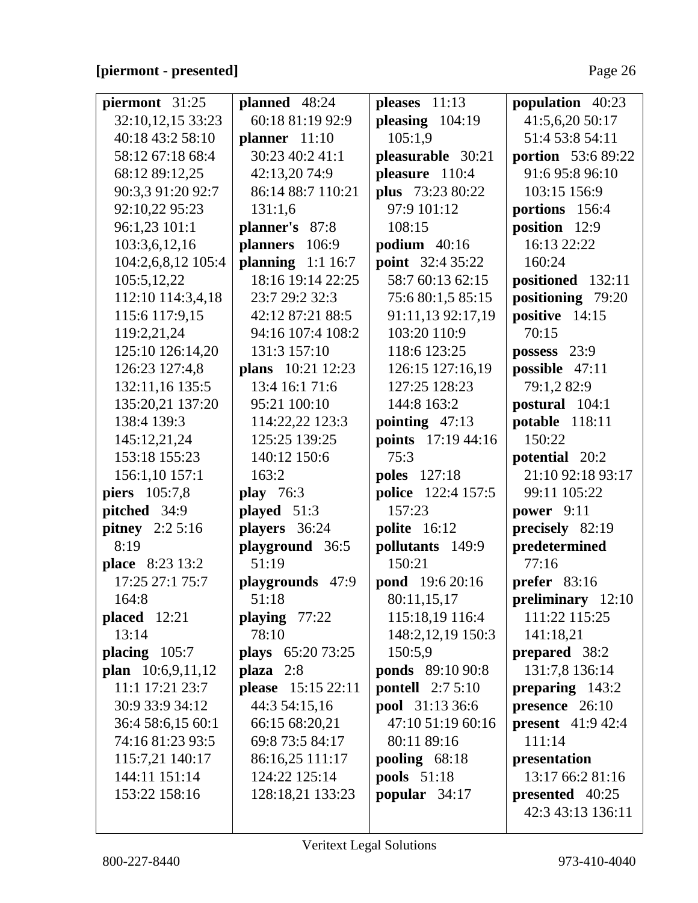**[piermont - presented]**

**piermont** 31:25 32:10,12,15 33:23 40:18 43:2 58:10 58:12 67:18 68:4 68:12 89:12,25 90:3,3 91:20 92:7 92:10,22 95:23 96:1,23 101:1 103:3,6,12,16 104:2,6,8,12 105:4 105:5,12,22 112:10 114:3,4,18 115:6 117:9,15 119:2,21,24 125:10 126:14,20 126:23 127:4,8 132:11,16 135:5 135:20,21 137:20 138:4 139:3 145:12,21,24 153:18 155:23 156:1,10 157:1
**piers** 105:7,8
**pitched** 34:9
**pitney** 2:2 5:16 8:19
**place** 8:23 13:2 17:25 27:1 75:7 164:8
**placed** 12:21 13:14
**placing** 105:7
**plan** 10:6,9,11,12 11:1 17:21 23:7 30:9 33:9 34:12 36:4 58:6,15 60:1 74:16 81:23 93:5 115:7,21 140:17 144:11 151:14 153:22 158:16

**planned** 48:24 60:18 81:19 92:9
**planner** 11:10 30:23 40:2 41:1 42:13,20 74:9 86:14 88:7 110:21 131:1,6
**planner's** 87:8
**planners** 106:9
**planning** 1:1 16:7 18:16 19:14 22:25 23:7 29:2 32:3 42:12 87:21 88:5 94:16 107:4 108:2 131:3 157:10
**plans** 10:21 12:23 13:4 16:1 71:6 95:21 100:10 114:22,22 123:3 125:25 139:25 140:12 150:6 163:2
**play** 76:3
**played** 51:3
**players** 36:24
**playground** 36:5 51:19
**playgrounds** 47:9 51:18
**playing** 77:22 78:10
**plays** 65:20 73:25
**plaza** 2:8
**please** 15:15 22:11 44:3 54:15,16 66:15 68:20,21 69:8 73:5 84:17 86:16,25 111:17 124:22 125:14 128:18,21 133:23

**pleases** 11:13
**pleasing** 104:19 105:1,9
**pleasurable** 30:21
**pleasure** 110:4
**plus** 73:23 80:22 97:9 101:12 108:15
**podium** 40:16
**point** 32:4 35:22 58:7 60:13 62:15 75:6 80:1,5 85:15 91:11,13 92:17,19 103:20 110:9 118:6 123:25 126:15 127:16,19 127:25 128:23 144:8 163:2
**pointing** 47:13
**points** 17:19 44:16 75:3
**poles** 127:18
**police** 122:4 157:5 157:23
**polite** 16:12
**pollutants** 149:9 150:21
**pond** 19:6 20:16 80:11,15,17 115:18,19 116:4 148:2,12,19 150:3 150:5,9
**ponds** 89:10 90:8
**pontell** 2:7 5:10
**pool** 31:13 36:6 47:10 51:19 60:16 80:11 89:16
**pooling** 68:18
**pools** 51:18
**popular** 34:17

**population** 40:23 41:5,6,20 50:17 51:4 53:8 54:11
**portion** 53:6 89:22 91:6 95:8 96:10 103:15 156:9
**portions** 156:4
**position** 12:9 16:13 22:22 160:24
**positioned** 132:11
**positioning** 79:20
**positive** 14:15 70:15
**possess** 23:9
**possible** 47:11 79:1,2 82:9
**postural** 104:1
**potable** 118:11 150:22
**potential** 20:2 21:10 92:18 93:17 99:11 105:22
**power** 9:11
**precisely** 82:19
**predetermined** 77:16
**prefer** 83:16
**preliminary** 12:10 111:22 115:25 141:18,21
**prepared** 38:2 131:7,8 136:14
**preparing** 143:2
**presence** 26:10
**present** 41:9 42:4 111:14
**presentation** 13:17 66:2 81:16
**presented** 40:25 42:3 43:13 136:11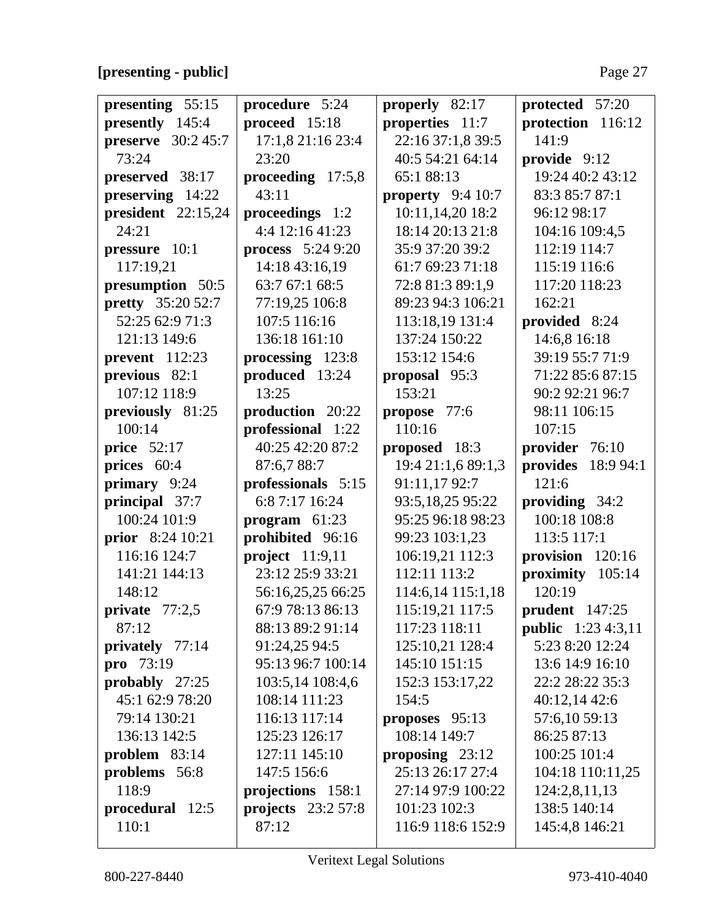**[presenting - public]**

**presenting** 55:15
**presently** 145:4
**preserve** 30:2 45:7 73:24
**preserved** 38:17
**preserving** 14:22
**president** 22:15,24 24:21
**pressure** 10:1 117:19,21
**presumption** 50:5
**pretty** 35:20 52:7 52:25 62:9 71:3 121:13 149:6
**prevent** 112:23
**previous** 82:1 107:12 118:9
**previously** 81:25 100:14
**price** 52:17
**prices** 60:4
**primary** 9:24
**principal** 37:7 100:24 101:9
**prior** 8:24 10:21 116:16 124:7 141:21 144:13 148:12
**private** 77:2,5 87:12
**privately** 77:14
**pro** 73:19
**probably** 27:25 45:1 62:9 78:20 79:14 130:21 136:13 142:5
**problem** 83:14
**problems** 56:8 118:9
**procedural** 12:5 110:1
**procedure** 5:24
**proceed** 15:18 17:1,8 21:16 23:4 23:20
**proceeding** 17:5,8 43:11
**proceedings** 1:2 4:4 12:16 41:23
**process** 5:24 9:20 14:18 43:16,19 63:7 67:1 68:5 77:19,25 106:8 107:5 116:16 136:18 161:10
**processing** 123:8
**produced** 13:24 13:25
**production** 20:22
**professional** 1:22 40:25 42:20 87:2 87:6,7 88:7
**professionals** 5:15 6:8 7:17 16:24
**program** 61:23
**prohibited** 96:16
**project** 11:9,11 23:12 25:9 33:21 56:16,25,25 66:25 67:9 78:13 86:13 88:13 89:2 91:14 91:24,25 94:5 95:13 96:7 100:14 103:5,14 108:4,6 108:14 111:23 116:13 117:14 125:23 126:17 127:11 145:10 147:5 156:6
**projections** 158:1
**projects** 23:2 57:8 87:12
**properly** 82:17
**properties** 11:7 22:16 37:1,8 39:5 40:5 54:21 64:14 65:1 88:13
**property** 9:4 10:7 10:11,14,20 18:2 18:14 20:13 21:8 35:9 37:20 39:2 61:7 69:23 71:18 72:8 81:3 89:1,9 89:23 94:3 106:21 113:18,19 131:4 137:24 150:22 153:12 154:6
**proposal** 95:3 153:21
**propose** 77:6 110:16
**proposed** 18:3 19:4 21:1,6 89:1,3 91:11,17 92:7 93:5,18,25 95:22 95:25 96:18 98:23 99:23 103:1,23 106:19,21 112:3 112:11 113:2 114:6,14 115:1,18 115:19,21 117:5 117:23 118:11 125:10,21 128:4 145:10 151:15 152:3 153:17,22 154:5
**proposes** 95:13 108:14 149:7
**proposing** 23:12 25:13 26:17 27:4 27:14 97:9 100:22 101:23 102:3 116:9 118:6 152:9
**protected** 57:20
**protection** 116:12 141:9
**provide** 9:12 19:24 40:2 43:12 83:3 85:7 87:1 96:12 98:17 104:16 109:4,5 112:19 114:7 115:19 116:6 117:20 118:23 162:21
**provided** 8:24 14:6,8 16:18 39:19 55:7 71:9 71:22 85:6 87:15 90:2 92:21 96:7 98:11 106:15 107:15
**provider** 76:10
**provides** 18:9 94:1 121:6
**providing** 34:2 100:18 108:8 113:5 117:1
**provision** 120:16
**proximity** 105:14 120:19
**prudent** 147:25
**public** 1:23 4:3,11 5:23 8:20 12:24 13:6 14:9 16:10 22:2 28:22 35:3 40:12,14 42:6 57:6,10 59:13 86:25 87:13 100:25 101:4 104:18 110:11,25 124:2,8,11,13 138:5 140:14 145:4,8 146:21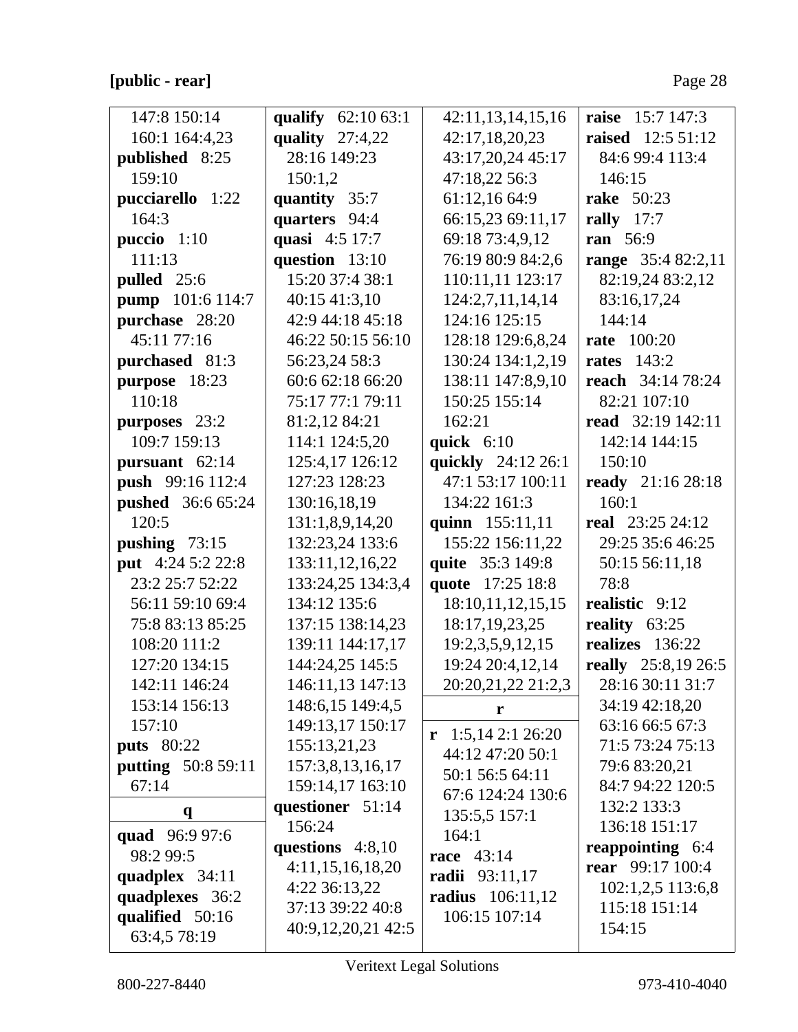**[public - rear]**

147:8 150:14 160:1 164:4,23
**published** 8:25 159:10
**pucciarello** 1:22 164:3
**puccio** 1:10 111:13
**pulled** 25:6
**pump** 101:6 114:7
**purchase** 28:20 45:11 77:16
**purchased** 81:3
**purpose** 18:23 110:18
**purposes** 23:2 109:7 159:13
**pursuant** 62:14
**push** 99:16 112:4
**pushed** 36:6 65:24 120:5
**pushing** 73:15
**put** 4:24 5:2 22:8 23:2 25:7 52:22 56:11 59:10 69:4 75:8 83:13 85:25 108:20 111:2 127:20 134:15 142:11 146:24 153:14 156:13 157:10
**puts** 80:22
**putting** 50:8 59:11 67:14

**q**

**quad** 96:9 97:6 98:2 99:5
**quadplex** 34:11
**quadplexes** 36:2
**qualified** 50:16 63:4,5 78:19
**qualify** 62:10 63:1
**quality** 27:4,22 28:16 149:23 150:1,2
**quantity** 35:7
**quarters** 94:4
**quasi** 4:5 17:7
**question** 13:10 15:20 37:4 38:1 40:15 41:3,10 42:9 44:18 45:18 46:22 50:15 56:10 56:23,24 58:3 60:6 62:18 66:20 75:17 77:1 79:11 81:2,12 84:21 114:1 124:5,20 125:4,17 126:12 127:23 128:23 130:16,18,19 131:1,8,9,14,20 132:23,24 133:6 133:11,12,16,22 133:24,25 134:3,4 134:12 135:6 137:15 138:14,23 139:11 144:17,17 144:24,25 145:5 146:11,13 147:13 148:6,15 149:4,5 149:13,17 150:17 155:13,21,23 157:3,8,13,16,17 159:14,17 163:10
**questioner** 51:14 156:24
**questions** 4:8,10 4:11,15,16,18,20 4:22 36:13,22 37:13 39:22 40:8 40:9,12,20,21 42:5 42:11,13,14,15,16 42:17,18,20,23 43:17,20,24 45:17 47:18,22 56:3 61:12,16 64:9 66:15,23 69:11,17 69:18 73:4,9,12 76:19 80:9 84:2,6 110:11,11 123:17 124:2,7,11,14,14 124:16 125:15 128:18 129:6,8,24 130:24 134:1,2,19 138:11 147:8,9,10 150:25 155:14 162:21
**quick** 6:10
**quickly** 24:12 26:1 47:1 53:17 100:11 134:22 161:3
**quinn** 155:11,11 155:22 156:11,22
**quite** 35:3 149:8
**quote** 17:25 18:8 18:10,11,12,15,15 18:17,19,23,25 19:2,3,5,9,12,15 19:24 20:4,12,14 20:20,21,22 21:2,3

**r**

**r** 1:5,14 2:1 26:20 44:12 47:20 50:1 50:1 56:5 64:11 67:6 124:24 130:6 135:5,5 157:1 164:1
**race** 43:14
**radii** 93:11,17
**radius** 106:11,12 106:15 107:14
**raise** 15:7 147:3
**raised** 12:5 51:12 84:6 99:4 113:4 146:15
**rake** 50:23
**rally** 17:7
**ran** 56:9
**range** 35:4 82:2,11 82:19,24 83:2,12 83:16,17,24 144:14
**rate** 100:20
**rates** 143:2
**reach** 34:14 78:24 82:21 107:10
**read** 32:19 142:11 142:14 144:15 150:10
**ready** 21:16 28:18 160:1
**real** 23:25 24:12 29:25 35:6 46:25 50:15 56:11,18 78:8
**realistic** 9:12
**reality** 63:25
**realizes** 136:22
**really** 25:8,19 26:5 28:16 30:11 31:7 34:19 42:18,20 63:16 66:5 67:3 71:5 73:24 75:13 79:6 83:20,21 84:7 94:22 120:5 132:2 133:3 136:18 151:17
**reappointing** 6:4
**rear** 99:17 100:4 102:1,2,5 113:6,8 115:18 151:14 154:15

Veritext Legal Solutions

800-227-8440 973-410-4040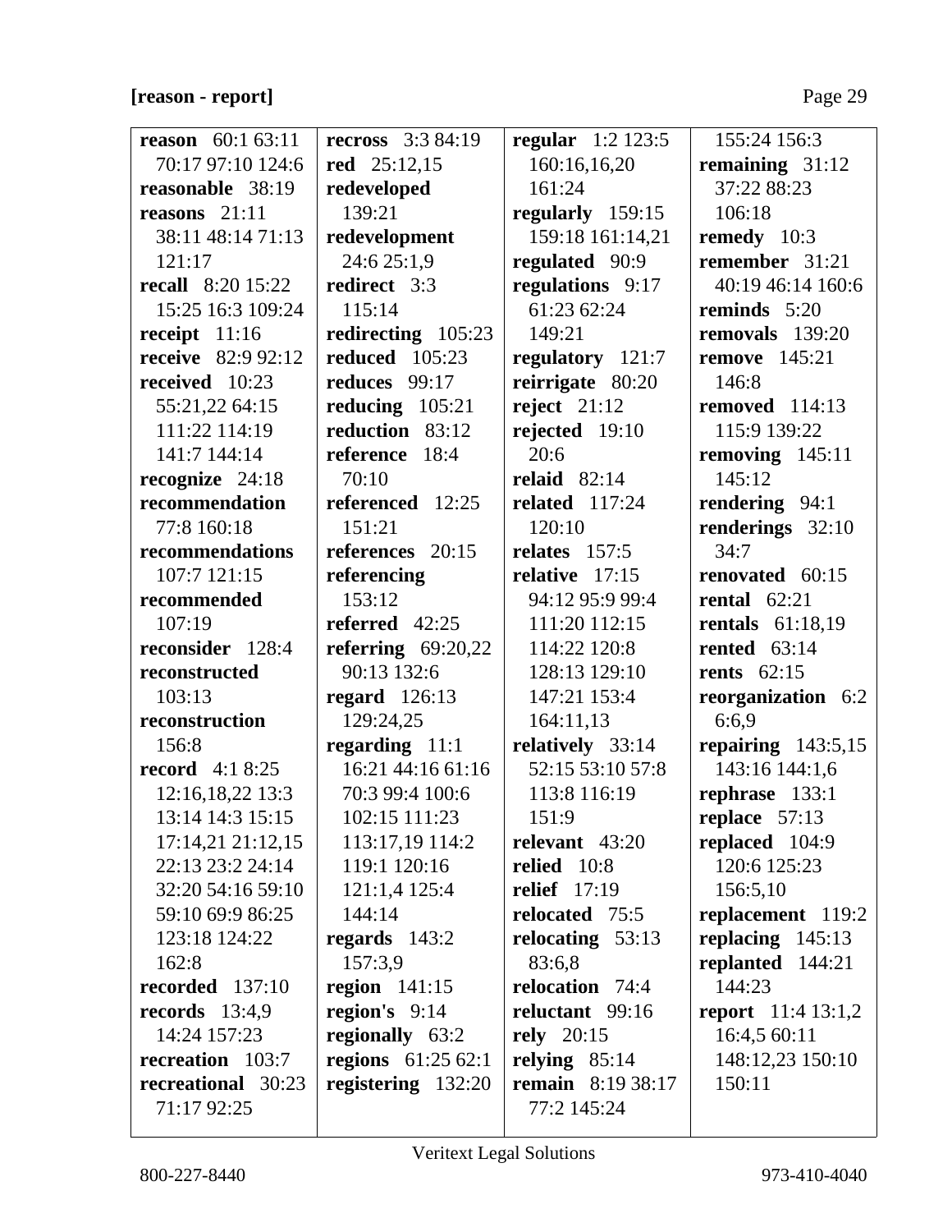**[reason - report]**

**reason** 60:1 63:11 70:17 97:10 124:6
**reasonable** 38:19
**reasons** 21:11 38:11 48:14 71:13 121:17
**recall** 8:20 15:22 15:25 16:3 109:24
**receipt** 11:16
**receive** 82:9 92:12
**received** 10:23 55:21,22 64:15 111:22 114:19 141:7 144:14
**recognize** 24:18
**recommendation** 77:8 160:18
**recommendations** 107:7 121:15
**recommended** 107:19
**reconsider** 128:4
**reconstructed** 103:13
**reconstruction** 156:8
**record** 4:1 8:25 12:16,18,22 13:3 13:14 14:3 15:15 17:14,21 21:12,15 22:13 23:2 24:14 32:20 54:16 59:10 59:10 69:9 86:25 123:18 124:22 162:8
**recorded** 137:10
**records** 13:4,9 14:24 157:23
**recreation** 103:7
**recreational** 30:23 71:17 92:25
**recross** 3:3 84:19
**red** 25:12,15
**redeveloped** 139:21
**redevelopment** 24:6 25:1,9
**redirect** 3:3 115:14
**redirecting** 105:23
**reduced** 105:23
**reduces** 99:17
**reducing** 105:21
**reduction** 83:12
**reference** 18:4 70:10
**referenced** 12:25 151:21
**references** 20:15
**referencing** 153:12
**referred** 42:25
**referring** 69:20,22 90:13 132:6
**regard** 126:13 129:24,25
**regarding** 11:1 16:21 44:16 61:16 70:3 99:4 100:6 102:15 111:23 113:17,19 114:2 119:1 120:16 121:1,4 125:4 144:14
**regards** 143:2 157:3,9
**region** 141:15
**region's** 9:14
**regionally** 63:2
**regions** 61:25 62:1
**registering** 132:20
**regular** 1:2 123:5 160:16,16,20 161:24
**regularly** 159:15 159:18 161:14,21
**regulated** 90:9
**regulations** 9:17 61:23 62:24 149:21
**regulatory** 121:7
**reirrigate** 80:20
**reject** 21:12
**rejected** 19:10 20:6
**relaid** 82:14
**related** 117:24 120:10
**relates** 157:5
**relative** 17:15 94:12 95:9 99:4 111:20 112:15 114:22 120:8 128:13 129:10 147:21 153:4 164:11,13
**relatively** 33:14 52:15 53:10 57:8 113:8 116:19 151:9
**relevant** 43:20
**relied** 10:8
**relief** 17:19
**relocated** 75:5
**relocating** 53:13 83:6,8
**relocation** 74:4
**reluctant** 99:16
**rely** 20:15
**relying** 85:14
**remain** 8:19 38:17 77:2 145:24 155:24 156:3
**remaining** 31:12 37:22 88:23 106:18
**remedy** 10:3
**remember** 31:21 40:19 46:14 160:6
**reminds** 5:20
**removals** 139:20
**remove** 145:21 146:8
**removed** 114:13 115:9 139:22
**removing** 145:11 145:12
**rendering** 94:1
**renderings** 32:10 34:7
**renovated** 60:15
**rental** 62:21
**rentals** 61:18,19
**rented** 63:14
**rents** 62:15
**reorganization** 6:2 6:6,9
**repairing** 143:5,15 143:16 144:1,6
**rephrase** 133:1
**replace** 57:13
**replaced** 104:9 120:6 125:23 156:5,10
**replacement** 119:2
**replacing** 145:13
**replanted** 144:21 144:23
**report** 11:4 13:1,2 16:4,5 60:11 148:12,23 150:10 150:11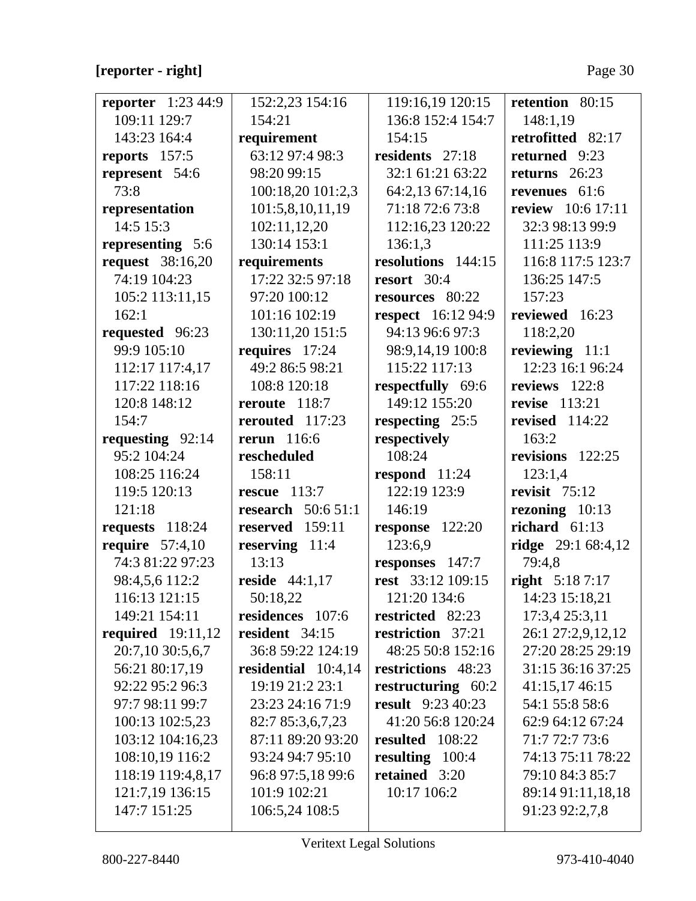**[reporter - right]**

**reporter** 1:23 44:9 109:11 129:7 143:23 164:4
**reports** 157:5
**represent** 54:6 73:8
**representation** 14:5 15:3
**representing** 5:6
**request** 38:16,20 74:19 104:23 105:2 113:11,15 162:1
**requested** 96:23 99:9 105:10 112:17 117:4,17 117:22 118:16 120:8 148:12 154:7
**requesting** 92:14 95:2 104:24 108:25 116:24 119:5 120:13 121:18
**requests** 118:24
**require** 57:4,10 74:3 81:22 97:23 98:4,5,6 112:2 116:13 121:15 149:21 154:11
**required** 19:11,12 20:7,10 30:5,6,7 56:21 80:17,19 92:22 95:2 96:3 97:7 98:11 99:7 100:13 102:5,23 103:12 104:16,23 108:10,19 116:2 118:19 119:4,8,17 121:7,19 136:15 147:7 151:25 152:2,23 154:16 154:21
**requirement** 63:12 97:4 98:3 98:20 99:15 100:18,20 101:2,3 101:5,8,10,11,19 102:11,12,20 130:14 153:1
**requirements** 17:22 32:5 97:18 97:20 100:12 101:16 102:19 130:11,20 151:5
**requires** 17:24 49:2 86:5 98:21 108:8 120:18
**reroute** 118:7
**rerouted** 117:23
**rerun** 116:6
**rescheduled** 158:11
**rescue** 113:7
**research** 50:6 51:1
**reserved** 159:11
**reserving** 11:4 13:13
**reside** 44:1,17 50:18,22
**residences** 107:6
**resident** 34:15 36:8 59:22 124:19
**residential** 10:4,14 19:19 21:2 23:1 23:23 24:16 71:9 82:7 85:3,6,7,23 87:11 89:20 93:20 93:24 94:7 95:10 96:8 97:5,18 99:6 101:9 102:21 106:5,24 108:5 119:16,19 120:15 136:8 152:4 154:7 154:15
**residents** 27:18 32:1 61:21 63:22 64:2,13 67:14,16 71:18 72:6 73:8 112:16,23 120:22 136:1,3
**resolutions** 144:15
**resort** 30:4
**resources** 80:22
**respect** 16:12 94:9 94:13 96:6 97:3 98:9,14,19 100:8 115:22 117:13
**respectfully** 69:6 149:12 155:20
**respecting** 25:5
**respectively** 108:24
**respond** 11:24 122:19 123:9 146:19
**response** 122:20 123:6,9
**responses** 147:7
**rest** 33:12 109:15 121:20 134:6
**restricted** 82:23
**restriction** 37:21 48:25 50:8 152:16
**restrictions** 48:23
**restructuring** 60:2
**result** 9:23 40:23 41:20 56:8 120:24
**resulted** 108:22
**resulting** 100:4
**retained** 3:20 10:17 106:2
**retention** 80:15 148:1,19
**retrofitted** 82:17
**returned** 9:23
**returns** 26:23
**revenues** 61:6
**review** 10:6 17:11 32:3 98:13 99:9 111:25 113:9 116:8 117:5 123:7 136:25 147:5 157:23
**reviewed** 16:23 118:2,20
**reviewing** 11:1 12:23 16:1 96:24
**reviews** 122:8
**revise** 113:21
**revised** 114:22 163:2
**revisions** 122:25 123:1,4
**revisit** 75:12
**rezoning** 10:13
**richard** 61:13
**ridge** 29:1 68:4,12 79:4,8
**right** 5:18 7:17 14:23 15:18,21 17:3,4 25:3,11 26:1 27:2,9,12,12 27:20 28:25 29:19 31:15 36:16 37:25 41:15,17 46:15 54:1 55:8 58:6 62:9 64:12 67:24 71:7 72:7 73:6 74:13 75:11 78:22 79:10 84:3 85:7 89:14 91:11,18,18 91:23 92:2,7,8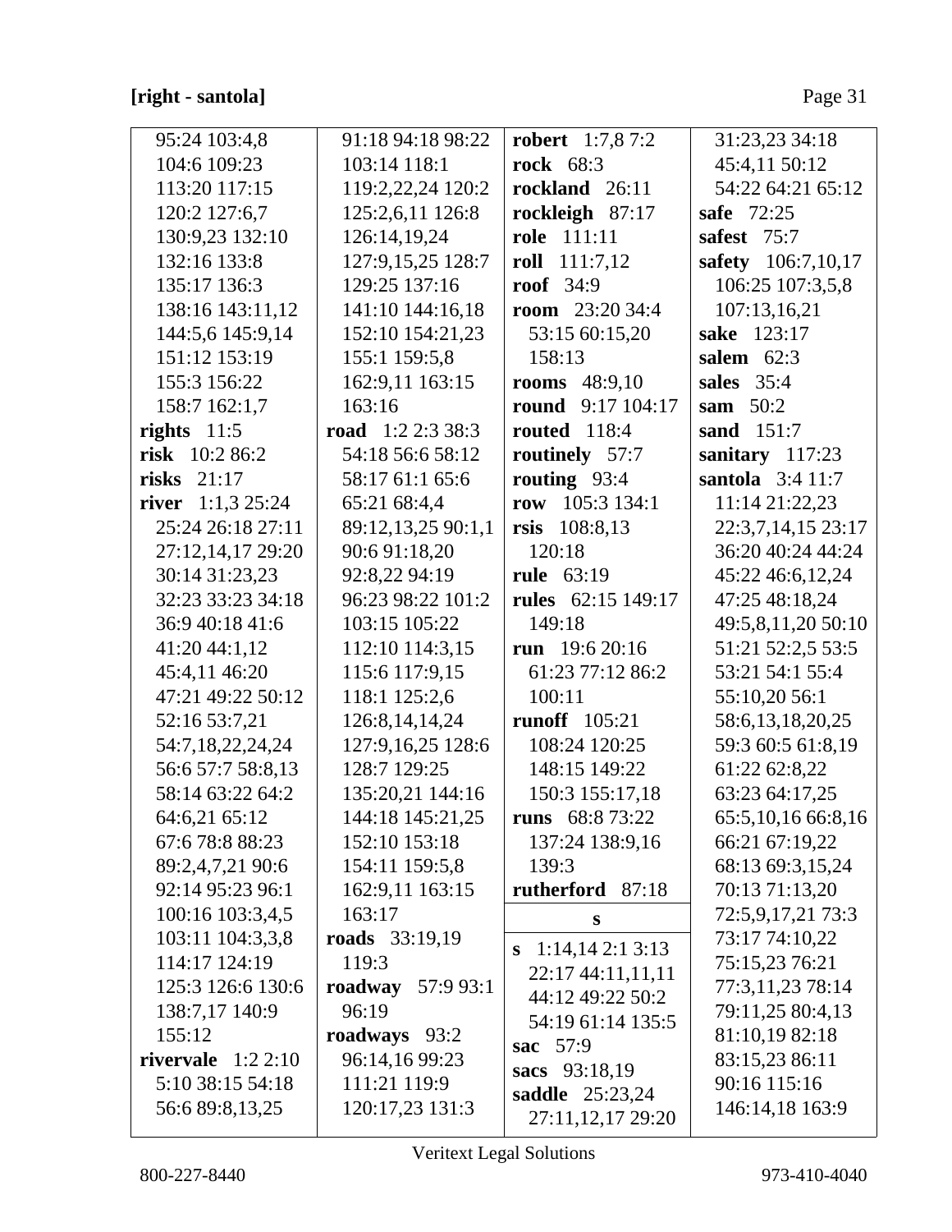**[right - santola]**

95:24 103:4,8
104:6 109:23
113:20 117:15
120:2 127:6,7
130:9,23 132:10
132:16 133:8
135:17 136:3
138:16 143:11,12
144:5,6 145:9,14
151:12 153:19
155:3 156:22
158:7 162:1,7

**rights** 11:5

**risk** 10:2 86:2

**risks** 21:17

**river** 1:1,3 25:24
25:24 26:18 27:11
27:12,14,17 29:20
30:14 31:23,23
32:23 33:23 34:18
36:9 40:18 41:6
41:20 44:1,12
45:4,11 46:20
47:21 49:22 50:12
52:16 53:7,21
54:7,18,22,24,24
56:6 57:7 58:8,13
58:14 63:22 64:2
64:6,21 65:12
67:6 78:8 88:23
89:2,4,7,21 90:6
92:14 95:23 96:1
100:16 103:3,4,5
103:11 104:3,3,8
114:17 124:19
125:3 126:6 130:6
138:7,17 140:9
155:12

**rivervale** 1:2 2:10
5:10 38:15 54:18
56:6 89:8,13,25

91:18 94:18 98:22
103:14 118:1
119:2,22,24 120:2
125:2,6,11 126:8
126:14,19,24
127:9,15,25 128:7
129:25 137:16
141:10 144:16,18
152:10 154:21,23
155:1 159:5,8
162:9,11 163:15
163:16

**road** 1:2 2:3 38:3
54:18 56:6 58:12
58:17 61:1 65:6
65:21 68:4,4
89:12,13,25 90:1,1
90:6 91:18,20
92:8,22 94:19
96:23 98:22 101:2
103:15 105:22
112:10 114:3,15
115:6 117:9,15
118:1 125:2,6
126:8,14,14,24
127:9,16,25 128:6
128:7 129:25
135:20,21 144:16
144:18 145:21,25
152:10 153:18
154:11 159:5,8
162:9,11 163:15
163:17

**roads** 33:19,19
119:3

**roadway** 57:9 93:1
96:19

**roadways** 93:2
96:14,16 99:23
111:21 119:9
120:17,23 131:3

**robert** 1:7,8 7:2

**rock** 68:3

**rockland** 26:11

**rockleigh** 87:17

**role** 111:11

**roll** 111:7,12

**roof** 34:9

**room** 23:20 34:4
53:15 60:15,20
158:13

**rooms** 48:9,10

**round** 9:17 104:17

**routed** 118:4

**routinely** 57:7

**routing** 93:4

**row** 105:3 134:1

**rsis** 108:8,13
120:18

**rule** 63:19

**rules** 62:15 149:17
149:18

**run** 19:6 20:16
61:23 77:12 86:2
100:11

**runoff** 105:21
108:24 120:25
148:15 149:22
150:3 155:17,18

**runs** 68:8 73:22
137:24 138:9,16
139:3

**rutherford** 87:18

**s**

**s** 1:14,14 2:1 3:13
22:17 44:11,11,11
44:12 49:22 50:2
54:19 61:14 135:5

**sac** 57:9

**sacs** 93:18,19

**saddle** 25:23,24
27:11,12,17 29:20

31:23,23 34:18
45:4,11 50:12
54:22 64:21 65:12

**safe** 72:25

**safest** 75:7

**safety** 106:7,10,17
106:25 107:3,5,8
107:13,16,21

**sake** 123:17

**salem** 62:3

**sales** 35:4

**sam** 50:2

**sand** 151:7

**sanitary** 117:23

**santola** 3:4 11:7
11:14 21:22,23
22:3,7,14,15 23:17
36:20 40:24 44:24
45:22 46:6,12,24
47:25 48:18,24
49:5,8,11,20 50:10
51:21 52:2,5 53:5
53:21 54:1 55:4
55:10,20 56:1
58:6,13,18,20,25
59:3 60:5 61:8,19
61:22 62:8,22
63:23 64:17,25
65:5,10,16 66:8,16
66:21 67:19,22
68:13 69:3,15,24
70:13 71:13,20
72:5,9,17,21 73:3
73:17 74:10,22
75:15,23 76:21
77:3,11,23 78:14
79:11,25 80:4,13
81:10,19 82:18
83:15,23 86:11
90:16 115:16
146:14,18 163:9

Veritext Legal Solutions

800-227-8440 973-410-4040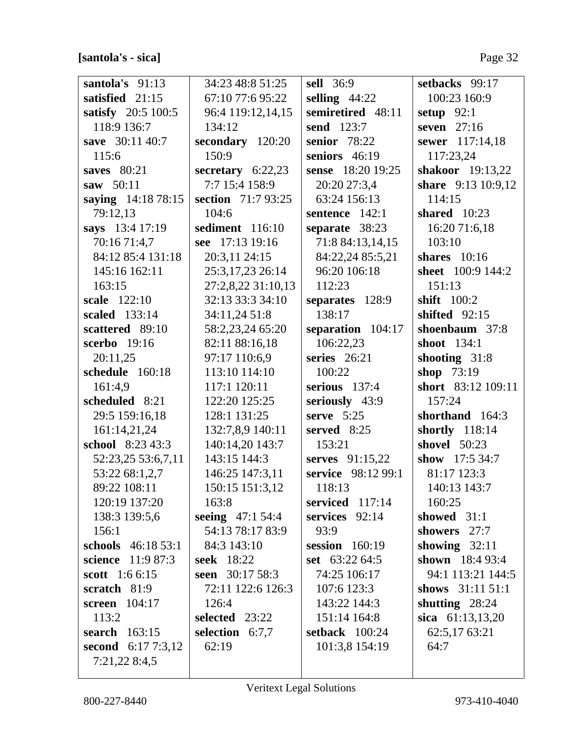**[santola's - sica]**

**santola's** 91:13
**satisfied** 21:15
**satisfy** 20:5 100:5 118:9 136:7
**save** 30:11 40:7 115:6
**saves** 80:21
**saw** 50:11
**saying** 14:18 78:15 79:12,13
**says** 13:4 17:19 70:16 71:4,7 84:12 85:4 131:18 145:16 162:11 163:15
**scale** 122:10
**scaled** 133:14
**scattered** 89:10
**scerbo** 19:16 20:11,25
**schedule** 160:18 161:4,9
**scheduled** 8:21 29:5 159:16,18 161:14,21,24
**school** 8:23 43:3 52:23,25 53:6,7,11 53:22 68:1,2,7 89:22 108:11 120:19 137:20 138:3 139:5,6 156:1
**schools** 46:18 53:1
**science** 11:9 87:3
**scott** 1:6 6:15
**scratch** 81:9
**screen** 104:17 113:2
**search** 163:15
**second** 6:17 7:3,12 7:21,22 8:4,5 34:23 48:8 51:25 67:10 77:6 95:22 96:4 119:12,14,15 134:12
**secondary** 120:20 150:9
**secretary** 6:22,23 7:7 15:4 158:9
**section** 71:7 93:25 104:6
**sediment** 116:10
**see** 17:13 19:16 20:3,11 24:15 25:3,17,23 26:14 27:2,8,22 31:10,13 32:13 33:3 34:10 34:11,24 51:8 58:2,23,24 65:20 82:11 88:16,18 97:17 110:6,9 113:10 114:10 117:1 120:11 122:20 125:25 128:1 131:25 132:7,8,9 140:11 140:14,20 143:7 143:15 144:3 146:25 147:3,11 150:15 151:3,12 163:8
**seeing** 47:1 54:4 54:13 78:17 83:9 84:3 143:10
**seek** 18:22
**seen** 30:17 58:3 72:11 122:6 126:3 126:4
**selected** 23:22
**selection** 6:7,7 62:19
**sell** 36:9
**selling** 44:22
**semiretired** 48:11
**send** 123:7
**senior** 78:22
**seniors** 46:19
**sense** 18:20 19:25 20:20 27:3,4 63:24 156:13
**sentence** 142:1
**separate** 38:23 71:8 84:13,14,15 84:22,24 85:5,21 96:20 106:18 112:23
**separates** 128:9 138:17
**separation** 104:17 106:22,23
**series** 26:21 100:22
**serious** 137:4
**seriously** 43:9
**serve** 5:25
**served** 8:25 153:21
**serves** 91:15,22
**service** 98:12 99:1 118:13
**serviced** 117:14
**services** 92:14 93:9
**session** 160:19
**set** 63:22 64:5 74:25 106:17 107:6 123:3 143:22 144:3 151:14 164:8
**setback** 100:24 101:3,8 154:19
**setbacks** 99:17 100:23 160:9
**setup** 92:1
**seven** 27:16
**sewer** 117:14,18 117:23,24
**shakoor** 19:13,22
**share** 9:13 10:9,12 114:15
**shared** 10:23 16:20 71:6,18 103:10
**shares** 10:16
**sheet** 100:9 144:2 151:13
**shift** 100:2
**shifted** 92:15
**shoenbaum** 37:8
**shoot** 134:1
**shooting** 31:8
**shop** 73:19
**short** 83:12 109:11 157:24
**shorthand** 164:3
**shortly** 118:14
**shovel** 50:23
**show** 17:5 34:7 81:17 123:3 140:13 143:7 160:25
**showed** 31:1
**showers** 27:7
**showing** 32:11
**shown** 18:4 93:4 94:1 113:21 144:5
**shows** 31:11 51:1
**shutting** 28:24
**sica** 61:13,13,20 62:5,17 63:21 64:7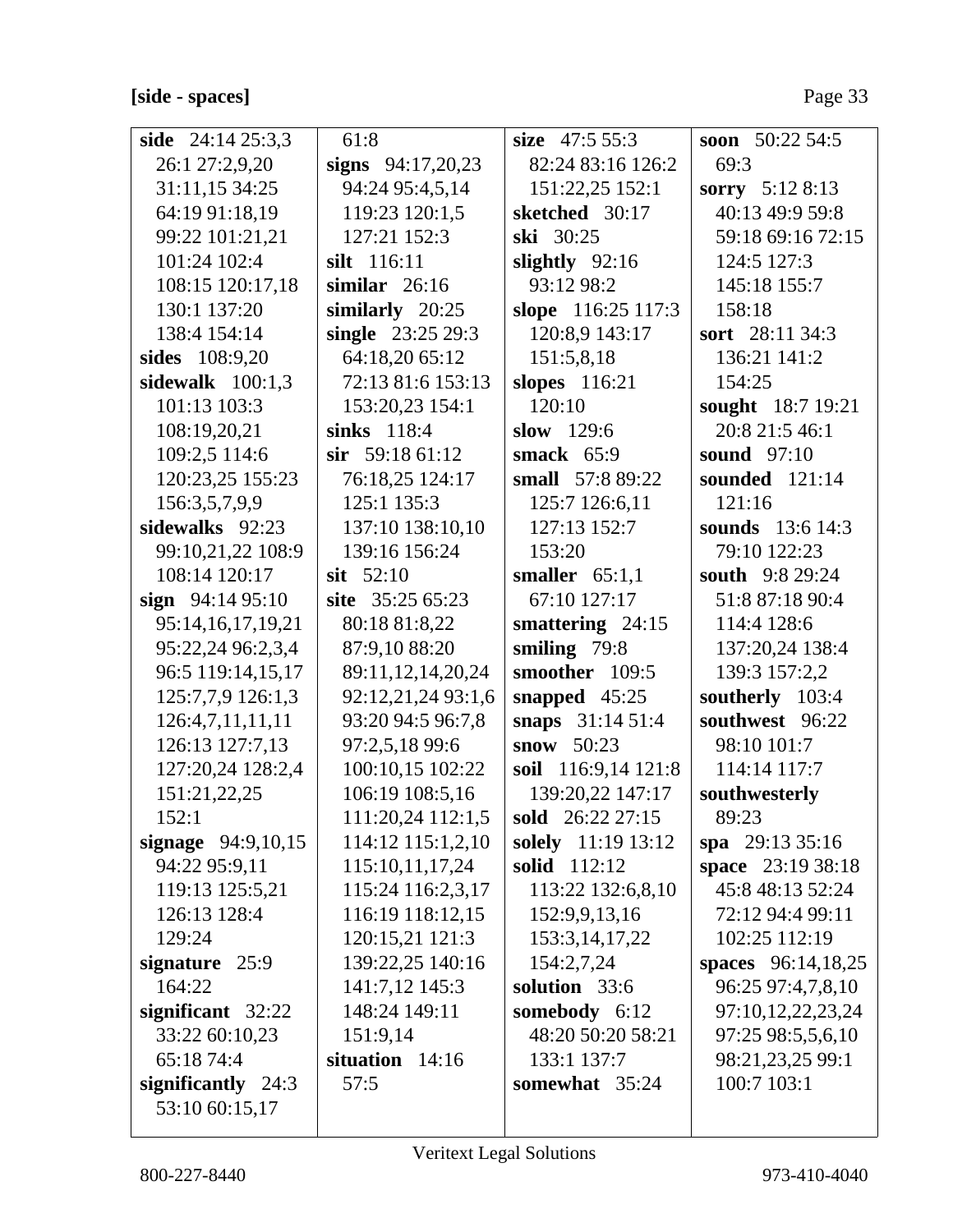**[side - spaces]**

**side** 24:14 25:3,3 26:1 27:2,9,20 31:11,15 34:25 64:19 91:18,19 99:22 101:21,21 101:24 102:4 108:15 120:17,18 130:1 137:20 138:4 154:14
**sides** 108:9,20
**sidewalk** 100:1,3 101:13 103:3 108:19,20,21 109:2,5 114:6 120:23,25 155:23 156:3,5,7,9,9
**sidewalks** 92:23 99:10,21,22 108:9 108:14 120:17
**sign** 94:14 95:10 95:14,16,17,19,21 95:22,24 96:2,3,4 96:5 119:14,15,17 125:7,7,9 126:1,3 126:4,7,11,11,11 126:13 127:7,13 127:20,24 128:2,4 151:21,22,25 152:1
**signage** 94:9,10,15 94:22 95:9,11 119:13 125:5,21 126:13 128:4 129:24
**signature** 25:9 164:22
**significant** 32:22 33:22 60:10,23 65:18 74:4
**significantly** 24:3 53:10 60:15,17 61:8
**signs** 94:17,20,23 94:24 95:4,5,14 119:23 120:1,5 127:21 152:3
**silt** 116:11
**similar** 26:16
**similarly** 20:25
**single** 23:25 29:3 64:18,20 65:12 72:13 81:6 153:13 153:20,23 154:1
**sinks** 118:4
**sir** 59:18 61:12 76:18,25 124:17 125:1 135:3 137:10 138:10,10 139:16 156:24
**sit** 52:10
**site** 35:25 65:23 80:18 81:8,22 87:9,10 88:20 89:11,12,14,20,24 92:12,21,24 93:1,6 93:20 94:5 96:7,8 97:2,5,18 99:6 100:10,15 102:22 106:19 108:5,16 111:20,24 112:1,5 114:12 115:1,2,10 115:10,11,17,24 115:24 116:2,3,17 116:19 118:12,15 120:15,21 121:3 139:22,25 140:16 141:7,12 145:3 148:24 149:11 151:9,14
**situation** 14:16 57:5
**size** 47:5 55:3 82:24 83:16 126:2 151:22,25 152:1
**sketched** 30:17
**ski** 30:25
**slightly** 92:16 93:12 98:2
**slope** 116:25 117:3 120:8,9 143:17 151:5,8,18
**slopes** 116:21 120:10
**slow** 129:6
**smack** 65:9
**small** 57:8 89:22 125:7 126:6,11 127:13 152:7 153:20
**smaller** 65:1,1 67:10 127:17
**smattering** 24:15
**smiling** 79:8
**smoother** 109:5
**snapped** 45:25
**snaps** 31:14 51:4
**snow** 50:23
**soil** 116:9,14 121:8 139:20,22 147:17
**sold** 26:22 27:15
**solely** 11:19 13:12
**solid** 112:12 113:22 132:6,8,10 152:9,9,13,16 153:3,14,17,22 154:2,7,24
**solution** 33:6
**somebody** 6:12 48:20 50:20 58:21 133:1 137:7
**somewhat** 35:24
**soon** 50:22 54:5 69:3
**sorry** 5:12 8:13 40:13 49:9 59:8 59:18 69:16 72:15 124:5 127:3 145:18 155:7 158:18
**sort** 28:11 34:3 136:21 141:2 154:25
**sought** 18:7 19:21 20:8 21:5 46:1
**sound** 97:10
**sounded** 121:14 121:16
**sounds** 13:6 14:3 79:10 122:23
**south** 9:8 29:24 51:8 87:18 90:4 114:4 128:6 137:20,24 138:4 139:3 157:2,2
**southerly** 103:4
**southwest** 96:22 98:10 101:7 114:14 117:7
**southwesterly** 89:23
**spa** 29:13 35:16
**space** 23:19 38:18 45:8 48:13 52:24 72:12 94:4 99:11 102:25 112:19
**spaces** 96:14,18,25 96:25 97:4,7,8,10 97:10,12,22,23,24 97:25 98:5,5,6,10 98:21,23,25 99:1 100:7 103:1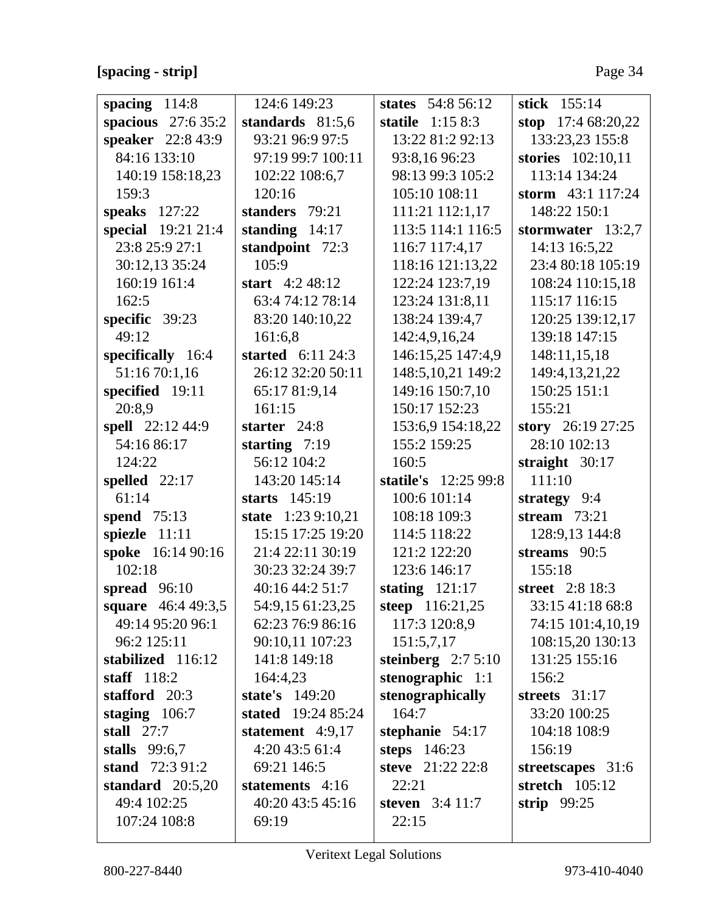**[spacing - strip]**

**spacing** 114:8
**spacious** 27:6 35:2
**speaker** 22:8 43:9 84:16 133:10 140:19 158:18,23 159:3
**speaks** 127:22
**special** 19:21 21:4 23:8 25:9 27:1 30:12,13 35:24 160:19 161:4 162:5
**specific** 39:23 49:12
**specifically** 16:4 51:16 70:1,16
**specified** 19:11 20:8,9
**spell** 22:12 44:9 54:16 86:17 124:22
**spelled** 22:17 61:14
**spend** 75:13
**spiezle** 11:11
**spoke** 16:14 90:16 102:18
**spread** 96:10
**square** 46:4 49:3,5 49:14 95:20 96:1 96:2 125:11
**stabilized** 116:12
**staff** 118:2
**stafford** 20:3
**staging** 106:7
**stall** 27:7
**stalls** 99:6,7
**stand** 72:3 91:2
**standard** 20:5,20 49:4 102:25 107:24 108:8 124:6 149:23
**standards** 81:5,6 93:21 96:9 97:5 97:19 99:7 100:11 102:22 108:6,7 120:16
**standers** 79:21
**standing** 14:17
**standpoint** 72:3 105:9
**start** 4:2 48:12 63:4 74:12 78:14 83:20 140:10,22 161:6,8
**started** 6:11 24:3 26:12 32:20 50:11 65:17 81:9,14 161:15
**starter** 24:8
**starting** 7:19 56:12 104:2 143:20 145:14
**starts** 145:19
**state** 1:23 9:10,21 15:15 17:25 19:20 21:4 22:11 30:19 30:23 32:24 39:7 40:16 44:2 51:7 54:9,15 61:23,25 62:23 76:9 86:16 90:10,11 107:23 141:8 149:18 164:4,23
**state's** 149:20
**stated** 19:24 85:24
**statement** 4:9,17 4:20 43:5 61:4 69:21 146:5
**statements** 4:16 40:20 43:5 45:16 69:19
**states** 54:8 56:12
**statile** 1:15 8:3 13:22 81:2 92:13 93:8,16 96:23 98:13 99:3 105:2 105:10 108:11 111:21 112:1,17 113:5 114:1 116:5 116:7 117:4,17 118:16 121:13,22 122:24 123:7,19 123:24 131:8,11 138:24 139:4,7 142:4,9,16,24 146:15,25 147:4,9 148:5,10,21 149:2 149:16 150:7,10 150:17 152:23 153:6,9 154:18,22 155:2 159:25 160:5
**statile's** 12:25 99:8 100:6 101:14 108:18 109:3 114:5 118:22 121:2 122:20 123:6 146:17
**stating** 121:17
**steep** 116:21,25 117:3 120:8,9 151:5,7,17
**steinberg** 2:7 5:10
**stenographic** 1:1
**stenographically** 164:7
**stephanie** 54:17
**steps** 146:23
**steve** 21:22 22:8 22:21
**steven** 3:4 11:7 22:15
**stick** 155:14
**stop** 17:4 68:20,22 133:23,23 155:8
**stories** 102:10,11 113:14 134:24
**storm** 43:1 117:24 148:22 150:1
**stormwater** 13:2,7 14:13 16:5,22 23:4 80:18 105:19 108:24 110:15,18 115:17 116:15 120:25 139:12,17 139:18 147:15 148:11,15,18 149:4,13,21,22 150:25 151:1 155:21
**story** 26:19 27:25 28:10 102:13
**straight** 30:17 111:10
**strategy** 9:4
**stream** 73:21 128:9,13 144:8
**streams** 90:5 155:18
**street** 2:8 18:3 33:15 41:18 68:8 74:15 101:4,10,19 108:15,20 130:13 131:25 155:16 156:2
**streets** 31:17 33:20 100:25 104:18 108:9 156:19
**streetscapes** 31:6
**stretch** 105:12
**strip** 99:25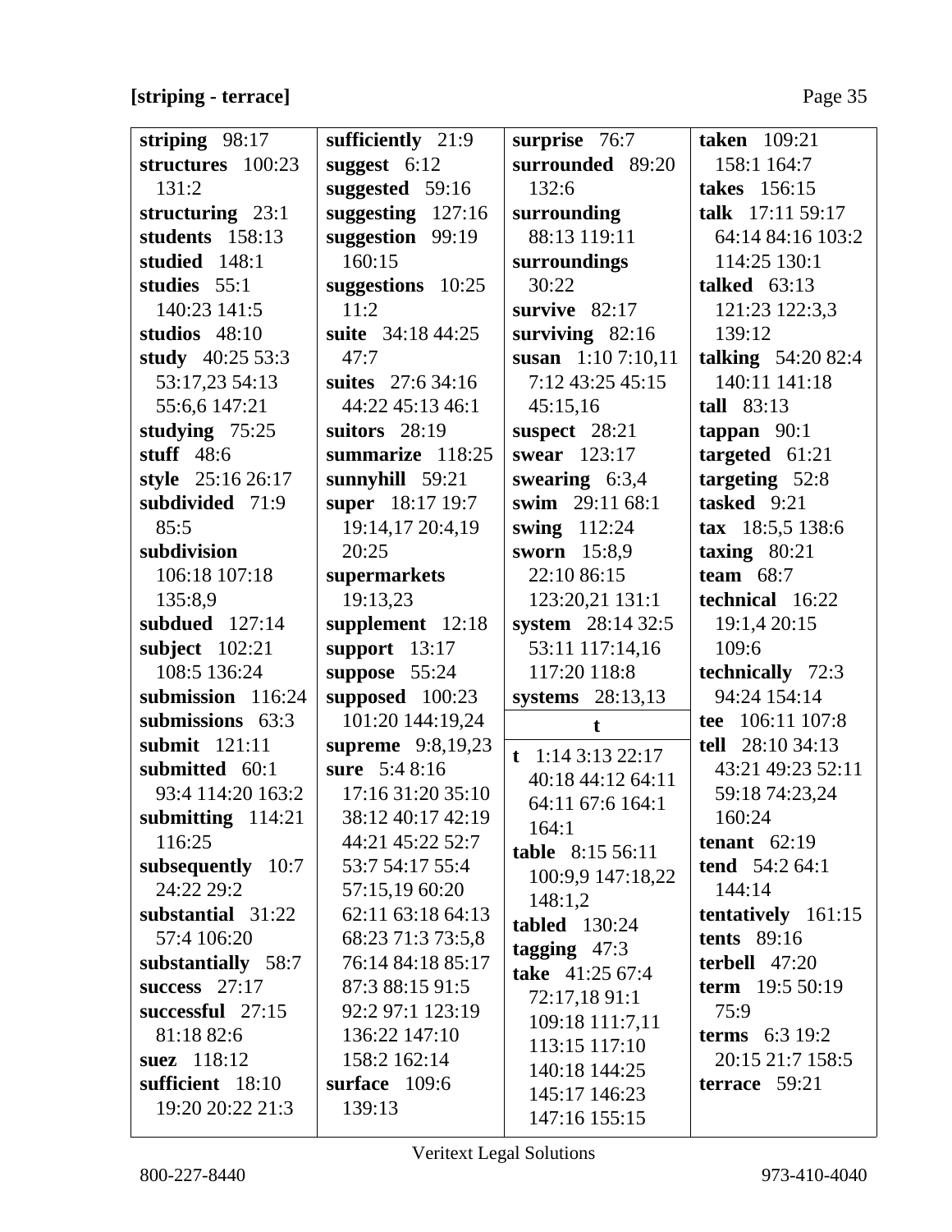**[striping - terrace]**

**striping** 98:17
**structures** 100:23 131:2
**structuring** 23:1
**students** 158:13
**studied** 148:1
**studies** 55:1 140:23 141:5
**studios** 48:10
**study** 40:25 53:3 53:17,23 54:13 55:6,6 147:21
**studying** 75:25
**stuff** 48:6
**style** 25:16 26:17
**subdivided** 71:9 85:5
**subdivision** 106:18 107:18 135:8,9
**subdued** 127:14
**subject** 102:21 108:5 136:24
**submission** 116:24
**submissions** 63:3
**submit** 121:11
**submitted** 60:1 93:4 114:20 163:2
**submitting** 114:21 116:25
**subsequently** 10:7 24:22 29:2
**substantial** 31:22 57:4 106:20
**substantially** 58:7
**success** 27:17
**successful** 27:15 81:18 82:6
**suez** 118:12
**sufficient** 18:10 19:20 20:22 21:3
**sufficiently** 21:9
**suggest** 6:12
**suggested** 59:16
**suggesting** 127:16
**suggestion** 99:19 160:15
**suggestions** 10:25 11:2
**suite** 34:18 44:25 47:7
**suites** 27:6 34:16 44:22 45:13 46:1
**suitors** 28:19
**summarize** 118:25
**sunnyhill** 59:21
**super** 18:17 19:7 19:14,17 20:4,19 20:25
**supermarkets** 19:13,23
**supplement** 12:18
**support** 13:17
**suppose** 55:24
**supposed** 100:23 101:20 144:19,24
**supreme** 9:8,19,23
**sure** 5:4 8:16 17:16 31:20 35:10 38:12 40:17 42:19 44:21 45:22 52:7 53:7 54:17 55:4 57:15,19 60:20 62:11 63:18 64:13 68:23 71:3 73:5,8 76:14 84:18 85:17 87:3 88:15 91:5 92:2 97:1 123:19 136:22 147:10 158:2 162:14
**surface** 109:6 139:13
**surprise** 76:7
**surrounded** 89:20 132:6
**surrounding** 88:13 119:11
**surroundings** 30:22
**survive** 82:17
**surviving** 82:16
**susan** 1:10 7:10,11 7:12 43:25 45:15 45:15,16
**suspect** 28:21
**swear** 123:17
**swearing** 6:3,4
**swim** 29:11 68:1
**swing** 112:24
**sworn** 15:8,9 22:10 86:15 123:20,21 131:1
**system** 28:14 32:5 53:11 117:14,16 117:20 118:8
**systems** 28:13,13

**t**

**t** 1:14 3:13 22:17 40:18 44:12 64:11 64:11 67:6 164:1 164:1
**table** 8:15 56:11 100:9,9 147:18,22 148:1,2
**tabled** 130:24
**tagging** 47:3
**take** 41:25 67:4 72:17,18 91:1 109:18 111:7,11 113:15 117:10 140:18 144:25 145:17 146:23 147:16 155:15
**taken** 109:21 158:1 164:7
**takes** 156:15
**talk** 17:11 59:17 64:14 84:16 103:2 114:25 130:1
**talked** 63:13 121:23 122:3,3 139:12
**talking** 54:20 82:4 140:11 141:18
**tall** 83:13
**tappan** 90:1
**targeted** 61:21
**targeting** 52:8
**tasked** 9:21
**tax** 18:5,5 138:6
**taxing** 80:21
**team** 68:7
**technical** 16:22 19:1,4 20:15 109:6
**technically** 72:3 94:24 154:14
**tee** 106:11 107:8
**tell** 28:10 34:13 43:21 49:23 52:11 59:18 74:23,24 160:24
**tenant** 62:19
**tend** 54:2 64:1 144:14
**tentatively** 161:15
**tents** 89:16
**terbell** 47:20
**term** 19:5 50:19 75:9
**terms** 6:3 19:2 20:15 21:7 158:5
**terrace** 59:21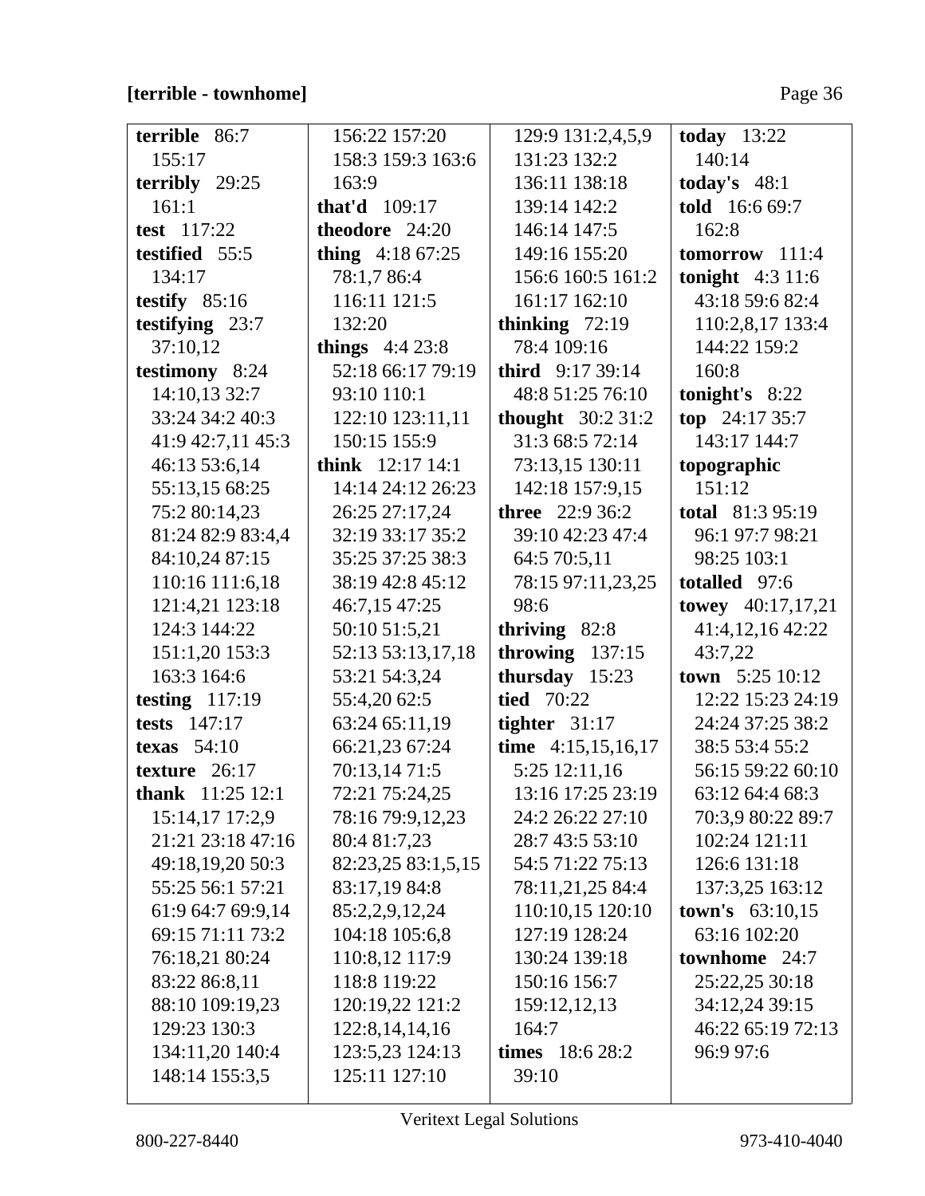**[terrible - townhome]**

**terrible** 86:7 155:17
**terribly** 29:25 161:1
**test** 117:22
**testified** 55:5 134:17
**testify** 85:16
**testifying** 23:7 37:10,12
**testimony** 8:24 14:10,13 32:7 33:24 34:2 40:3 41:9 42:7,11 45:3 46:13 53:6,14 55:13,15 68:25 75:2 80:14,23 81:24 82:9 83:4,4 84:10,24 87:15 110:16 111:6,18 121:4,21 123:18 124:3 144:22 151:1,20 153:3 163:3 164:6
**testing** 117:19
**tests** 147:17
**texas** 54:10
**texture** 26:17
**thank** 11:25 12:1 15:14,17 17:2,9 21:21 23:18 47:16 49:18,19,20 50:3 55:25 56:1 57:21 61:9 64:7 69:9,14 69:15 71:11 73:2 76:18,21 80:24 83:22 86:8,11 88:10 109:19,23 129:23 130:3 134:11,20 140:4 148:14 155:3,5 156:22 157:20 158:3 159:3 163:6 163:9
**that'd** 109:17
**theodore** 24:20
**thing** 4:18 67:25 78:1,7 86:4 116:11 121:5 132:20
**things** 4:4 23:8 52:18 66:17 79:19 93:10 110:1 122:10 123:11,11 150:15 155:9
**think** 12:17 14:1 14:14 24:12 26:23 26:25 27:17,24 32:19 33:17 35:2 35:25 37:25 38:3 38:19 42:8 45:12 46:7,15 47:25 50:10 51:5,21 52:13 53:13,17,18 53:21 54:3,24 55:4,20 62:5 63:24 65:11,19 66:21,23 67:24 70:13,14 71:5 72:21 75:24,25 78:16 79:9,12,23 80:4 81:7,23 82:23,25 83:1,5,15 83:17,19 84:8 85:2,2,9,12,24 104:18 105:6,8 110:8,12 117:9 118:8 119:22 120:19,22 121:2 122:8,14,14,16 123:5,23 124:13 125:11 127:10 129:9 131:2,4,5,9 131:23 132:2 136:11 138:18 139:14 142:2 146:14 147:5 149:16 155:20 156:6 160:5 161:2 161:17 162:10
**thinking** 72:19 78:4 109:16
**third** 9:17 39:14 48:8 51:25 76:10
**thought** 30:2 31:2 31:3 68:5 72:14 73:13,15 130:11 142:18 157:9,15
**three** 22:9 36:2 39:10 42:23 47:4 64:5 70:5,11 78:15 97:11,23,25 98:6
**thriving** 82:8
**throwing** 137:15
**thursday** 15:23
**tied** 70:22
**tighter** 31:17
**time** 4:15,15,16,17 5:25 12:11,16 13:16 17:25 23:19 24:2 26:22 27:10 28:7 43:5 53:10 54:5 71:22 75:13 78:11,21,25 84:4 110:10,15 120:10 127:19 128:24 130:24 139:18 150:16 156:7 159:12,12,13 164:7
**times** 18:6 28:2 39:10
**today** 13:22 140:14
**today's** 48:1
**told** 16:6 69:7 162:8
**tomorrow** 111:4
**tonight** 4:3 11:6 43:18 59:6 82:4 110:2,8,17 133:4 144:22 159:2 160:8
**tonight's** 8:22
**top** 24:17 35:7 143:17 144:7
**topographic** 151:12
**total** 81:3 95:19 96:1 97:7 98:21 98:25 103:1
**totalled** 97:6
**towey** 40:17,17,21 41:4,12,16 42:22 43:7,22
**town** 5:25 10:12 12:22 15:23 24:19 24:24 37:25 38:2 38:5 53:4 55:2 56:15 59:22 60:10 63:12 64:4 68:3 70:3,9 80:22 89:7 102:24 121:11 126:6 131:18 137:3,25 163:12
**town's** 63:10,15 63:16 102:20
**townhome** 24:7 25:22,25 30:18 34:12,24 39:15 46:22 65:19 72:13 96:9 97:6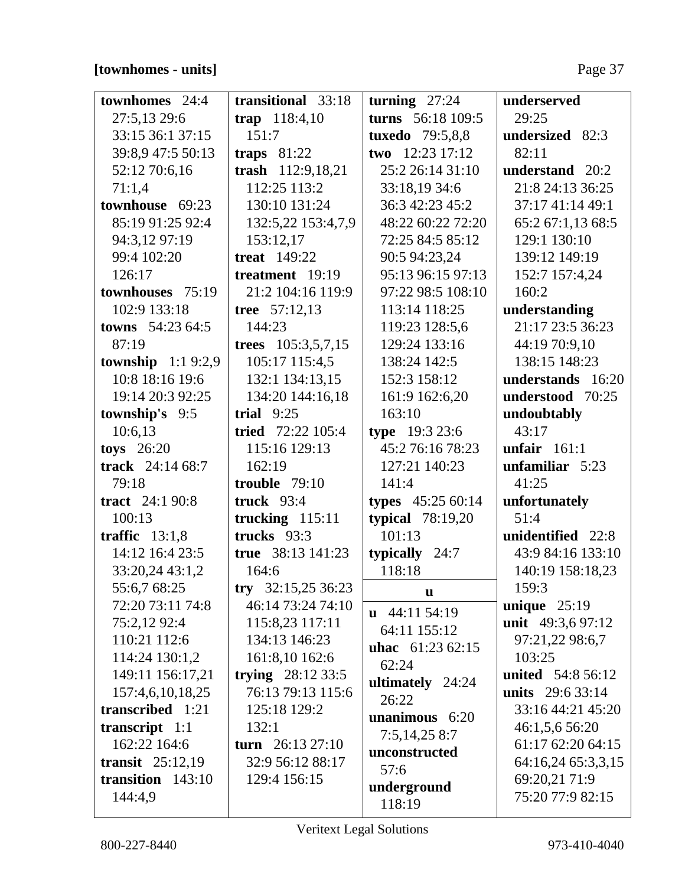**[townhomes - units]**

**townhomes** 24:4 27:5,13 29:6 33:15 36:1 37:15 39:8,9 47:5 50:13 52:12 70:6,16 71:1,4
**townhouse** 69:23 85:19 91:25 92:4 94:3,12 97:19 99:4 102:20 126:17
**townhouses** 75:19 102:9 133:18
**towns** 54:23 64:5 87:19
**township** 1:1 9:2,9 10:8 18:16 19:6 19:14 20:3 92:25
**township's** 9:5 10:6,13
**toys** 26:20
**track** 24:14 68:7 79:18
**tract** 24:1 90:8 100:13
**traffic** 13:1,8 14:12 16:4 23:5 33:20,24 43:1,2 55:6,7 68:25 72:20 73:11 74:8 75:2,12 92:4 110:21 112:6 114:24 130:1,2 149:11 156:17,21 157:4,6,10,18,25
**transcribed** 1:21
**transcript** 1:1 162:22 164:6
**transit** 25:12,19
**transition** 143:10 144:4,9
**transitional** 33:18
**trap** 118:4,10 151:7
**traps** 81:22
**trash** 112:9,18,21 112:25 113:2 130:10 131:24 132:5,22 153:4,7,9 153:12,17
**treat** 149:22
**treatment** 19:19 21:2 104:16 119:9
**tree** 57:12,13 144:23
**trees** 105:3,5,7,15 105:17 115:4,5 132:1 134:13,15 134:20 144:16,18
**trial** 9:25
**tried** 72:22 105:4 115:16 129:13 162:19
**trouble** 79:10
**truck** 93:4
**trucking** 115:11
**trucks** 93:3
**true** 38:13 141:23 164:6
**try** 32:15,25 36:23 46:14 73:24 74:10 115:8,23 117:11 134:13 146:23 161:8,10 162:6
**trying** 28:12 33:5 76:13 79:13 115:6 125:18 129:2 132:1
**turn** 26:13 27:10 32:9 56:12 88:17 129:4 156:15
**turning** 27:24
**turns** 56:18 109:5
**tuxedo** 79:5,8,8
**two** 12:23 17:12 25:2 26:14 31:10 33:18,19 34:6 36:3 42:23 45:2 48:22 60:22 72:20 72:25 84:5 85:12 90:5 94:23,24 95:13 96:15 97:13 97:22 98:5 108:10 113:14 118:25 119:23 128:5,6 129:24 133:16 138:24 142:5 152:3 158:12 161:9 162:6,20 163:10
**type** 19:3 23:6 45:2 76:16 78:23 127:21 140:23 141:4
**types** 45:25 60:14
**typical** 78:19,20 101:13
**typically** 24:7 118:18

**u**

**u** 44:11 54:19 64:11 155:12
**uhac** 61:23 62:15 62:24
**ultimately** 24:24 26:22
**unanimous** 6:20 7:5,14,25 8:7
**unconstructed** 57:6
**underground** 118:19
**underserved** 29:25
**undersized** 82:3 82:11
**understand** 20:2 21:8 24:13 36:25 37:17 41:14 49:1 65:2 67:1,13 68:5 129:1 130:10 139:12 149:19 152:7 157:4,24 160:2
**understanding** 21:17 23:5 36:23 44:19 70:9,10 138:15 148:23
**understands** 16:20
**understood** 70:25
**undoubtably** 43:17
**unfair** 161:1
**unfamiliar** 5:23 41:25
**unfortunately** 51:4
**unidentified** 22:8 43:9 84:16 133:10 140:19 158:18,23 159:3
**unique** 25:19
**unit** 49:3,6 97:12 97:21,22 98:6,7 103:25
**united** 54:8 56:12
**units** 29:6 33:14 33:16 44:21 45:20 46:1,5,6 56:20 61:17 62:20 64:15 64:16,24 65:3,3,15 69:20,21 71:9 75:20 77:9 82:15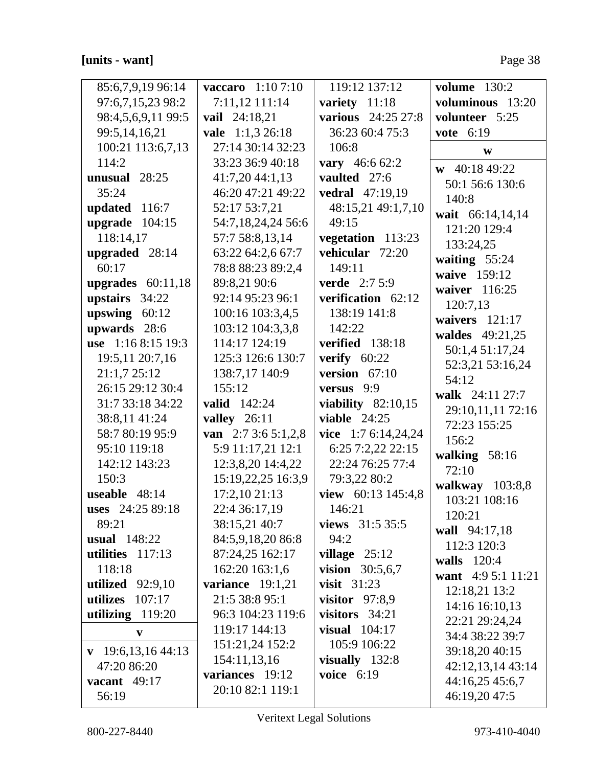[units - want]

85:6,7,9,19 96:14 97:6,7,15,23 98:2 98:4,5,6,9,11 99:5 99:5,14,16,21 100:21 113:6,7,13 114:2
**unusual** 28:25 35:24
**updated** 116:7
**upgrade** 104:15 118:14,17
**upgraded** 28:14 60:17
**upgrades** 60:11,18
**upstairs** 34:22
**upswing** 60:12
**upwards** 28:6
**use** 1:16 8:15 19:3 19:5,11 20:7,16 21:1,7 25:12 26:15 29:12 30:4 31:7 33:18 34:22 38:8,11 41:24 58:7 80:19 95:9 95:10 119:18 142:12 143:23 150:3
**useable** 48:14
**uses** 24:25 89:18 89:21
**usual** 148:22
**utilities** 117:13 118:18
**utilized** 92:9,10
**utilizes** 107:17
**utilizing** 119:20

**v**

**v** 19:6,13,16 44:13 47:20 86:20
**vacant** 49:17 56:19
**vaccaro** 1:10 7:10 7:11,12 111:14
**vail** 24:18,21
**vale** 1:1,3 26:18 27:14 30:14 32:23 33:23 36:9 40:18 41:7,20 44:1,13 46:20 47:21 49:22 52:17 53:7,21 54:7,18,24,24 56:6 57:7 58:8,13,14 63:22 64:2,6 67:7 78:8 88:23 89:2,4 89:8,21 90:6 92:14 95:23 96:1 100:16 103:3,4,5 103:12 104:3,3,8 114:17 124:19 125:3 126:6 130:7 138:7,17 140:9 155:12
**valid** 142:24
**valley** 26:11
**van** 2:7 3:6 5:1,2,8 5:9 11:17,21 12:1 12:3,8,20 14:4,22 15:19,22,25 16:3,9 17:2,10 21:13 22:4 36:17,19 38:15,21 40:7 84:5,9,18,20 86:8 87:24,25 162:17 162:20 163:1,6
**variance** 19:1,21 21:5 38:8 95:1 96:3 104:23 119:6 119:17 144:13 151:21,24 152:2 154:11,13,16
**variances** 19:12 20:10 82:1 119:1 119:12 137:12
**variety** 11:18
**various** 24:25 27:8 36:23 60:4 75:3 106:8
**vary** 46:6 62:2
**vaulted** 27:6
**vedral** 47:19,19 48:15,21 49:1,7,10 49:15
**vegetation** 113:23
**vehicular** 72:20 149:11
**verde** 2:7 5:9
**verification** 62:12 138:19 141:8 142:22
**verified** 138:18
**verify** 60:22
**version** 67:10
**versus** 9:9
**viability** 82:10,15
**viable** 24:25
**vice** 1:7 6:14,24,24 6:25 7:2,22 22:15 22:24 76:25 77:4 79:3,22 80:2
**view** 60:13 145:4,8 146:21
**views** 31:5 35:5 94:2
**village** 25:12
**vision** 30:5,6,7
**visit** 31:23
**visitor** 97:8,9
**visitors** 34:21
**visual** 104:17 105:9 106:22
**visually** 132:8
**voice** 6:19
**volume** 130:2
**voluminous** 13:20
**volunteer** 5:25
**vote** 6:19

**w**

**w** 40:18 49:22 50:1 56:6 130:6 140:8
**wait** 66:14,14,14 121:20 129:4 133:24,25
**waiting** 55:24
**waive** 159:12
**waiver** 116:25 120:7,13
**waivers** 121:17
**waldes** 49:21,25 50:1,4 51:17,24 52:3,21 53:16,24 54:12
**walk** 24:11 27:7 29:10,11,11 72:16 72:23 155:25 156:2
**walking** 58:16 72:10
**walkway** 103:8,8 103:21 108:16 120:21
**wall** 94:17,18 112:3 120:3
**walls** 120:4
**want** 4:9 5:1 11:21 12:18,21 13:2 14:16 16:10,13 22:21 29:24,24 34:4 38:22 39:7 39:18,20 40:15 42:12,13,14 43:14 44:16,25 45:6,7 46:19,20 47:5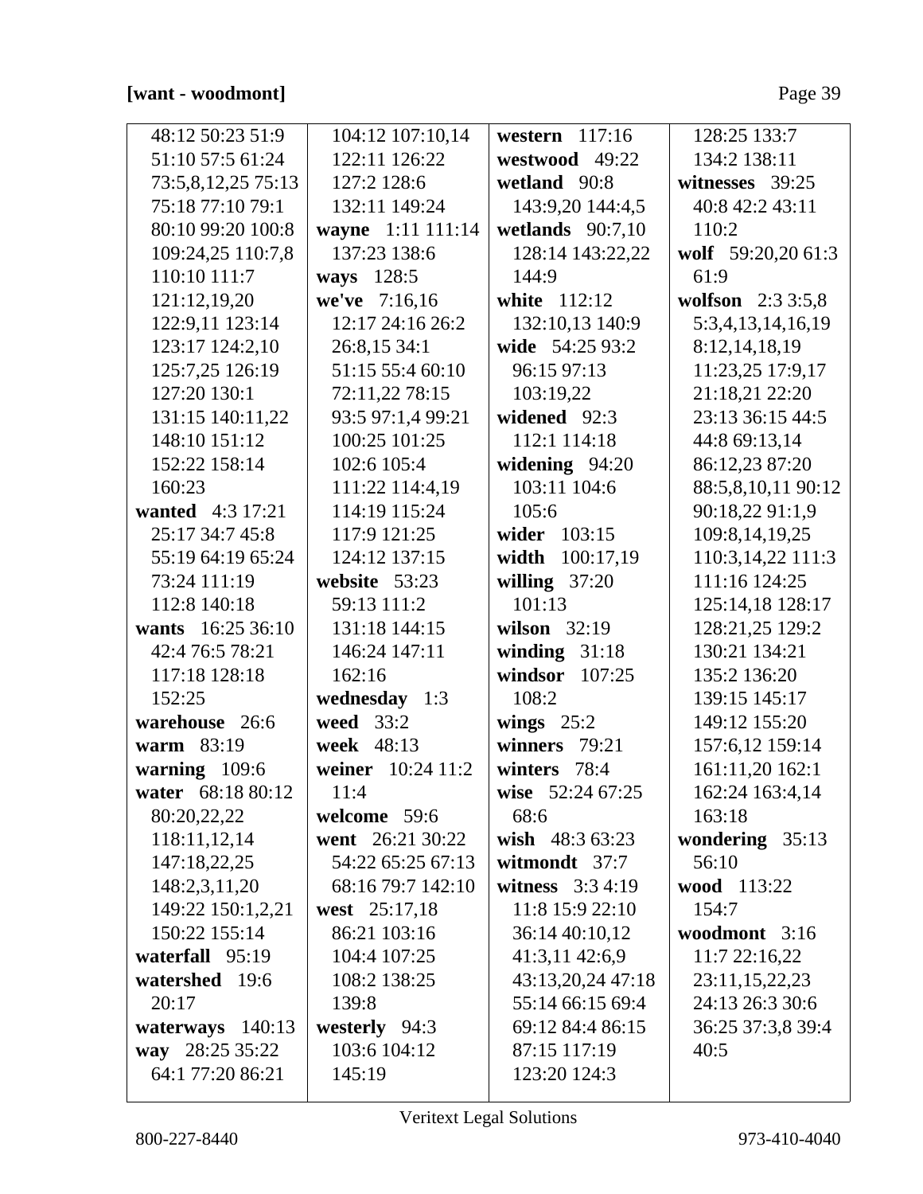**[want - woodmont]**

48:12 50:23 51:9 51:10 57:5 61:24 73:5,8,12,25 75:13 75:18 77:10 79:1 80:10 99:20 100:8 109:24,25 110:7,8 110:10 111:7 121:12,19,20 122:9,11 123:14 123:17 124:2,10 125:7,25 126:19 127:20 130:1 131:15 140:11,22 148:10 151:12 152:22 158:14 160:23

**wanted** 4:3 17:21 25:17 34:7 45:8 55:19 64:19 65:24 73:24 111:19 112:8 140:18

**wants** 16:25 36:10 42:4 76:5 78:21 117:18 128:18 152:25

**warehouse** 26:6

**warm** 83:19

**warning** 109:6

**water** 68:18 80:12 80:20,22,22 118:11,12,14 147:18,22,25 148:2,3,11,20 149:22 150:1,2,21 150:22 155:14

**waterfall** 95:19

**watershed** 19:6 20:17

**waterways** 140:13

**way** 28:25 35:22 64:1 77:20 86:21 104:12 107:10,14 122:11 126:22 127:2 128:6 132:11 149:24

**wayne** 1:11 111:14 137:23 138:6

**ways** 128:5

**we've** 7:16,16 12:17 24:16 26:2 26:8,15 34:1 51:15 55:4 60:10 72:11,22 78:15 93:5 97:1,4 99:21 100:25 101:25 102:6 105:4 111:22 114:4,19 114:19 115:24 117:9 121:25 124:12 137:15

**website** 53:23 59:13 111:2 131:18 144:15 146:24 147:11 162:16

**wednesday** 1:3

**weed** 33:2

**week** 48:13

**weiner** 10:24 11:2 11:4

**welcome** 59:6

**went** 26:21 30:22 54:22 65:25 67:13 68:16 79:7 142:10

**west** 25:17,18 86:21 103:16 104:4 107:25 108:2 138:25 139:8

**westerly** 94:3 103:6 104:12 145:19

**western** 117:16

**westwood** 49:22

**wetland** 90:8 143:9,20 144:4,5

**wetlands** 90:7,10 128:14 143:22,22 144:9

**white** 112:12 132:10,13 140:9

**wide** 54:25 93:2 96:15 97:13 103:19,22

**widened** 92:3 112:1 114:18

**widening** 94:20 103:11 104:6 105:6

**wider** 103:15

**width** 100:17,19

**willing** 37:20 101:13

**wilson** 32:19

**winding** 31:18

**windsor** 107:25 108:2

**wings** 25:2

**winners** 79:21

**winters** 78:4

**wise** 52:24 67:25 68:6

**wish** 48:3 63:23

**witmondt** 37:7

**witness** 3:3 4:19 11:8 15:9 22:10 36:14 40:10,12 41:3,11 42:6,9 43:13,20,24 47:18 55:14 66:15 69:4 69:12 84:4 86:15 87:15 117:19 123:20 124:3 128:25 133:7 134:2 138:11

**witnesses** 39:25 40:8 42:2 43:11 110:2

**wolf** 59:20,20 61:3 61:9

**wolfson** 2:3 3:5,8 5:3,4,13,14,16,19 8:12,14,18,19 11:23,25 17:9,17 21:18,21 22:20 23:13 36:15 44:5 44:8 69:13,14 86:12,23 87:20 88:5,8,10,11 90:12 90:18,22 91:1,9 109:8,14,19,25 110:3,14,22 111:3 111:16 124:25 125:14,18 128:17 128:21,25 129:2 130:21 134:21 135:2 136:20 139:15 145:17 149:12 155:20 157:6,12 159:14 161:11,20 162:1 162:24 163:4,14 163:18

**wondering** 35:13 56:10

**wood** 113:22 154:7

**woodmont** 3:16 11:7 22:16,22 23:11,15,22,23 24:13 26:3 30:6 36:25 37:3,8 39:4 40:5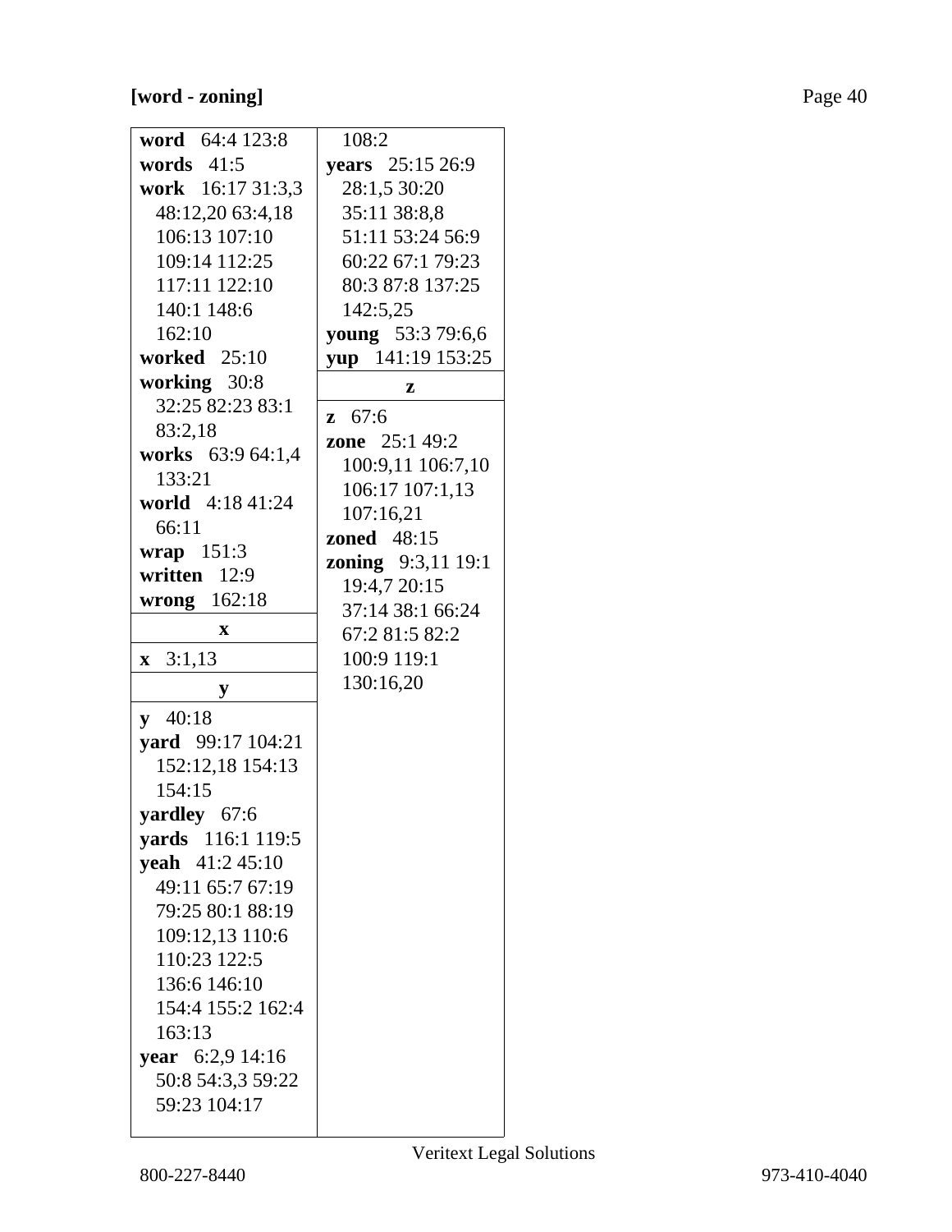**word** 64:4 123:8
**words** 41:5
**work** 16:17 31:3,3 48:12,20 63:4,18 106:13 107:10 109:14 112:25 117:11 122:10 140:1 148:6 162:10
**worked** 25:10
**working** 30:8 32:25 82:23 83:1 83:2,18
**works** 63:9 64:1,4 133:21
**world** 4:18 41:24 66:11
**wrap** 151:3
**written** 12:9
**wrong** 162:18

**x**

**x** 3:1,13

**y**

**y** 40:18
**yard** 99:17 104:21 152:12,18 154:13 154:15
**yardley** 67:6
**yards** 116:1 119:5
**yeah** 41:2 45:10 49:11 65:7 67:19 79:25 80:1 88:19 109:12,13 110:6 110:23 122:5 136:6 146:10 154:4 155:2 162:4 163:13
**year** 6:2,9 14:16 50:8 54:3,3 59:22 59:23 104:17 108:2
**years** 25:15 26:9 28:1,5 30:20 35:11 38:8,8 51:11 53:24 56:9 60:22 67:1 79:23 80:3 87:8 137:25 142:5,25
**young** 53:3 79:6,6
**yup** 141:19 153:25

**z**

**z** 67:6
**zone** 25:1 49:2 100:9,11 106:7,10 106:17 107:1,13 107:16,21
**zoned** 48:15
**zoning** 9:3,11 19:1 19:4,7 20:15 37:14 38:1 66:24 67:2 81:5 82:2 100:9 119:1 130:16,20